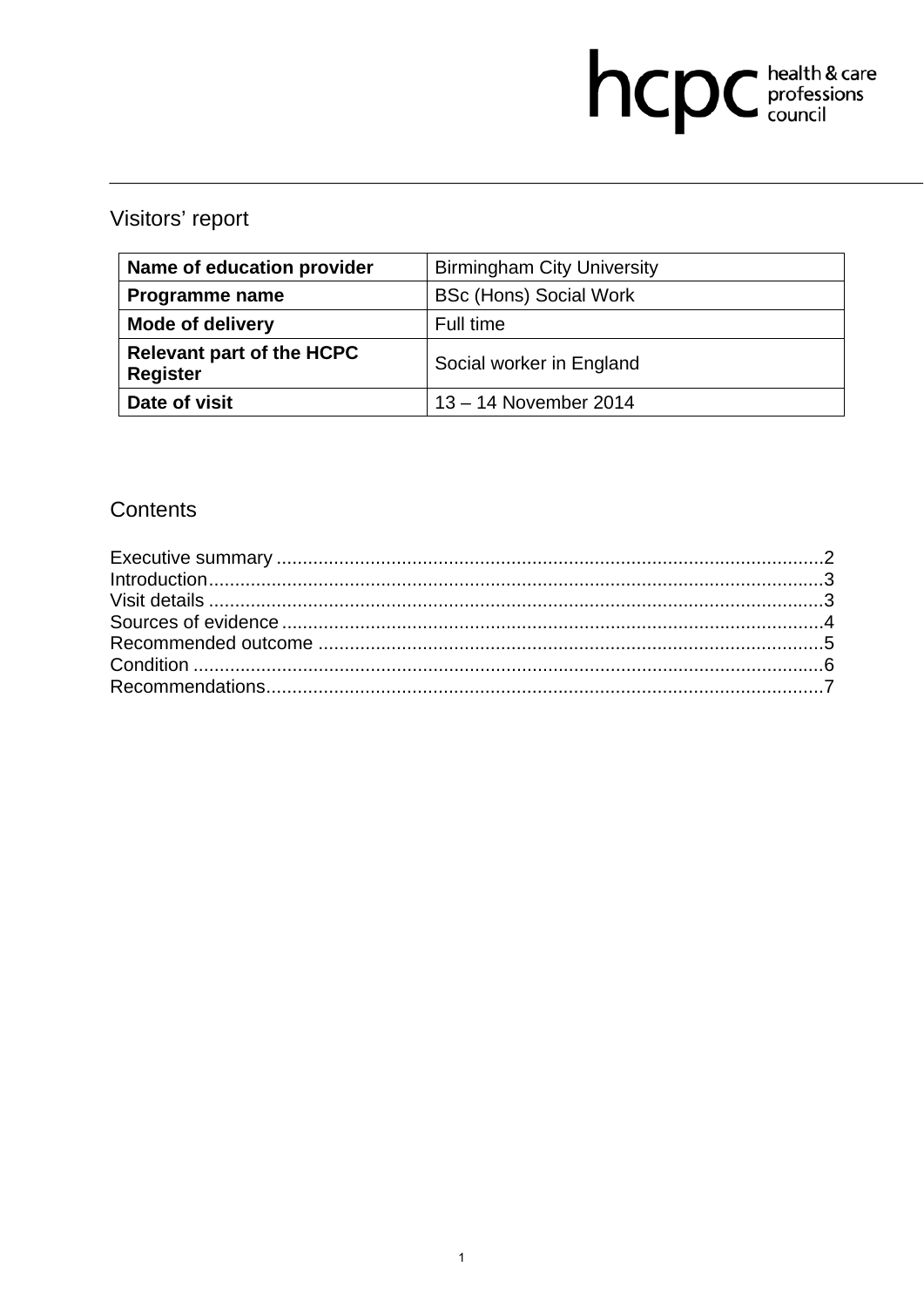hcpc health & care professions council

# Visitors' report

| | |
|---|---|
| **Name of education provider** | Birmingham City University |
| **Programme name** | BSc (Hons) Social Work |
| **Mode of delivery** | Full time |
| **Relevant part of the HCPC Register** | Social worker in England |
| **Date of visit** | 13 – 14 November 2014 |

## Contents

Executive summary .......................................................................................................2
Introduction....................................................................................................................3
Visit details ....................................................................................................................3
Sources of evidence ......................................................................................................4
Recommended outcome ...............................................................................................5
Condition .......................................................................................................................6
Recommendations.........................................................................................................7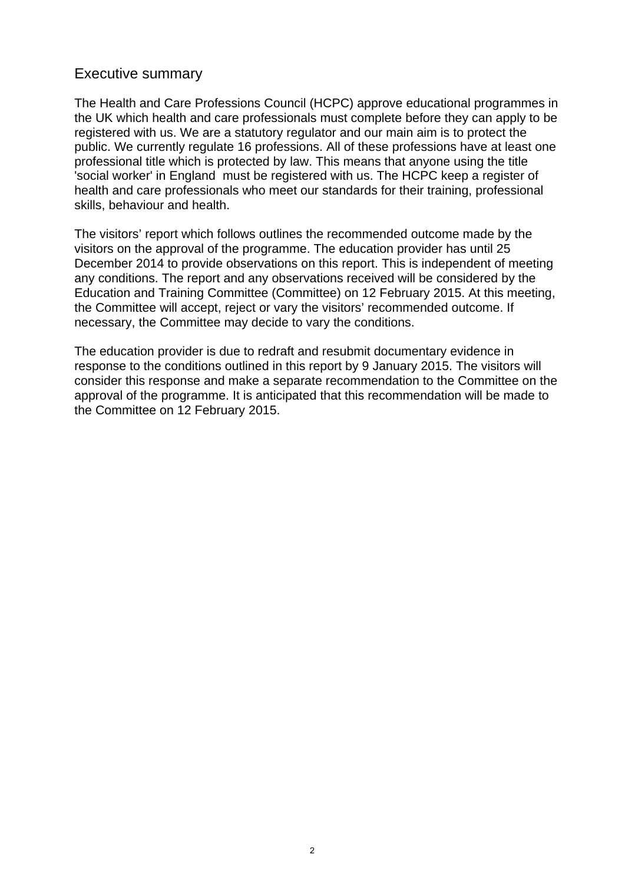## Executive summary

The Health and Care Professions Council (HCPC) approve educational programmes in the UK which health and care professionals must complete before they can apply to be registered with us. We are a statutory regulator and our main aim is to protect the public. We currently regulate 16 professions. All of these professions have at least one professional title which is protected by law. This means that anyone using the title 'social worker' in England must be registered with us. The HCPC keep a register of health and care professionals who meet our standards for their training, professional skills, behaviour and health.

The visitors' report which follows outlines the recommended outcome made by the visitors on the approval of the programme. The education provider has until 25 December 2014 to provide observations on this report. This is independent of meeting any conditions. The report and any observations received will be considered by the Education and Training Committee (Committee) on 12 February 2015. At this meeting, the Committee will accept, reject or vary the visitors' recommended outcome. If necessary, the Committee may decide to vary the conditions.

The education provider is due to redraft and resubmit documentary evidence in response to the conditions outlined in this report by 9 January 2015. The visitors will consider this response and make a separate recommendation to the Committee on the approval of the programme. It is anticipated that this recommendation will be made to the Committee on 12 February 2015.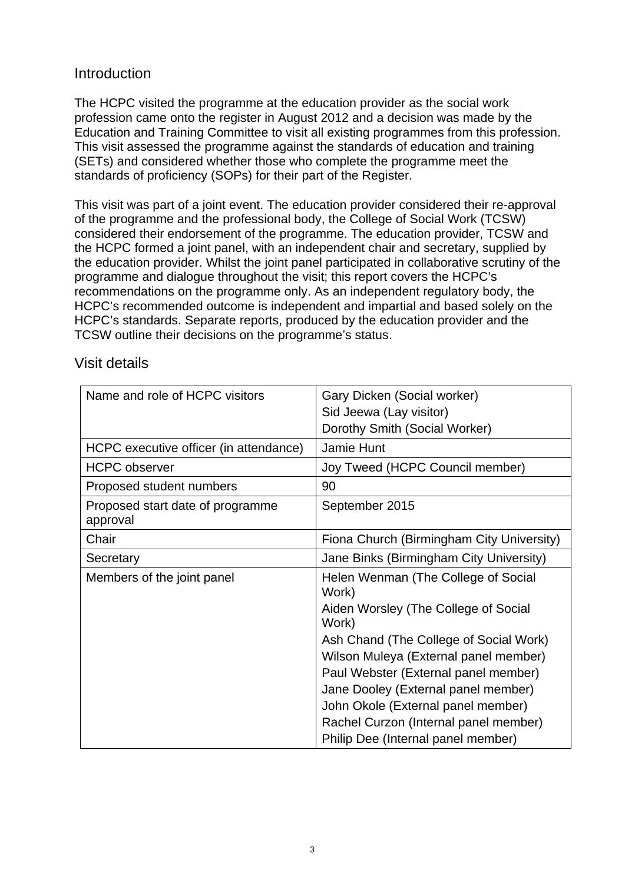## Introduction

The HCPC visited the programme at the education provider as the social work profession came onto the register in August 2012 and a decision was made by the Education and Training Committee to visit all existing programmes from this profession. This visit assessed the programme against the standards of education and training (SETs) and considered whether those who complete the programme meet the standards of proficiency (SOPs) for their part of the Register.

This visit was part of a joint event. The education provider considered their re-approval of the programme and the professional body, the College of Social Work (TCSW) considered their endorsement of the programme. The education provider, TCSW and the HCPC formed a joint panel, with an independent chair and secretary, supplied by the education provider. Whilst the joint panel participated in collaborative scrutiny of the programme and dialogue throughout the visit; this report covers the HCPC's recommendations on the programme only. As an independent regulatory body, the HCPC's recommended outcome is independent and impartial and based solely on the HCPC's standards. Separate reports, produced by the education provider and the TCSW outline their decisions on the programme's status.

## Visit details

| | |
|---|---|
| Name and role of HCPC visitors | Gary Dicken (Social worker)<br>Sid Jeewa (Lay visitor)<br>Dorothy Smith (Social Worker) |
| HCPC executive officer (in attendance) | Jamie Hunt |
| HCPC observer | Joy Tweed (HCPC Council member) |
| Proposed student numbers | 90 |
| Proposed start date of programme approval | September 2015 |
| Chair | Fiona Church (Birmingham City University) |
| Secretary | Jane Binks (Birmingham City University) |
| Members of the joint panel | Helen Wenman (The College of Social Work)<br>Aiden Worsley (The College of Social Work)<br>Ash Chand (The College of Social Work)<br>Wilson Muleya (External panel member)<br>Paul Webster (External panel member)<br>Jane Dooley (External panel member)<br>John Okole (External panel member)<br>Rachel Curzon (Internal panel member)<br>Philip Dee (Internal panel member) |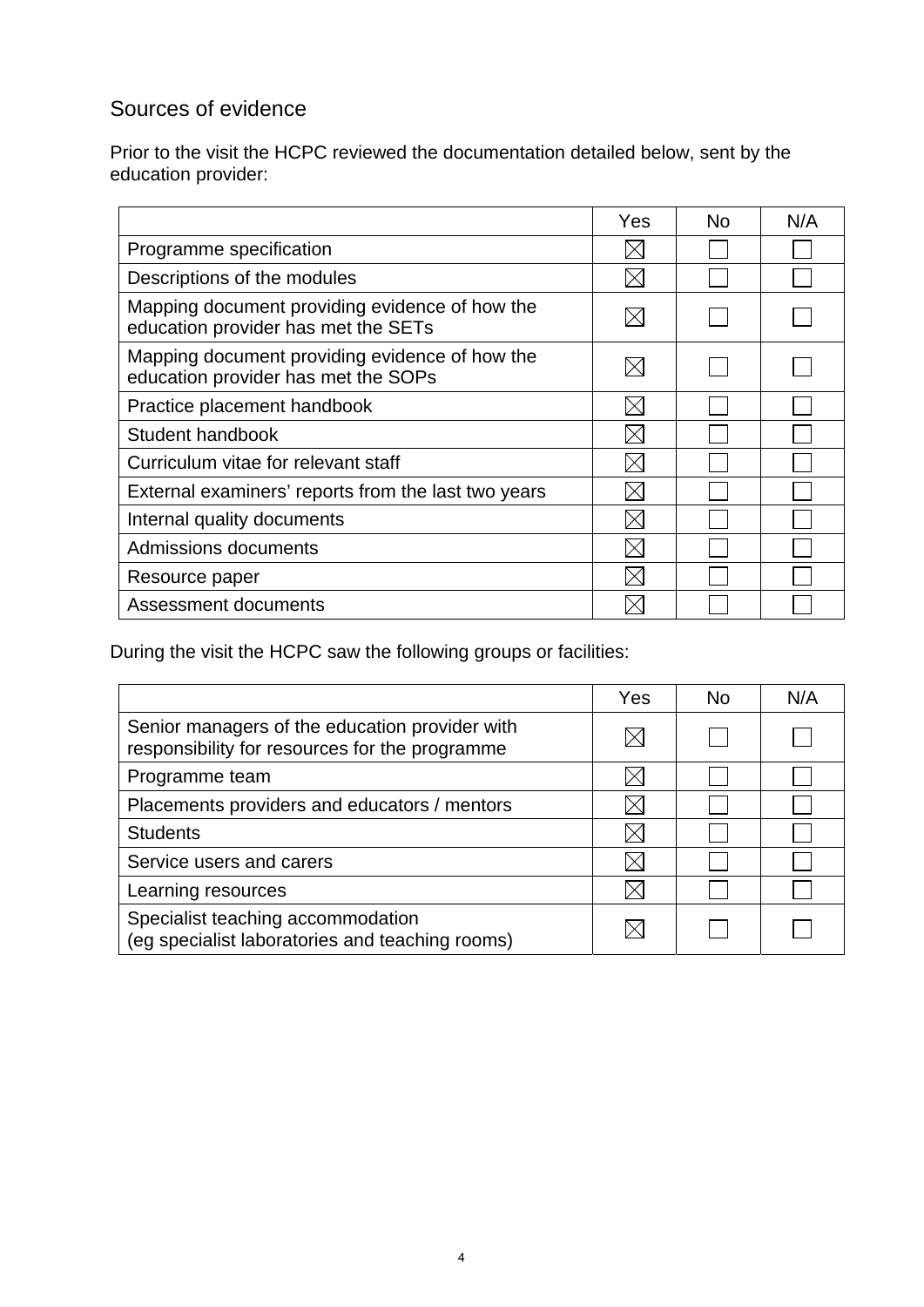## Sources of evidence

Prior to the visit the HCPC reviewed the documentation detailed below, sent by the education provider:

| | Yes | No | N/A |
|---|---|---|---|
| Programme specification | ☒ | ☐ | ☐ |
| Descriptions of the modules | ☒ | ☐ | ☐ |
| Mapping document providing evidence of how the education provider has met the SETs | ☒ | ☐ | ☐ |
| Mapping document providing evidence of how the education provider has met the SOPs | ☒ | ☐ | ☐ |
| Practice placement handbook | ☒ | ☐ | ☐ |
| Student handbook | ☒ | ☐ | ☐ |
| Curriculum vitae for relevant staff | ☒ | ☐ | ☐ |
| External examiners' reports from the last two years | ☒ | ☐ | ☐ |
| Internal quality documents | ☒ | ☐ | ☐ |
| Admissions documents | ☒ | ☐ | ☐ |
| Resource paper | ☒ | ☐ | ☐ |
| Assessment documents | ☒ | ☐ | ☐ |

During the visit the HCPC saw the following groups or facilities:

| | Yes | No | N/A |
|---|---|---|---|
| Senior managers of the education provider with responsibility for resources for the programme | ☒ | ☐ | ☐ |
| Programme team | ☒ | ☐ | ☐ |
| Placements providers and educators / mentors | ☒ | ☐ | ☐ |
| Students | ☒ | ☐ | ☐ |
| Service users and carers | ☒ | ☐ | ☐ |
| Learning resources | ☒ | ☐ | ☐ |
| Specialist teaching accommodation (eg specialist laboratories and teaching rooms) | ☒ | ☐ | ☐ |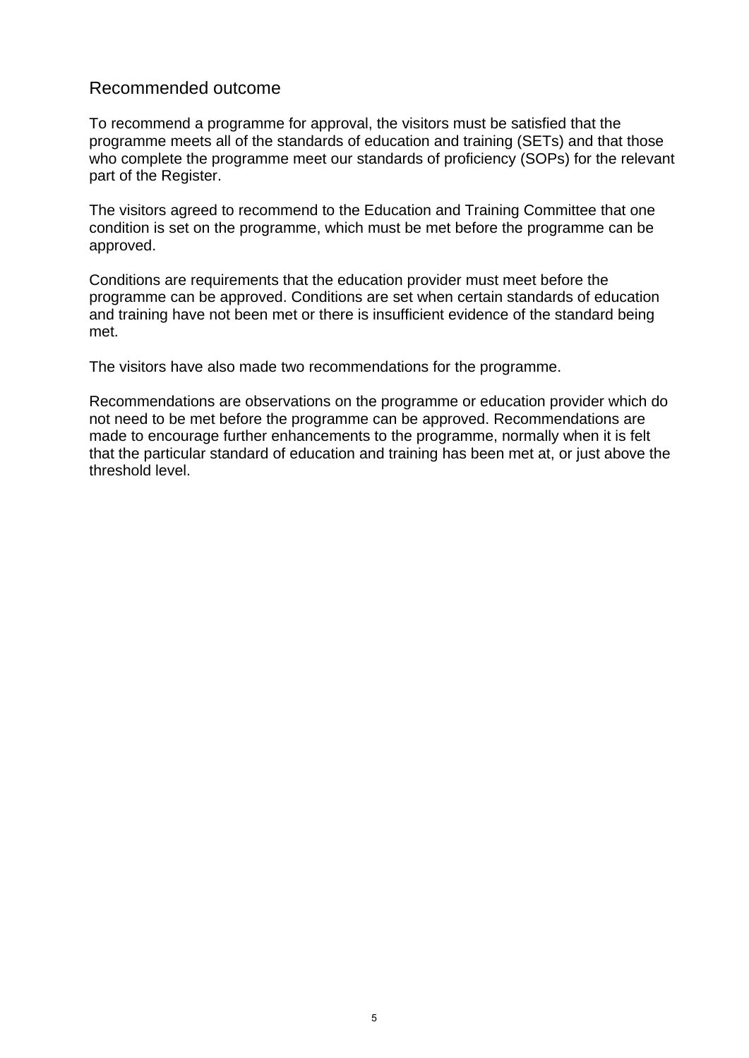## Recommended outcome

To recommend a programme for approval, the visitors must be satisfied that the programme meets all of the standards of education and training (SETs) and that those who complete the programme meet our standards of proficiency (SOPs) for the relevant part of the Register.

The visitors agreed to recommend to the Education and Training Committee that one condition is set on the programme, which must be met before the programme can be approved.

Conditions are requirements that the education provider must meet before the programme can be approved. Conditions are set when certain standards of education and training have not been met or there is insufficient evidence of the standard being met.

The visitors have also made two recommendations for the programme.

Recommendations are observations on the programme or education provider which do not need to be met before the programme can be approved. Recommendations are made to encourage further enhancements to the programme, normally when it is felt that the particular standard of education and training has been met at, or just above the threshold level.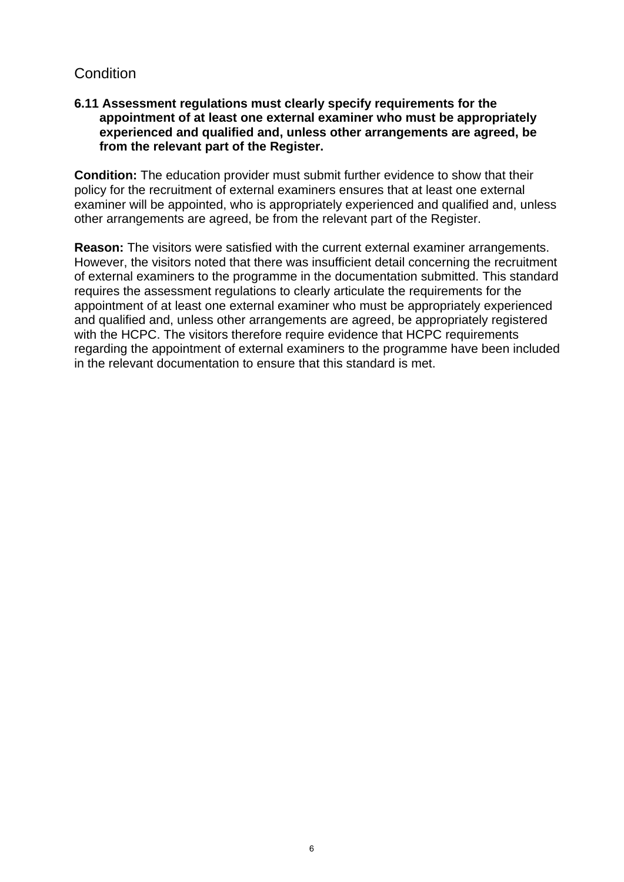## Condition

**6.11 Assessment regulations must clearly specify requirements for the appointment of at least one external examiner who must be appropriately experienced and qualified and, unless other arrangements are agreed, be from the relevant part of the Register.**

**Condition:** The education provider must submit further evidence to show that their policy for the recruitment of external examiners ensures that at least one external examiner will be appointed, who is appropriately experienced and qualified and, unless other arrangements are agreed, be from the relevant part of the Register.

**Reason:** The visitors were satisfied with the current external examiner arrangements. However, the visitors noted that there was insufficient detail concerning the recruitment of external examiners to the programme in the documentation submitted. This standard requires the assessment regulations to clearly articulate the requirements for the appointment of at least one external examiner who must be appropriately experienced and qualified and, unless other arrangements are agreed, be appropriately registered with the HCPC. The visitors therefore require evidence that HCPC requirements regarding the appointment of external examiners to the programme have been included in the relevant documentation to ensure that this standard is met.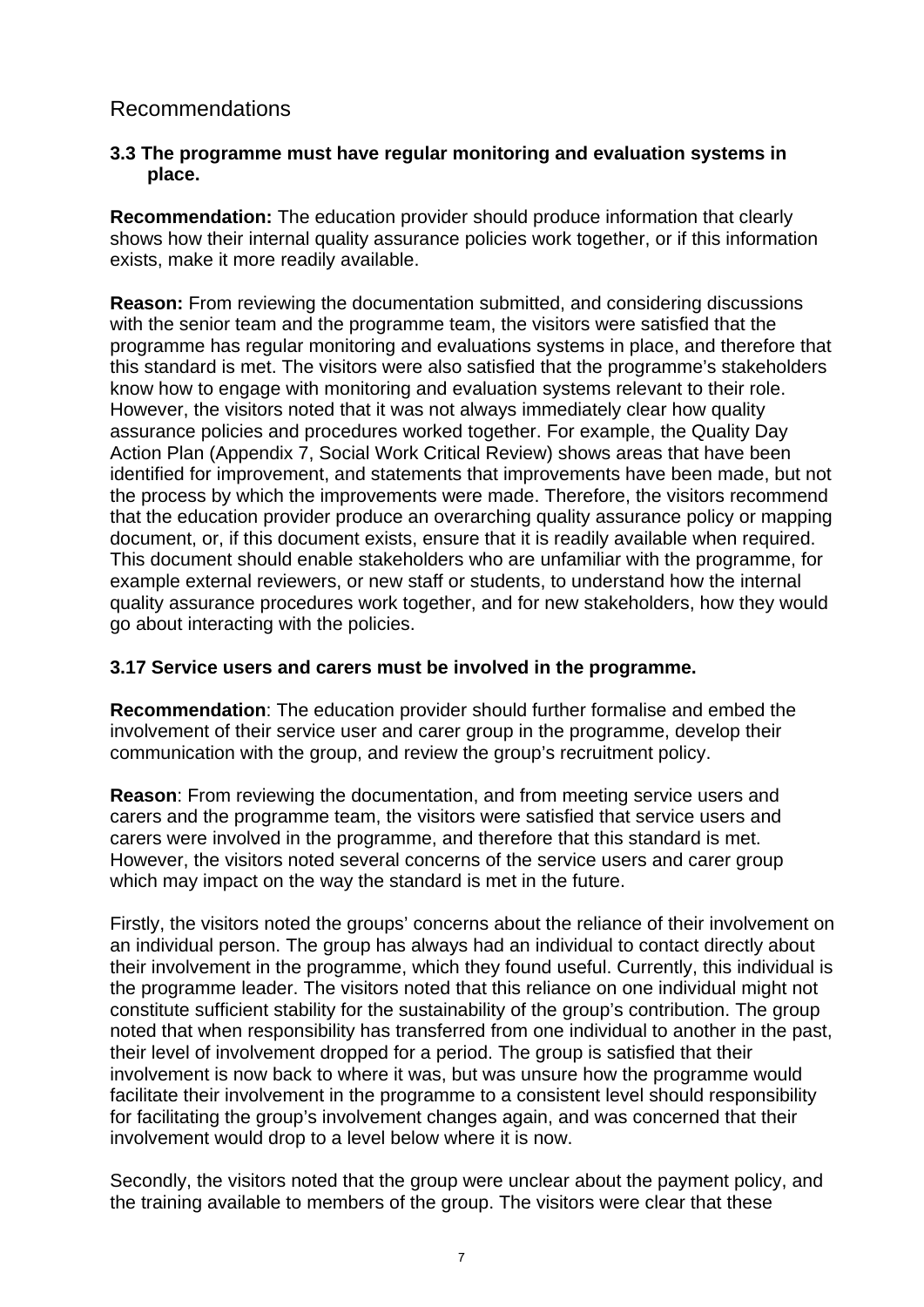## Recommendations

**3.3 The programme must have regular monitoring and evaluation systems in place.**

**Recommendation:** The education provider should produce information that clearly shows how their internal quality assurance policies work together, or if this information exists, make it more readily available.

**Reason:** From reviewing the documentation submitted, and considering discussions with the senior team and the programme team, the visitors were satisfied that the programme has regular monitoring and evaluations systems in place, and therefore that this standard is met. The visitors were also satisfied that the programme's stakeholders know how to engage with monitoring and evaluation systems relevant to their role. However, the visitors noted that it was not always immediately clear how quality assurance policies and procedures worked together. For example, the Quality Day Action Plan (Appendix 7, Social Work Critical Review) shows areas that have been identified for improvement, and statements that improvements have been made, but not the process by which the improvements were made. Therefore, the visitors recommend that the education provider produce an overarching quality assurance policy or mapping document, or, if this document exists, ensure that it is readily available when required. This document should enable stakeholders who are unfamiliar with the programme, for example external reviewers, or new staff or students, to understand how the internal quality assurance procedures work together, and for new stakeholders, how they would go about interacting with the policies.

**3.17 Service users and carers must be involved in the programme.**

**Recommendation**: The education provider should further formalise and embed the involvement of their service user and carer group in the programme, develop their communication with the group, and review the group's recruitment policy.

**Reason**: From reviewing the documentation, and from meeting service users and carers and the programme team, the visitors were satisfied that service users and carers were involved in the programme, and therefore that this standard is met. However, the visitors noted several concerns of the service users and carer group which may impact on the way the standard is met in the future.

Firstly, the visitors noted the groups' concerns about the reliance of their involvement on an individual person. The group has always had an individual to contact directly about their involvement in the programme, which they found useful. Currently, this individual is the programme leader. The visitors noted that this reliance on one individual might not constitute sufficient stability for the sustainability of the group's contribution. The group noted that when responsibility has transferred from one individual to another in the past, their level of involvement dropped for a period. The group is satisfied that their involvement is now back to where it was, but was unsure how the programme would facilitate their involvement in the programme to a consistent level should responsibility for facilitating the group's involvement changes again, and was concerned that their involvement would drop to a level below where it is now.

Secondly, the visitors noted that the group were unclear about the payment policy, and the training available to members of the group. The visitors were clear that these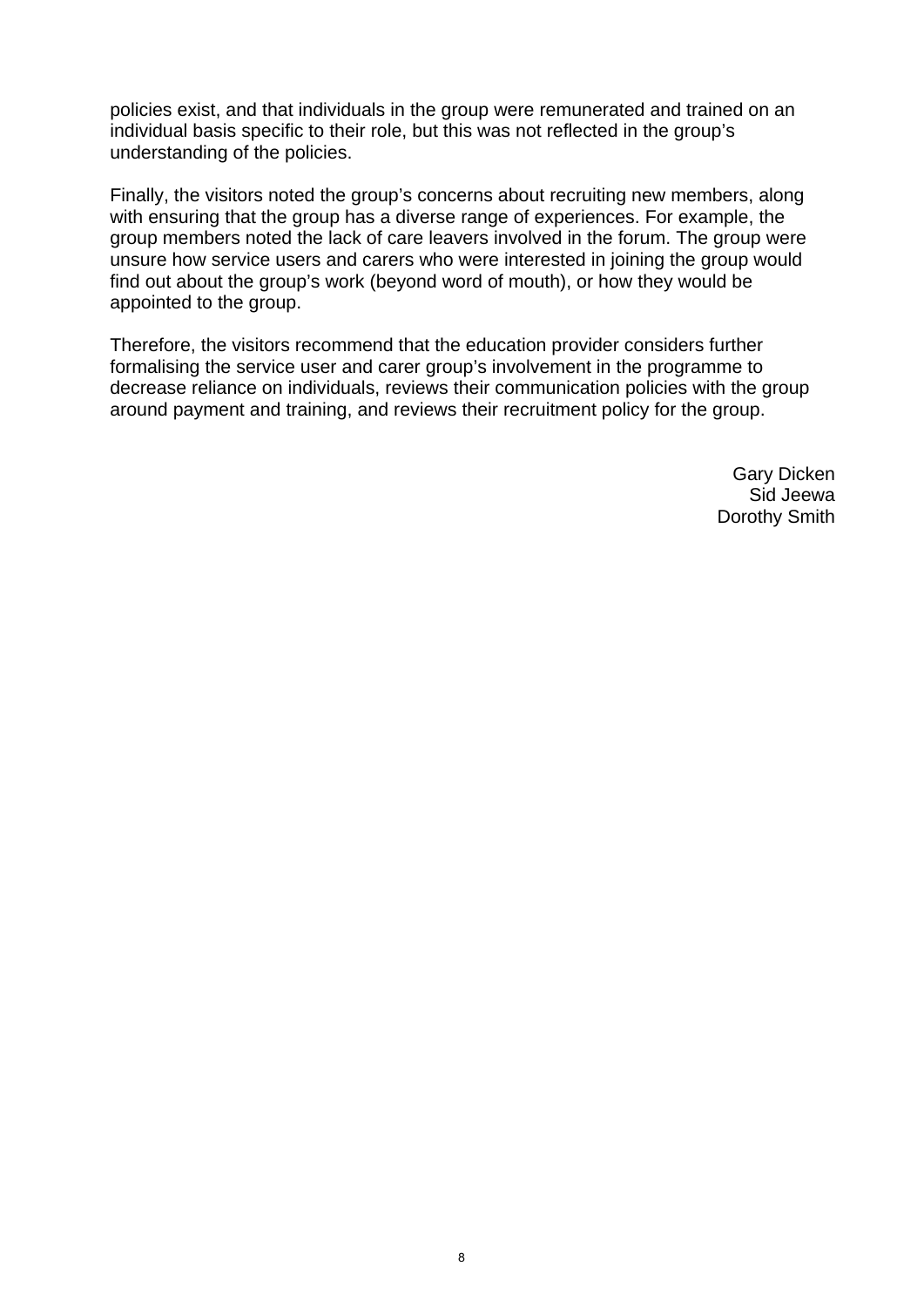policies exist, and that individuals in the group were remunerated and trained on an individual basis specific to their role, but this was not reflected in the group's understanding of the policies.

Finally, the visitors noted the group's concerns about recruiting new members, along with ensuring that the group has a diverse range of experiences. For example, the group members noted the lack of care leavers involved in the forum. The group were unsure how service users and carers who were interested in joining the group would find out about the group's work (beyond word of mouth), or how they would be appointed to the group.

Therefore, the visitors recommend that the education provider considers further formalising the service user and carer group's involvement in the programme to decrease reliance on individuals, reviews their communication policies with the group around payment and training, and reviews their recruitment policy for the group.

Gary Dicken
Sid Jeewa
Dorothy Smith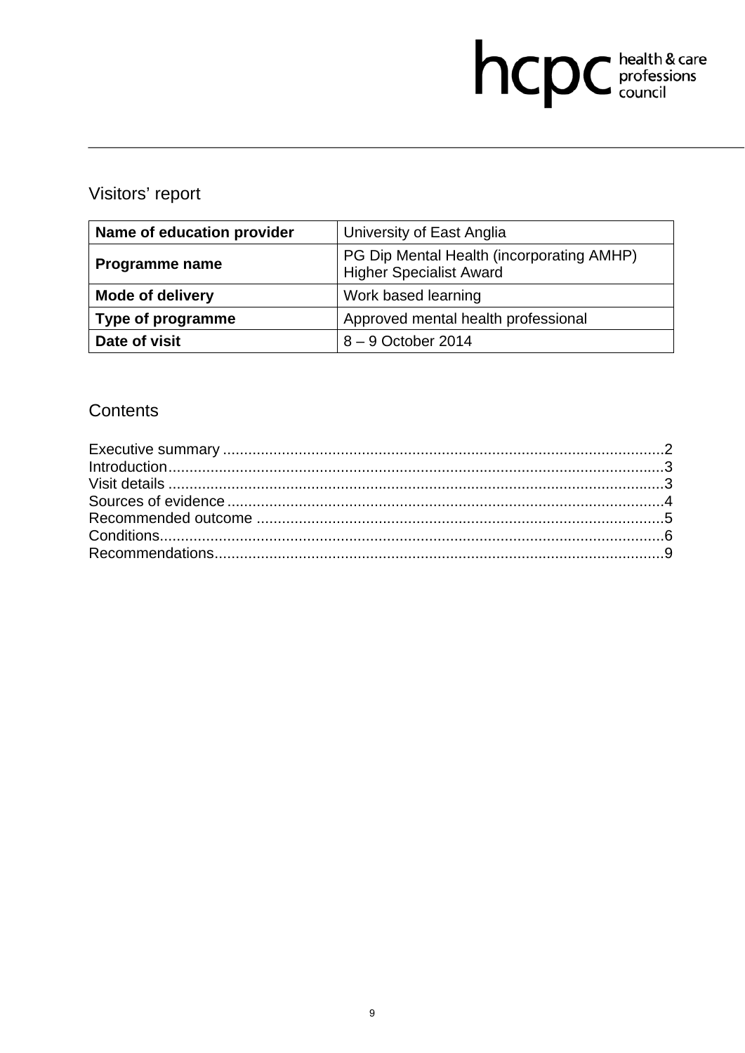# Visitors' report

| | |
|---|---|
| **Name of education provider** | University of East Anglia |
| **Programme name** | PG Dip Mental Health (incorporating AMHP) Higher Specialist Award |
| **Mode of delivery** | Work based learning |
| **Type of programme** | Approved mental health professional |
| **Date of visit** | 8 – 9 October 2014 |

## Contents

Executive summary ........................................................................................................2
Introduction......................................................................................................................3
Visit details .....................................................................................................................3
Sources of evidence .......................................................................................................4
Recommended outcome .................................................................................................5
Conditions........................................................................................................................6
Recommendations...........................................................................................................9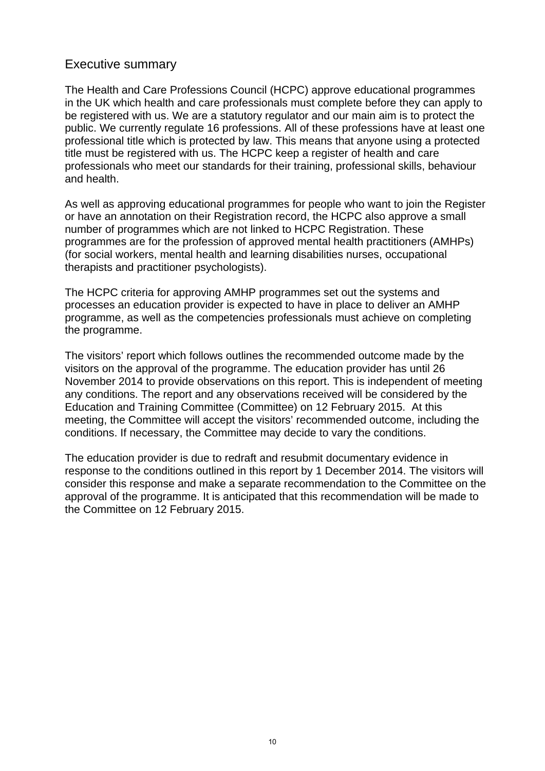## Executive summary

The Health and Care Professions Council (HCPC) approve educational programmes in the UK which health and care professionals must complete before they can apply to be registered with us. We are a statutory regulator and our main aim is to protect the public. We currently regulate 16 professions. All of these professions have at least one professional title which is protected by law. This means that anyone using a protected title must be registered with us. The HCPC keep a register of health and care professionals who meet our standards for their training, professional skills, behaviour and health.

As well as approving educational programmes for people who want to join the Register or have an annotation on their Registration record, the HCPC also approve a small number of programmes which are not linked to HCPC Registration. These programmes are for the profession of approved mental health practitioners (AMHPs) (for social workers, mental health and learning disabilities nurses, occupational therapists and practitioner psychologists).

The HCPC criteria for approving AMHP programmes set out the systems and processes an education provider is expected to have in place to deliver an AMHP programme, as well as the competencies professionals must achieve on completing the programme.

The visitors' report which follows outlines the recommended outcome made by the visitors on the approval of the programme. The education provider has until 26 November 2014 to provide observations on this report. This is independent of meeting any conditions. The report and any observations received will be considered by the Education and Training Committee (Committee) on 12 February 2015. At this meeting, the Committee will accept the visitors' recommended outcome, including the conditions. If necessary, the Committee may decide to vary the conditions.

The education provider is due to redraft and resubmit documentary evidence in response to the conditions outlined in this report by 1 December 2014. The visitors will consider this response and make a separate recommendation to the Committee on the approval of the programme. It is anticipated that this recommendation will be made to the Committee on 12 February 2015.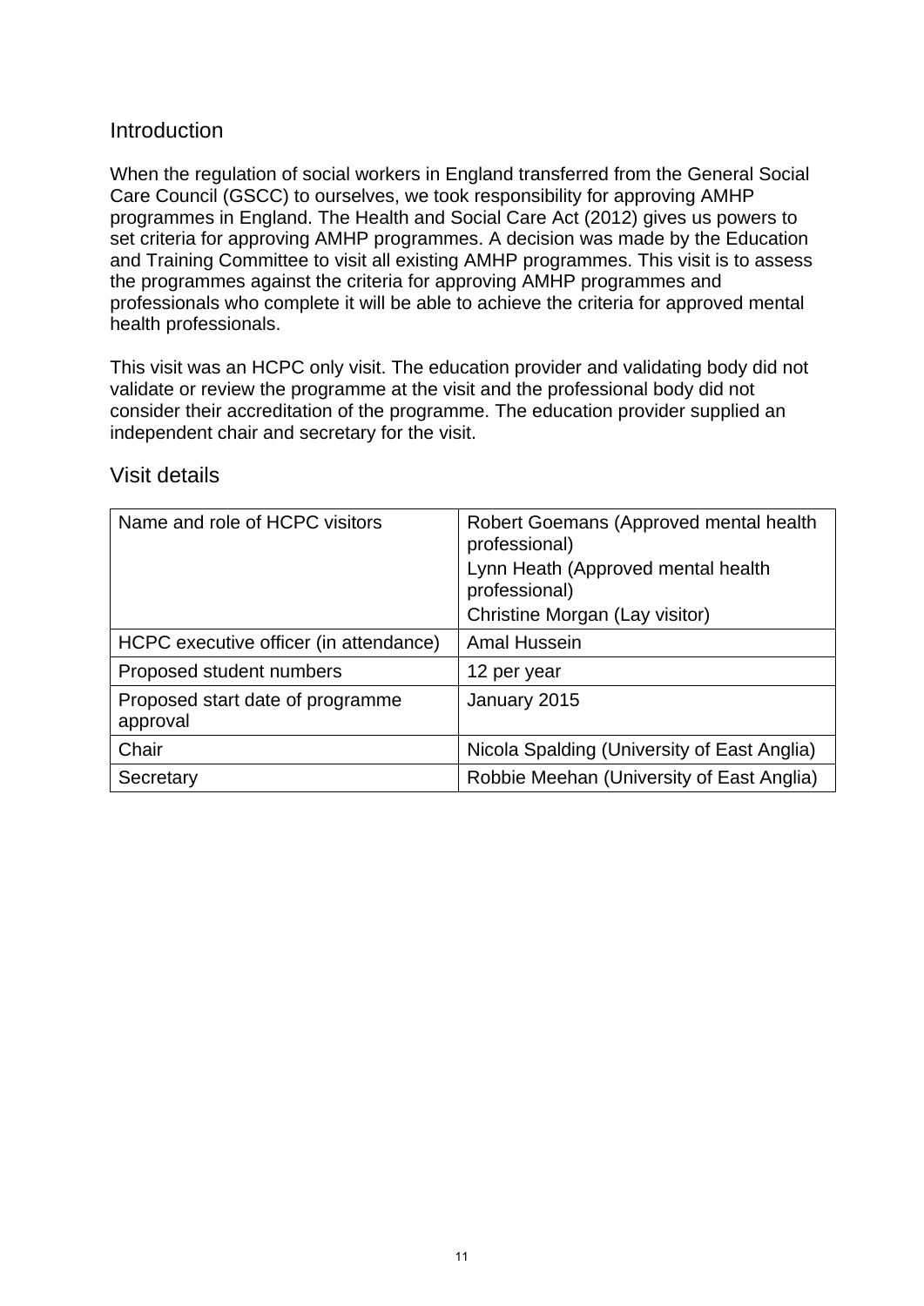## Introduction

When the regulation of social workers in England transferred from the General Social Care Council (GSCC) to ourselves, we took responsibility for approving AMHP programmes in England. The Health and Social Care Act (2012) gives us powers to set criteria for approving AMHP programmes. A decision was made by the Education and Training Committee to visit all existing AMHP programmes. This visit is to assess the programmes against the criteria for approving AMHP programmes and professionals who complete it will be able to achieve the criteria for approved mental health professionals.

This visit was an HCPC only visit. The education provider and validating body did not validate or review the programme at the visit and the professional body did not consider their accreditation of the programme. The education provider supplied an independent chair and secretary for the visit.

## Visit details

| | |
|---|---|
| Name and role of HCPC visitors | Robert Goemans (Approved mental health professional)<br>Lynn Heath (Approved mental health professional)<br>Christine Morgan (Lay visitor) |
| HCPC executive officer (in attendance) | Amal Hussein |
| Proposed student numbers | 12 per year |
| Proposed start date of programme approval | January 2015 |
| Chair | Nicola Spalding (University of East Anglia) |
| Secretary | Robbie Meehan (University of East Anglia) |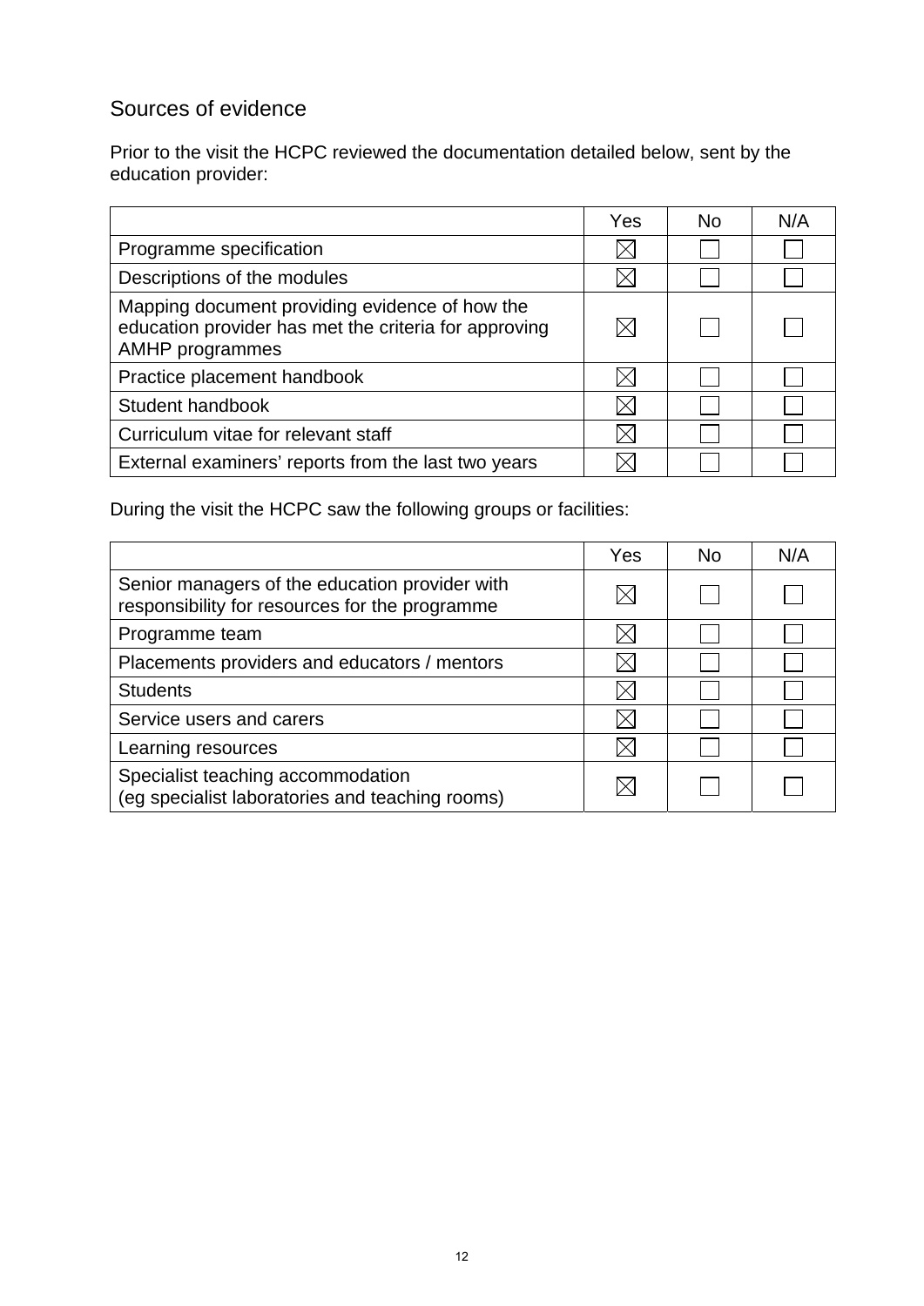## Sources of evidence

Prior to the visit the HCPC reviewed the documentation detailed below, sent by the education provider:

| | Yes | No | N/A |
|---|---|---|---|
| Programme specification | ☒ | ☐ | ☐ |
| Descriptions of the modules | ☒ | ☐ | ☐ |
| Mapping document providing evidence of how the education provider has met the criteria for approving AMHP programmes | ☒ | ☐ | ☐ |
| Practice placement handbook | ☒ | ☐ | ☐ |
| Student handbook | ☒ | ☐ | ☐ |
| Curriculum vitae for relevant staff | ☒ | ☐ | ☐ |
| External examiners' reports from the last two years | ☒ | ☐ | ☐ |

During the visit the HCPC saw the following groups or facilities:

| | Yes | No | N/A |
|---|---|---|---|
| Senior managers of the education provider with responsibility for resources for the programme | ☒ | ☐ | ☐ |
| Programme team | ☒ | ☐ | ☐ |
| Placements providers and educators / mentors | ☒ | ☐ | ☐ |
| Students | ☒ | ☐ | ☐ |
| Service users and carers | ☒ | ☐ | ☐ |
| Learning resources | ☒ | ☐ | ☐ |
| Specialist teaching accommodation (eg specialist laboratories and teaching rooms) | ☒ | ☐ | ☐ |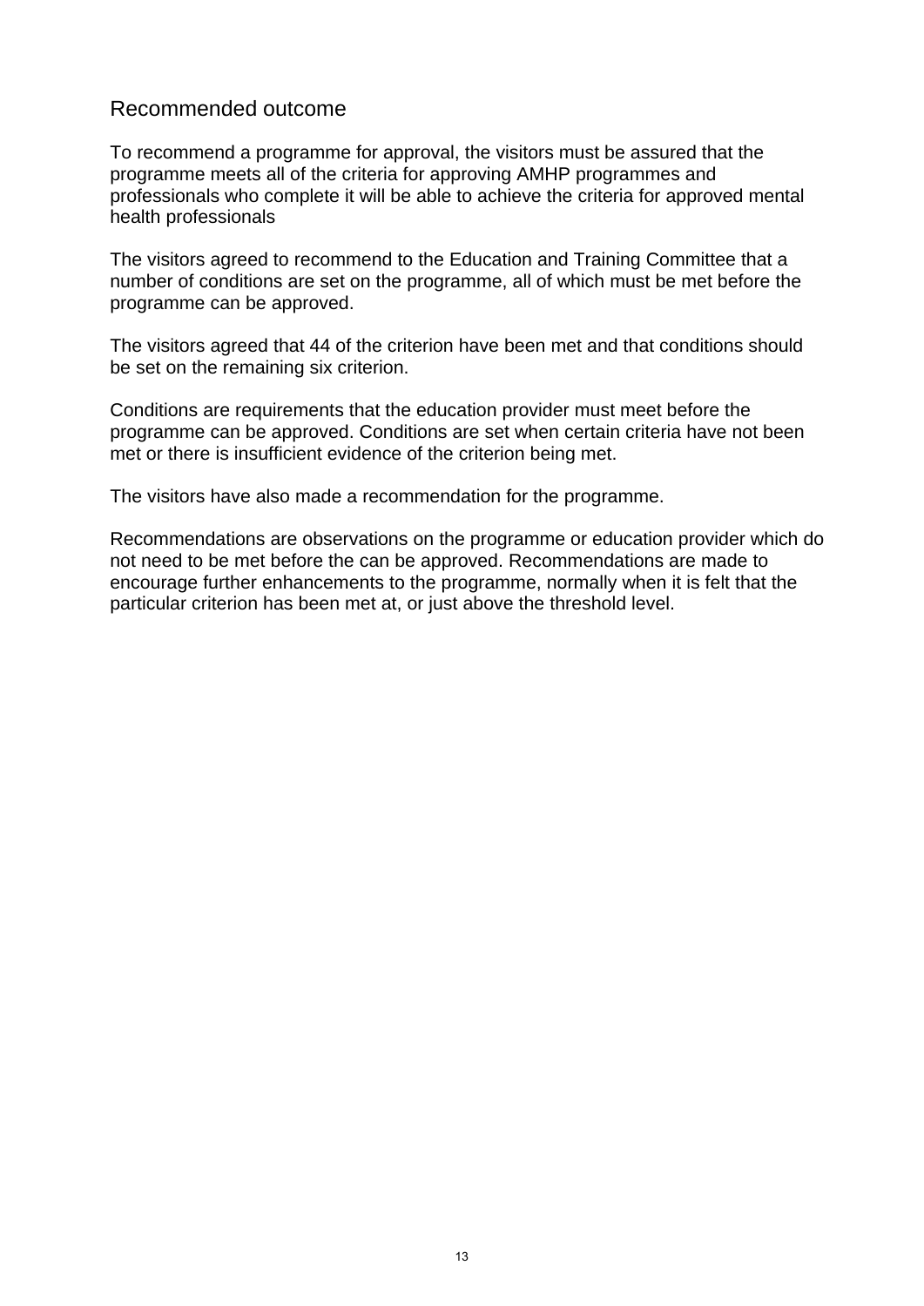## Recommended outcome

To recommend a programme for approval, the visitors must be assured that the programme meets all of the criteria for approving AMHP programmes and professionals who complete it will be able to achieve the criteria for approved mental health professionals

The visitors agreed to recommend to the Education and Training Committee that a number of conditions are set on the programme, all of which must be met before the programme can be approved.

The visitors agreed that 44 of the criterion have been met and that conditions should be set on the remaining six criterion.

Conditions are requirements that the education provider must meet before the programme can be approved. Conditions are set when certain criteria have not been met or there is insufficient evidence of the criterion being met.

The visitors have also made a recommendation for the programme.

Recommendations are observations on the programme or education provider which do not need to be met before the can be approved. Recommendations are made to encourage further enhancements to the programme, normally when it is felt that the particular criterion has been met at, or just above the threshold level.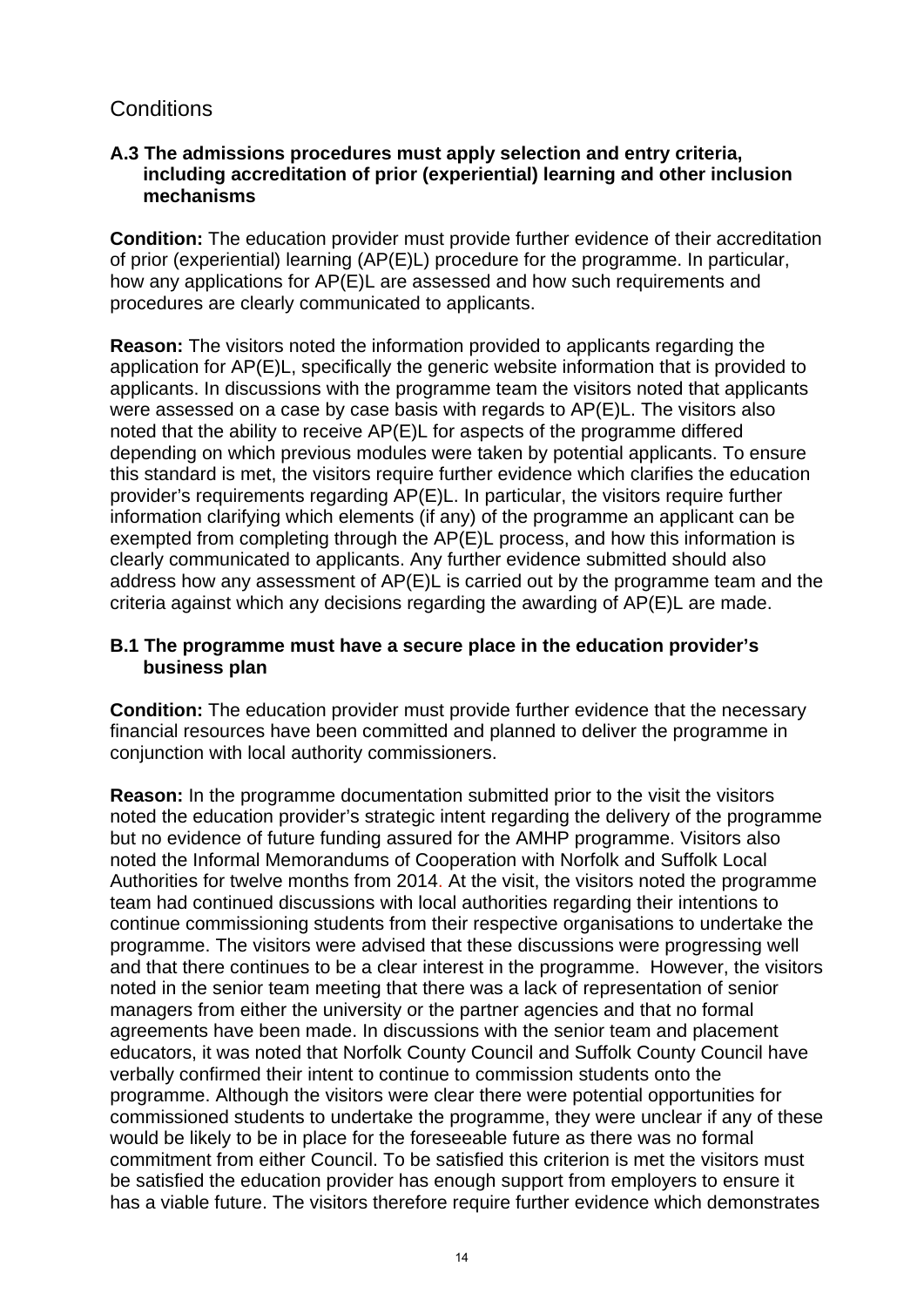## Conditions

**A.3 The admissions procedures must apply selection and entry criteria, including accreditation of prior (experiential) learning and other inclusion mechanisms**

**Condition:** The education provider must provide further evidence of their accreditation of prior (experiential) learning (AP(E)L) procedure for the programme. In particular, how any applications for AP(E)L are assessed and how such requirements and procedures are clearly communicated to applicants.

**Reason:** The visitors noted the information provided to applicants regarding the application for AP(E)L, specifically the generic website information that is provided to applicants. In discussions with the programme team the visitors noted that applicants were assessed on a case by case basis with regards to AP(E)L. The visitors also noted that the ability to receive AP(E)L for aspects of the programme differed depending on which previous modules were taken by potential applicants. To ensure this standard is met, the visitors require further evidence which clarifies the education provider's requirements regarding AP(E)L. In particular, the visitors require further information clarifying which elements (if any) of the programme an applicant can be exempted from completing through the AP(E)L process, and how this information is clearly communicated to applicants. Any further evidence submitted should also address how any assessment of AP(E)L is carried out by the programme team and the criteria against which any decisions regarding the awarding of AP(E)L are made.

**B.1 The programme must have a secure place in the education provider's business plan**

**Condition:** The education provider must provide further evidence that the necessary financial resources have been committed and planned to deliver the programme in conjunction with local authority commissioners.

**Reason:** In the programme documentation submitted prior to the visit the visitors noted the education provider's strategic intent regarding the delivery of the programme but no evidence of future funding assured for the AMHP programme. Visitors also noted the Informal Memorandums of Cooperation with Norfolk and Suffolk Local Authorities for twelve months from 2014. At the visit, the visitors noted the programme team had continued discussions with local authorities regarding their intentions to continue commissioning students from their respective organisations to undertake the programme. The visitors were advised that these discussions were progressing well and that there continues to be a clear interest in the programme. However, the visitors noted in the senior team meeting that there was a lack of representation of senior managers from either the university or the partner agencies and that no formal agreements have been made. In discussions with the senior team and placement educators, it was noted that Norfolk County Council and Suffolk County Council have verbally confirmed their intent to continue to commission students onto the programme. Although the visitors were clear there were potential opportunities for commissioned students to undertake the programme, they were unclear if any of these would be likely to be in place for the foreseeable future as there was no formal commitment from either Council. To be satisfied this criterion is met the visitors must be satisfied the education provider has enough support from employers to ensure it has a viable future. The visitors therefore require further evidence which demonstrates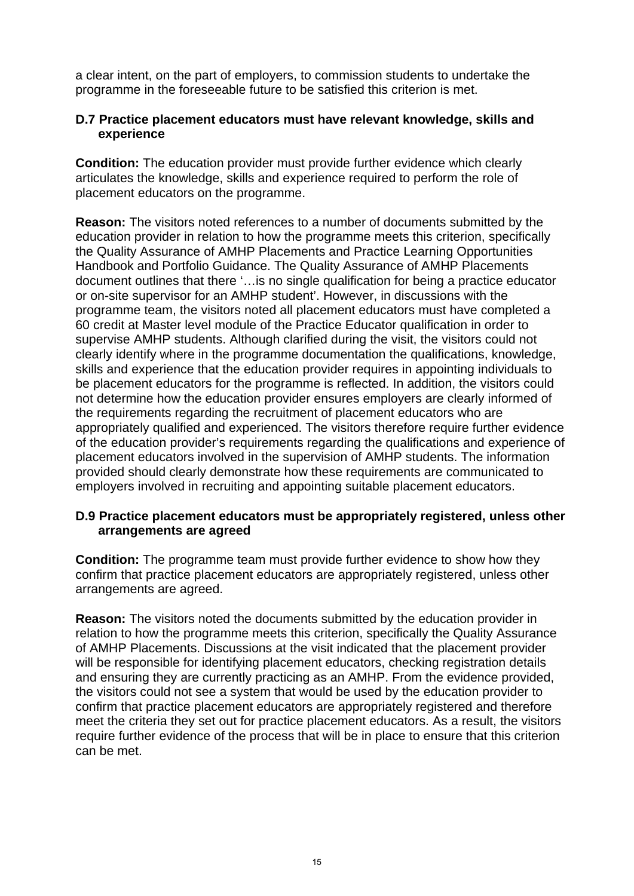a clear intent, on the part of employers, to commission students to undertake the programme in the foreseeable future to be satisfied this criterion is met.

**D.7 Practice placement educators must have relevant knowledge, skills and experience**

**Condition:** The education provider must provide further evidence which clearly articulates the knowledge, skills and experience required to perform the role of placement educators on the programme.

**Reason:** The visitors noted references to a number of documents submitted by the education provider in relation to how the programme meets this criterion, specifically the Quality Assurance of AMHP Placements and Practice Learning Opportunities Handbook and Portfolio Guidance. The Quality Assurance of AMHP Placements document outlines that there '…is no single qualification for being a practice educator or on-site supervisor for an AMHP student'. However, in discussions with the programme team, the visitors noted all placement educators must have completed a 60 credit at Master level module of the Practice Educator qualification in order to supervise AMHP students. Although clarified during the visit, the visitors could not clearly identify where in the programme documentation the qualifications, knowledge, skills and experience that the education provider requires in appointing individuals to be placement educators for the programme is reflected. In addition, the visitors could not determine how the education provider ensures employers are clearly informed of the requirements regarding the recruitment of placement educators who are appropriately qualified and experienced. The visitors therefore require further evidence of the education provider's requirements regarding the qualifications and experience of placement educators involved in the supervision of AMHP students. The information provided should clearly demonstrate how these requirements are communicated to employers involved in recruiting and appointing suitable placement educators.

**D.9 Practice placement educators must be appropriately registered, unless other arrangements are agreed**

**Condition:** The programme team must provide further evidence to show how they confirm that practice placement educators are appropriately registered, unless other arrangements are agreed.

**Reason:** The visitors noted the documents submitted by the education provider in relation to how the programme meets this criterion, specifically the Quality Assurance of AMHP Placements. Discussions at the visit indicated that the placement provider will be responsible for identifying placement educators, checking registration details and ensuring they are currently practicing as an AMHP. From the evidence provided, the visitors could not see a system that would be used by the education provider to confirm that practice placement educators are appropriately registered and therefore meet the criteria they set out for practice placement educators. As a result, the visitors require further evidence of the process that will be in place to ensure that this criterion can be met.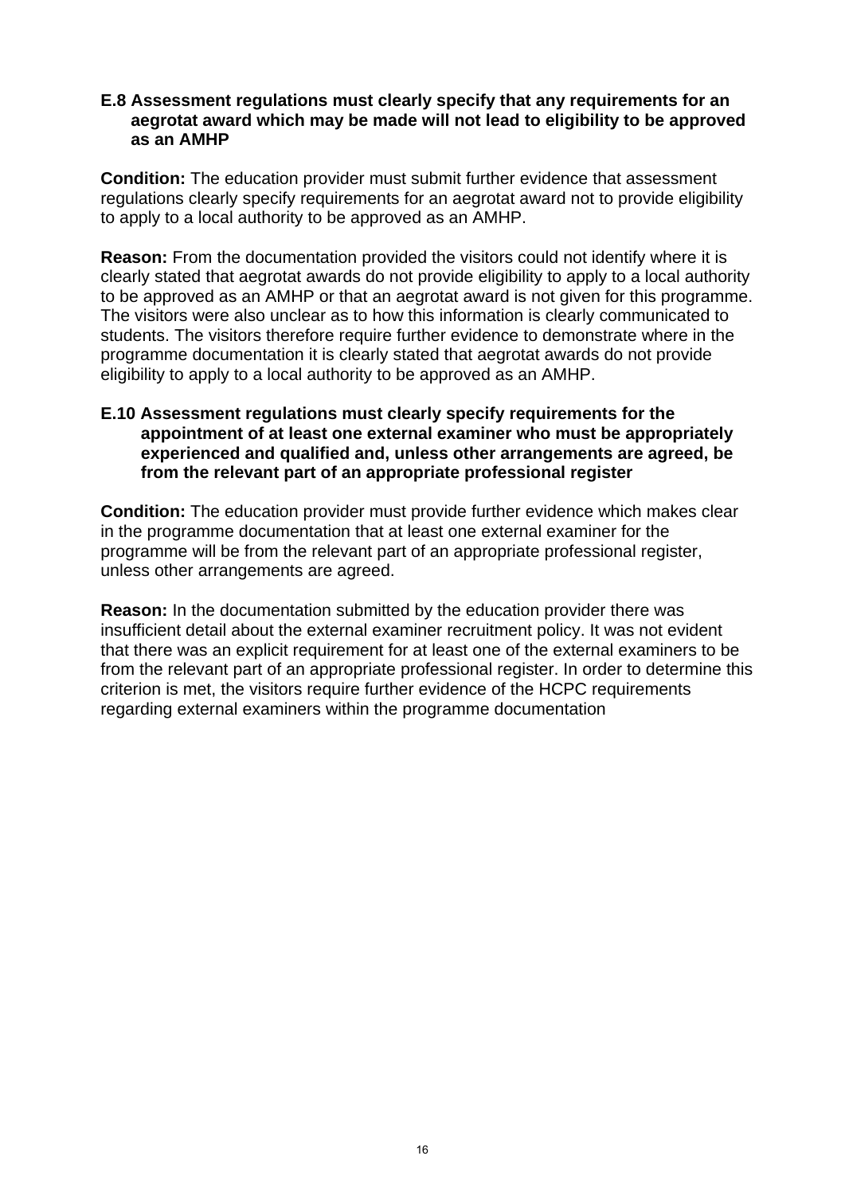**E.8 Assessment regulations must clearly specify that any requirements for an aegrotat award which may be made will not lead to eligibility to be approved as an AMHP**

**Condition:** The education provider must submit further evidence that assessment regulations clearly specify requirements for an aegrotat award not to provide eligibility to apply to a local authority to be approved as an AMHP.

**Reason:** From the documentation provided the visitors could not identify where it is clearly stated that aegrotat awards do not provide eligibility to apply to a local authority to be approved as an AMHP or that an aegrotat award is not given for this programme. The visitors were also unclear as to how this information is clearly communicated to students. The visitors therefore require further evidence to demonstrate where in the programme documentation it is clearly stated that aegrotat awards do not provide eligibility to apply to a local authority to be approved as an AMHP.

**E.10 Assessment regulations must clearly specify requirements for the appointment of at least one external examiner who must be appropriately experienced and qualified and, unless other arrangements are agreed, be from the relevant part of an appropriate professional register**

**Condition:** The education provider must provide further evidence which makes clear in the programme documentation that at least one external examiner for the programme will be from the relevant part of an appropriate professional register, unless other arrangements are agreed.

**Reason:** In the documentation submitted by the education provider there was insufficient detail about the external examiner recruitment policy. It was not evident that there was an explicit requirement for at least one of the external examiners to be from the relevant part of an appropriate professional register. In order to determine this criterion is met, the visitors require further evidence of the HCPC requirements regarding external examiners within the programme documentation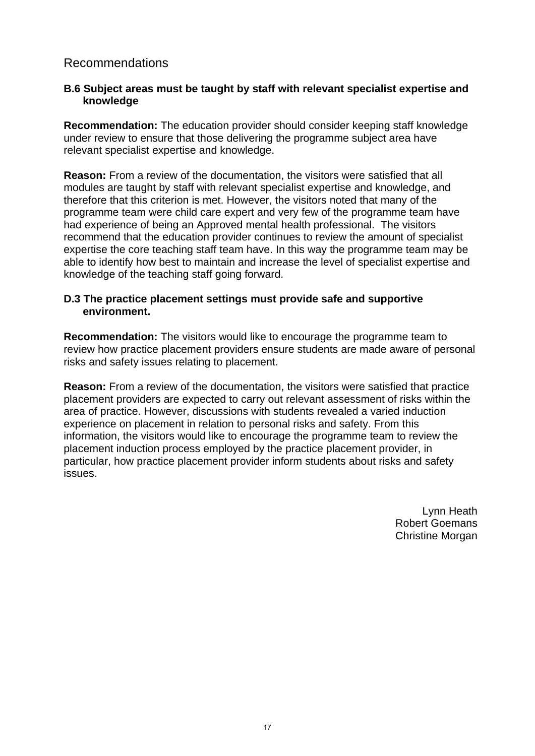## Recommendations

**B.6 Subject areas must be taught by staff with relevant specialist expertise and knowledge**

**Recommendation:** The education provider should consider keeping staff knowledge under review to ensure that those delivering the programme subject area have relevant specialist expertise and knowledge.

**Reason:** From a review of the documentation, the visitors were satisfied that all modules are taught by staff with relevant specialist expertise and knowledge, and therefore that this criterion is met. However, the visitors noted that many of the programme team were child care expert and very few of the programme team have had experience of being an Approved mental health professional. The visitors recommend that the education provider continues to review the amount of specialist expertise the core teaching staff team have. In this way the programme team may be able to identify how best to maintain and increase the level of specialist expertise and knowledge of the teaching staff going forward.

**D.3 The practice placement settings must provide safe and supportive environment.**

**Recommendation:** The visitors would like to encourage the programme team to review how practice placement providers ensure students are made aware of personal risks and safety issues relating to placement.

**Reason:** From a review of the documentation, the visitors were satisfied that practice placement providers are expected to carry out relevant assessment of risks within the area of practice. However, discussions with students revealed a varied induction experience on placement in relation to personal risks and safety. From this information, the visitors would like to encourage the programme team to review the placement induction process employed by the practice placement provider, in particular, how practice placement provider inform students about risks and safety issues.

Lynn Heath
Robert Goemans
Christine Morgan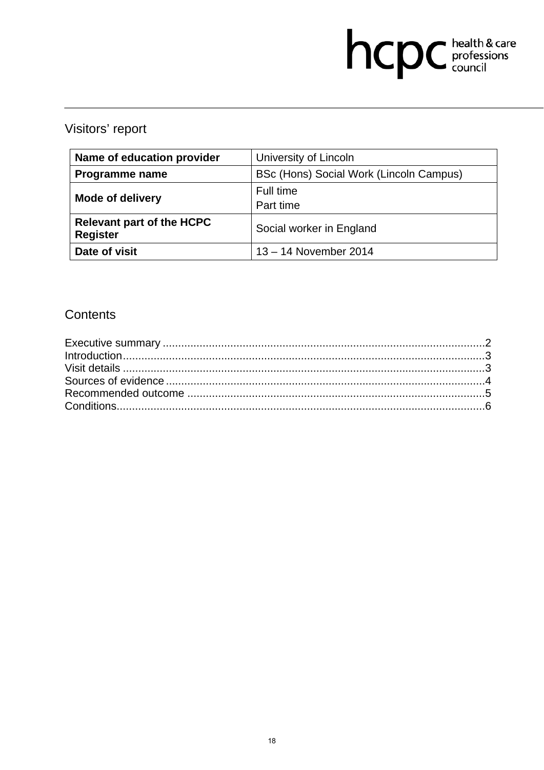hcpc health & care professions council

# Visitors' report

| | |
|---|---|
| **Name of education provider** | University of Lincoln |
| **Programme name** | BSc (Hons) Social Work (Lincoln Campus) |
| **Mode of delivery** | Full time<br>Part time |
| **Relevant part of the HCPC Register** | Social worker in England |
| **Date of visit** | 13 – 14 November 2014 |

## Contents

Executive summary ........................................................................................................2
Introduction....................................................................................................................3
Visit details ....................................................................................................................3
Sources of evidence ......................................................................................................4
Recommended outcome ...............................................................................................5
Conditions......................................................................................................................6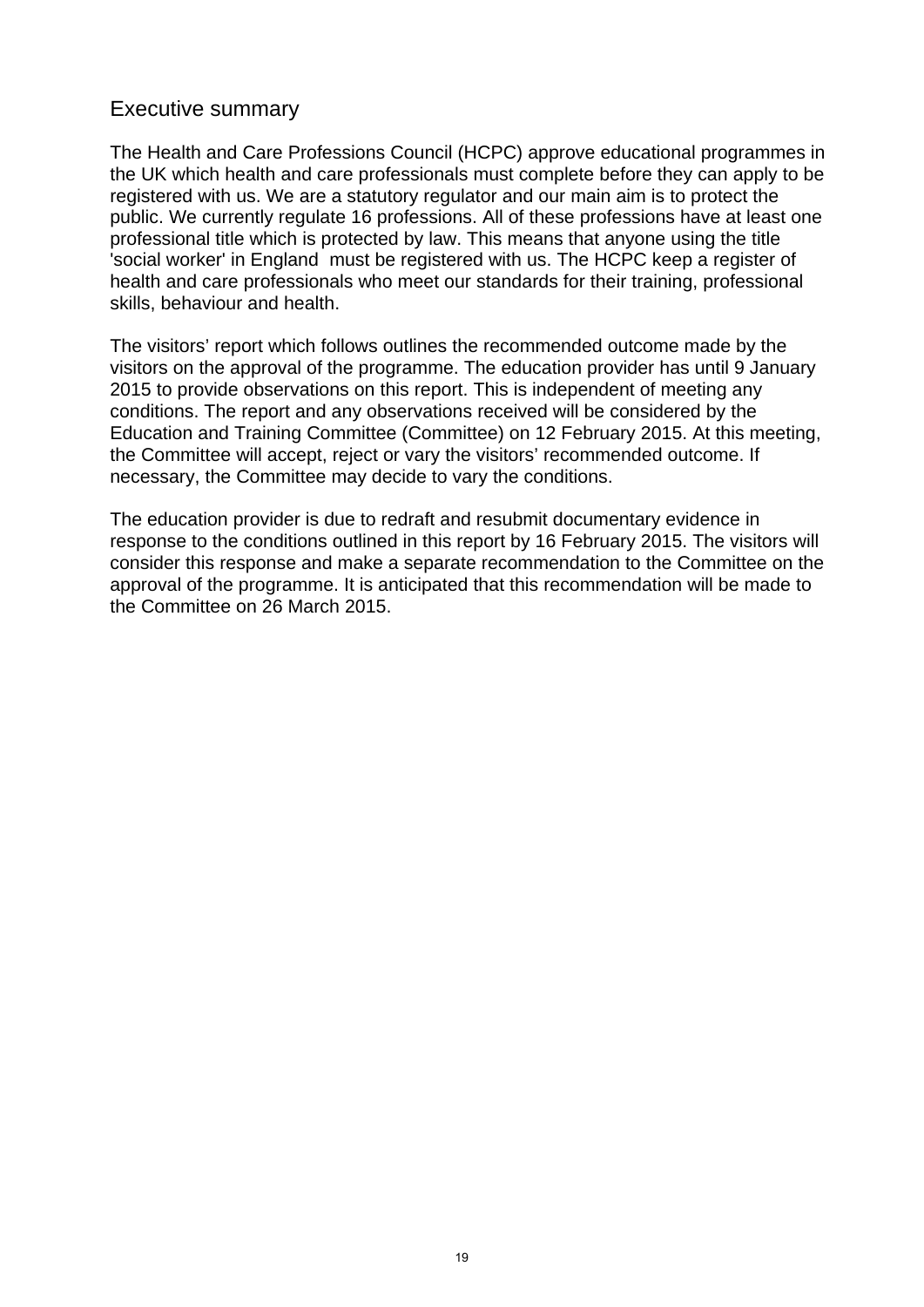## Executive summary

The Health and Care Professions Council (HCPC) approve educational programmes in the UK which health and care professionals must complete before they can apply to be registered with us. We are a statutory regulator and our main aim is to protect the public. We currently regulate 16 professions. All of these professions have at least one professional title which is protected by law. This means that anyone using the title 'social worker' in England must be registered with us. The HCPC keep a register of health and care professionals who meet our standards for their training, professional skills, behaviour and health.

The visitors' report which follows outlines the recommended outcome made by the visitors on the approval of the programme. The education provider has until 9 January 2015 to provide observations on this report. This is independent of meeting any conditions. The report and any observations received will be considered by the Education and Training Committee (Committee) on 12 February 2015. At this meeting, the Committee will accept, reject or vary the visitors' recommended outcome. If necessary, the Committee may decide to vary the conditions.

The education provider is due to redraft and resubmit documentary evidence in response to the conditions outlined in this report by 16 February 2015. The visitors will consider this response and make a separate recommendation to the Committee on the approval of the programme. It is anticipated that this recommendation will be made to the Committee on 26 March 2015.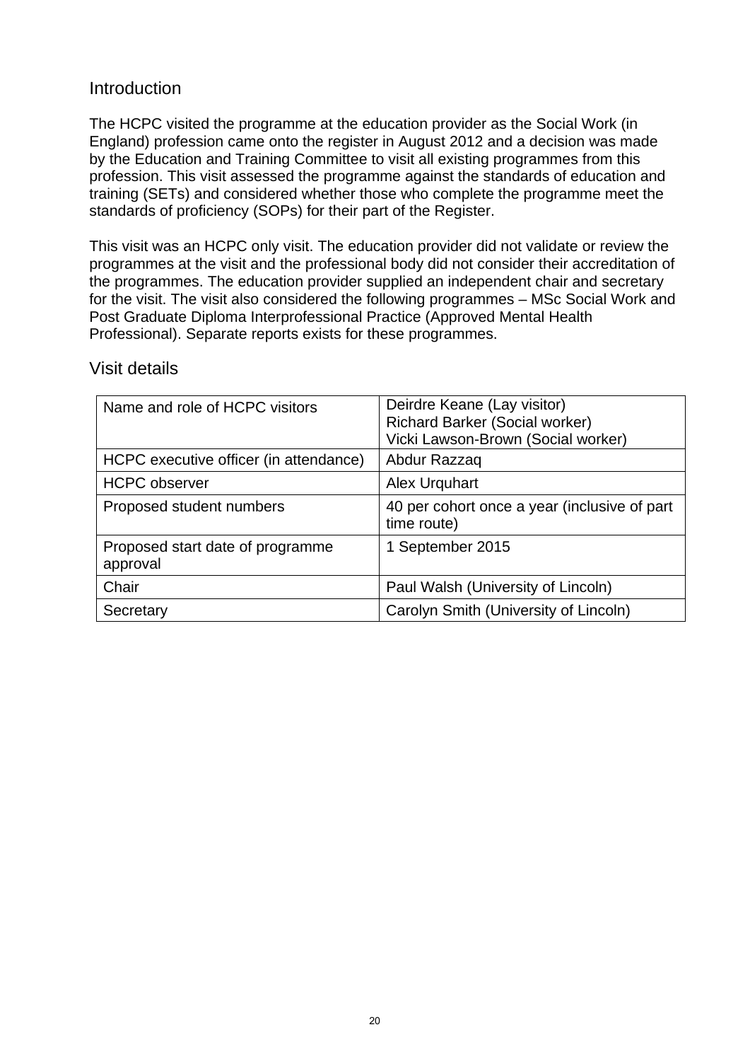## Introduction

The HCPC visited the programme at the education provider as the Social Work (in England) profession came onto the register in August 2012 and a decision was made by the Education and Training Committee to visit all existing programmes from this profession. This visit assessed the programme against the standards of education and training (SETs) and considered whether those who complete the programme meet the standards of proficiency (SOPs) for their part of the Register.

This visit was an HCPC only visit. The education provider did not validate or review the programmes at the visit and the professional body did not consider their accreditation of the programmes. The education provider supplied an independent chair and secretary for the visit. The visit also considered the following programmes – MSc Social Work and Post Graduate Diploma Interprofessional Practice (Approved Mental Health Professional). Separate reports exists for these programmes.

## Visit details

| | |
|---|---|
| Name and role of HCPC visitors | Deirdre Keane (Lay visitor)<br>Richard Barker (Social worker)<br>Vicki Lawson-Brown (Social worker) |
| HCPC executive officer (in attendance) | Abdur Razzaq |
| HCPC observer | Alex Urquhart |
| Proposed student numbers | 40 per cohort once a year (inclusive of part time route) |
| Proposed start date of programme approval | 1 September 2015 |
| Chair | Paul Walsh (University of Lincoln) |
| Secretary | Carolyn Smith (University of Lincoln) |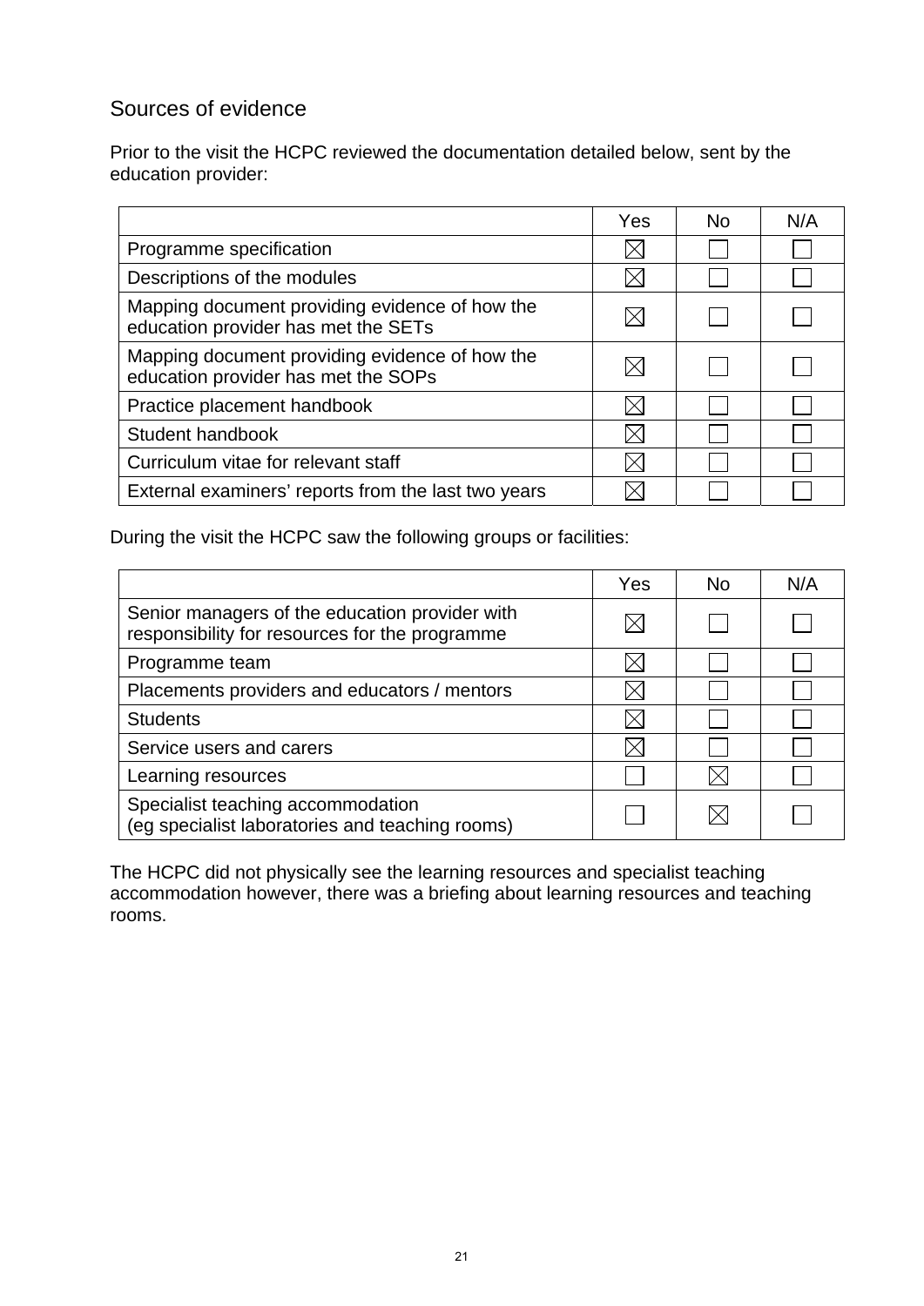## Sources of evidence

Prior to the visit the HCPC reviewed the documentation detailed below, sent by the education provider:

| | Yes | No | N/A |
|---|---|---|---|
| Programme specification | ☒ | ☐ | ☐ |
| Descriptions of the modules | ☒ | ☐ | ☐ |
| Mapping document providing evidence of how the education provider has met the SETs | ☒ | ☐ | ☐ |
| Mapping document providing evidence of how the education provider has met the SOPs | ☒ | ☐ | ☐ |
| Practice placement handbook | ☒ | ☐ | ☐ |
| Student handbook | ☒ | ☐ | ☐ |
| Curriculum vitae for relevant staff | ☒ | ☐ | ☐ |
| External examiners' reports from the last two years | ☒ | ☐ | ☐ |

During the visit the HCPC saw the following groups or facilities:

| | Yes | No | N/A |
|---|---|---|---|
| Senior managers of the education provider with responsibility for resources for the programme | ☒ | ☐ | ☐ |
| Programme team | ☒ | ☐ | ☐ |
| Placements providers and educators / mentors | ☒ | ☐ | ☐ |
| Students | ☒ | ☐ | ☐ |
| Service users and carers | ☒ | ☐ | ☐ |
| Learning resources | ☐ | ☒ | ☐ |
| Specialist teaching accommodation (eg specialist laboratories and teaching rooms) | ☐ | ☒ | ☐ |

The HCPC did not physically see the learning resources and specialist teaching accommodation however, there was a briefing about learning resources and teaching rooms.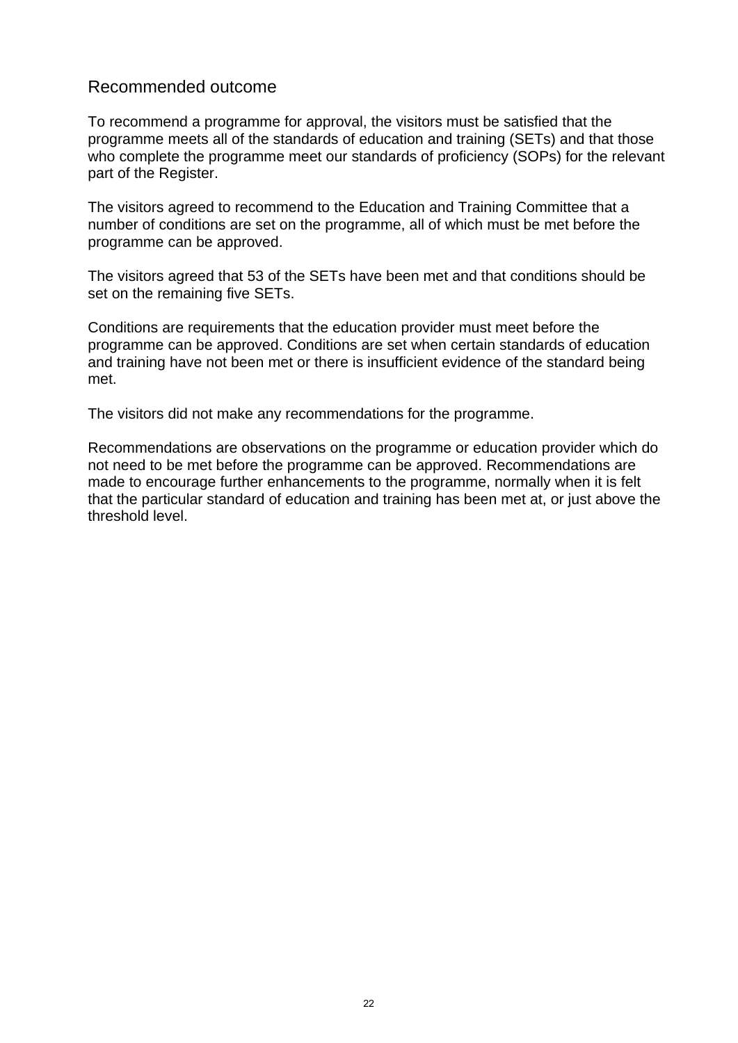## Recommended outcome

To recommend a programme for approval, the visitors must be satisfied that the programme meets all of the standards of education and training (SETs) and that those who complete the programme meet our standards of proficiency (SOPs) for the relevant part of the Register.

The visitors agreed to recommend to the Education and Training Committee that a number of conditions are set on the programme, all of which must be met before the programme can be approved.

The visitors agreed that 53 of the SETs have been met and that conditions should be set on the remaining five SETs.

Conditions are requirements that the education provider must meet before the programme can be approved. Conditions are set when certain standards of education and training have not been met or there is insufficient evidence of the standard being met.

The visitors did not make any recommendations for the programme.

Recommendations are observations on the programme or education provider which do not need to be met before the programme can be approved. Recommendations are made to encourage further enhancements to the programme, normally when it is felt that the particular standard of education and training has been met at, or just above the threshold level.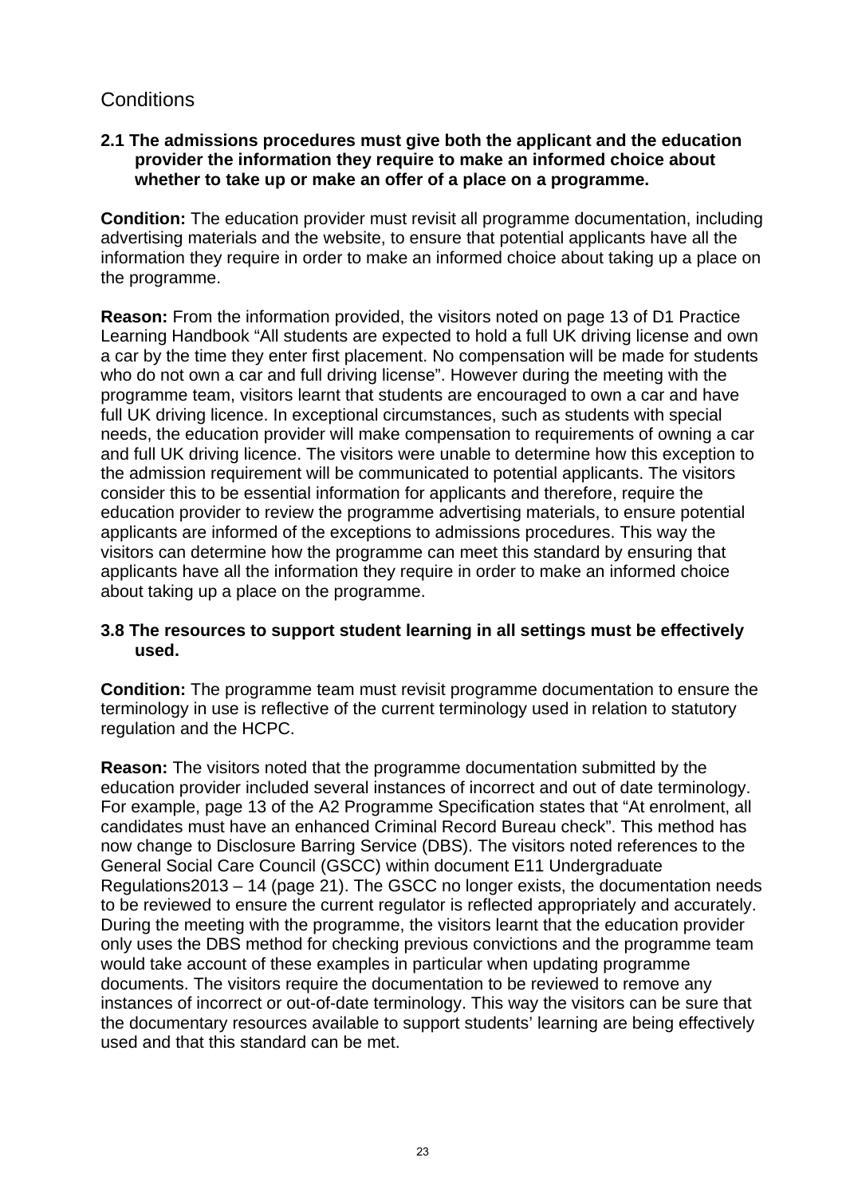## Conditions

**2.1 The admissions procedures must give both the applicant and the education provider the information they require to make an informed choice about whether to take up or make an offer of a place on a programme.**

**Condition:** The education provider must revisit all programme documentation, including advertising materials and the website, to ensure that potential applicants have all the information they require in order to make an informed choice about taking up a place on the programme.

**Reason:** From the information provided, the visitors noted on page 13 of D1 Practice Learning Handbook "All students are expected to hold a full UK driving license and own a car by the time they enter first placement. No compensation will be made for students who do not own a car and full driving license". However during the meeting with the programme team, visitors learnt that students are encouraged to own a car and have full UK driving licence. In exceptional circumstances, such as students with special needs, the education provider will make compensation to requirements of owning a car and full UK driving licence. The visitors were unable to determine how this exception to the admission requirement will be communicated to potential applicants. The visitors consider this to be essential information for applicants and therefore, require the education provider to review the programme advertising materials, to ensure potential applicants are informed of the exceptions to admissions procedures. This way the visitors can determine how the programme can meet this standard by ensuring that applicants have all the information they require in order to make an informed choice about taking up a place on the programme.

**3.8 The resources to support student learning in all settings must be effectively used.**

**Condition:** The programme team must revisit programme documentation to ensure the terminology in use is reflective of the current terminology used in relation to statutory regulation and the HCPC.

**Reason:** The visitors noted that the programme documentation submitted by the education provider included several instances of incorrect and out of date terminology. For example, page 13 of the A2 Programme Specification states that "At enrolment, all candidates must have an enhanced Criminal Record Bureau check". This method has now change to Disclosure Barring Service (DBS). The visitors noted references to the General Social Care Council (GSCC) within document E11 Undergraduate Regulations2013 – 14 (page 21). The GSCC no longer exists, the documentation needs to be reviewed to ensure the current regulator is reflected appropriately and accurately. During the meeting with the programme, the visitors learnt that the education provider only uses the DBS method for checking previous convictions and the programme team would take account of these examples in particular when updating programme documents. The visitors require the documentation to be reviewed to remove any instances of incorrect or out-of-date terminology. This way the visitors can be sure that the documentary resources available to support students' learning are being effectively used and that this standard can be met.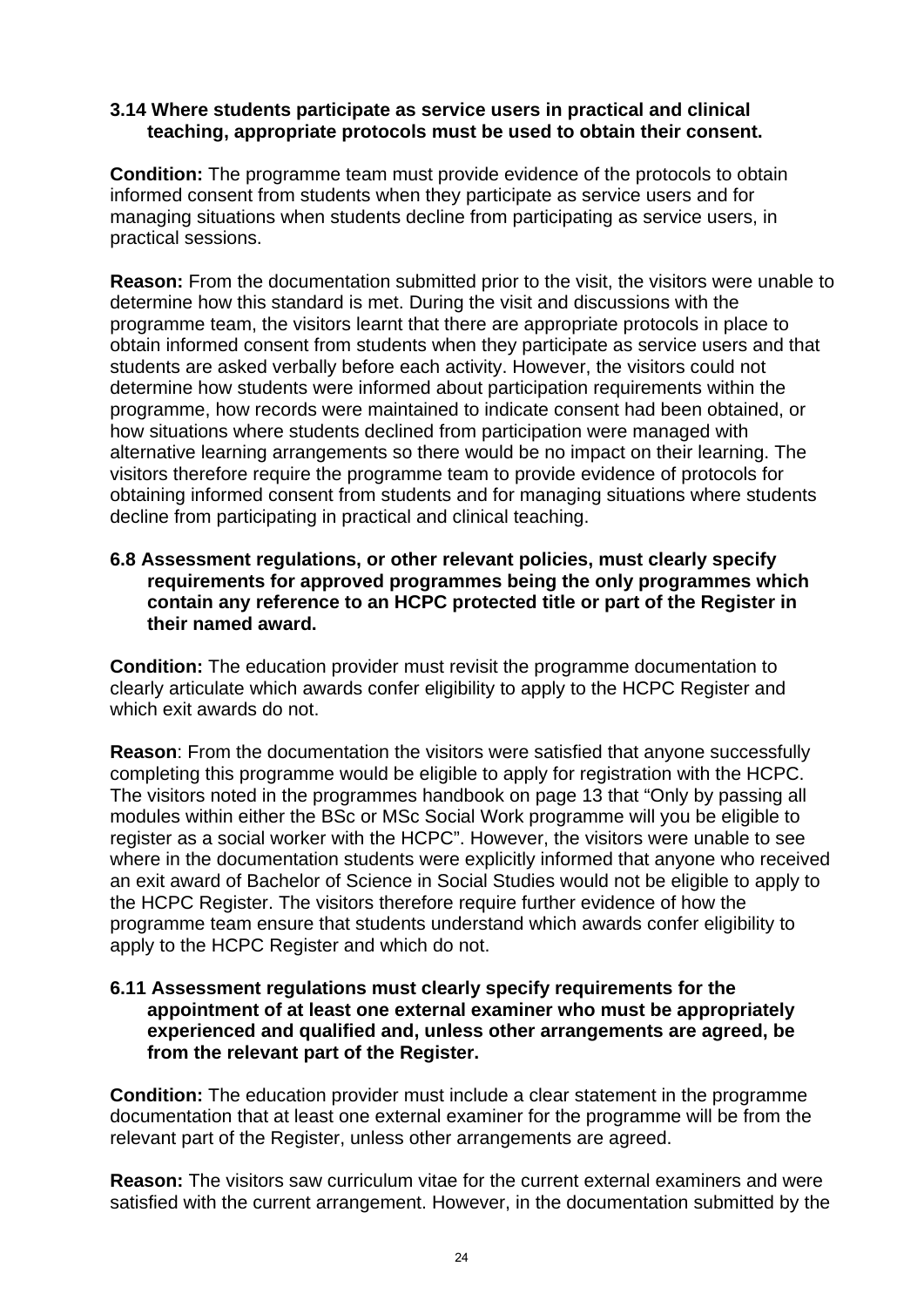**3.14 Where students participate as service users in practical and clinical teaching, appropriate protocols must be used to obtain their consent.**

**Condition:** The programme team must provide evidence of the protocols to obtain informed consent from students when they participate as service users and for managing situations when students decline from participating as service users, in practical sessions.

**Reason:** From the documentation submitted prior to the visit, the visitors were unable to determine how this standard is met. During the visit and discussions with the programme team, the visitors learnt that there are appropriate protocols in place to obtain informed consent from students when they participate as service users and that students are asked verbally before each activity. However, the visitors could not determine how students were informed about participation requirements within the programme, how records were maintained to indicate consent had been obtained, or how situations where students declined from participation were managed with alternative learning arrangements so there would be no impact on their learning. The visitors therefore require the programme team to provide evidence of protocols for obtaining informed consent from students and for managing situations where students decline from participating in practical and clinical teaching.

**6.8 Assessment regulations, or other relevant policies, must clearly specify requirements for approved programmes being the only programmes which contain any reference to an HCPC protected title or part of the Register in their named award.**

**Condition:** The education provider must revisit the programme documentation to clearly articulate which awards confer eligibility to apply to the HCPC Register and which exit awards do not.

**Reason**: From the documentation the visitors were satisfied that anyone successfully completing this programme would be eligible to apply for registration with the HCPC. The visitors noted in the programmes handbook on page 13 that “Only by passing all modules within either the BSc or MSc Social Work programme will you be eligible to register as a social worker with the HCPC”. However, the visitors were unable to see where in the documentation students were explicitly informed that anyone who received an exit award of Bachelor of Science in Social Studies would not be eligible to apply to the HCPC Register. The visitors therefore require further evidence of how the programme team ensure that students understand which awards confer eligibility to apply to the HCPC Register and which do not.

**6.11 Assessment regulations must clearly specify requirements for the appointment of at least one external examiner who must be appropriately experienced and qualified and, unless other arrangements are agreed, be from the relevant part of the Register.**

**Condition:** The education provider must include a clear statement in the programme documentation that at least one external examiner for the programme will be from the relevant part of the Register, unless other arrangements are agreed.

**Reason:** The visitors saw curriculum vitae for the current external examiners and were satisfied with the current arrangement. However, in the documentation submitted by the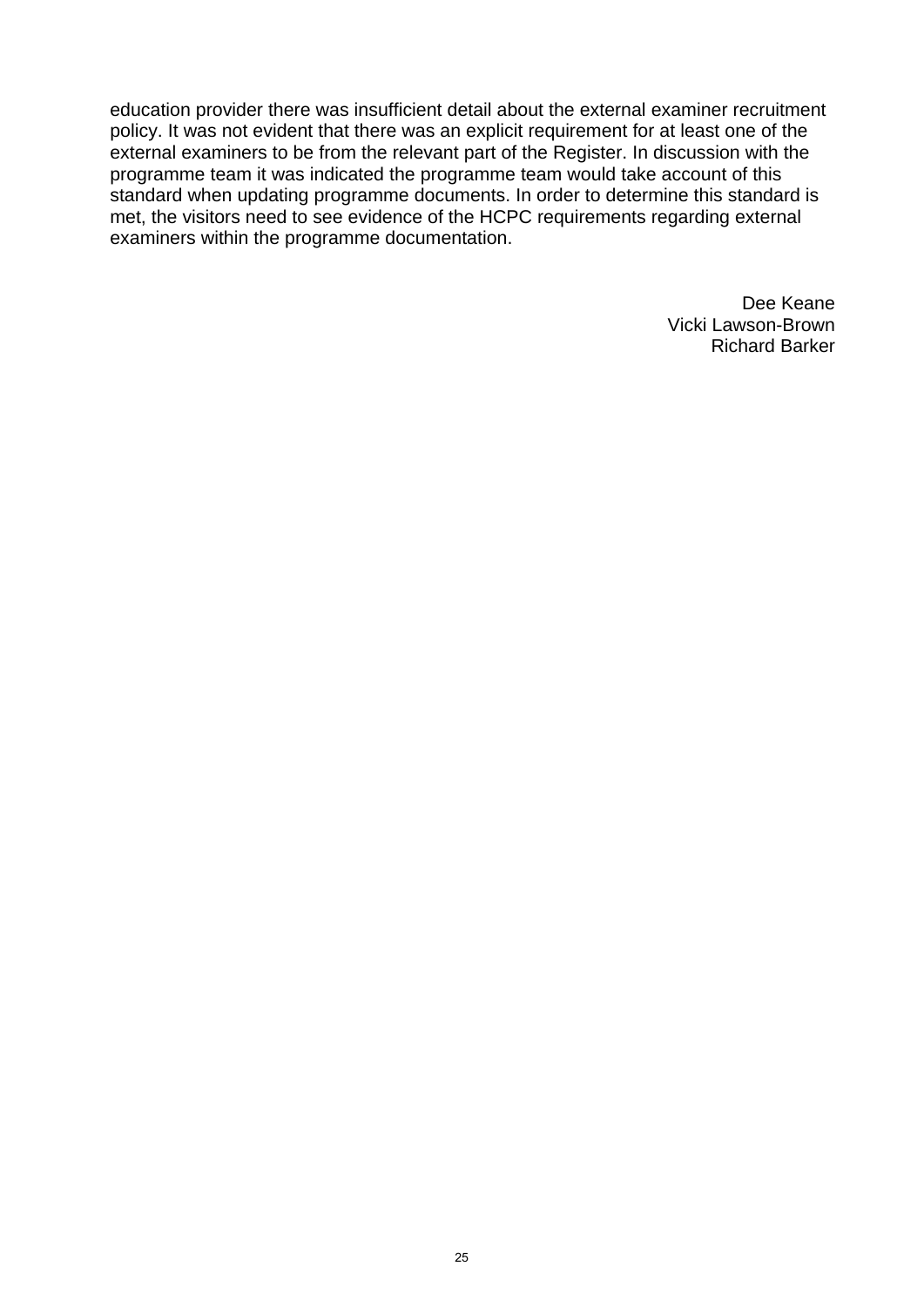education provider there was insufficient detail about the external examiner recruitment policy. It was not evident that there was an explicit requirement for at least one of the external examiners to be from the relevant part of the Register. In discussion with the programme team it was indicated the programme team would take account of this standard when updating programme documents. In order to determine this standard is met, the visitors need to see evidence of the HCPC requirements regarding external examiners within the programme documentation.

Dee Keane
Vicki Lawson-Brown
Richard Barker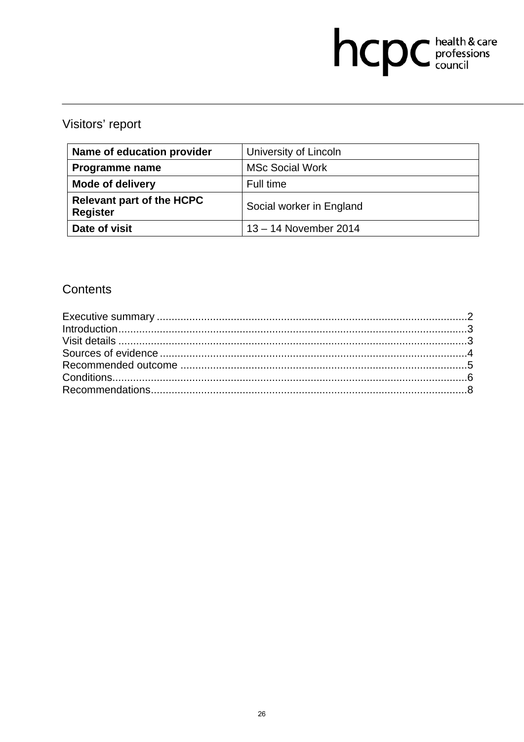hcpc health & care professions council

Visitors' report

| | |
|---|---|
| **Name of education provider** | University of Lincoln |
| **Programme name** | MSc Social Work |
| **Mode of delivery** | Full time |
| **Relevant part of the HCPC Register** | Social worker in England |
| **Date of visit** | 13 – 14 November 2014 |

## Contents

Executive summary ........................................................................................................2
Introduction.....................................................................................................................3
Visit details .....................................................................................................................3
Sources of evidence .......................................................................................................4
Recommended outcome ................................................................................................5
Conditions.......................................................................................................................6
Recommendations..........................................................................................................8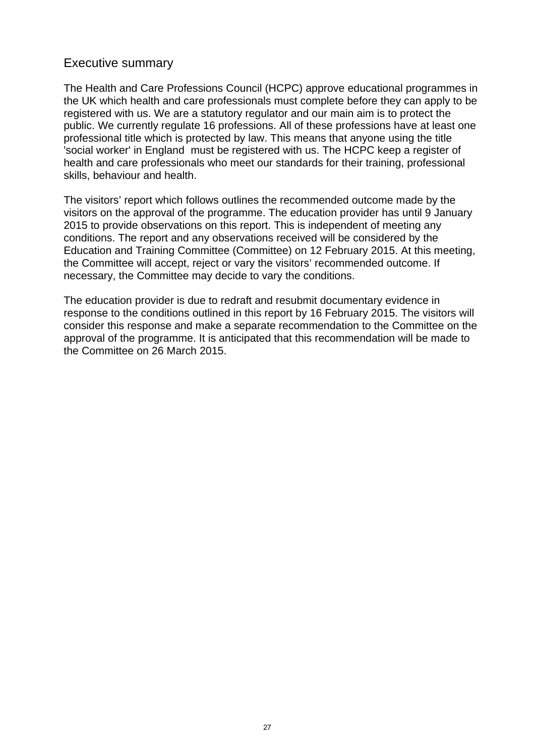## Executive summary

The Health and Care Professions Council (HCPC) approve educational programmes in the UK which health and care professionals must complete before they can apply to be registered with us. We are a statutory regulator and our main aim is to protect the public. We currently regulate 16 professions. All of these professions have at least one professional title which is protected by law. This means that anyone using the title 'social worker' in England must be registered with us. The HCPC keep a register of health and care professionals who meet our standards for their training, professional skills, behaviour and health.

The visitors' report which follows outlines the recommended outcome made by the visitors on the approval of the programme. The education provider has until 9 January 2015 to provide observations on this report. This is independent of meeting any conditions. The report and any observations received will be considered by the Education and Training Committee (Committee) on 12 February 2015. At this meeting, the Committee will accept, reject or vary the visitors' recommended outcome. If necessary, the Committee may decide to vary the conditions.

The education provider is due to redraft and resubmit documentary evidence in response to the conditions outlined in this report by 16 February 2015. The visitors will consider this response and make a separate recommendation to the Committee on the approval of the programme. It is anticipated that this recommendation will be made to the Committee on 26 March 2015.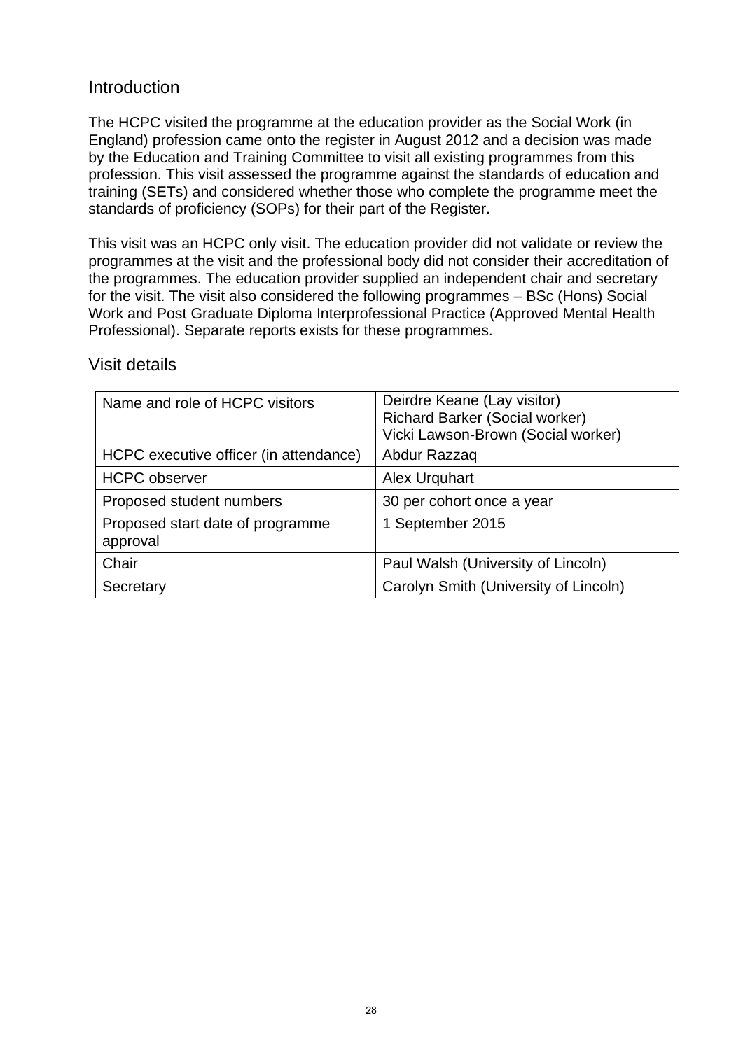## Introduction

The HCPC visited the programme at the education provider as the Social Work (in England) profession came onto the register in August 2012 and a decision was made by the Education and Training Committee to visit all existing programmes from this profession. This visit assessed the programme against the standards of education and training (SETs) and considered whether those who complete the programme meet the standards of proficiency (SOPs) for their part of the Register.

This visit was an HCPC only visit. The education provider did not validate or review the programmes at the visit and the professional body did not consider their accreditation of the programmes. The education provider supplied an independent chair and secretary for the visit. The visit also considered the following programmes – BSc (Hons) Social Work and Post Graduate Diploma Interprofessional Practice (Approved Mental Health Professional). Separate reports exists for these programmes.

## Visit details

| | |
|---|---|
| Name and role of HCPC visitors | Deirdre Keane (Lay visitor)<br>Richard Barker (Social worker)<br>Vicki Lawson-Brown (Social worker) |
| HCPC executive officer (in attendance) | Abdur Razzaq |
| HCPC observer | Alex Urquhart |
| Proposed student numbers | 30 per cohort once a year |
| Proposed start date of programme approval | 1 September 2015 |
| Chair | Paul Walsh (University of Lincoln) |
| Secretary | Carolyn Smith (University of Lincoln) |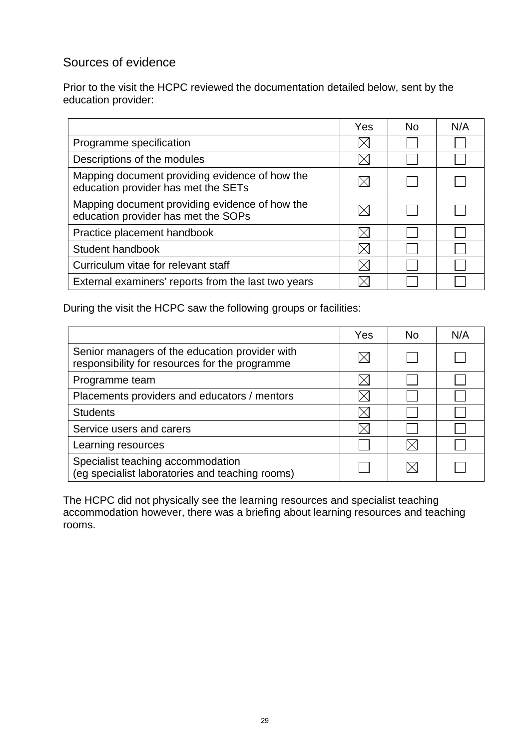## Sources of evidence

Prior to the visit the HCPC reviewed the documentation detailed below, sent by the education provider:

| | Yes | No | N/A |
|---|---|---|---|
| Programme specification | ☒ | ☐ | ☐ |
| Descriptions of the modules | ☒ | ☐ | ☐ |
| Mapping document providing evidence of how the education provider has met the SETs | ☒ | ☐ | ☐ |
| Mapping document providing evidence of how the education provider has met the SOPs | ☒ | ☐ | ☐ |
| Practice placement handbook | ☒ | ☐ | ☐ |
| Student handbook | ☒ | ☐ | ☐ |
| Curriculum vitae for relevant staff | ☒ | ☐ | ☐ |
| External examiners' reports from the last two years | ☒ | ☐ | ☐ |

During the visit the HCPC saw the following groups or facilities:

| | Yes | No | N/A |
|---|---|---|---|
| Senior managers of the education provider with responsibility for resources for the programme | ☒ | ☐ | ☐ |
| Programme team | ☒ | ☐ | ☐ |
| Placements providers and educators / mentors | ☒ | ☐ | ☐ |
| Students | ☒ | ☐ | ☐ |
| Service users and carers | ☒ | ☐ | ☐ |
| Learning resources | ☐ | ☒ | ☐ |
| Specialist teaching accommodation (eg specialist laboratories and teaching rooms) | ☐ | ☒ | ☐ |

The HCPC did not physically see the learning resources and specialist teaching accommodation however, there was a briefing about learning resources and teaching rooms.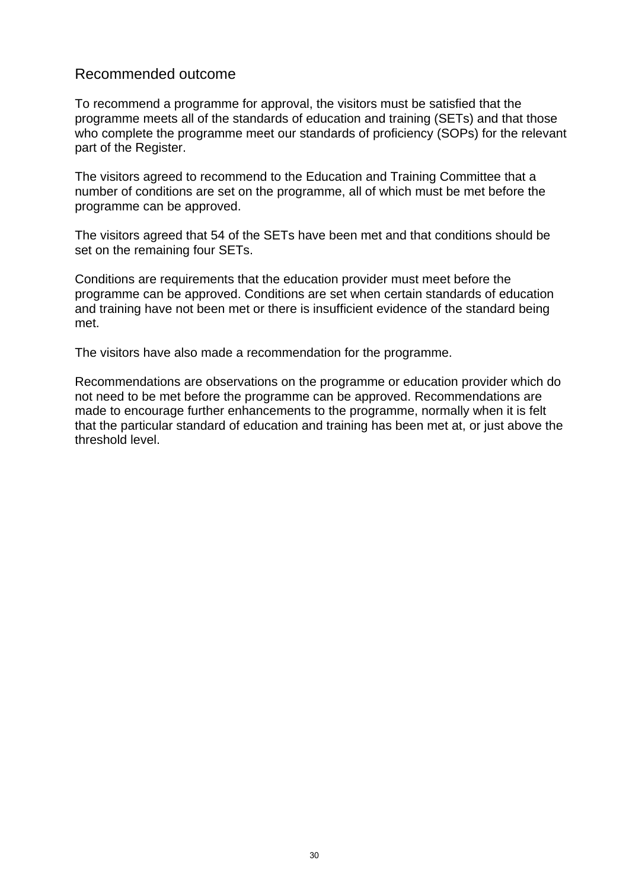## Recommended outcome

To recommend a programme for approval, the visitors must be satisfied that the programme meets all of the standards of education and training (SETs) and that those who complete the programme meet our standards of proficiency (SOPs) for the relevant part of the Register.

The visitors agreed to recommend to the Education and Training Committee that a number of conditions are set on the programme, all of which must be met before the programme can be approved.

The visitors agreed that 54 of the SETs have been met and that conditions should be set on the remaining four SETs.

Conditions are requirements that the education provider must meet before the programme can be approved. Conditions are set when certain standards of education and training have not been met or there is insufficient evidence of the standard being met.

The visitors have also made a recommendation for the programme.

Recommendations are observations on the programme or education provider which do not need to be met before the programme can be approved. Recommendations are made to encourage further enhancements to the programme, normally when it is felt that the particular standard of education and training has been met at, or just above the threshold level.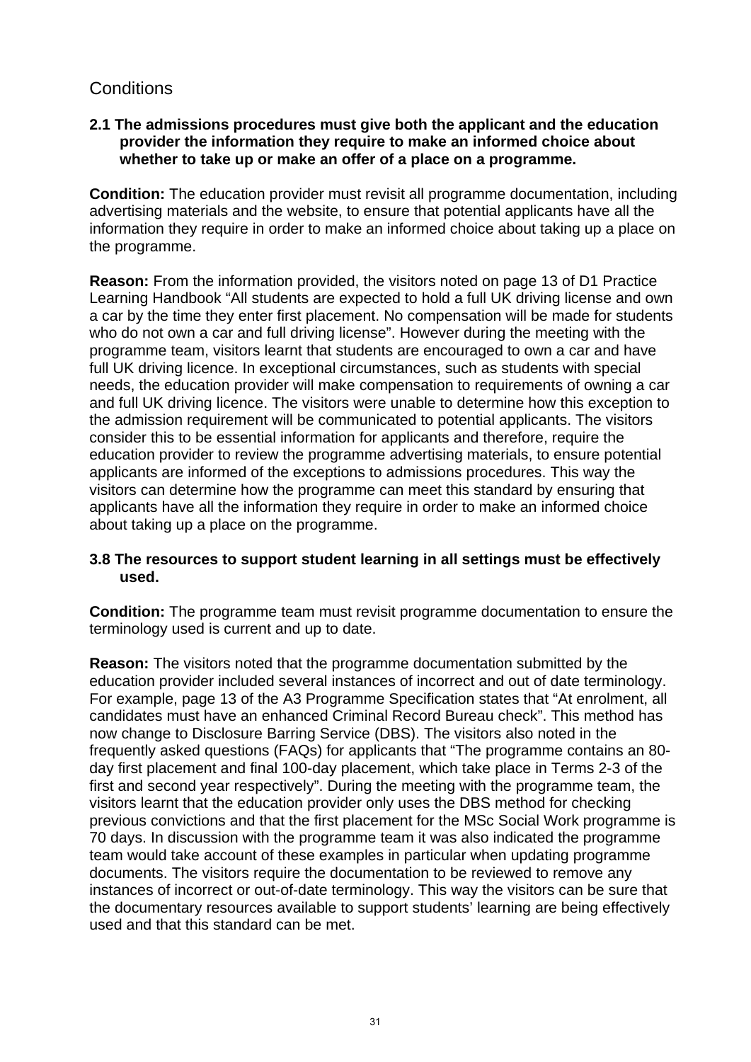## Conditions

**2.1 The admissions procedures must give both the applicant and the education provider the information they require to make an informed choice about whether to take up or make an offer of a place on a programme.**

**Condition:** The education provider must revisit all programme documentation, including advertising materials and the website, to ensure that potential applicants have all the information they require in order to make an informed choice about taking up a place on the programme.

**Reason:** From the information provided, the visitors noted on page 13 of D1 Practice Learning Handbook "All students are expected to hold a full UK driving license and own a car by the time they enter first placement. No compensation will be made for students who do not own a car and full driving license". However during the meeting with the programme team, visitors learnt that students are encouraged to own a car and have full UK driving licence. In exceptional circumstances, such as students with special needs, the education provider will make compensation to requirements of owning a car and full UK driving licence. The visitors were unable to determine how this exception to the admission requirement will be communicated to potential applicants. The visitors consider this to be essential information for applicants and therefore, require the education provider to review the programme advertising materials, to ensure potential applicants are informed of the exceptions to admissions procedures. This way the visitors can determine how the programme can meet this standard by ensuring that applicants have all the information they require in order to make an informed choice about taking up a place on the programme.

**3.8 The resources to support student learning in all settings must be effectively used.**

**Condition:** The programme team must revisit programme documentation to ensure the terminology used is current and up to date.

**Reason:** The visitors noted that the programme documentation submitted by the education provider included several instances of incorrect and out of date terminology. For example, page 13 of the A3 Programme Specification states that "At enrolment, all candidates must have an enhanced Criminal Record Bureau check". This method has now change to Disclosure Barring Service (DBS). The visitors also noted in the frequently asked questions (FAQs) for applicants that "The programme contains an 80-day first placement and final 100-day placement, which take place in Terms 2-3 of the first and second year respectively". During the meeting with the programme team, the visitors learnt that the education provider only uses the DBS method for checking previous convictions and that the first placement for the MSc Social Work programme is 70 days. In discussion with the programme team it was also indicated the programme team would take account of these examples in particular when updating programme documents. The visitors require the documentation to be reviewed to remove any instances of incorrect or out-of-date terminology. This way the visitors can be sure that the documentary resources available to support students' learning are being effectively used and that this standard can be met.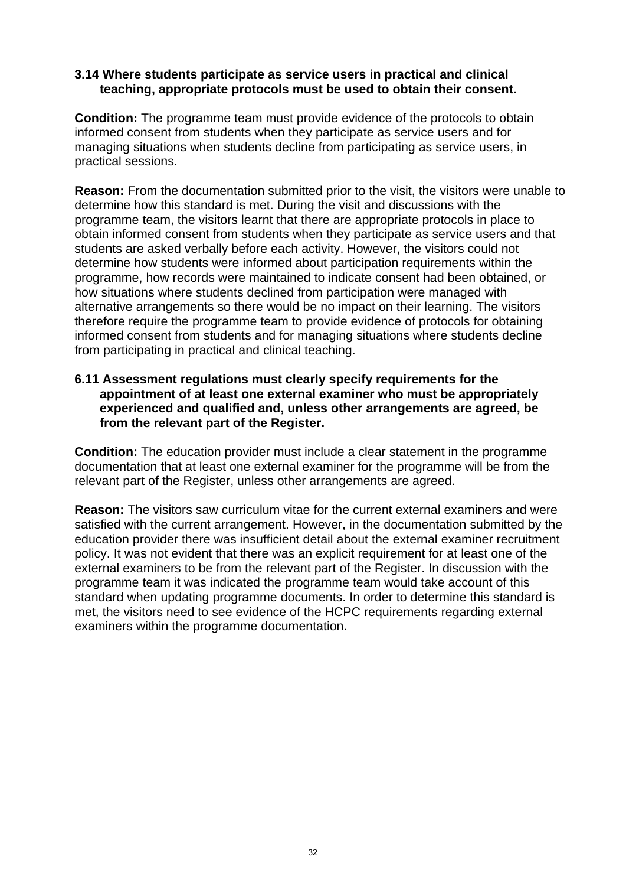**3.14 Where students participate as service users in practical and clinical teaching, appropriate protocols must be used to obtain their consent.**

**Condition:** The programme team must provide evidence of the protocols to obtain informed consent from students when they participate as service users and for managing situations when students decline from participating as service users, in practical sessions.

**Reason:** From the documentation submitted prior to the visit, the visitors were unable to determine how this standard is met. During the visit and discussions with the programme team, the visitors learnt that there are appropriate protocols in place to obtain informed consent from students when they participate as service users and that students are asked verbally before each activity. However, the visitors could not determine how students were informed about participation requirements within the programme, how records were maintained to indicate consent had been obtained, or how situations where students declined from participation were managed with alternative arrangements so there would be no impact on their learning. The visitors therefore require the programme team to provide evidence of protocols for obtaining informed consent from students and for managing situations where students decline from participating in practical and clinical teaching.

**6.11 Assessment regulations must clearly specify requirements for the appointment of at least one external examiner who must be appropriately experienced and qualified and, unless other arrangements are agreed, be from the relevant part of the Register.**

**Condition:** The education provider must include a clear statement in the programme documentation that at least one external examiner for the programme will be from the relevant part of the Register, unless other arrangements are agreed.

**Reason:** The visitors saw curriculum vitae for the current external examiners and were satisfied with the current arrangement. However, in the documentation submitted by the education provider there was insufficient detail about the external examiner recruitment policy. It was not evident that there was an explicit requirement for at least one of the external examiners to be from the relevant part of the Register. In discussion with the programme team it was indicated the programme team would take account of this standard when updating programme documents. In order to determine this standard is met, the visitors need to see evidence of the HCPC requirements regarding external examiners within the programme documentation.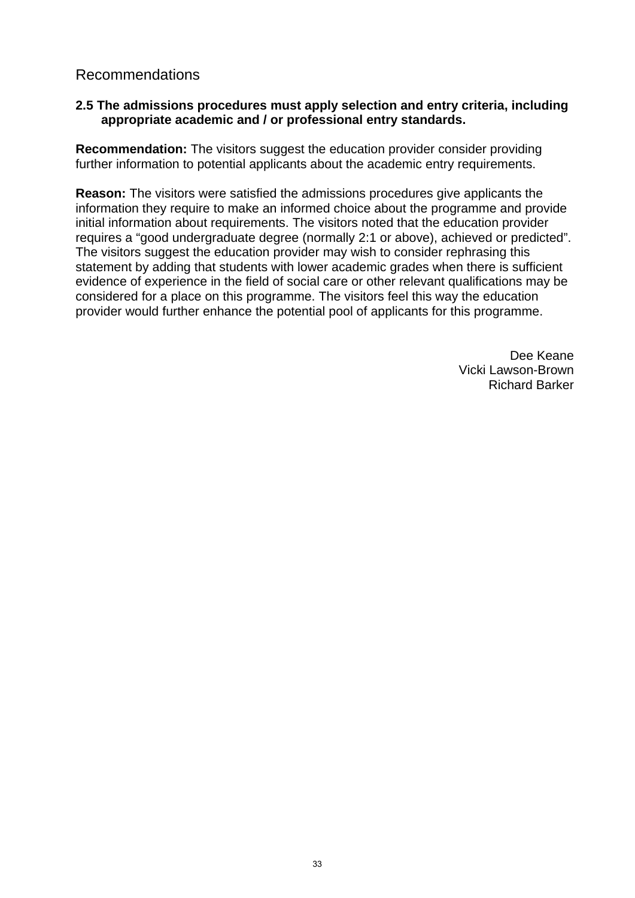## Recommendations

**2.5 The admissions procedures must apply selection and entry criteria, including appropriate academic and / or professional entry standards.**

**Recommendation:** The visitors suggest the education provider consider providing further information to potential applicants about the academic entry requirements.

**Reason:** The visitors were satisfied the admissions procedures give applicants the information they require to make an informed choice about the programme and provide initial information about requirements. The visitors noted that the education provider requires a "good undergraduate degree (normally 2:1 or above), achieved or predicted". The visitors suggest the education provider may wish to consider rephrasing this statement by adding that students with lower academic grades when there is sufficient evidence of experience in the field of social care or other relevant qualifications may be considered for a place on this programme. The visitors feel this way the education provider would further enhance the potential pool of applicants for this programme.

Dee Keane
Vicki Lawson-Brown
Richard Barker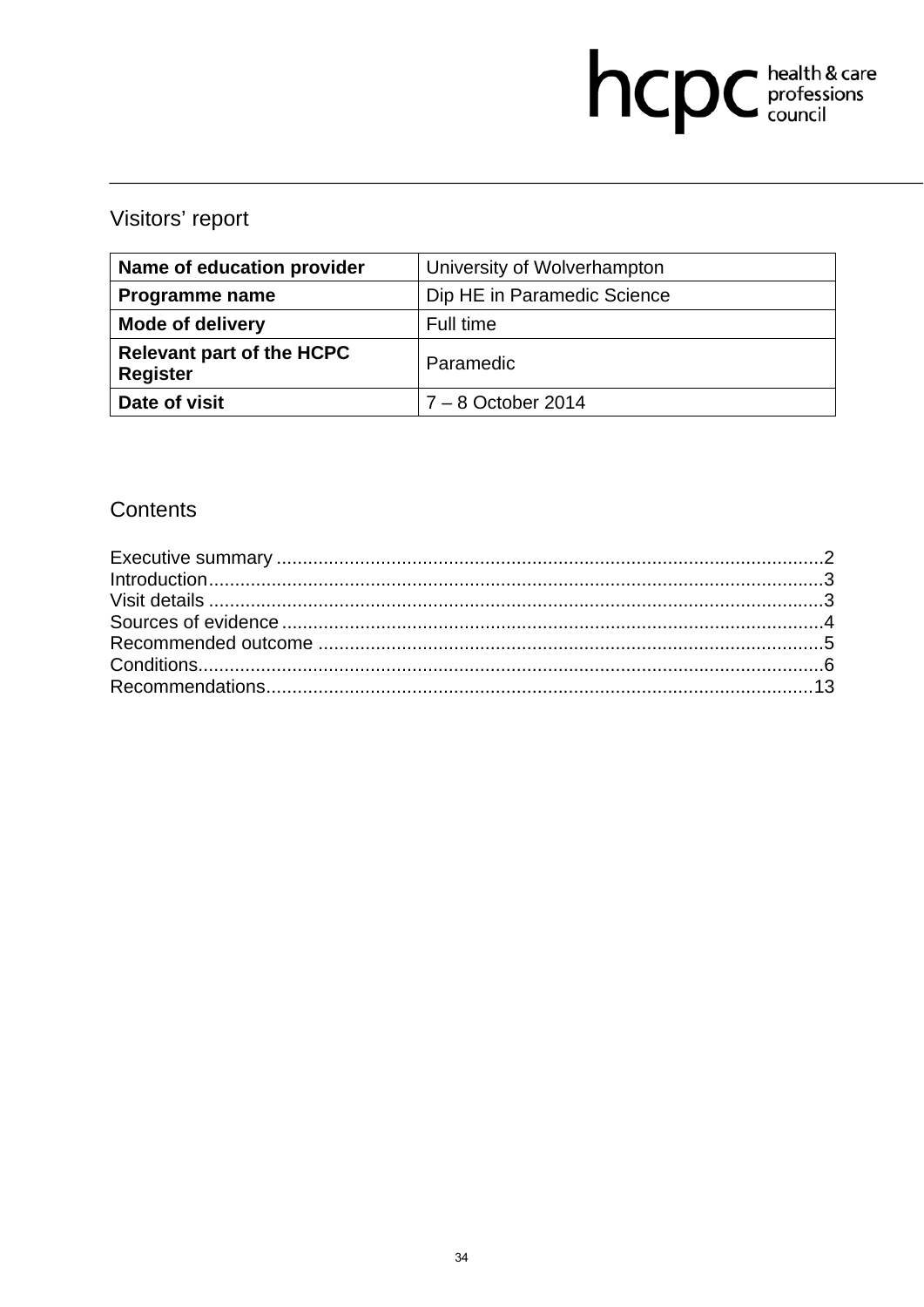hcpc health & care professions council

# Visitors' report

| | |
|---|---|
| **Name of education provider** | University of Wolverhampton |
| **Programme name** | Dip HE in Paramedic Science |
| **Mode of delivery** | Full time |
| **Relevant part of the HCPC Register** | Paramedic |
| **Date of visit** | 7 – 8 October 2014 |

## Contents

Executive summary ........................................................................................................2
Introduction.....................................................................................................................3
Visit details ....................................................................................................................3
Sources of evidence ......................................................................................................4
Recommended outcome ................................................................................................5
Conditions......................................................................................................................6
Recommendations........................................................................................................13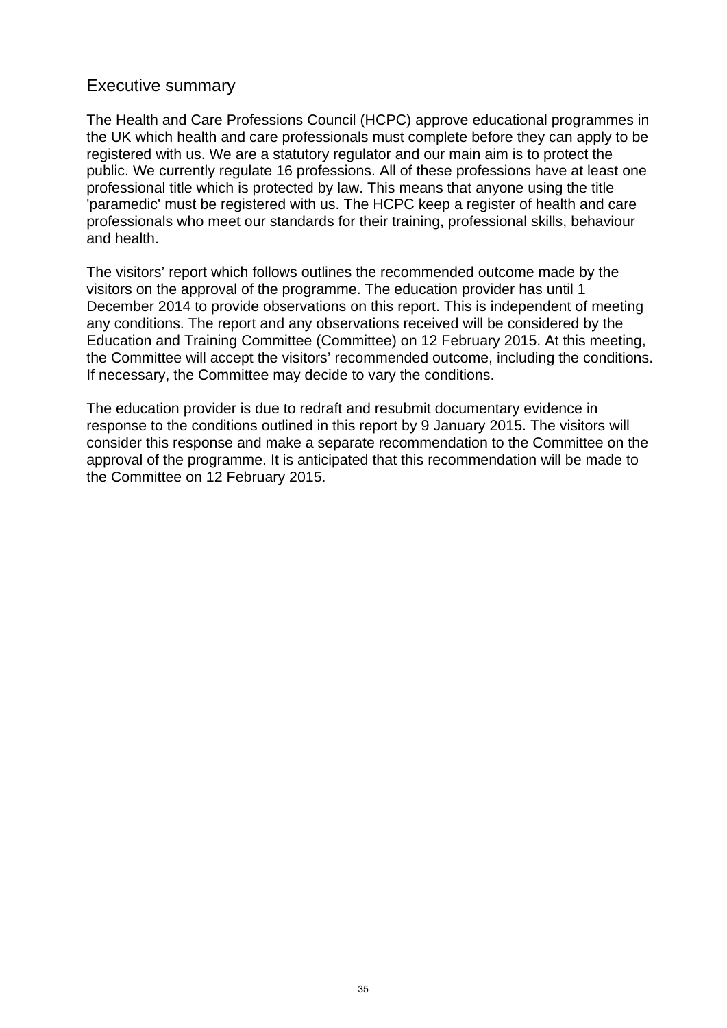## Executive summary

The Health and Care Professions Council (HCPC) approve educational programmes in the UK which health and care professionals must complete before they can apply to be registered with us. We are a statutory regulator and our main aim is to protect the public. We currently regulate 16 professions. All of these professions have at least one professional title which is protected by law. This means that anyone using the title 'paramedic' must be registered with us. The HCPC keep a register of health and care professionals who meet our standards for their training, professional skills, behaviour and health.

The visitors' report which follows outlines the recommended outcome made by the visitors on the approval of the programme. The education provider has until 1 December 2014 to provide observations on this report. This is independent of meeting any conditions. The report and any observations received will be considered by the Education and Training Committee (Committee) on 12 February 2015. At this meeting, the Committee will accept the visitors' recommended outcome, including the conditions. If necessary, the Committee may decide to vary the conditions.

The education provider is due to redraft and resubmit documentary evidence in response to the conditions outlined in this report by 9 January 2015. The visitors will consider this response and make a separate recommendation to the Committee on the approval of the programme. It is anticipated that this recommendation will be made to the Committee on 12 February 2015.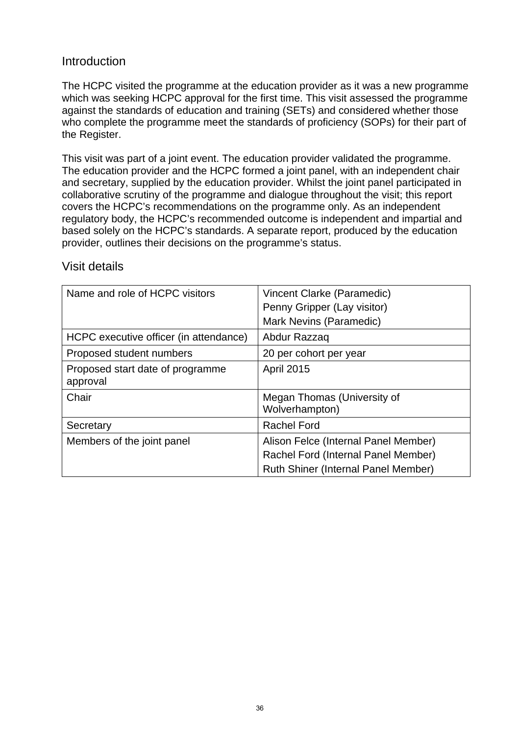## Introduction

The HCPC visited the programme at the education provider as it was a new programme which was seeking HCPC approval for the first time. This visit assessed the programme against the standards of education and training (SETs) and considered whether those who complete the programme meet the standards of proficiency (SOPs) for their part of the Register.

This visit was part of a joint event. The education provider validated the programme. The education provider and the HCPC formed a joint panel, with an independent chair and secretary, supplied by the education provider. Whilst the joint panel participated in collaborative scrutiny of the programme and dialogue throughout the visit; this report covers the HCPC's recommendations on the programme only. As an independent regulatory body, the HCPC's recommended outcome is independent and impartial and based solely on the HCPC's standards. A separate report, produced by the education provider, outlines their decisions on the programme's status.

## Visit details

| | |
|---|---|
| Name and role of HCPC visitors | Vincent Clarke (Paramedic)<br>Penny Gripper (Lay visitor)<br>Mark Nevins (Paramedic) |
| HCPC executive officer (in attendance) | Abdur Razzaq |
| Proposed student numbers | 20 per cohort per year |
| Proposed start date of programme approval | April 2015 |
| Chair | Megan Thomas (University of Wolverhampton) |
| Secretary | Rachel Ford |
| Members of the joint panel | Alison Felce (Internal Panel Member)<br>Rachel Ford (Internal Panel Member)<br>Ruth Shiner (Internal Panel Member) |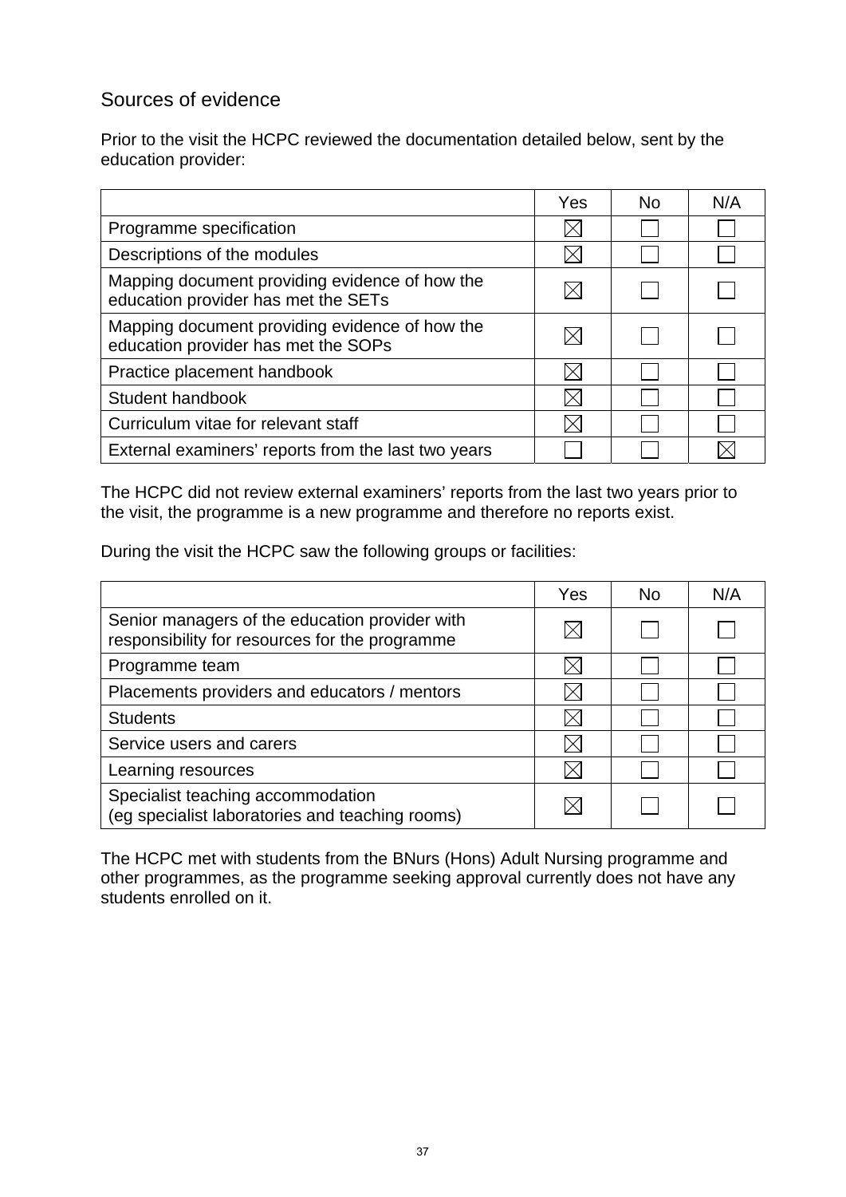## Sources of evidence

Prior to the visit the HCPC reviewed the documentation detailed below, sent by the education provider:

| | Yes | No | N/A |
|---|---|---|---|
| Programme specification | ☒ | ☐ | ☐ |
| Descriptions of the modules | ☒ | ☐ | ☐ |
| Mapping document providing evidence of how the education provider has met the SETs | ☒ | ☐ | ☐ |
| Mapping document providing evidence of how the education provider has met the SOPs | ☒ | ☐ | ☐ |
| Practice placement handbook | ☒ | ☐ | ☐ |
| Student handbook | ☒ | ☐ | ☐ |
| Curriculum vitae for relevant staff | ☒ | ☐ | ☐ |
| External examiners' reports from the last two years | ☐ | ☐ | ☒ |

The HCPC did not review external examiners' reports from the last two years prior to the visit, the programme is a new programme and therefore no reports exist.

During the visit the HCPC saw the following groups or facilities:

| | Yes | No | N/A |
|---|---|---|---|
| Senior managers of the education provider with responsibility for resources for the programme | ☒ | ☐ | ☐ |
| Programme team | ☒ | ☐ | ☐ |
| Placements providers and educators / mentors | ☒ | ☐ | ☐ |
| Students | ☒ | ☐ | ☐ |
| Service users and carers | ☒ | ☐ | ☐ |
| Learning resources | ☒ | ☐ | ☐ |
| Specialist teaching accommodation (eg specialist laboratories and teaching rooms) | ☒ | ☐ | ☐ |

The HCPC met with students from the BNurs (Hons) Adult Nursing programme and other programmes, as the programme seeking approval currently does not have any students enrolled on it.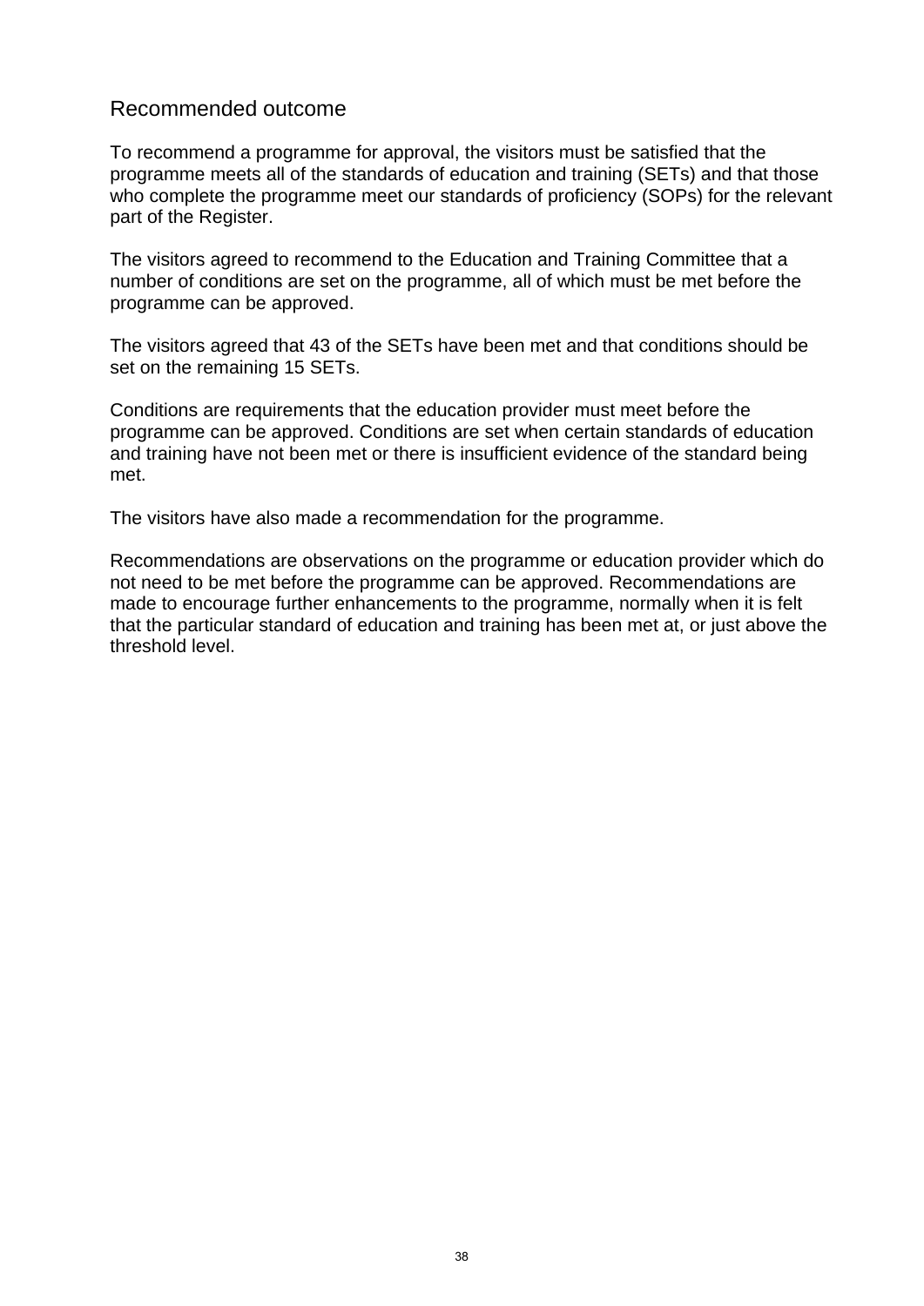## Recommended outcome

To recommend a programme for approval, the visitors must be satisfied that the programme meets all of the standards of education and training (SETs) and that those who complete the programme meet our standards of proficiency (SOPs) for the relevant part of the Register.

The visitors agreed to recommend to the Education and Training Committee that a number of conditions are set on the programme, all of which must be met before the programme can be approved.

The visitors agreed that 43 of the SETs have been met and that conditions should be set on the remaining 15 SETs.

Conditions are requirements that the education provider must meet before the programme can be approved. Conditions are set when certain standards of education and training have not been met or there is insufficient evidence of the standard being met.

The visitors have also made a recommendation for the programme.

Recommendations are observations on the programme or education provider which do not need to be met before the programme can be approved. Recommendations are made to encourage further enhancements to the programme, normally when it is felt that the particular standard of education and training has been met at, or just above the threshold level.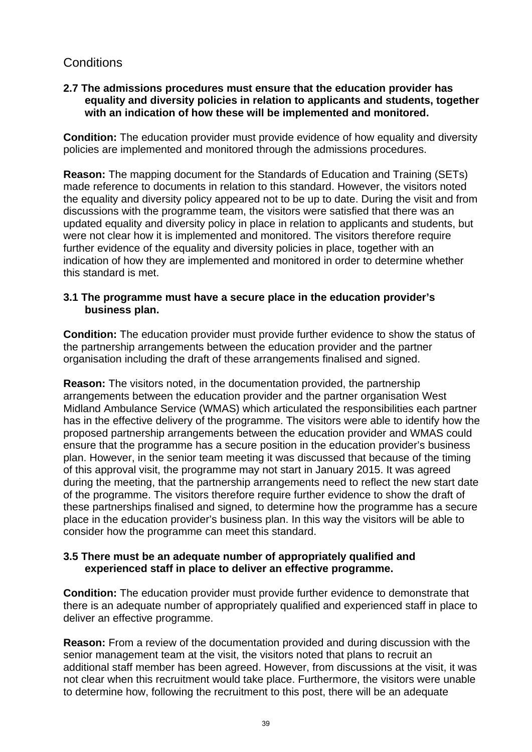## Conditions

**2.7 The admissions procedures must ensure that the education provider has equality and diversity policies in relation to applicants and students, together with an indication of how these will be implemented and monitored.**

**Condition:** The education provider must provide evidence of how equality and diversity policies are implemented and monitored through the admissions procedures.

**Reason:** The mapping document for the Standards of Education and Training (SETs) made reference to documents in relation to this standard. However, the visitors noted the equality and diversity policy appeared not to be up to date. During the visit and from discussions with the programme team, the visitors were satisfied that there was an updated equality and diversity policy in place in relation to applicants and students, but were not clear how it is implemented and monitored. The visitors therefore require further evidence of the equality and diversity policies in place, together with an indication of how they are implemented and monitored in order to determine whether this standard is met.

**3.1 The programme must have a secure place in the education provider's business plan.**

**Condition:** The education provider must provide further evidence to show the status of the partnership arrangements between the education provider and the partner organisation including the draft of these arrangements finalised and signed.

**Reason:** The visitors noted, in the documentation provided, the partnership arrangements between the education provider and the partner organisation West Midland Ambulance Service (WMAS) which articulated the responsibilities each partner has in the effective delivery of the programme. The visitors were able to identify how the proposed partnership arrangements between the education provider and WMAS could ensure that the programme has a secure position in the education provider's business plan. However, in the senior team meeting it was discussed that because of the timing of this approval visit, the programme may not start in January 2015. It was agreed during the meeting, that the partnership arrangements need to reflect the new start date of the programme. The visitors therefore require further evidence to show the draft of these partnerships finalised and signed, to determine how the programme has a secure place in the education provider's business plan. In this way the visitors will be able to consider how the programme can meet this standard.

**3.5 There must be an adequate number of appropriately qualified and experienced staff in place to deliver an effective programme.**

**Condition:** The education provider must provide further evidence to demonstrate that there is an adequate number of appropriately qualified and experienced staff in place to deliver an effective programme.

**Reason:** From a review of the documentation provided and during discussion with the senior management team at the visit, the visitors noted that plans to recruit an additional staff member has been agreed. However, from discussions at the visit, it was not clear when this recruitment would take place. Furthermore, the visitors were unable to determine how, following the recruitment to this post, there will be an adequate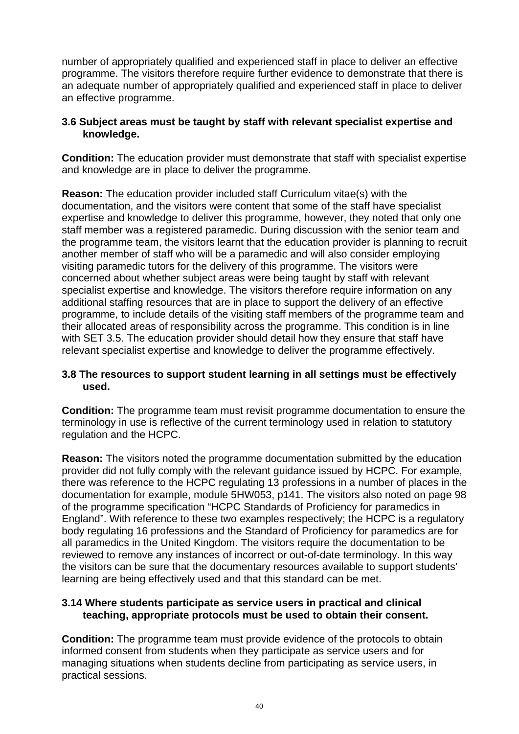number of appropriately qualified and experienced staff in place to deliver an effective programme. The visitors therefore require further evidence to demonstrate that there is an adequate number of appropriately qualified and experienced staff in place to deliver an effective programme.

**3.6 Subject areas must be taught by staff with relevant specialist expertise and knowledge.**

**Condition:** The education provider must demonstrate that staff with specialist expertise and knowledge are in place to deliver the programme.

**Reason:** The education provider included staff Curriculum vitae(s) with the documentation, and the visitors were content that some of the staff have specialist expertise and knowledge to deliver this programme, however, they noted that only one staff member was a registered paramedic. During discussion with the senior team and the programme team, the visitors learnt that the education provider is planning to recruit another member of staff who will be a paramedic and will also consider employing visiting paramedic tutors for the delivery of this programme. The visitors were concerned about whether subject areas were being taught by staff with relevant specialist expertise and knowledge. The visitors therefore require information on any additional staffing resources that are in place to support the delivery of an effective programme, to include details of the visiting staff members of the programme team and their allocated areas of responsibility across the programme. This condition is in line with SET 3.5. The education provider should detail how they ensure that staff have relevant specialist expertise and knowledge to deliver the programme effectively.

**3.8 The resources to support student learning in all settings must be effectively used.**

**Condition:** The programme team must revisit programme documentation to ensure the terminology in use is reflective of the current terminology used in relation to statutory regulation and the HCPC.

**Reason:** The visitors noted the programme documentation submitted by the education provider did not fully comply with the relevant guidance issued by HCPC. For example, there was reference to the HCPC regulating 13 professions in a number of places in the documentation for example, module 5HW053, p141. The visitors also noted on page 98 of the programme specification "HCPC Standards of Proficiency for paramedics in England". With reference to these two examples respectively; the HCPC is a regulatory body regulating 16 professions and the Standard of Proficiency for paramedics are for all paramedics in the United Kingdom. The visitors require the documentation to be reviewed to remove any instances of incorrect or out-of-date terminology. In this way the visitors can be sure that the documentary resources available to support students' learning are being effectively used and that this standard can be met.

**3.14 Where students participate as service users in practical and clinical teaching, appropriate protocols must be used to obtain their consent.**

**Condition:** The programme team must provide evidence of the protocols to obtain informed consent from students when they participate as service users and for managing situations when students decline from participating as service users, in practical sessions.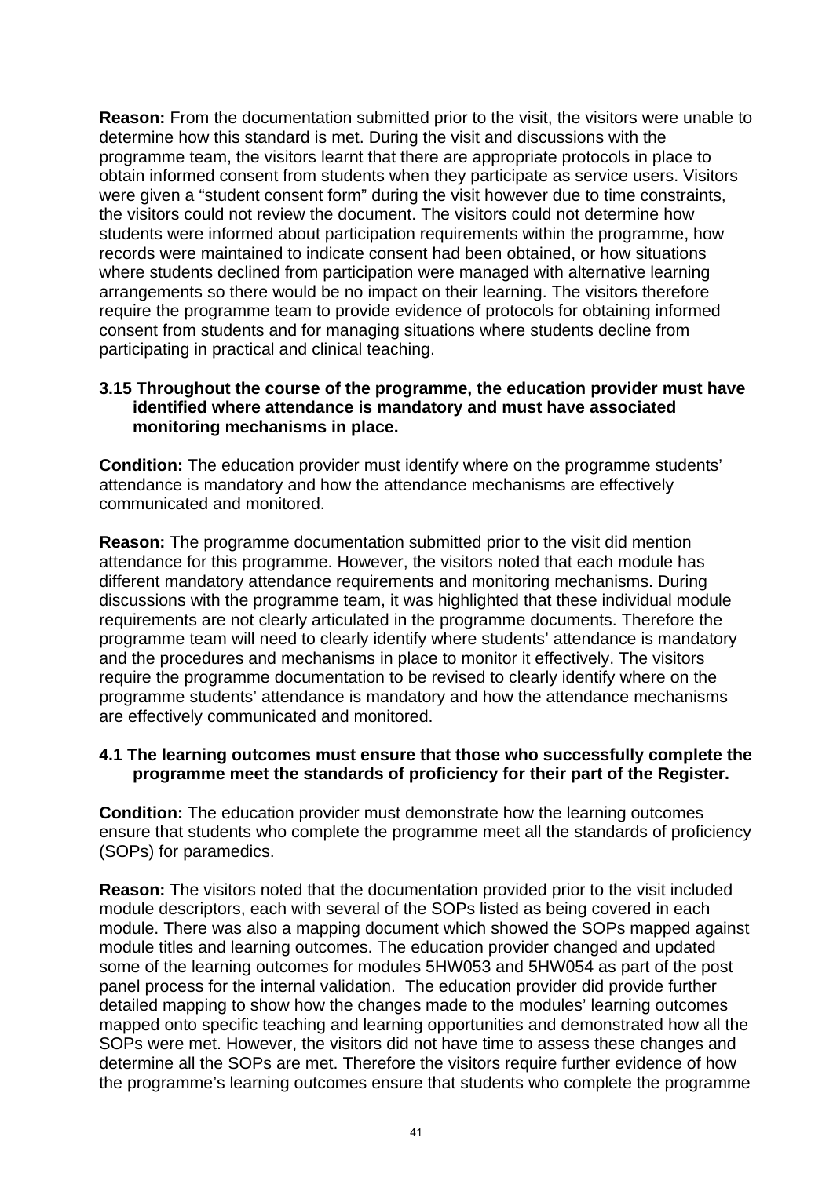**Reason:** From the documentation submitted prior to the visit, the visitors were unable to determine how this standard is met. During the visit and discussions with the programme team, the visitors learnt that there are appropriate protocols in place to obtain informed consent from students when they participate as service users. Visitors were given a "student consent form" during the visit however due to time constraints, the visitors could not review the document. The visitors could not determine how students were informed about participation requirements within the programme, how records were maintained to indicate consent had been obtained, or how situations where students declined from participation were managed with alternative learning arrangements so there would be no impact on their learning. The visitors therefore require the programme team to provide evidence of protocols for obtaining informed consent from students and for managing situations where students decline from participating in practical and clinical teaching.

**3.15 Throughout the course of the programme, the education provider must have identified where attendance is mandatory and must have associated monitoring mechanisms in place.**

**Condition:** The education provider must identify where on the programme students' attendance is mandatory and how the attendance mechanisms are effectively communicated and monitored.

**Reason:** The programme documentation submitted prior to the visit did mention attendance for this programme. However, the visitors noted that each module has different mandatory attendance requirements and monitoring mechanisms. During discussions with the programme team, it was highlighted that these individual module requirements are not clearly articulated in the programme documents. Therefore the programme team will need to clearly identify where students' attendance is mandatory and the procedures and mechanisms in place to monitor it effectively. The visitors require the programme documentation to be revised to clearly identify where on the programme students' attendance is mandatory and how the attendance mechanisms are effectively communicated and monitored.

**4.1 The learning outcomes must ensure that those who successfully complete the programme meet the standards of proficiency for their part of the Register.**

**Condition:** The education provider must demonstrate how the learning outcomes ensure that students who complete the programme meet all the standards of proficiency (SOPs) for paramedics.

**Reason:** The visitors noted that the documentation provided prior to the visit included module descriptors, each with several of the SOPs listed as being covered in each module. There was also a mapping document which showed the SOPs mapped against module titles and learning outcomes. The education provider changed and updated some of the learning outcomes for modules 5HW053 and 5HW054 as part of the post panel process for the internal validation. The education provider did provide further detailed mapping to show how the changes made to the modules' learning outcomes mapped onto specific teaching and learning opportunities and demonstrated how all the SOPs were met. However, the visitors did not have time to assess these changes and determine all the SOPs are met. Therefore the visitors require further evidence of how the programme's learning outcomes ensure that students who complete the programme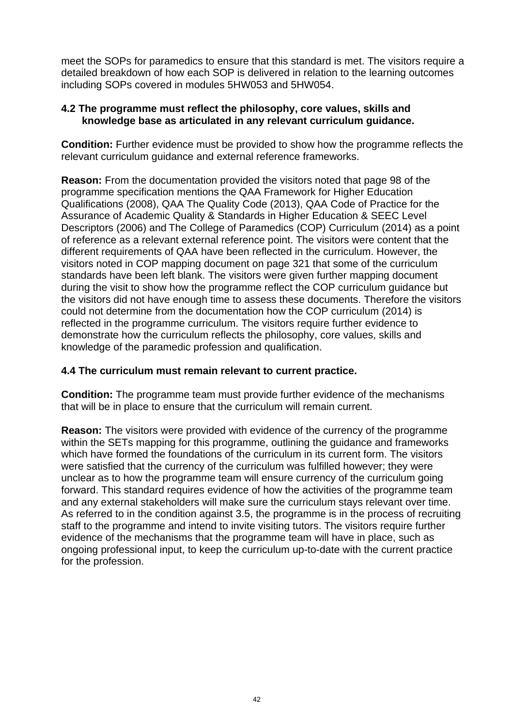meet the SOPs for paramedics to ensure that this standard is met. The visitors require a detailed breakdown of how each SOP is delivered in relation to the learning outcomes including SOPs covered in modules 5HW053 and 5HW054.

**4.2 The programme must reflect the philosophy, core values, skills and knowledge base as articulated in any relevant curriculum guidance.**

**Condition:** Further evidence must be provided to show how the programme reflects the relevant curriculum guidance and external reference frameworks.

**Reason:** From the documentation provided the visitors noted that page 98 of the programme specification mentions the QAA Framework for Higher Education Qualifications (2008), QAA The Quality Code (2013), QAA Code of Practice for the Assurance of Academic Quality & Standards in Higher Education & SEEC Level Descriptors (2006) and The College of Paramedics (COP) Curriculum (2014) as a point of reference as a relevant external reference point. The visitors were content that the different requirements of QAA have been reflected in the curriculum. However, the visitors noted in COP mapping document on page 321 that some of the curriculum standards have been left blank. The visitors were given further mapping document during the visit to show how the programme reflect the COP curriculum guidance but the visitors did not have enough time to assess these documents. Therefore the visitors could not determine from the documentation how the COP curriculum (2014) is reflected in the programme curriculum. The visitors require further evidence to demonstrate how the curriculum reflects the philosophy, core values, skills and knowledge of the paramedic profession and qualification.

**4.4 The curriculum must remain relevant to current practice.**

**Condition:** The programme team must provide further evidence of the mechanisms that will be in place to ensure that the curriculum will remain current.

**Reason:** The visitors were provided with evidence of the currency of the programme within the SETs mapping for this programme, outlining the guidance and frameworks which have formed the foundations of the curriculum in its current form. The visitors were satisfied that the currency of the curriculum was fulfilled however; they were unclear as to how the programme team will ensure currency of the curriculum going forward. This standard requires evidence of how the activities of the programme team and any external stakeholders will make sure the curriculum stays relevant over time. As referred to in the condition against 3.5, the programme is in the process of recruiting staff to the programme and intend to invite visiting tutors. The visitors require further evidence of the mechanisms that the programme team will have in place, such as ongoing professional input, to keep the curriculum up-to-date with the current practice for the profession.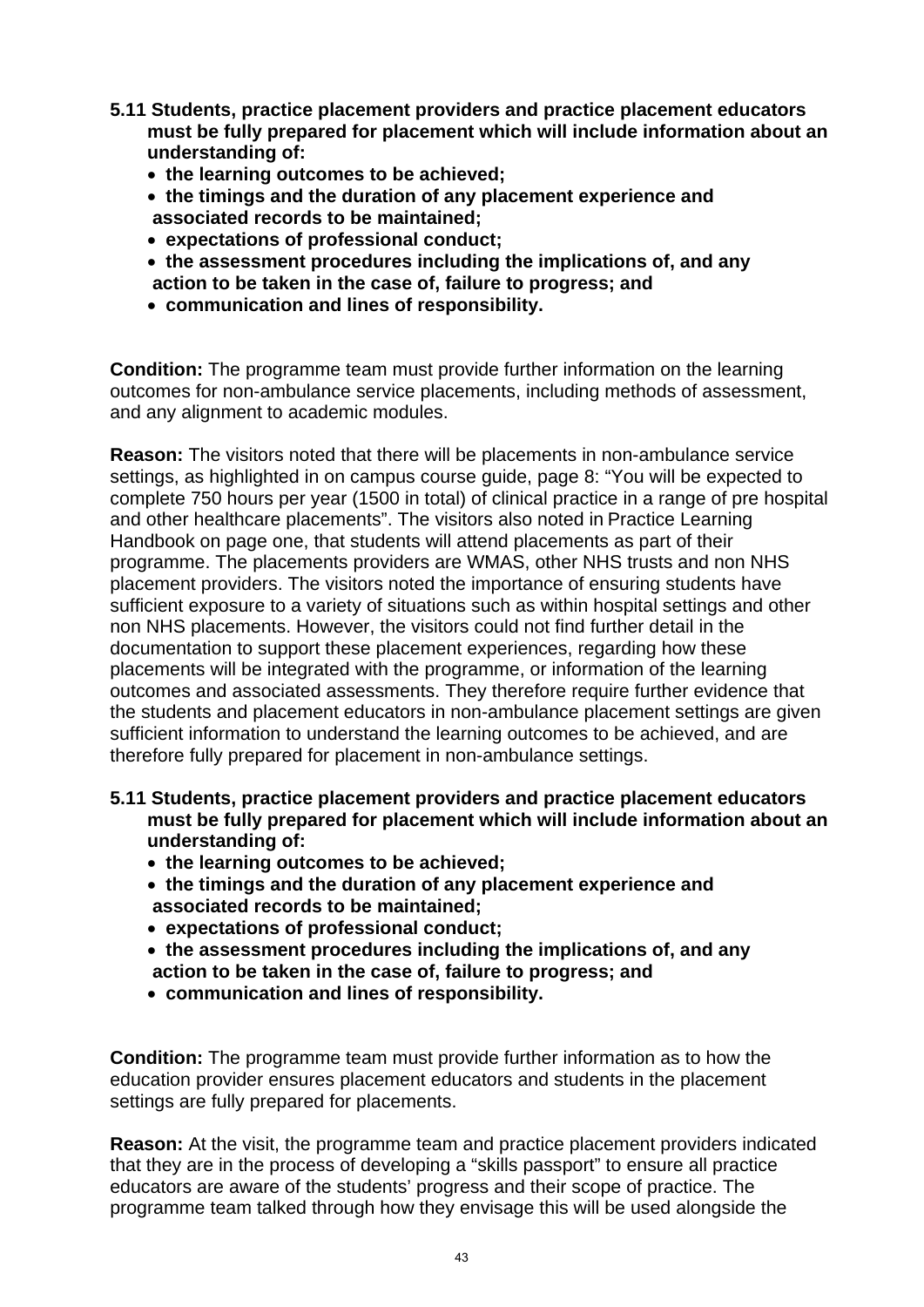**5.11 Students, practice placement providers and practice placement educators must be fully prepared for placement which will include information about an understanding of:**

- **the learning outcomes to be achieved;**
- **the timings and the duration of any placement experience and associated records to be maintained;**
- **expectations of professional conduct;**
- **the assessment procedures including the implications of, and any action to be taken in the case of, failure to progress; and**
- **communication and lines of responsibility.**

**Condition:** The programme team must provide further information on the learning outcomes for non-ambulance service placements, including methods of assessment, and any alignment to academic modules.

**Reason:** The visitors noted that there will be placements in non-ambulance service settings, as highlighted in on campus course guide, page 8: "You will be expected to complete 750 hours per year (1500 in total) of clinical practice in a range of pre hospital and other healthcare placements". The visitors also noted in Practice Learning Handbook on page one, that students will attend placements as part of their programme. The placements providers are WMAS, other NHS trusts and non NHS placement providers. The visitors noted the importance of ensuring students have sufficient exposure to a variety of situations such as within hospital settings and other non NHS placements. However, the visitors could not find further detail in the documentation to support these placement experiences, regarding how these placements will be integrated with the programme, or information of the learning outcomes and associated assessments. They therefore require further evidence that the students and placement educators in non-ambulance placement settings are given sufficient information to understand the learning outcomes to be achieved, and are therefore fully prepared for placement in non-ambulance settings.

**5.11 Students, practice placement providers and practice placement educators must be fully prepared for placement which will include information about an understanding of:**

- **the learning outcomes to be achieved;**
- **the timings and the duration of any placement experience and associated records to be maintained;**
- **expectations of professional conduct;**
- **the assessment procedures including the implications of, and any action to be taken in the case of, failure to progress; and**
- **communication and lines of responsibility.**

**Condition:** The programme team must provide further information as to how the education provider ensures placement educators and students in the placement settings are fully prepared for placements.

**Reason:** At the visit, the programme team and practice placement providers indicated that they are in the process of developing a "skills passport" to ensure all practice educators are aware of the students' progress and their scope of practice. The programme team talked through how they envisage this will be used alongside the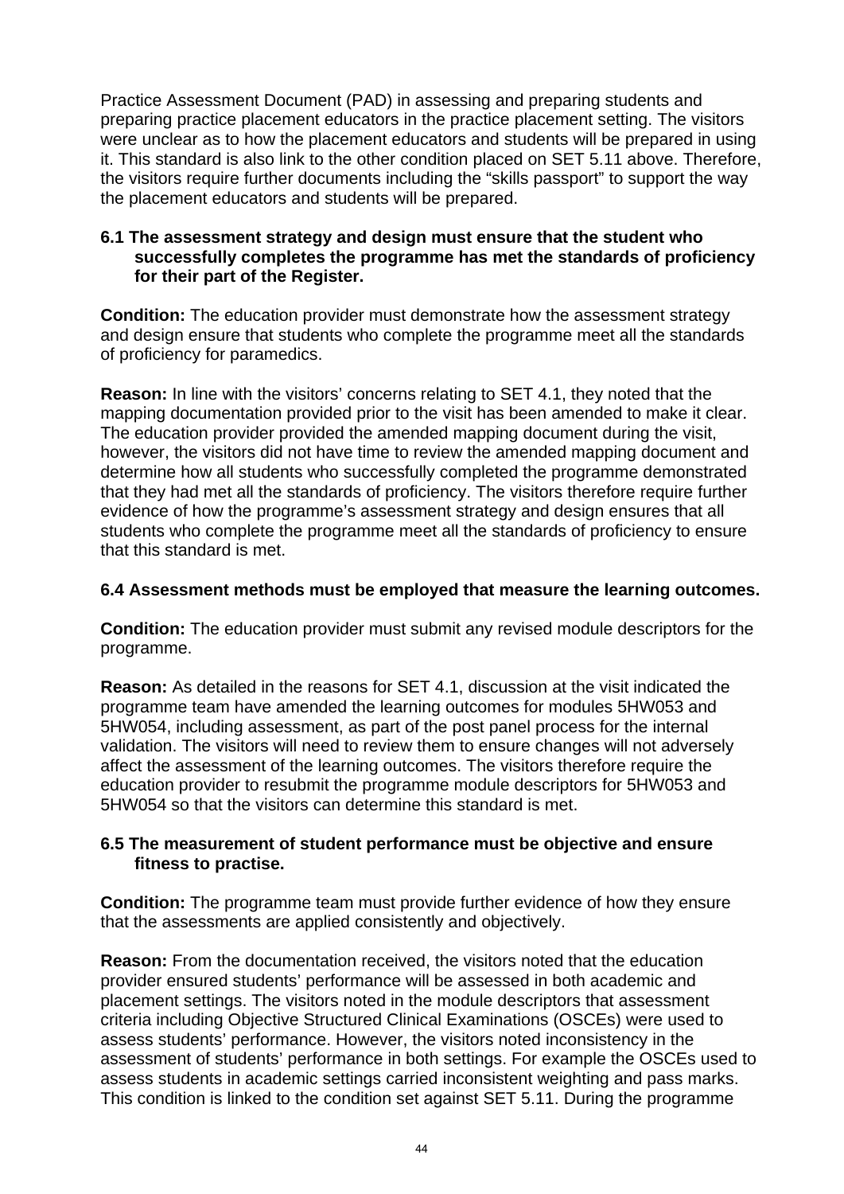Practice Assessment Document (PAD) in assessing and preparing students and preparing practice placement educators in the practice placement setting. The visitors were unclear as to how the placement educators and students will be prepared in using it. This standard is also link to the other condition placed on SET 5.11 above. Therefore, the visitors require further documents including the “skills passport” to support the way the placement educators and students will be prepared.

**6.1 The assessment strategy and design must ensure that the student who successfully completes the programme has met the standards of proficiency for their part of the Register.**

**Condition:** The education provider must demonstrate how the assessment strategy and design ensure that students who complete the programme meet all the standards of proficiency for paramedics.

**Reason:** In line with the visitors’ concerns relating to SET 4.1, they noted that the mapping documentation provided prior to the visit has been amended to make it clear. The education provider provided the amended mapping document during the visit, however, the visitors did not have time to review the amended mapping document and determine how all students who successfully completed the programme demonstrated that they had met all the standards of proficiency. The visitors therefore require further evidence of how the programme’s assessment strategy and design ensures that all students who complete the programme meet all the standards of proficiency to ensure that this standard is met.

**6.4 Assessment methods must be employed that measure the learning outcomes.**

**Condition:** The education provider must submit any revised module descriptors for the programme.

**Reason:** As detailed in the reasons for SET 4.1, discussion at the visit indicated the programme team have amended the learning outcomes for modules 5HW053 and 5HW054, including assessment, as part of the post panel process for the internal validation. The visitors will need to review them to ensure changes will not adversely affect the assessment of the learning outcomes. The visitors therefore require the education provider to resubmit the programme module descriptors for 5HW053 and 5HW054 so that the visitors can determine this standard is met.

**6.5 The measurement of student performance must be objective and ensure fitness to practise.**

**Condition:** The programme team must provide further evidence of how they ensure that the assessments are applied consistently and objectively.

**Reason:** From the documentation received, the visitors noted that the education provider ensured students’ performance will be assessed in both academic and placement settings. The visitors noted in the module descriptors that assessment criteria including Objective Structured Clinical Examinations (OSCEs) were used to assess students’ performance. However, the visitors noted inconsistency in the assessment of students’ performance in both settings. For example the OSCEs used to assess students in academic settings carried inconsistent weighting and pass marks. This condition is linked to the condition set against SET 5.11. During the programme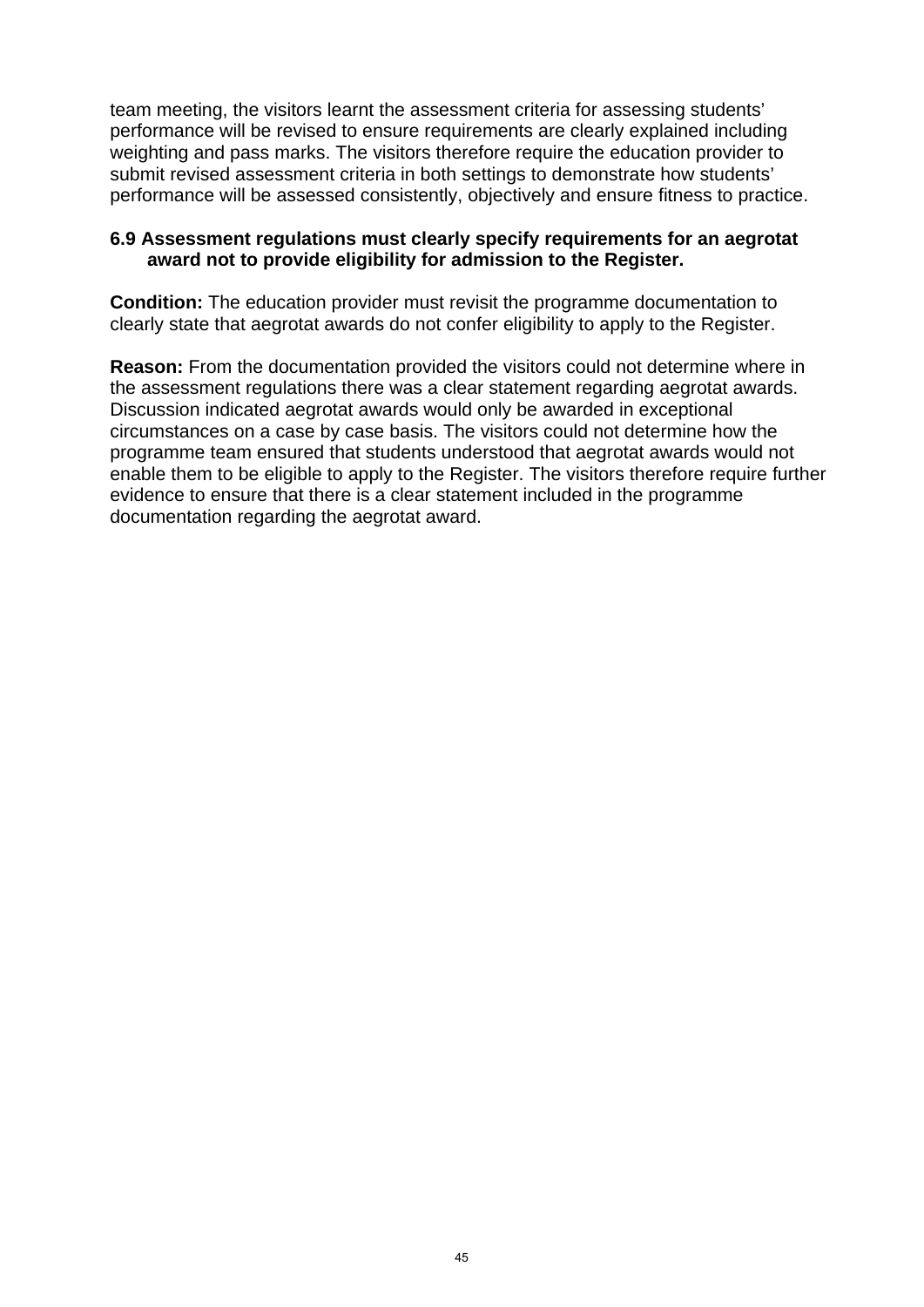team meeting, the visitors learnt the assessment criteria for assessing students' performance will be revised to ensure requirements are clearly explained including weighting and pass marks. The visitors therefore require the education provider to submit revised assessment criteria in both settings to demonstrate how students' performance will be assessed consistently, objectively and ensure fitness to practice.

**6.9 Assessment regulations must clearly specify requirements for an aegrotat award not to provide eligibility for admission to the Register.**

**Condition:** The education provider must revisit the programme documentation to clearly state that aegrotat awards do not confer eligibility to apply to the Register.

**Reason:** From the documentation provided the visitors could not determine where in the assessment regulations there was a clear statement regarding aegrotat awards. Discussion indicated aegrotat awards would only be awarded in exceptional circumstances on a case by case basis. The visitors could not determine how the programme team ensured that students understood that aegrotat awards would not enable them to be eligible to apply to the Register. The visitors therefore require further evidence to ensure that there is a clear statement included in the programme documentation regarding the aegrotat award.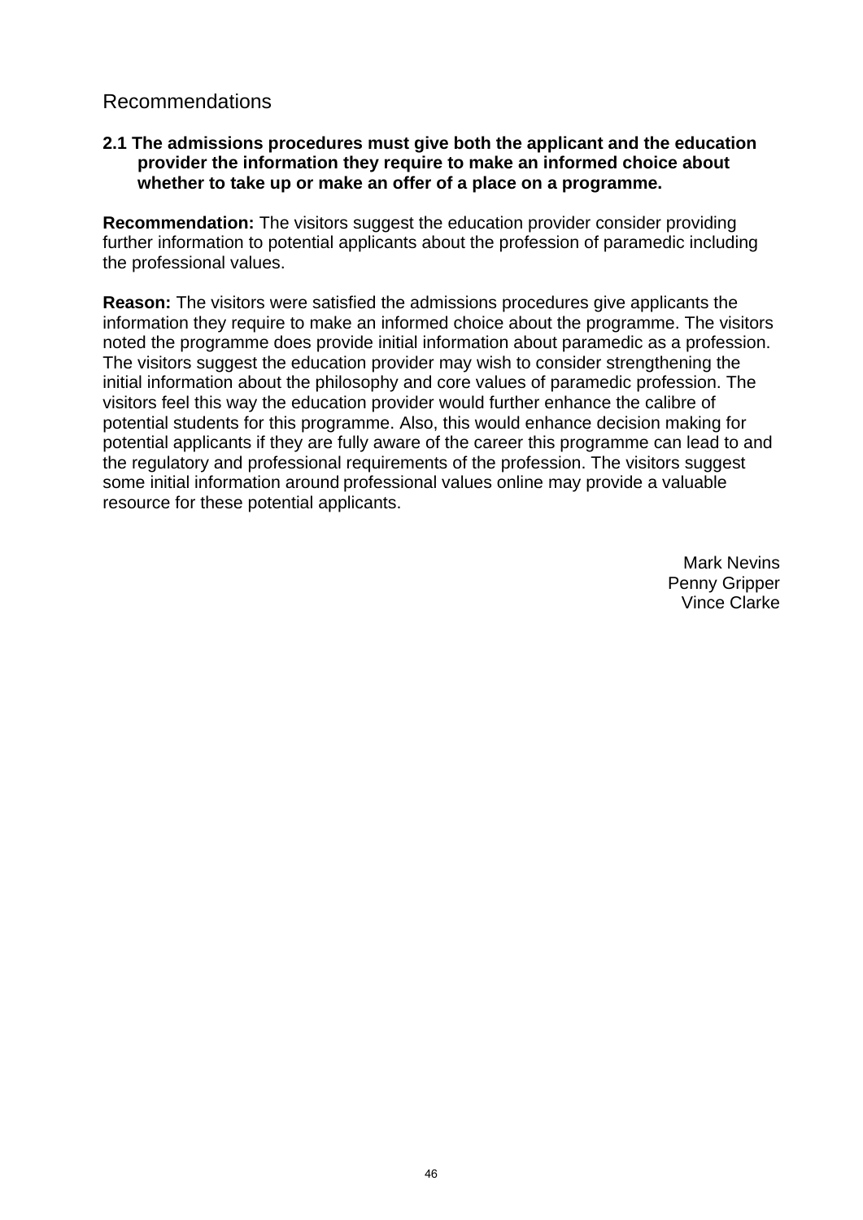## Recommendations

**2.1 The admissions procedures must give both the applicant and the education provider the information they require to make an informed choice about whether to take up or make an offer of a place on a programme.**

**Recommendation:** The visitors suggest the education provider consider providing further information to potential applicants about the profession of paramedic including the professional values.

**Reason:** The visitors were satisfied the admissions procedures give applicants the information they require to make an informed choice about the programme. The visitors noted the programme does provide initial information about paramedic as a profession. The visitors suggest the education provider may wish to consider strengthening the initial information about the philosophy and core values of paramedic profession. The visitors feel this way the education provider would further enhance the calibre of potential students for this programme. Also, this would enhance decision making for potential applicants if they are fully aware of the career this programme can lead to and the regulatory and professional requirements of the profession. The visitors suggest some initial information around professional values online may provide a valuable resource for these potential applicants.

Mark Nevins
Penny Gripper
Vince Clarke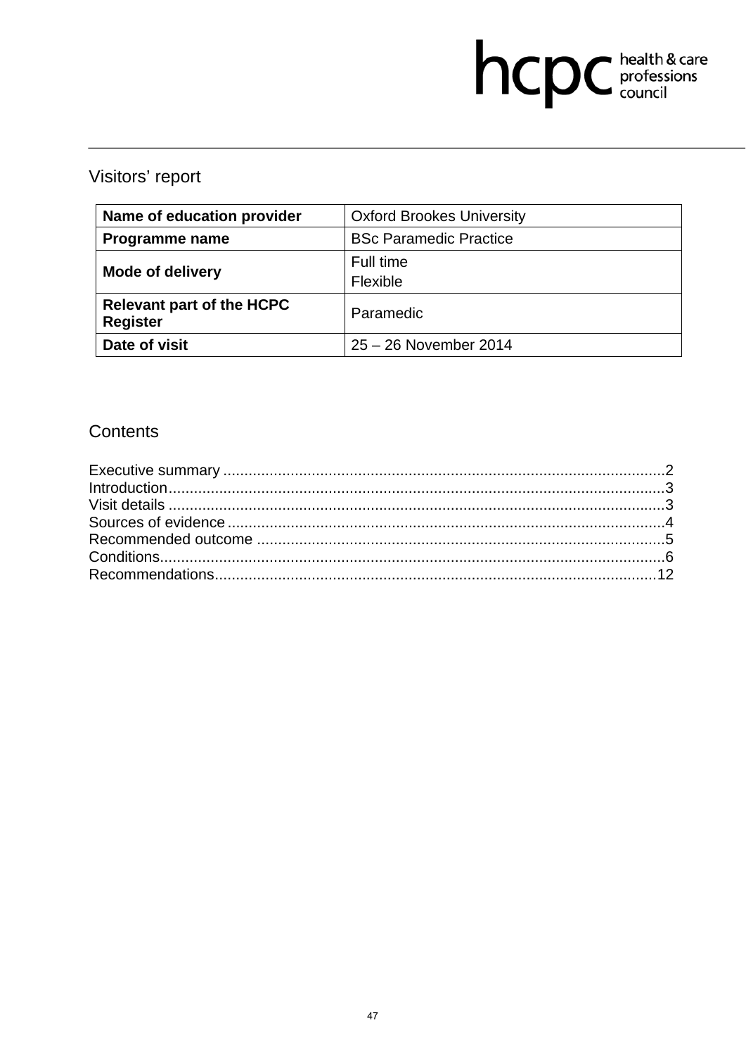hcpc health & care professions council

# Visitors' report

| | |
|---|---|
| **Name of education provider** | Oxford Brookes University |
| **Programme name** | BSc Paramedic Practice |
| **Mode of delivery** | Full time<br>Flexible |
| **Relevant part of the HCPC Register** | Paramedic |
| **Date of visit** | 25 – 26 November 2014 |

## Contents

Executive summary ........................................................................................................2
Introduction.....................................................................................................................3
Visit details .....................................................................................................................3
Sources of evidence .......................................................................................................4
Recommended outcome ................................................................................................5
Conditions.......................................................................................................................6
Recommendations.........................................................................................................12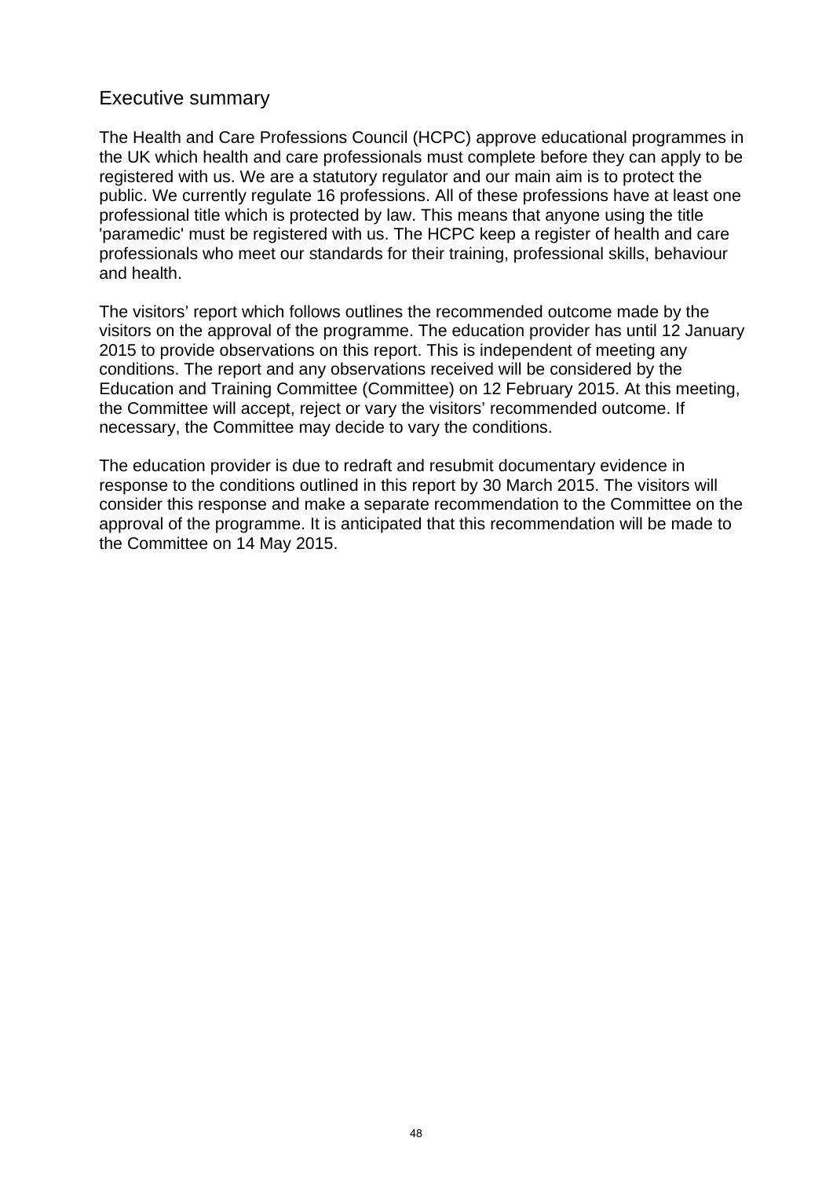## Executive summary

The Health and Care Professions Council (HCPC) approve educational programmes in the UK which health and care professionals must complete before they can apply to be registered with us. We are a statutory regulator and our main aim is to protect the public. We currently regulate 16 professions. All of these professions have at least one professional title which is protected by law. This means that anyone using the title 'paramedic' must be registered with us. The HCPC keep a register of health and care professionals who meet our standards for their training, professional skills, behaviour and health.

The visitors' report which follows outlines the recommended outcome made by the visitors on the approval of the programme. The education provider has until 12 January 2015 to provide observations on this report. This is independent of meeting any conditions. The report and any observations received will be considered by the Education and Training Committee (Committee) on 12 February 2015. At this meeting, the Committee will accept, reject or vary the visitors' recommended outcome. If necessary, the Committee may decide to vary the conditions.

The education provider is due to redraft and resubmit documentary evidence in response to the conditions outlined in this report by 30 March 2015. The visitors will consider this response and make a separate recommendation to the Committee on the approval of the programme. It is anticipated that this recommendation will be made to the Committee on 14 May 2015.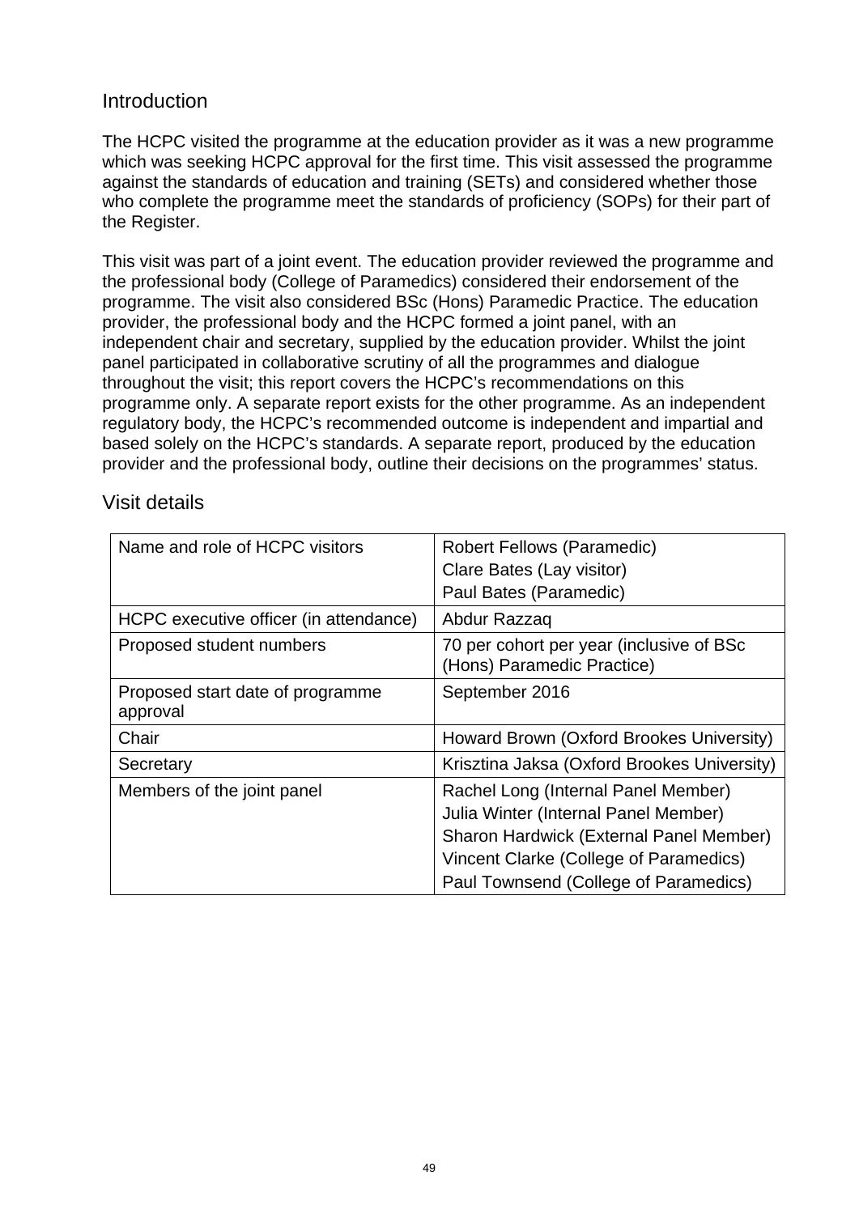## Introduction

The HCPC visited the programme at the education provider as it was a new programme which was seeking HCPC approval for the first time. This visit assessed the programme against the standards of education and training (SETs) and considered whether those who complete the programme meet the standards of proficiency (SOPs) for their part of the Register.

This visit was part of a joint event. The education provider reviewed the programme and the professional body (College of Paramedics) considered their endorsement of the programme. The visit also considered BSc (Hons) Paramedic Practice. The education provider, the professional body and the HCPC formed a joint panel, with an independent chair and secretary, supplied by the education provider. Whilst the joint panel participated in collaborative scrutiny of all the programmes and dialogue throughout the visit; this report covers the HCPC's recommendations on this programme only. A separate report exists for the other programme. As an independent regulatory body, the HCPC's recommended outcome is independent and impartial and based solely on the HCPC's standards. A separate report, produced by the education provider and the professional body, outline their decisions on the programmes' status.

## Visit details

| | |
|---|---|
| Name and role of HCPC visitors | Robert Fellows (Paramedic)<br>Clare Bates (Lay visitor)<br>Paul Bates (Paramedic) |
| HCPC executive officer (in attendance) | Abdur Razzaq |
| Proposed student numbers | 70 per cohort per year (inclusive of BSc (Hons) Paramedic Practice) |
| Proposed start date of programme approval | September 2016 |
| Chair | Howard Brown (Oxford Brookes University) |
| Secretary | Krisztina Jaksa (Oxford Brookes University) |
| Members of the joint panel | Rachel Long (Internal Panel Member)<br>Julia Winter (Internal Panel Member)<br>Sharon Hardwick (External Panel Member)<br>Vincent Clarke (College of Paramedics)<br>Paul Townsend (College of Paramedics) |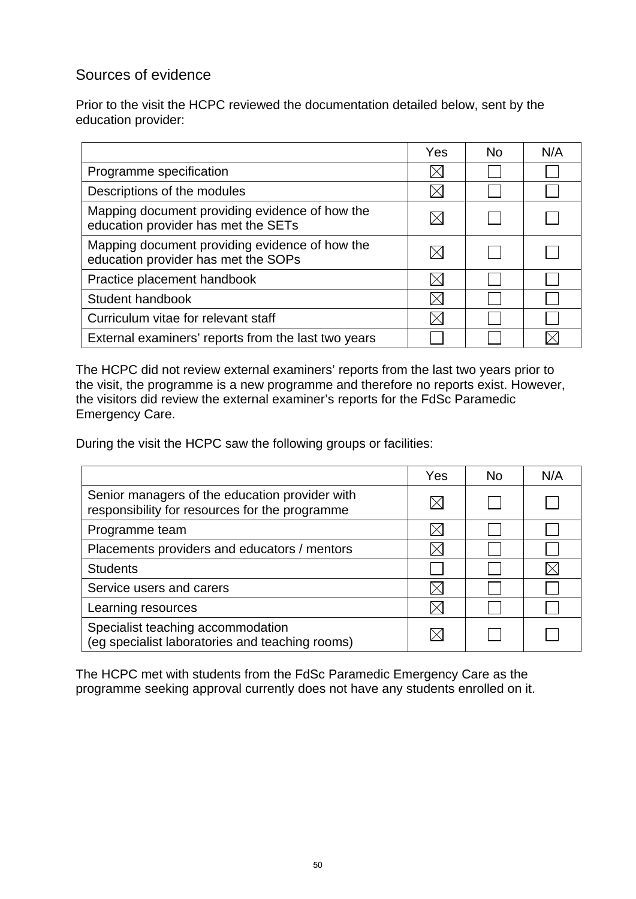## Sources of evidence

Prior to the visit the HCPC reviewed the documentation detailed below, sent by the education provider:

| | Yes | No | N/A |
|---|---|---|---|
| Programme specification | ☒ | ☐ | ☐ |
| Descriptions of the modules | ☒ | ☐ | ☐ |
| Mapping document providing evidence of how the education provider has met the SETs | ☒ | ☐ | ☐ |
| Mapping document providing evidence of how the education provider has met the SOPs | ☒ | ☐ | ☐ |
| Practice placement handbook | ☒ | ☐ | ☐ |
| Student handbook | ☒ | ☐ | ☐ |
| Curriculum vitae for relevant staff | ☒ | ☐ | ☐ |
| External examiners' reports from the last two years | ☐ | ☐ | ☒ |

The HCPC did not review external examiners' reports from the last two years prior to the visit, the programme is a new programme and therefore no reports exist. However, the visitors did review the external examiner's reports for the FdSc Paramedic Emergency Care.

During the visit the HCPC saw the following groups or facilities:

| | Yes | No | N/A |
|---|---|---|---|
| Senior managers of the education provider with responsibility for resources for the programme | ☒ | ☐ | ☐ |
| Programme team | ☒ | ☐ | ☐ |
| Placements providers and educators / mentors | ☒ | ☐ | ☐ |
| Students | ☐ | ☐ | ☒ |
| Service users and carers | ☒ | ☐ | ☐ |
| Learning resources | ☒ | ☐ | ☐ |
| Specialist teaching accommodation (eg specialist laboratories and teaching rooms) | ☒ | ☐ | ☐ |

The HCPC met with students from the FdSc Paramedic Emergency Care as the programme seeking approval currently does not have any students enrolled on it.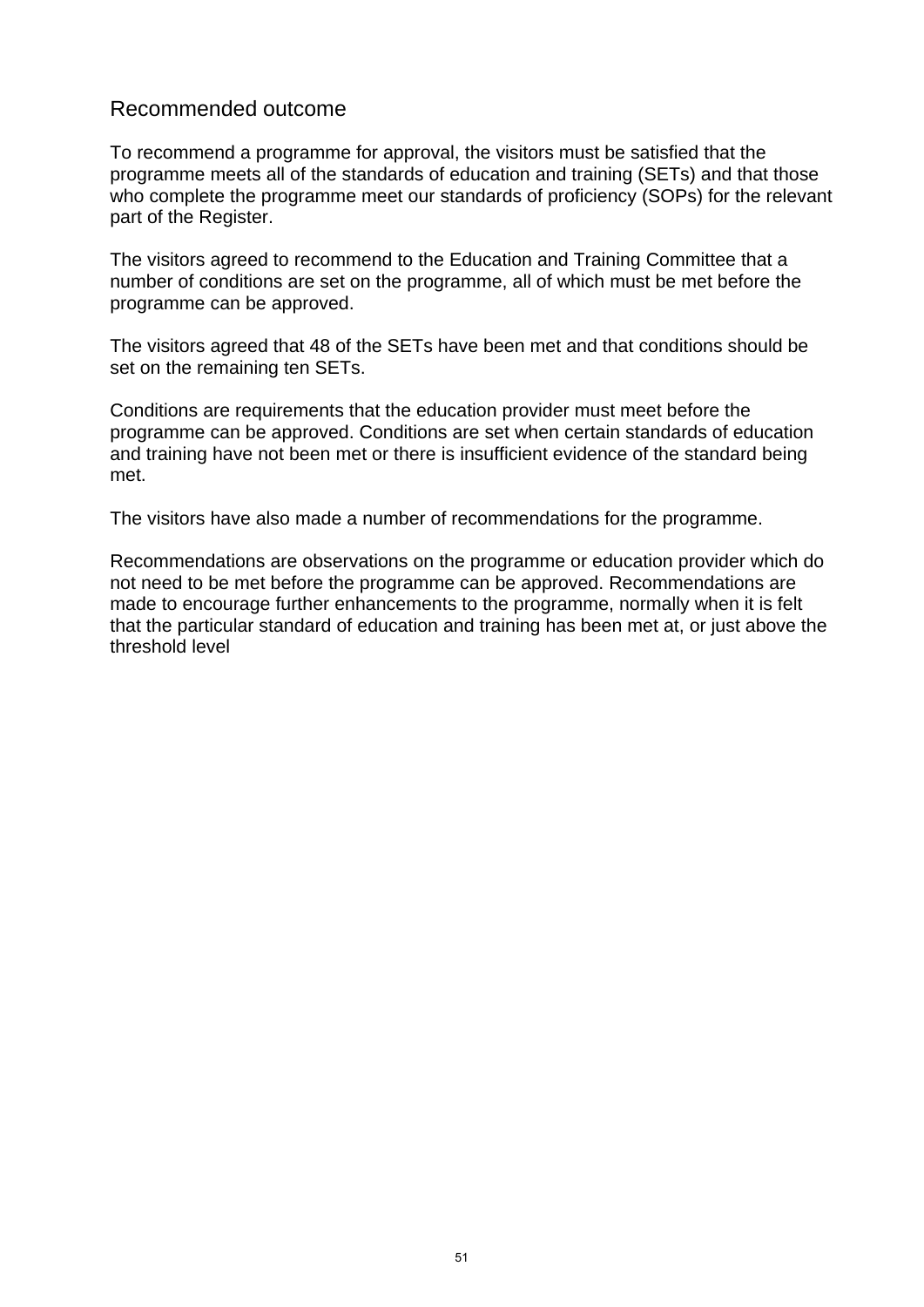## Recommended outcome

To recommend a programme for approval, the visitors must be satisfied that the programme meets all of the standards of education and training (SETs) and that those who complete the programme meet our standards of proficiency (SOPs) for the relevant part of the Register.

The visitors agreed to recommend to the Education and Training Committee that a number of conditions are set on the programme, all of which must be met before the programme can be approved.

The visitors agreed that 48 of the SETs have been met and that conditions should be set on the remaining ten SETs.

Conditions are requirements that the education provider must meet before the programme can be approved. Conditions are set when certain standards of education and training have not been met or there is insufficient evidence of the standard being met.

The visitors have also made a number of recommendations for the programme.

Recommendations are observations on the programme or education provider which do not need to be met before the programme can be approved. Recommendations are made to encourage further enhancements to the programme, normally when it is felt that the particular standard of education and training has been met at, or just above the threshold level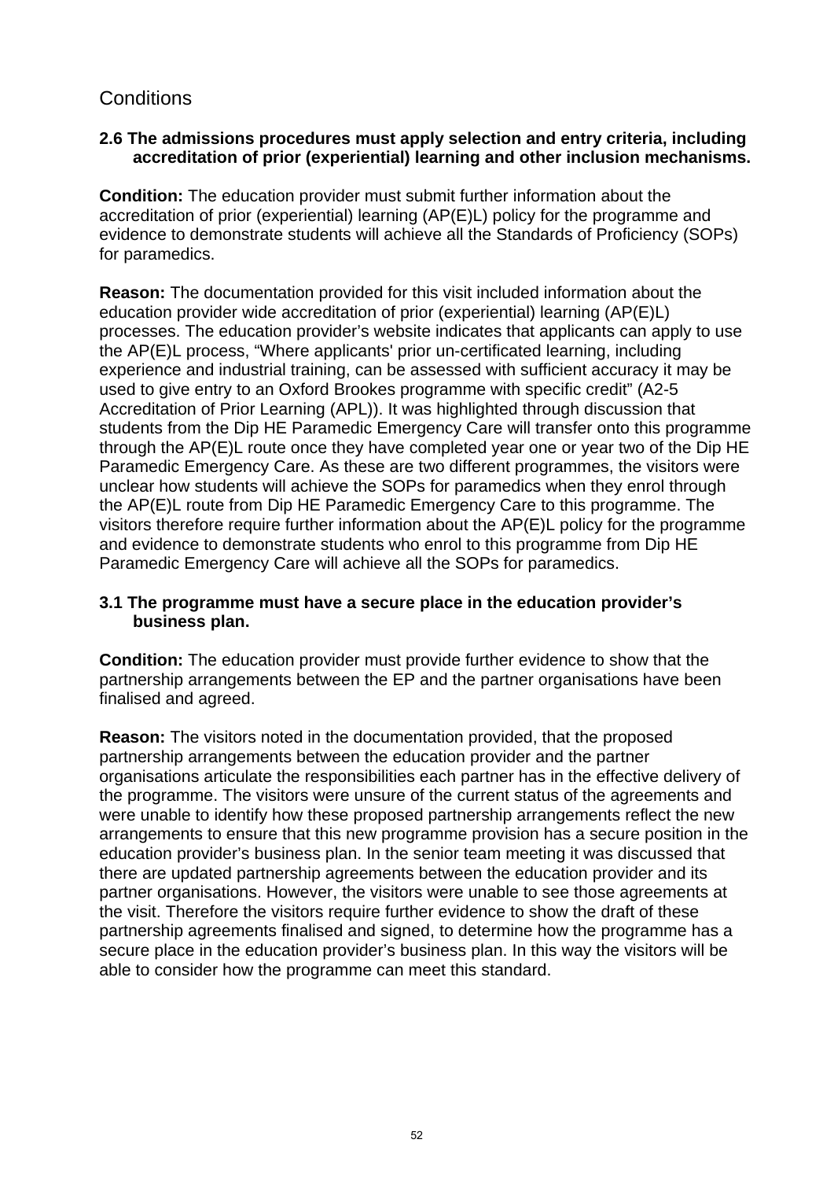## Conditions

**2.6 The admissions procedures must apply selection and entry criteria, including accreditation of prior (experiential) learning and other inclusion mechanisms.**

**Condition:** The education provider must submit further information about the accreditation of prior (experiential) learning (AP(E)L) policy for the programme and evidence to demonstrate students will achieve all the Standards of Proficiency (SOPs) for paramedics.

**Reason:** The documentation provided for this visit included information about the education provider wide accreditation of prior (experiential) learning (AP(E)L) processes. The education provider's website indicates that applicants can apply to use the AP(E)L process, "Where applicants' prior un-certificated learning, including experience and industrial training, can be assessed with sufficient accuracy it may be used to give entry to an Oxford Brookes programme with specific credit" (A2-5 Accreditation of Prior Learning (APL)). It was highlighted through discussion that students from the Dip HE Paramedic Emergency Care will transfer onto this programme through the AP(E)L route once they have completed year one or year two of the Dip HE Paramedic Emergency Care. As these are two different programmes, the visitors were unclear how students will achieve the SOPs for paramedics when they enrol through the AP(E)L route from Dip HE Paramedic Emergency Care to this programme. The visitors therefore require further information about the AP(E)L policy for the programme and evidence to demonstrate students who enrol to this programme from Dip HE Paramedic Emergency Care will achieve all the SOPs for paramedics.

**3.1 The programme must have a secure place in the education provider's business plan.**

**Condition:** The education provider must provide further evidence to show that the partnership arrangements between the EP and the partner organisations have been finalised and agreed.

**Reason:** The visitors noted in the documentation provided, that the proposed partnership arrangements between the education provider and the partner organisations articulate the responsibilities each partner has in the effective delivery of the programme. The visitors were unsure of the current status of the agreements and were unable to identify how these proposed partnership arrangements reflect the new arrangements to ensure that this new programme provision has a secure position in the education provider's business plan. In the senior team meeting it was discussed that there are updated partnership agreements between the education provider and its partner organisations. However, the visitors were unable to see those agreements at the visit. Therefore the visitors require further evidence to show the draft of these partnership agreements finalised and signed, to determine how the programme has a secure place in the education provider's business plan. In this way the visitors will be able to consider how the programme can meet this standard.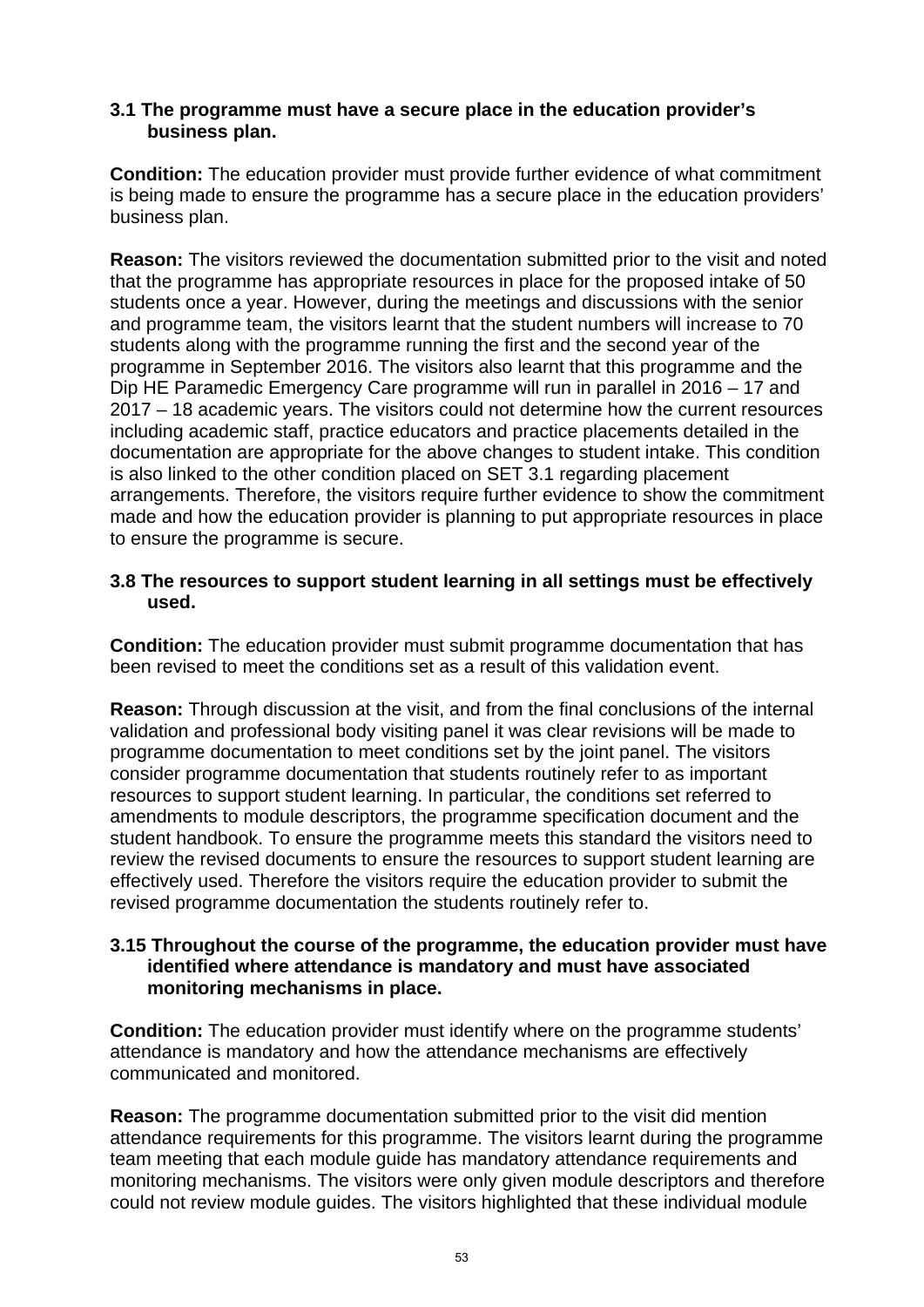**3.1 The programme must have a secure place in the education provider's business plan.**

**Condition:** The education provider must provide further evidence of what commitment is being made to ensure the programme has a secure place in the education providers' business plan.

**Reason:** The visitors reviewed the documentation submitted prior to the visit and noted that the programme has appropriate resources in place for the proposed intake of 50 students once a year. However, during the meetings and discussions with the senior and programme team, the visitors learnt that the student numbers will increase to 70 students along with the programme running the first and the second year of the programme in September 2016. The visitors also learnt that this programme and the Dip HE Paramedic Emergency Care programme will run in parallel in 2016 – 17 and 2017 – 18 academic years. The visitors could not determine how the current resources including academic staff, practice educators and practice placements detailed in the documentation are appropriate for the above changes to student intake. This condition is also linked to the other condition placed on SET 3.1 regarding placement arrangements. Therefore, the visitors require further evidence to show the commitment made and how the education provider is planning to put appropriate resources in place to ensure the programme is secure.

**3.8 The resources to support student learning in all settings must be effectively used.**

**Condition:** The education provider must submit programme documentation that has been revised to meet the conditions set as a result of this validation event.

**Reason:** Through discussion at the visit, and from the final conclusions of the internal validation and professional body visiting panel it was clear revisions will be made to programme documentation to meet conditions set by the joint panel. The visitors consider programme documentation that students routinely refer to as important resources to support student learning. In particular, the conditions set referred to amendments to module descriptors, the programme specification document and the student handbook. To ensure the programme meets this standard the visitors need to review the revised documents to ensure the resources to support student learning are effectively used. Therefore the visitors require the education provider to submit the revised programme documentation the students routinely refer to.

**3.15 Throughout the course of the programme, the education provider must have identified where attendance is mandatory and must have associated monitoring mechanisms in place.**

**Condition:** The education provider must identify where on the programme students' attendance is mandatory and how the attendance mechanisms are effectively communicated and monitored.

**Reason:** The programme documentation submitted prior to the visit did mention attendance requirements for this programme. The visitors learnt during the programme team meeting that each module guide has mandatory attendance requirements and monitoring mechanisms. The visitors were only given module descriptors and therefore could not review module guides. The visitors highlighted that these individual module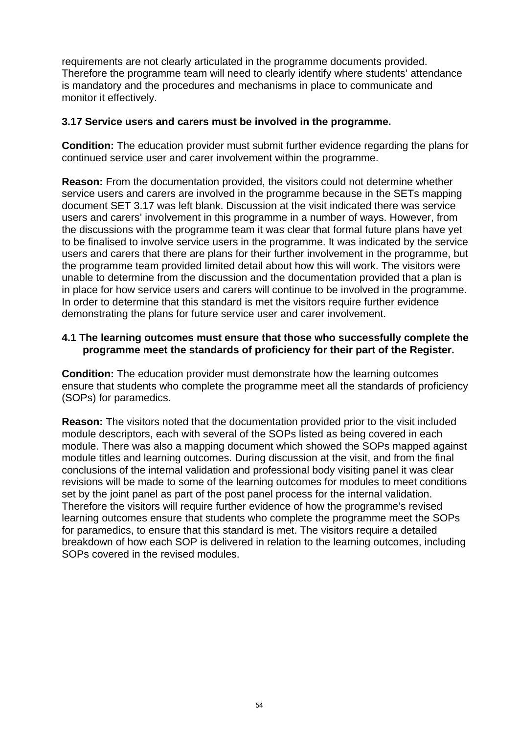requirements are not clearly articulated in the programme documents provided. Therefore the programme team will need to clearly identify where students' attendance is mandatory and the procedures and mechanisms in place to communicate and monitor it effectively.

**3.17 Service users and carers must be involved in the programme.**

**Condition:** The education provider must submit further evidence regarding the plans for continued service user and carer involvement within the programme.

**Reason:** From the documentation provided, the visitors could not determine whether service users and carers are involved in the programme because in the SETs mapping document SET 3.17 was left blank. Discussion at the visit indicated there was service users and carers' involvement in this programme in a number of ways. However, from the discussions with the programme team it was clear that formal future plans have yet to be finalised to involve service users in the programme. It was indicated by the service users and carers that there are plans for their further involvement in the programme, but the programme team provided limited detail about how this will work. The visitors were unable to determine from the discussion and the documentation provided that a plan is in place for how service users and carers will continue to be involved in the programme. In order to determine that this standard is met the visitors require further evidence demonstrating the plans for future service user and carer involvement.

**4.1 The learning outcomes must ensure that those who successfully complete the programme meet the standards of proficiency for their part of the Register.**

**Condition:** The education provider must demonstrate how the learning outcomes ensure that students who complete the programme meet all the standards of proficiency (SOPs) for paramedics.

**Reason:** The visitors noted that the documentation provided prior to the visit included module descriptors, each with several of the SOPs listed as being covered in each module. There was also a mapping document which showed the SOPs mapped against module titles and learning outcomes. During discussion at the visit, and from the final conclusions of the internal validation and professional body visiting panel it was clear revisions will be made to some of the learning outcomes for modules to meet conditions set by the joint panel as part of the post panel process for the internal validation. Therefore the visitors will require further evidence of how the programme's revised learning outcomes ensure that students who complete the programme meet the SOPs for paramedics, to ensure that this standard is met. The visitors require a detailed breakdown of how each SOP is delivered in relation to the learning outcomes, including SOPs covered in the revised modules.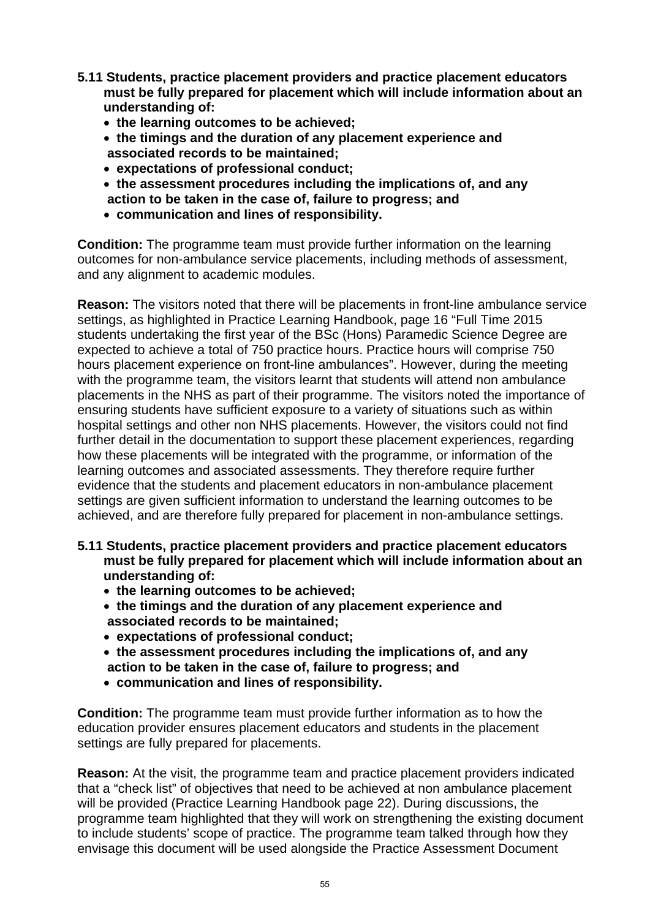**5.11 Students, practice placement providers and practice placement educators must be fully prepared for placement which will include information about an understanding of:**

- **the learning outcomes to be achieved;**
- **the timings and the duration of any placement experience and associated records to be maintained;**
- **expectations of professional conduct;**
- **the assessment procedures including the implications of, and any action to be taken in the case of, failure to progress; and**
- **communication and lines of responsibility.**

**Condition:** The programme team must provide further information on the learning outcomes for non-ambulance service placements, including methods of assessment, and any alignment to academic modules.

**Reason:** The visitors noted that there will be placements in front-line ambulance service settings, as highlighted in Practice Learning Handbook, page 16 "Full Time 2015 students undertaking the first year of the BSc (Hons) Paramedic Science Degree are expected to achieve a total of 750 practice hours. Practice hours will comprise 750 hours placement experience on front-line ambulances". However, during the meeting with the programme team, the visitors learnt that students will attend non ambulance placements in the NHS as part of their programme. The visitors noted the importance of ensuring students have sufficient exposure to a variety of situations such as within hospital settings and other non NHS placements. However, the visitors could not find further detail in the documentation to support these placement experiences, regarding how these placements will be integrated with the programme, or information of the learning outcomes and associated assessments. They therefore require further evidence that the students and placement educators in non-ambulance placement settings are given sufficient information to understand the learning outcomes to be achieved, and are therefore fully prepared for placement in non-ambulance settings.

**5.11 Students, practice placement providers and practice placement educators must be fully prepared for placement which will include information about an understanding of:**

- **the learning outcomes to be achieved;**
- **the timings and the duration of any placement experience and associated records to be maintained;**
- **expectations of professional conduct;**
- **the assessment procedures including the implications of, and any action to be taken in the case of, failure to progress; and**
- **communication and lines of responsibility.**

**Condition:** The programme team must provide further information as to how the education provider ensures placement educators and students in the placement settings are fully prepared for placements.

**Reason:** At the visit, the programme team and practice placement providers indicated that a "check list" of objectives that need to be achieved at non ambulance placement will be provided (Practice Learning Handbook page 22). During discussions, the programme team highlighted that they will work on strengthening the existing document to include students' scope of practice. The programme team talked through how they envisage this document will be used alongside the Practice Assessment Document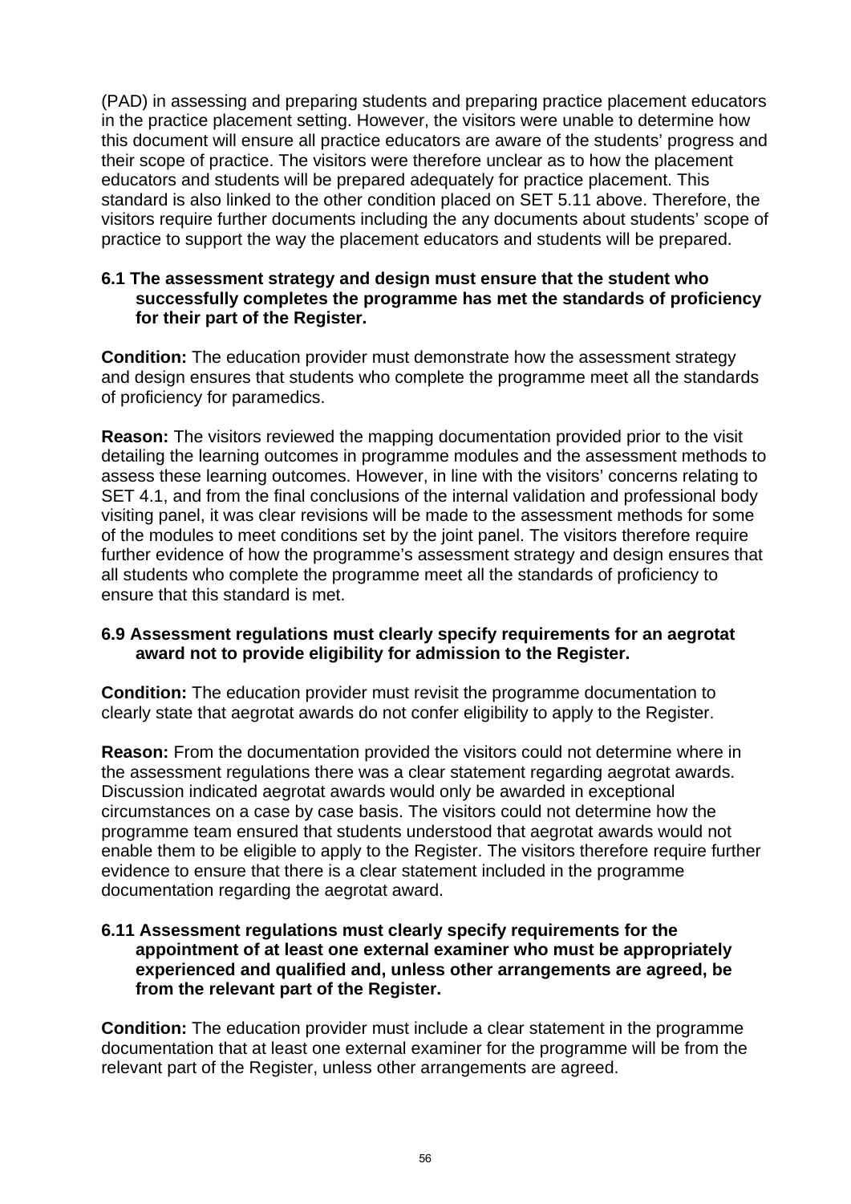(PAD) in assessing and preparing students and preparing practice placement educators in the practice placement setting. However, the visitors were unable to determine how this document will ensure all practice educators are aware of the students' progress and their scope of practice. The visitors were therefore unclear as to how the placement educators and students will be prepared adequately for practice placement. This standard is also linked to the other condition placed on SET 5.11 above. Therefore, the visitors require further documents including the any documents about students' scope of practice to support the way the placement educators and students will be prepared.

**6.1 The assessment strategy and design must ensure that the student who successfully completes the programme has met the standards of proficiency for their part of the Register.**

**Condition:** The education provider must demonstrate how the assessment strategy and design ensures that students who complete the programme meet all the standards of proficiency for paramedics.

**Reason:** The visitors reviewed the mapping documentation provided prior to the visit detailing the learning outcomes in programme modules and the assessment methods to assess these learning outcomes. However, in line with the visitors' concerns relating to SET 4.1, and from the final conclusions of the internal validation and professional body visiting panel, it was clear revisions will be made to the assessment methods for some of the modules to meet conditions set by the joint panel. The visitors therefore require further evidence of how the programme's assessment strategy and design ensures that all students who complete the programme meet all the standards of proficiency to ensure that this standard is met.

**6.9 Assessment regulations must clearly specify requirements for an aegrotat award not to provide eligibility for admission to the Register.**

**Condition:** The education provider must revisit the programme documentation to clearly state that aegrotat awards do not confer eligibility to apply to the Register.

**Reason:** From the documentation provided the visitors could not determine where in the assessment regulations there was a clear statement regarding aegrotat awards. Discussion indicated aegrotat awards would only be awarded in exceptional circumstances on a case by case basis. The visitors could not determine how the programme team ensured that students understood that aegrotat awards would not enable them to be eligible to apply to the Register. The visitors therefore require further evidence to ensure that there is a clear statement included in the programme documentation regarding the aegrotat award.

**6.11 Assessment regulations must clearly specify requirements for the appointment of at least one external examiner who must be appropriately experienced and qualified and, unless other arrangements are agreed, be from the relevant part of the Register.**

**Condition:** The education provider must include a clear statement in the programme documentation that at least one external examiner for the programme will be from the relevant part of the Register, unless other arrangements are agreed.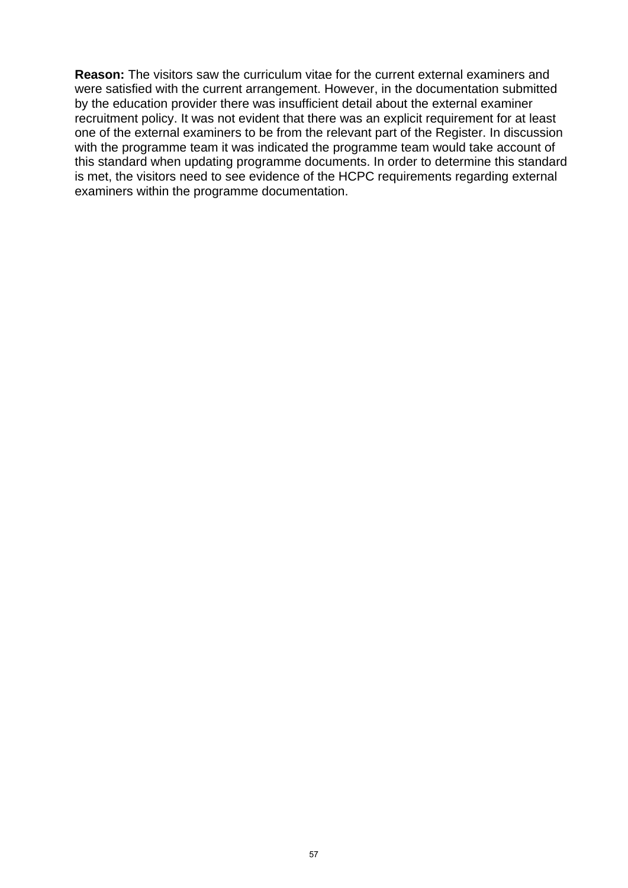**Reason:** The visitors saw the curriculum vitae for the current external examiners and were satisfied with the current arrangement. However, in the documentation submitted by the education provider there was insufficient detail about the external examiner recruitment policy. It was not evident that there was an explicit requirement for at least one of the external examiners to be from the relevant part of the Register. In discussion with the programme team it was indicated the programme team would take account of this standard when updating programme documents. In order to determine this standard is met, the visitors need to see evidence of the HCPC requirements regarding external examiners within the programme documentation.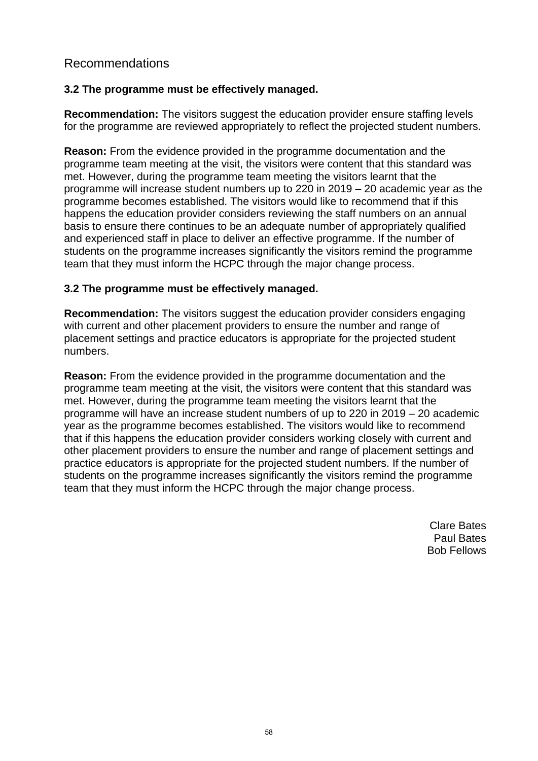## Recommendations

**3.2 The programme must be effectively managed.**

**Recommendation:** The visitors suggest the education provider ensure staffing levels for the programme are reviewed appropriately to reflect the projected student numbers.

**Reason:** From the evidence provided in the programme documentation and the programme team meeting at the visit, the visitors were content that this standard was met. However, during the programme team meeting the visitors learnt that the programme will increase student numbers up to 220 in 2019 – 20 academic year as the programme becomes established. The visitors would like to recommend that if this happens the education provider considers reviewing the staff numbers on an annual basis to ensure there continues to be an adequate number of appropriately qualified and experienced staff in place to deliver an effective programme. If the number of students on the programme increases significantly the visitors remind the programme team that they must inform the HCPC through the major change process.

**3.2 The programme must be effectively managed.**

**Recommendation:** The visitors suggest the education provider considers engaging with current and other placement providers to ensure the number and range of placement settings and practice educators is appropriate for the projected student numbers.

**Reason:** From the evidence provided in the programme documentation and the programme team meeting at the visit, the visitors were content that this standard was met. However, during the programme team meeting the visitors learnt that the programme will have an increase student numbers of up to 220 in 2019 – 20 academic year as the programme becomes established. The visitors would like to recommend that if this happens the education provider considers working closely with current and other placement providers to ensure the number and range of placement settings and practice educators is appropriate for the projected student numbers. If the number of students on the programme increases significantly the visitors remind the programme team that they must inform the HCPC through the major change process.

Clare Bates
Paul Bates
Bob Fellows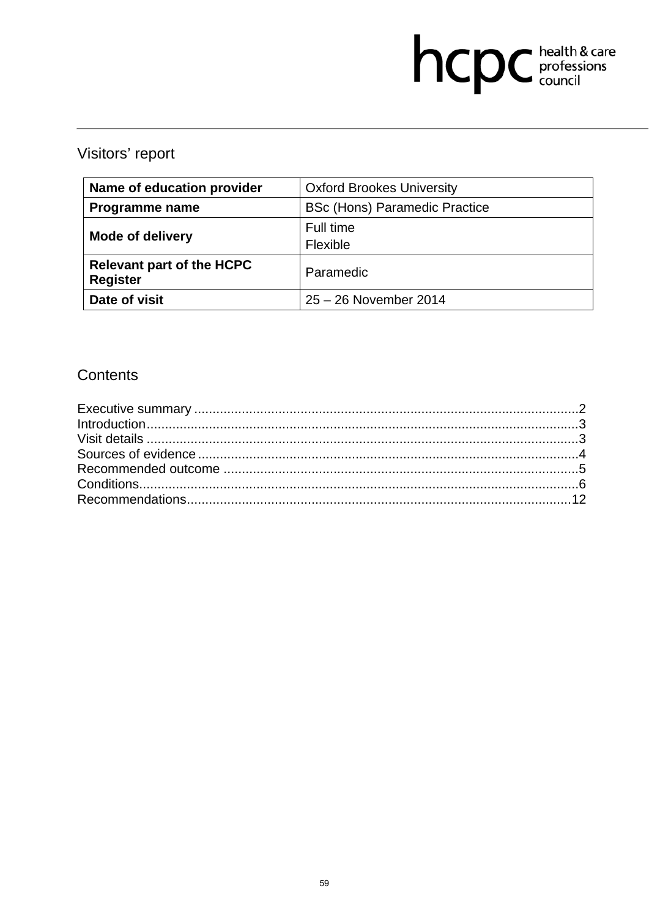hcpc health & care professions council

# Visitors' report

| | |
|---|---|
| **Name of education provider** | Oxford Brookes University |
| **Programme name** | BSc (Hons) Paramedic Practice |
| **Mode of delivery** | Full time<br>Flexible |
| **Relevant part of the HCPC Register** | Paramedic |
| **Date of visit** | 25 – 26 November 2014 |

## Contents

Executive summary ........................................................................................................2
Introduction.....................................................................................................................3
Visit details .....................................................................................................................3
Sources of evidence .......................................................................................................4
Recommended outcome ................................................................................................5
Conditions.......................................................................................................................6
Recommendations.........................................................................................................12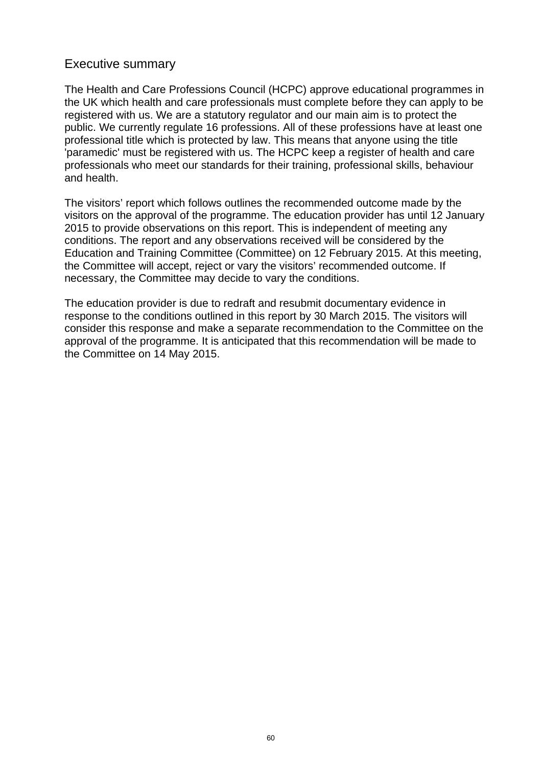## Executive summary

The Health and Care Professions Council (HCPC) approve educational programmes in the UK which health and care professionals must complete before they can apply to be registered with us. We are a statutory regulator and our main aim is to protect the public. We currently regulate 16 professions. All of these professions have at least one professional title which is protected by law. This means that anyone using the title 'paramedic' must be registered with us. The HCPC keep a register of health and care professionals who meet our standards for their training, professional skills, behaviour and health.

The visitors' report which follows outlines the recommended outcome made by the visitors on the approval of the programme. The education provider has until 12 January 2015 to provide observations on this report. This is independent of meeting any conditions. The report and any observations received will be considered by the Education and Training Committee (Committee) on 12 February 2015. At this meeting, the Committee will accept, reject or vary the visitors' recommended outcome. If necessary, the Committee may decide to vary the conditions.

The education provider is due to redraft and resubmit documentary evidence in response to the conditions outlined in this report by 30 March 2015. The visitors will consider this response and make a separate recommendation to the Committee on the approval of the programme. It is anticipated that this recommendation will be made to the Committee on 14 May 2015.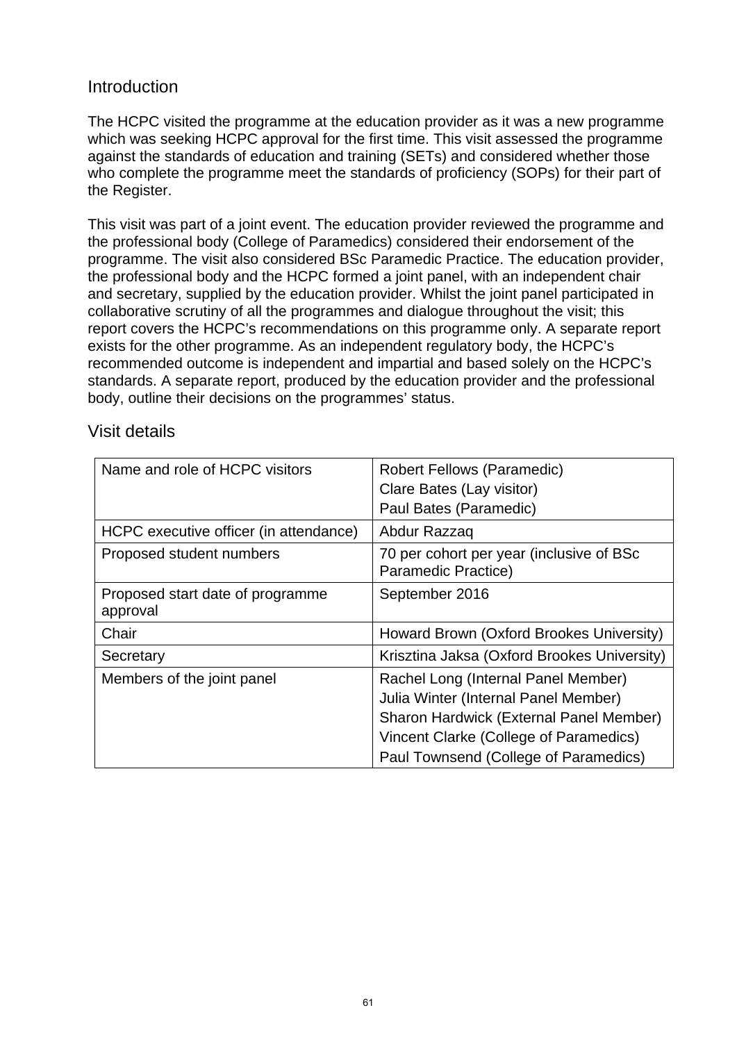## Introduction

The HCPC visited the programme at the education provider as it was a new programme which was seeking HCPC approval for the first time. This visit assessed the programme against the standards of education and training (SETs) and considered whether those who complete the programme meet the standards of proficiency (SOPs) for their part of the Register.

This visit was part of a joint event. The education provider reviewed the programme and the professional body (College of Paramedics) considered their endorsement of the programme. The visit also considered BSc Paramedic Practice. The education provider, the professional body and the HCPC formed a joint panel, with an independent chair and secretary, supplied by the education provider. Whilst the joint panel participated in collaborative scrutiny of all the programmes and dialogue throughout the visit; this report covers the HCPC's recommendations on this programme only. A separate report exists for the other programme. As an independent regulatory body, the HCPC's recommended outcome is independent and impartial and based solely on the HCPC's standards. A separate report, produced by the education provider and the professional body, outline their decisions on the programmes' status.

## Visit details

| | |
|---|---|
| Name and role of HCPC visitors | Robert Fellows (Paramedic)<br>Clare Bates (Lay visitor)<br>Paul Bates (Paramedic) |
| HCPC executive officer (in attendance) | Abdur Razzaq |
| Proposed student numbers | 70 per cohort per year (inclusive of BSc Paramedic Practice) |
| Proposed start date of programme approval | September 2016 |
| Chair | Howard Brown (Oxford Brookes University) |
| Secretary | Krisztina Jaksa (Oxford Brookes University) |
| Members of the joint panel | Rachel Long (Internal Panel Member)<br>Julia Winter (Internal Panel Member)<br>Sharon Hardwick (External Panel Member)<br>Vincent Clarke (College of Paramedics)<br>Paul Townsend (College of Paramedics) |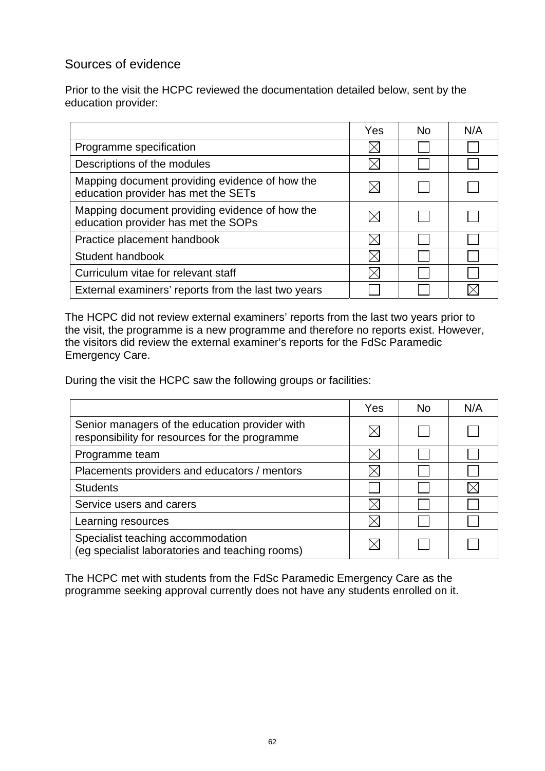## Sources of evidence

Prior to the visit the HCPC reviewed the documentation detailed below, sent by the education provider:

| | Yes | No | N/A |
|---|---|---|---|
| Programme specification | ☒ | ☐ | ☐ |
| Descriptions of the modules | ☒ | ☐ | ☐ |
| Mapping document providing evidence of how the education provider has met the SETs | ☒ | ☐ | ☐ |
| Mapping document providing evidence of how the education provider has met the SOPs | ☒ | ☐ | ☐ |
| Practice placement handbook | ☒ | ☐ | ☐ |
| Student handbook | ☒ | ☐ | ☐ |
| Curriculum vitae for relevant staff | ☒ | ☐ | ☐ |
| External examiners' reports from the last two years | ☐ | ☐ | ☒ |

The HCPC did not review external examiners' reports from the last two years prior to the visit, the programme is a new programme and therefore no reports exist. However, the visitors did review the external examiner's reports for the FdSc Paramedic Emergency Care.

During the visit the HCPC saw the following groups or facilities:

| | Yes | No | N/A |
|---|---|---|---|
| Senior managers of the education provider with responsibility for resources for the programme | ☒ | ☐ | ☐ |
| Programme team | ☒ | ☐ | ☐ |
| Placements providers and educators / mentors | ☒ | ☐ | ☐ |
| Students | ☐ | ☐ | ☒ |
| Service users and carers | ☒ | ☐ | ☐ |
| Learning resources | ☒ | ☐ | ☐ |
| Specialist teaching accommodation (eg specialist laboratories and teaching rooms) | ☒ | ☐ | ☐ |

The HCPC met with students from the FdSc Paramedic Emergency Care as the programme seeking approval currently does not have any students enrolled on it.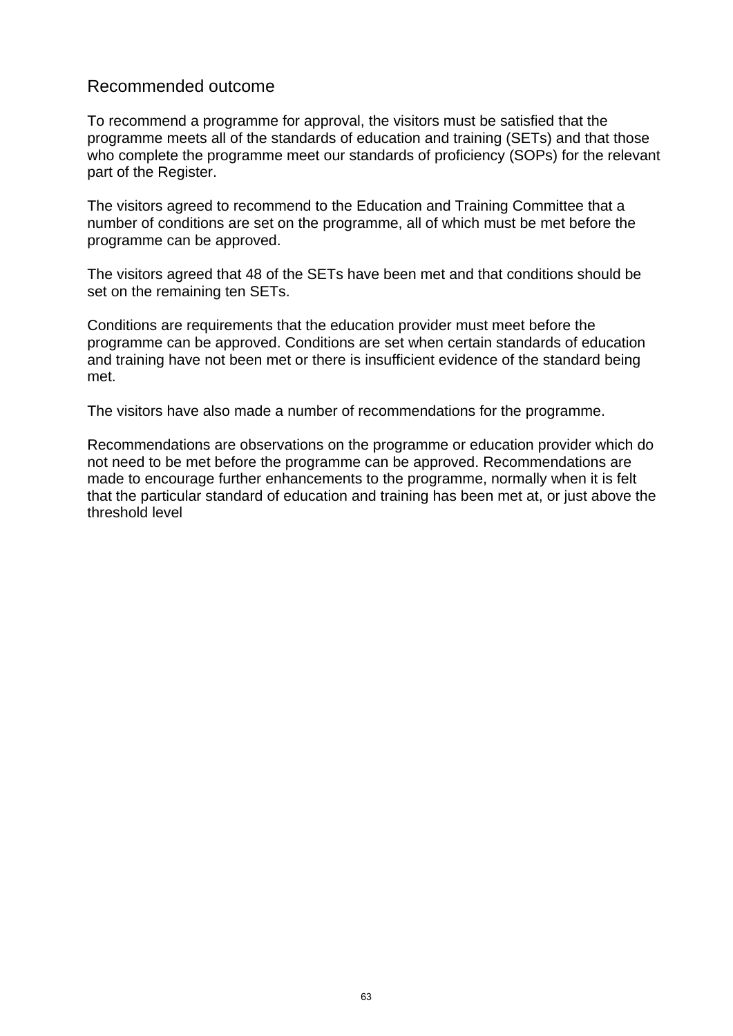## Recommended outcome

To recommend a programme for approval, the visitors must be satisfied that the programme meets all of the standards of education and training (SETs) and that those who complete the programme meet our standards of proficiency (SOPs) for the relevant part of the Register.

The visitors agreed to recommend to the Education and Training Committee that a number of conditions are set on the programme, all of which must be met before the programme can be approved.

The visitors agreed that 48 of the SETs have been met and that conditions should be set on the remaining ten SETs.

Conditions are requirements that the education provider must meet before the programme can be approved. Conditions are set when certain standards of education and training have not been met or there is insufficient evidence of the standard being met.

The visitors have also made a number of recommendations for the programme.

Recommendations are observations on the programme or education provider which do not need to be met before the programme can be approved. Recommendations are made to encourage further enhancements to the programme, normally when it is felt that the particular standard of education and training has been met at, or just above the threshold level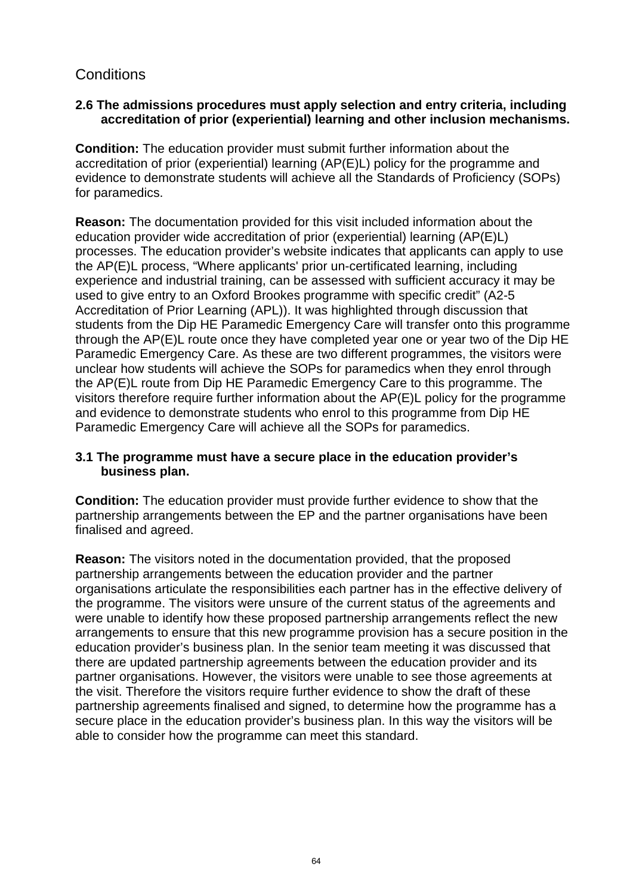## Conditions

**2.6 The admissions procedures must apply selection and entry criteria, including accreditation of prior (experiential) learning and other inclusion mechanisms.**

**Condition:** The education provider must submit further information about the accreditation of prior (experiential) learning (AP(E)L) policy for the programme and evidence to demonstrate students will achieve all the Standards of Proficiency (SOPs) for paramedics.

**Reason:** The documentation provided for this visit included information about the education provider wide accreditation of prior (experiential) learning (AP(E)L) processes. The education provider's website indicates that applicants can apply to use the AP(E)L process, "Where applicants' prior un-certificated learning, including experience and industrial training, can be assessed with sufficient accuracy it may be used to give entry to an Oxford Brookes programme with specific credit" (A2-5 Accreditation of Prior Learning (APL)). It was highlighted through discussion that students from the Dip HE Paramedic Emergency Care will transfer onto this programme through the AP(E)L route once they have completed year one or year two of the Dip HE Paramedic Emergency Care. As these are two different programmes, the visitors were unclear how students will achieve the SOPs for paramedics when they enrol through the AP(E)L route from Dip HE Paramedic Emergency Care to this programme. The visitors therefore require further information about the AP(E)L policy for the programme and evidence to demonstrate students who enrol to this programme from Dip HE Paramedic Emergency Care will achieve all the SOPs for paramedics.

**3.1 The programme must have a secure place in the education provider's business plan.**

**Condition:** The education provider must provide further evidence to show that the partnership arrangements between the EP and the partner organisations have been finalised and agreed.

**Reason:** The visitors noted in the documentation provided, that the proposed partnership arrangements between the education provider and the partner organisations articulate the responsibilities each partner has in the effective delivery of the programme. The visitors were unsure of the current status of the agreements and were unable to identify how these proposed partnership arrangements reflect the new arrangements to ensure that this new programme provision has a secure position in the education provider's business plan. In the senior team meeting it was discussed that there are updated partnership agreements between the education provider and its partner organisations. However, the visitors were unable to see those agreements at the visit. Therefore the visitors require further evidence to show the draft of these partnership agreements finalised and signed, to determine how the programme has a secure place in the education provider's business plan. In this way the visitors will be able to consider how the programme can meet this standard.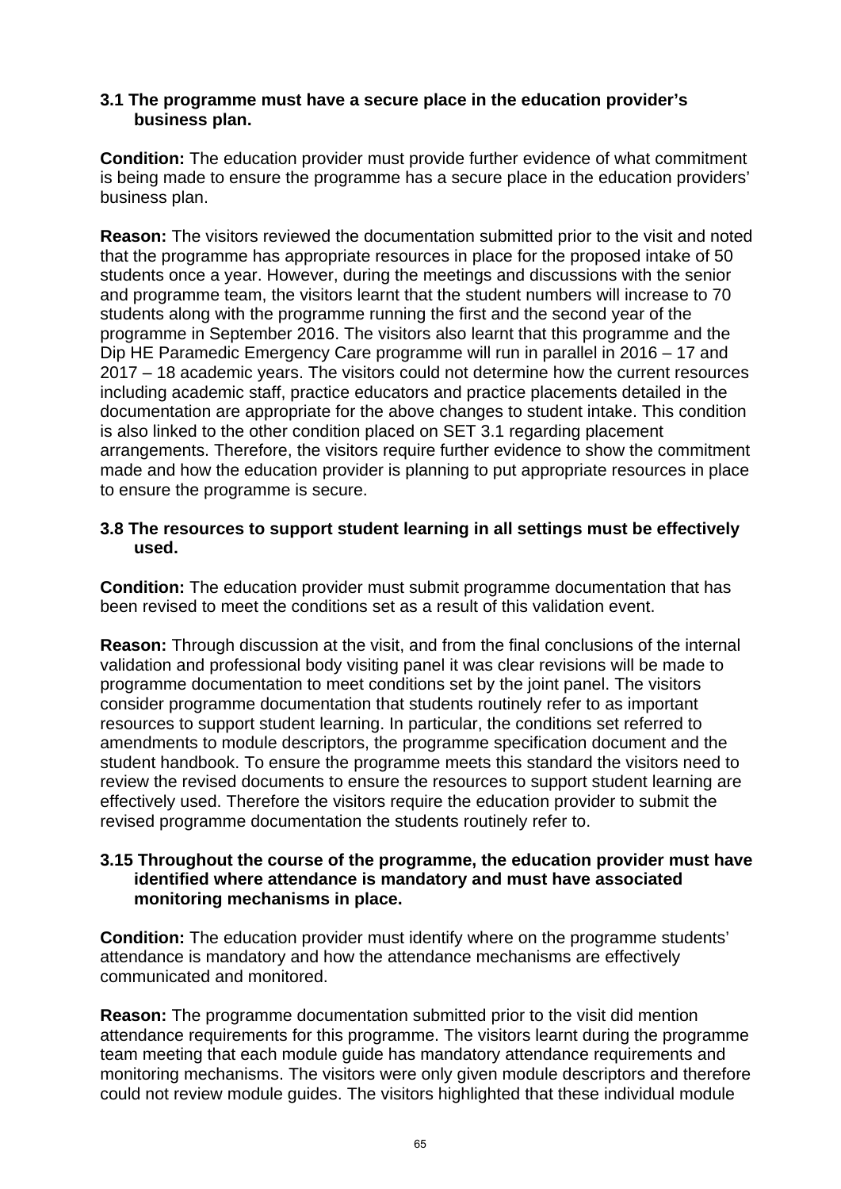**3.1 The programme must have a secure place in the education provider's business plan.**

**Condition:** The education provider must provide further evidence of what commitment is being made to ensure the programme has a secure place in the education providers' business plan.

**Reason:** The visitors reviewed the documentation submitted prior to the visit and noted that the programme has appropriate resources in place for the proposed intake of 50 students once a year. However, during the meetings and discussions with the senior and programme team, the visitors learnt that the student numbers will increase to 70 students along with the programme running the first and the second year of the programme in September 2016. The visitors also learnt that this programme and the Dip HE Paramedic Emergency Care programme will run in parallel in 2016 – 17 and 2017 – 18 academic years. The visitors could not determine how the current resources including academic staff, practice educators and practice placements detailed in the documentation are appropriate for the above changes to student intake. This condition is also linked to the other condition placed on SET 3.1 regarding placement arrangements. Therefore, the visitors require further evidence to show the commitment made and how the education provider is planning to put appropriate resources in place to ensure the programme is secure.

**3.8 The resources to support student learning in all settings must be effectively used.**

**Condition:** The education provider must submit programme documentation that has been revised to meet the conditions set as a result of this validation event.

**Reason:** Through discussion at the visit, and from the final conclusions of the internal validation and professional body visiting panel it was clear revisions will be made to programme documentation to meet conditions set by the joint panel. The visitors consider programme documentation that students routinely refer to as important resources to support student learning. In particular, the conditions set referred to amendments to module descriptors, the programme specification document and the student handbook. To ensure the programme meets this standard the visitors need to review the revised documents to ensure the resources to support student learning are effectively used. Therefore the visitors require the education provider to submit the revised programme documentation the students routinely refer to.

**3.15 Throughout the course of the programme, the education provider must have identified where attendance is mandatory and must have associated monitoring mechanisms in place.**

**Condition:** The education provider must identify where on the programme students' attendance is mandatory and how the attendance mechanisms are effectively communicated and monitored.

**Reason:** The programme documentation submitted prior to the visit did mention attendance requirements for this programme. The visitors learnt during the programme team meeting that each module guide has mandatory attendance requirements and monitoring mechanisms. The visitors were only given module descriptors and therefore could not review module guides. The visitors highlighted that these individual module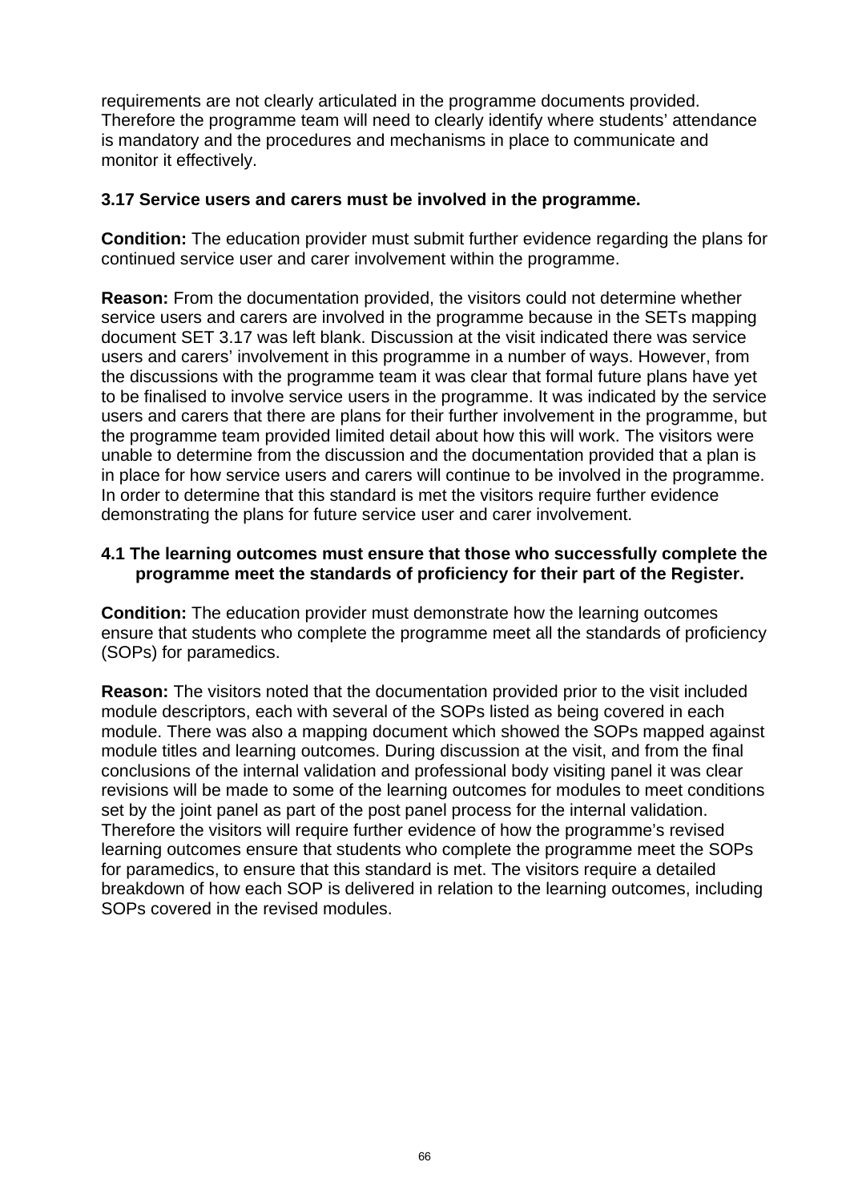requirements are not clearly articulated in the programme documents provided. Therefore the programme team will need to clearly identify where students' attendance is mandatory and the procedures and mechanisms in place to communicate and monitor it effectively.

**3.17 Service users and carers must be involved in the programme.**

**Condition:** The education provider must submit further evidence regarding the plans for continued service user and carer involvement within the programme.

**Reason:** From the documentation provided, the visitors could not determine whether service users and carers are involved in the programme because in the SETs mapping document SET 3.17 was left blank. Discussion at the visit indicated there was service users and carers' involvement in this programme in a number of ways. However, from the discussions with the programme team it was clear that formal future plans have yet to be finalised to involve service users in the programme. It was indicated by the service users and carers that there are plans for their further involvement in the programme, but the programme team provided limited detail about how this will work. The visitors were unable to determine from the discussion and the documentation provided that a plan is in place for how service users and carers will continue to be involved in the programme. In order to determine that this standard is met the visitors require further evidence demonstrating the plans for future service user and carer involvement.

**4.1 The learning outcomes must ensure that those who successfully complete the programme meet the standards of proficiency for their part of the Register.**

**Condition:** The education provider must demonstrate how the learning outcomes ensure that students who complete the programme meet all the standards of proficiency (SOPs) for paramedics.

**Reason:** The visitors noted that the documentation provided prior to the visit included module descriptors, each with several of the SOPs listed as being covered in each module. There was also a mapping document which showed the SOPs mapped against module titles and learning outcomes. During discussion at the visit, and from the final conclusions of the internal validation and professional body visiting panel it was clear revisions will be made to some of the learning outcomes for modules to meet conditions set by the joint panel as part of the post panel process for the internal validation. Therefore the visitors will require further evidence of how the programme's revised learning outcomes ensure that students who complete the programme meet the SOPs for paramedics, to ensure that this standard is met. The visitors require a detailed breakdown of how each SOP is delivered in relation to the learning outcomes, including SOPs covered in the revised modules.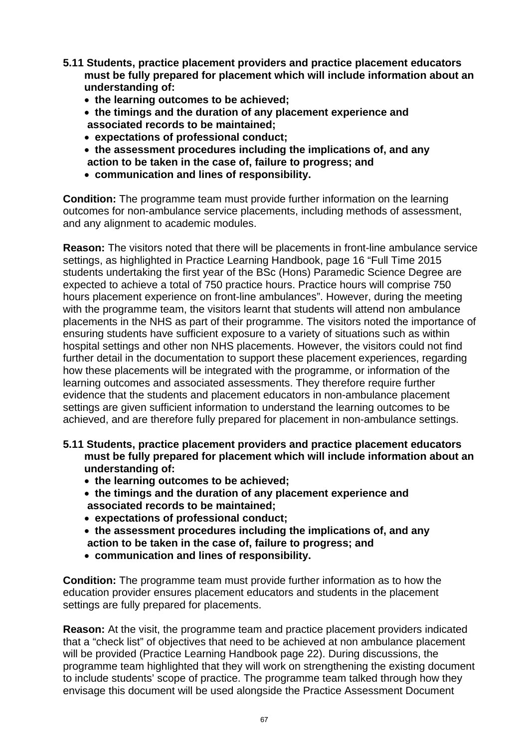**5.11 Students, practice placement providers and practice placement educators must be fully prepared for placement which will include information about an understanding of:**

- **the learning outcomes to be achieved;**
- **the timings and the duration of any placement experience and associated records to be maintained;**
- **expectations of professional conduct;**
- **the assessment procedures including the implications of, and any action to be taken in the case of, failure to progress; and**
- **communication and lines of responsibility.**

**Condition:** The programme team must provide further information on the learning outcomes for non-ambulance service placements, including methods of assessment, and any alignment to academic modules.

**Reason:** The visitors noted that there will be placements in front-line ambulance service settings, as highlighted in Practice Learning Handbook, page 16 "Full Time 2015 students undertaking the first year of the BSc (Hons) Paramedic Science Degree are expected to achieve a total of 750 practice hours. Practice hours will comprise 750 hours placement experience on front-line ambulances". However, during the meeting with the programme team, the visitors learnt that students will attend non ambulance placements in the NHS as part of their programme. The visitors noted the importance of ensuring students have sufficient exposure to a variety of situations such as within hospital settings and other non NHS placements. However, the visitors could not find further detail in the documentation to support these placement experiences, regarding how these placements will be integrated with the programme, or information of the learning outcomes and associated assessments. They therefore require further evidence that the students and placement educators in non-ambulance placement settings are given sufficient information to understand the learning outcomes to be achieved, and are therefore fully prepared for placement in non-ambulance settings.

**5.11 Students, practice placement providers and practice placement educators must be fully prepared for placement which will include information about an understanding of:**

- **the learning outcomes to be achieved;**
- **the timings and the duration of any placement experience and associated records to be maintained;**
- **expectations of professional conduct;**
- **the assessment procedures including the implications of, and any action to be taken in the case of, failure to progress; and**
- **communication and lines of responsibility.**

**Condition:** The programme team must provide further information as to how the education provider ensures placement educators and students in the placement settings are fully prepared for placements.

**Reason:** At the visit, the programme team and practice placement providers indicated that a "check list" of objectives that need to be achieved at non ambulance placement will be provided (Practice Learning Handbook page 22). During discussions, the programme team highlighted that they will work on strengthening the existing document to include students' scope of practice. The programme team talked through how they envisage this document will be used alongside the Practice Assessment Document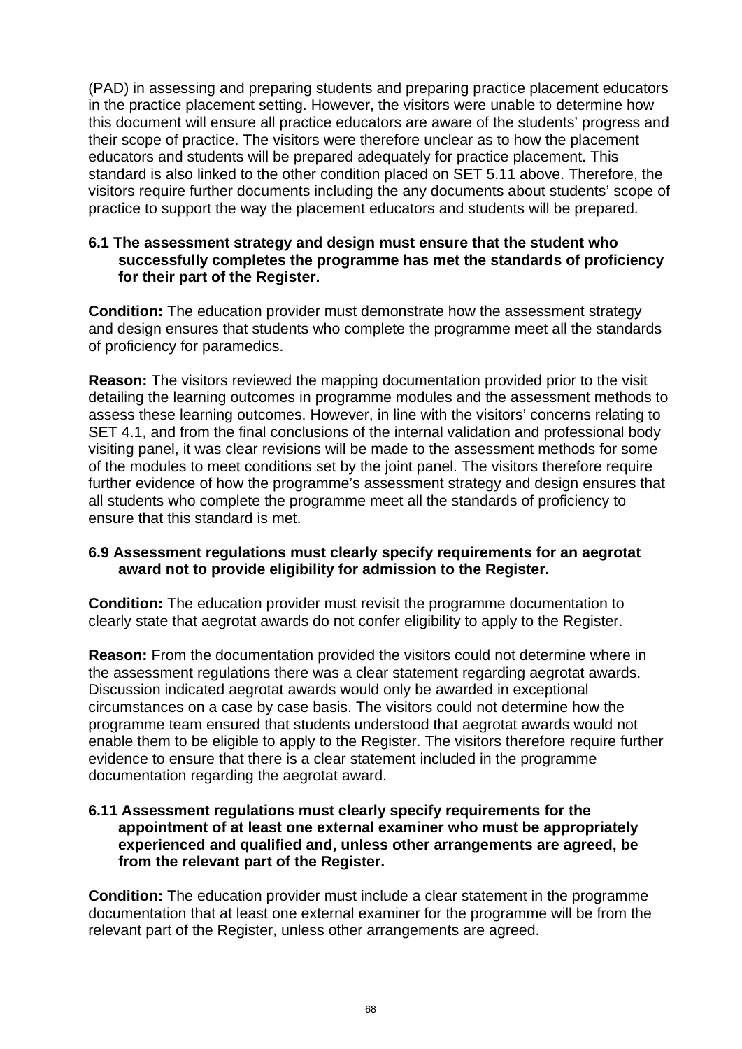(PAD) in assessing and preparing students and preparing practice placement educators in the practice placement setting. However, the visitors were unable to determine how this document will ensure all practice educators are aware of the students' progress and their scope of practice. The visitors were therefore unclear as to how the placement educators and students will be prepared adequately for practice placement. This standard is also linked to the other condition placed on SET 5.11 above. Therefore, the visitors require further documents including the any documents about students' scope of practice to support the way the placement educators and students will be prepared.

**6.1 The assessment strategy and design must ensure that the student who successfully completes the programme has met the standards of proficiency for their part of the Register.**

**Condition:** The education provider must demonstrate how the assessment strategy and design ensures that students who complete the programme meet all the standards of proficiency for paramedics.

**Reason:** The visitors reviewed the mapping documentation provided prior to the visit detailing the learning outcomes in programme modules and the assessment methods to assess these learning outcomes. However, in line with the visitors' concerns relating to SET 4.1, and from the final conclusions of the internal validation and professional body visiting panel, it was clear revisions will be made to the assessment methods for some of the modules to meet conditions set by the joint panel. The visitors therefore require further evidence of how the programme's assessment strategy and design ensures that all students who complete the programme meet all the standards of proficiency to ensure that this standard is met.

**6.9 Assessment regulations must clearly specify requirements for an aegrotat award not to provide eligibility for admission to the Register.**

**Condition:** The education provider must revisit the programme documentation to clearly state that aegrotat awards do not confer eligibility to apply to the Register.

**Reason:** From the documentation provided the visitors could not determine where in the assessment regulations there was a clear statement regarding aegrotat awards. Discussion indicated aegrotat awards would only be awarded in exceptional circumstances on a case by case basis. The visitors could not determine how the programme team ensured that students understood that aegrotat awards would not enable them to be eligible to apply to the Register. The visitors therefore require further evidence to ensure that there is a clear statement included in the programme documentation regarding the aegrotat award.

**6.11 Assessment regulations must clearly specify requirements for the appointment of at least one external examiner who must be appropriately experienced and qualified and, unless other arrangements are agreed, be from the relevant part of the Register.**

**Condition:** The education provider must include a clear statement in the programme documentation that at least one external examiner for the programme will be from the relevant part of the Register, unless other arrangements are agreed.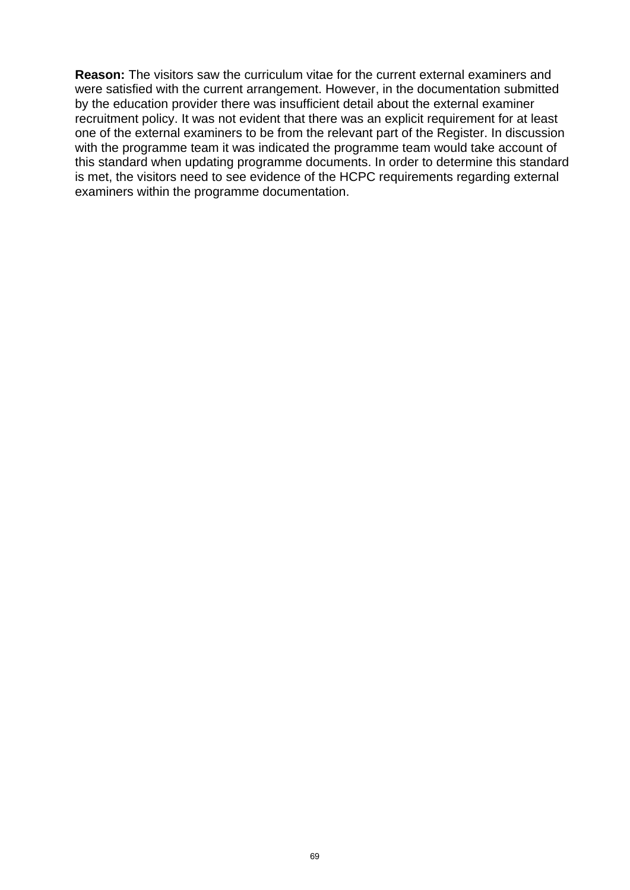**Reason:** The visitors saw the curriculum vitae for the current external examiners and were satisfied with the current arrangement. However, in the documentation submitted by the education provider there was insufficient detail about the external examiner recruitment policy. It was not evident that there was an explicit requirement for at least one of the external examiners to be from the relevant part of the Register. In discussion with the programme team it was indicated the programme team would take account of this standard when updating programme documents. In order to determine this standard is met, the visitors need to see evidence of the HCPC requirements regarding external examiners within the programme documentation.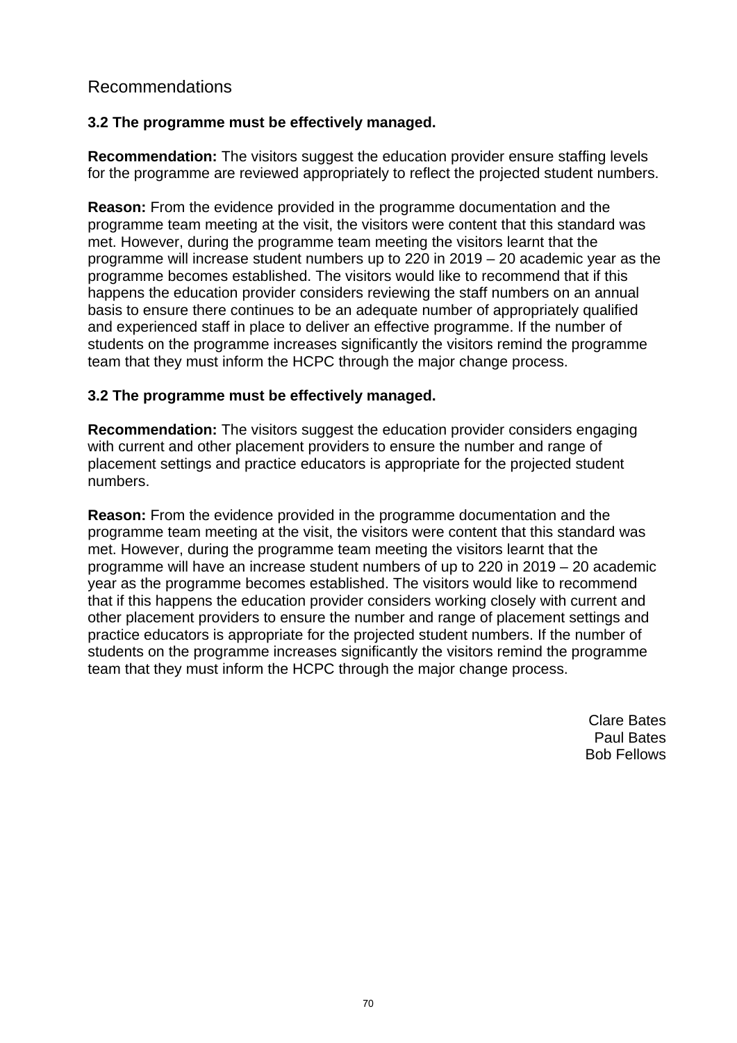## Recommendations

**3.2 The programme must be effectively managed.**

**Recommendation:** The visitors suggest the education provider ensure staffing levels for the programme are reviewed appropriately to reflect the projected student numbers.

**Reason:** From the evidence provided in the programme documentation and the programme team meeting at the visit, the visitors were content that this standard was met. However, during the programme team meeting the visitors learnt that the programme will increase student numbers up to 220 in 2019 – 20 academic year as the programme becomes established. The visitors would like to recommend that if this happens the education provider considers reviewing the staff numbers on an annual basis to ensure there continues to be an adequate number of appropriately qualified and experienced staff in place to deliver an effective programme. If the number of students on the programme increases significantly the visitors remind the programme team that they must inform the HCPC through the major change process.

**3.2 The programme must be effectively managed.**

**Recommendation:** The visitors suggest the education provider considers engaging with current and other placement providers to ensure the number and range of placement settings and practice educators is appropriate for the projected student numbers.

**Reason:** From the evidence provided in the programme documentation and the programme team meeting at the visit, the visitors were content that this standard was met. However, during the programme team meeting the visitors learnt that the programme will have an increase student numbers of up to 220 in 2019 – 20 academic year as the programme becomes established. The visitors would like to recommend that if this happens the education provider considers working closely with current and other placement providers to ensure the number and range of placement settings and practice educators is appropriate for the projected student numbers. If the number of students on the programme increases significantly the visitors remind the programme team that they must inform the HCPC through the major change process.

Clare Bates
Paul Bates
Bob Fellows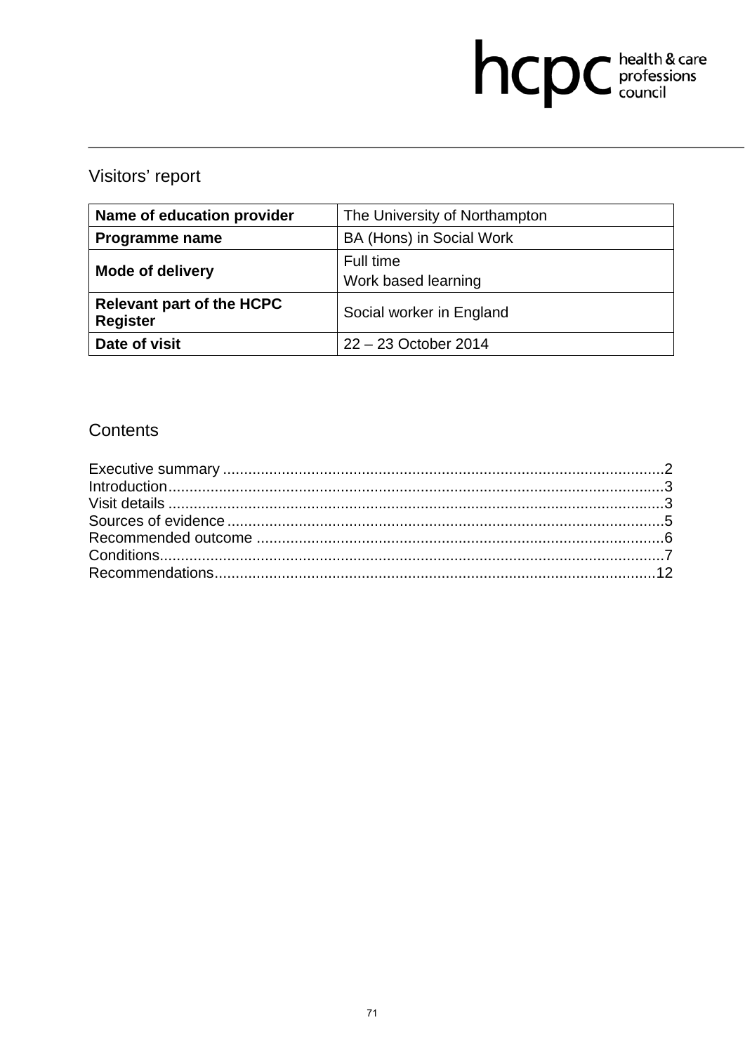hcpc health & care professions council

# Visitors' report

| | |
|---|---|
| **Name of education provider** | The University of Northampton |
| **Programme name** | BA (Hons) in Social Work |
| **Mode of delivery** | Full time<br>Work based learning |
| **Relevant part of the HCPC Register** | Social worker in England |
| **Date of visit** | 22 – 23 October 2014 |

## Contents

Executive summary ........................................................................................................2
Introduction......................................................................................................................3
Visit details .....................................................................................................................3
Sources of evidence .......................................................................................................5
Recommended outcome ................................................................................................6
Conditions.......................................................................................................................7
Recommendations........................................................................................................12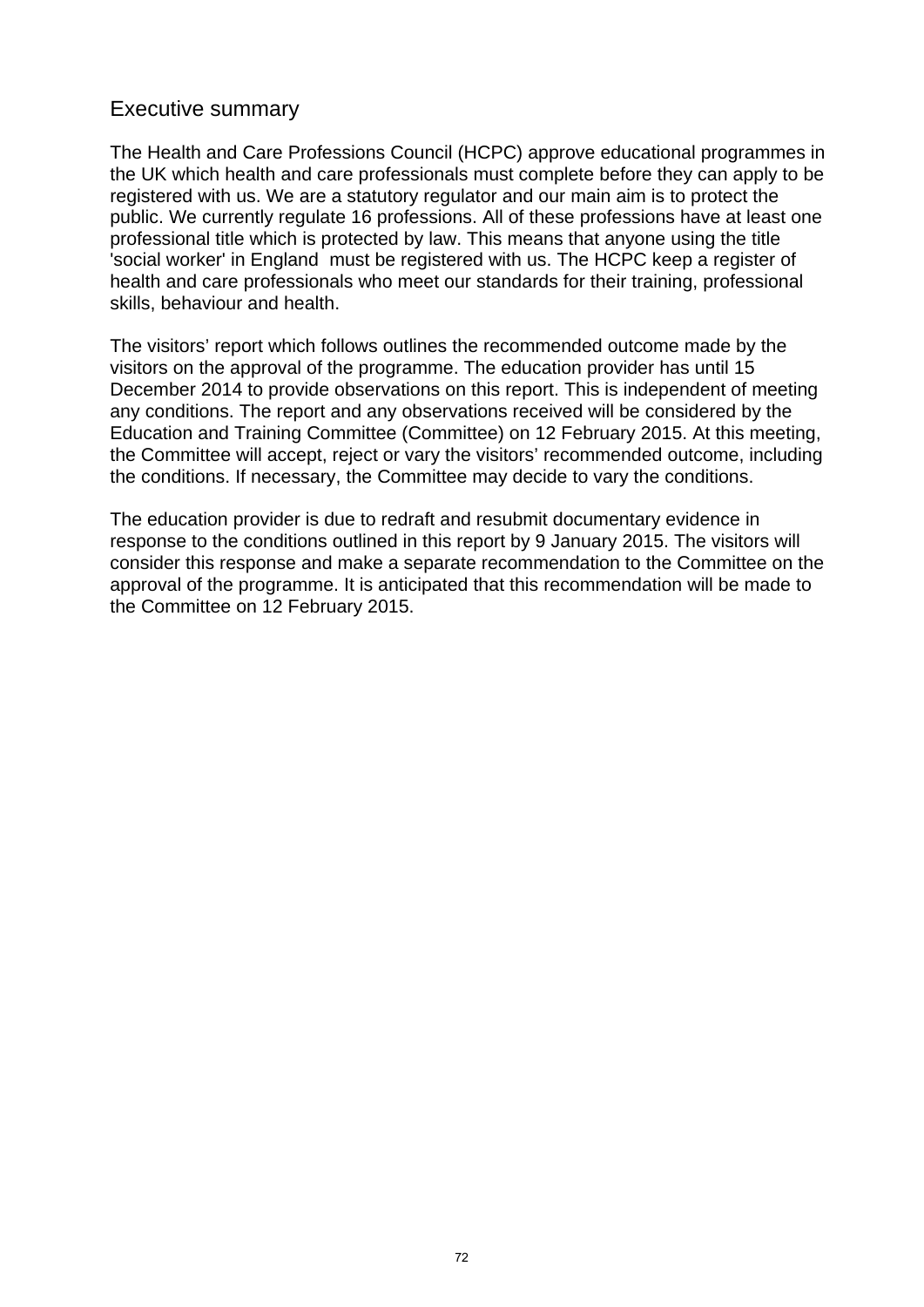## Executive summary

The Health and Care Professions Council (HCPC) approve educational programmes in the UK which health and care professionals must complete before they can apply to be registered with us. We are a statutory regulator and our main aim is to protect the public. We currently regulate 16 professions. All of these professions have at least one professional title which is protected by law. This means that anyone using the title 'social worker' in England must be registered with us. The HCPC keep a register of health and care professionals who meet our standards for their training, professional skills, behaviour and health.

The visitors' report which follows outlines the recommended outcome made by the visitors on the approval of the programme. The education provider has until 15 December 2014 to provide observations on this report. This is independent of meeting any conditions. The report and any observations received will be considered by the Education and Training Committee (Committee) on 12 February 2015. At this meeting, the Committee will accept, reject or vary the visitors' recommended outcome, including the conditions. If necessary, the Committee may decide to vary the conditions.

The education provider is due to redraft and resubmit documentary evidence in response to the conditions outlined in this report by 9 January 2015. The visitors will consider this response and make a separate recommendation to the Committee on the approval of the programme. It is anticipated that this recommendation will be made to the Committee on 12 February 2015.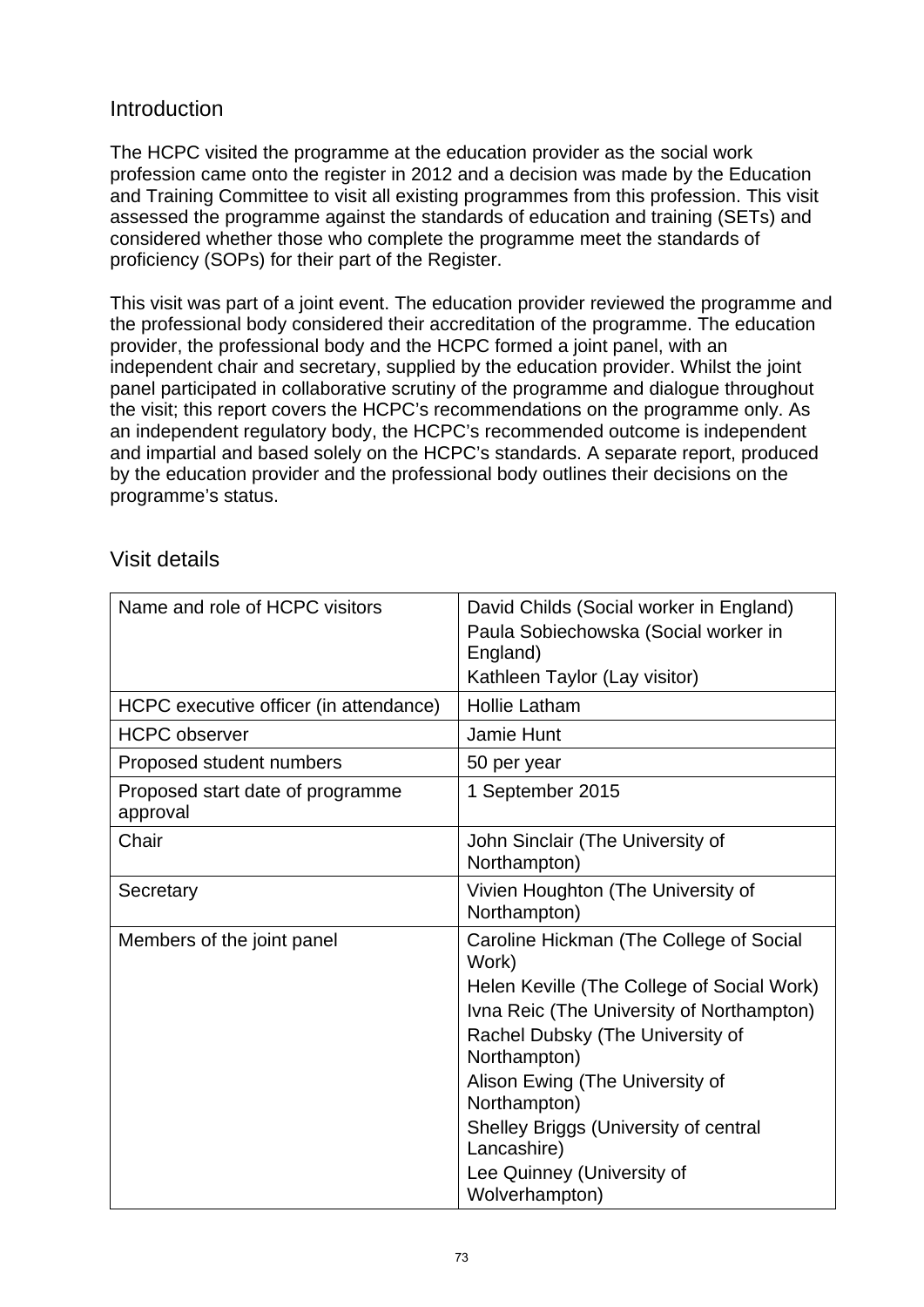## Introduction

The HCPC visited the programme at the education provider as the social work profession came onto the register in 2012 and a decision was made by the Education and Training Committee to visit all existing programmes from this profession. This visit assessed the programme against the standards of education and training (SETs) and considered whether those who complete the programme meet the standards of proficiency (SOPs) for their part of the Register.

This visit was part of a joint event. The education provider reviewed the programme and the professional body considered their accreditation of the programme. The education provider, the professional body and the HCPC formed a joint panel, with an independent chair and secretary, supplied by the education provider. Whilst the joint panel participated in collaborative scrutiny of the programme and dialogue throughout the visit; this report covers the HCPC's recommendations on the programme only. As an independent regulatory body, the HCPC's recommended outcome is independent and impartial and based solely on the HCPC's standards. A separate report, produced by the education provider and the professional body outlines their decisions on the programme's status.

## Visit details

| | |
|---|---|
| Name and role of HCPC visitors | David Childs (Social worker in England)<br>Paula Sobiechowska (Social worker in England)<br>Kathleen Taylor (Lay visitor) |
| HCPC executive officer (in attendance) | Hollie Latham |
| HCPC observer | Jamie Hunt |
| Proposed student numbers | 50 per year |
| Proposed start date of programme approval | 1 September 2015 |
| Chair | John Sinclair (The University of Northampton) |
| Secretary | Vivien Houghton (The University of Northampton) |
| Members of the joint panel | Caroline Hickman (The College of Social Work)<br>Helen Keville (The College of Social Work)<br>Ivna Reic (The University of Northampton)<br>Rachel Dubsky (The University of Northampton)<br>Alison Ewing (The University of Northampton)<br>Shelley Briggs (University of central Lancashire)<br>Lee Quinney (University of Wolverhampton) |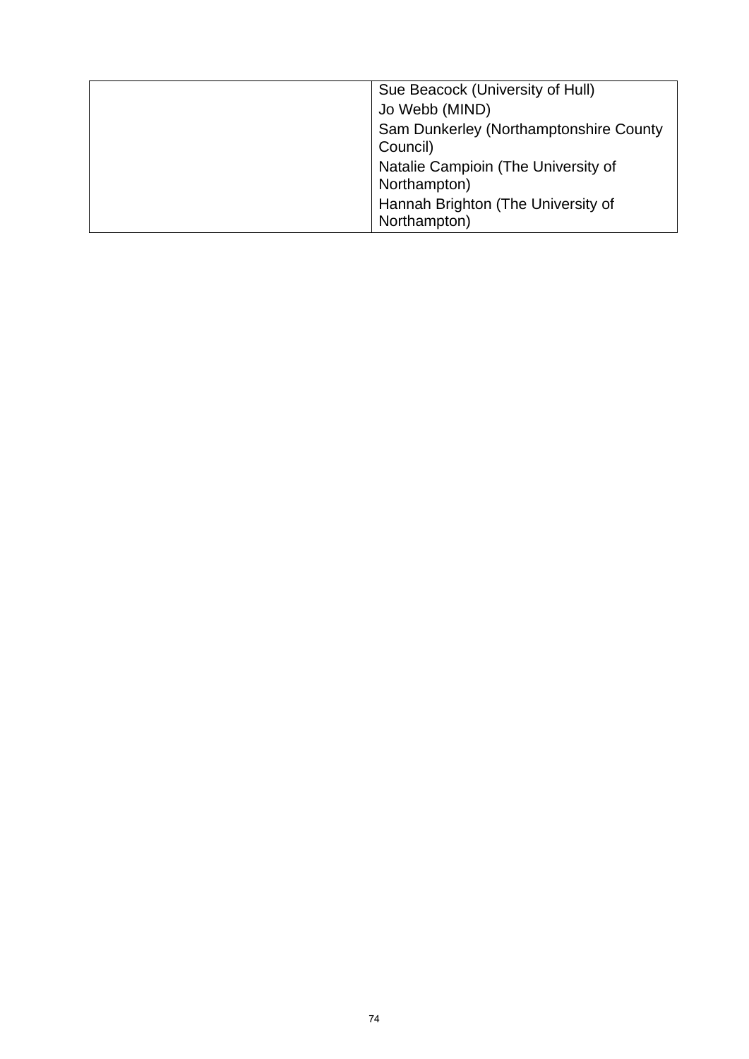| | |
|---|---|
| | Sue Beacock (University of Hull)<br>Jo Webb (MIND)<br>Sam Dunkerley (Northamptonshire County Council)<br>Natalie Campioin (The University of Northampton)<br>Hannah Brighton (The University of Northampton) |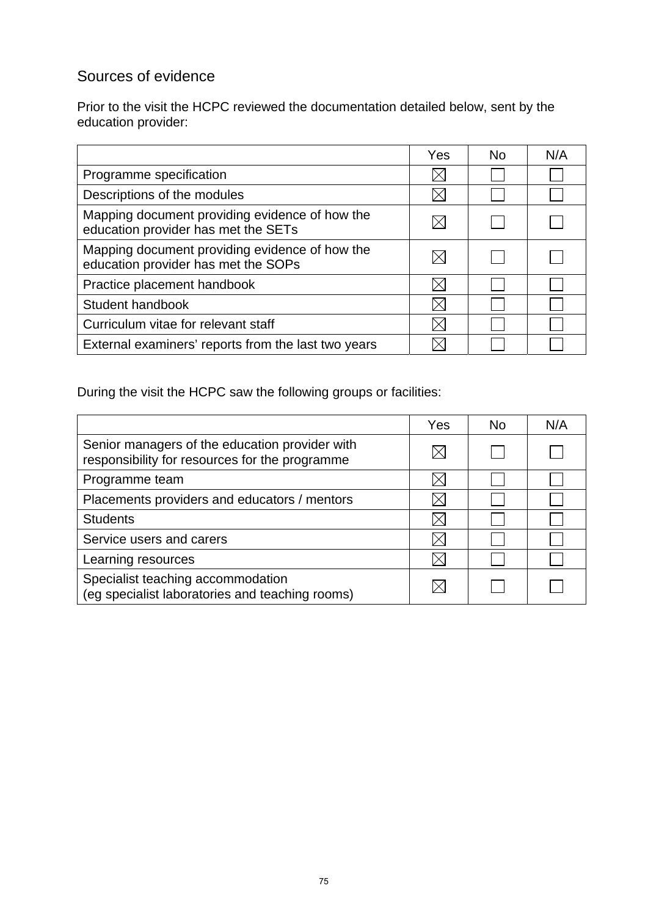## Sources of evidence

Prior to the visit the HCPC reviewed the documentation detailed below, sent by the education provider:

| | Yes | No | N/A |
|---|---|---|---|
| Programme specification | ☒ | ☐ | ☐ |
| Descriptions of the modules | ☒ | ☐ | ☐ |
| Mapping document providing evidence of how the education provider has met the SETs | ☒ | ☐ | ☐ |
| Mapping document providing evidence of how the education provider has met the SOPs | ☒ | ☐ | ☐ |
| Practice placement handbook | ☒ | ☐ | ☐ |
| Student handbook | ☒ | ☐ | ☐ |
| Curriculum vitae for relevant staff | ☒ | ☐ | ☐ |
| External examiners' reports from the last two years | ☒ | ☐ | ☐ |

During the visit the HCPC saw the following groups or facilities:

| | Yes | No | N/A |
|---|---|---|---|
| Senior managers of the education provider with responsibility for resources for the programme | ☒ | ☐ | ☐ |
| Programme team | ☒ | ☐ | ☐ |
| Placements providers and educators / mentors | ☒ | ☐ | ☐ |
| Students | ☒ | ☐ | ☐ |
| Service users and carers | ☒ | ☐ | ☐ |
| Learning resources | ☒ | ☐ | ☐ |
| Specialist teaching accommodation (eg specialist laboratories and teaching rooms) | ☒ | ☐ | ☐ |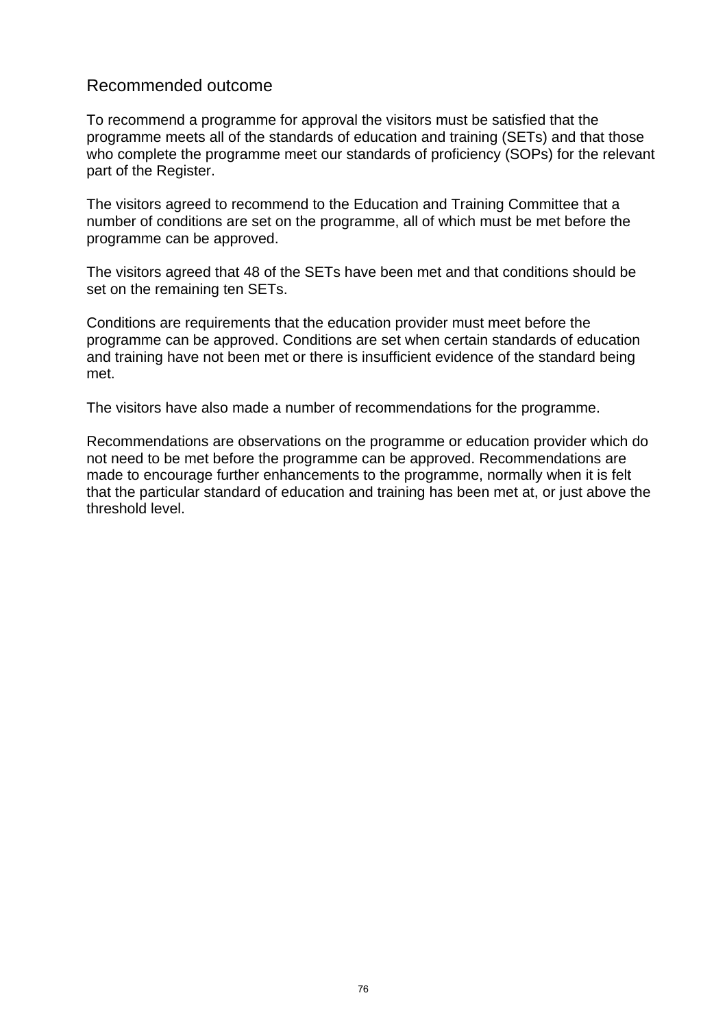## Recommended outcome

To recommend a programme for approval the visitors must be satisfied that the programme meets all of the standards of education and training (SETs) and that those who complete the programme meet our standards of proficiency (SOPs) for the relevant part of the Register.

The visitors agreed to recommend to the Education and Training Committee that a number of conditions are set on the programme, all of which must be met before the programme can be approved.

The visitors agreed that 48 of the SETs have been met and that conditions should be set on the remaining ten SETs.

Conditions are requirements that the education provider must meet before the programme can be approved. Conditions are set when certain standards of education and training have not been met or there is insufficient evidence of the standard being met.

The visitors have also made a number of recommendations for the programme.

Recommendations are observations on the programme or education provider which do not need to be met before the programme can be approved. Recommendations are made to encourage further enhancements to the programme, normally when it is felt that the particular standard of education and training has been met at, or just above the threshold level.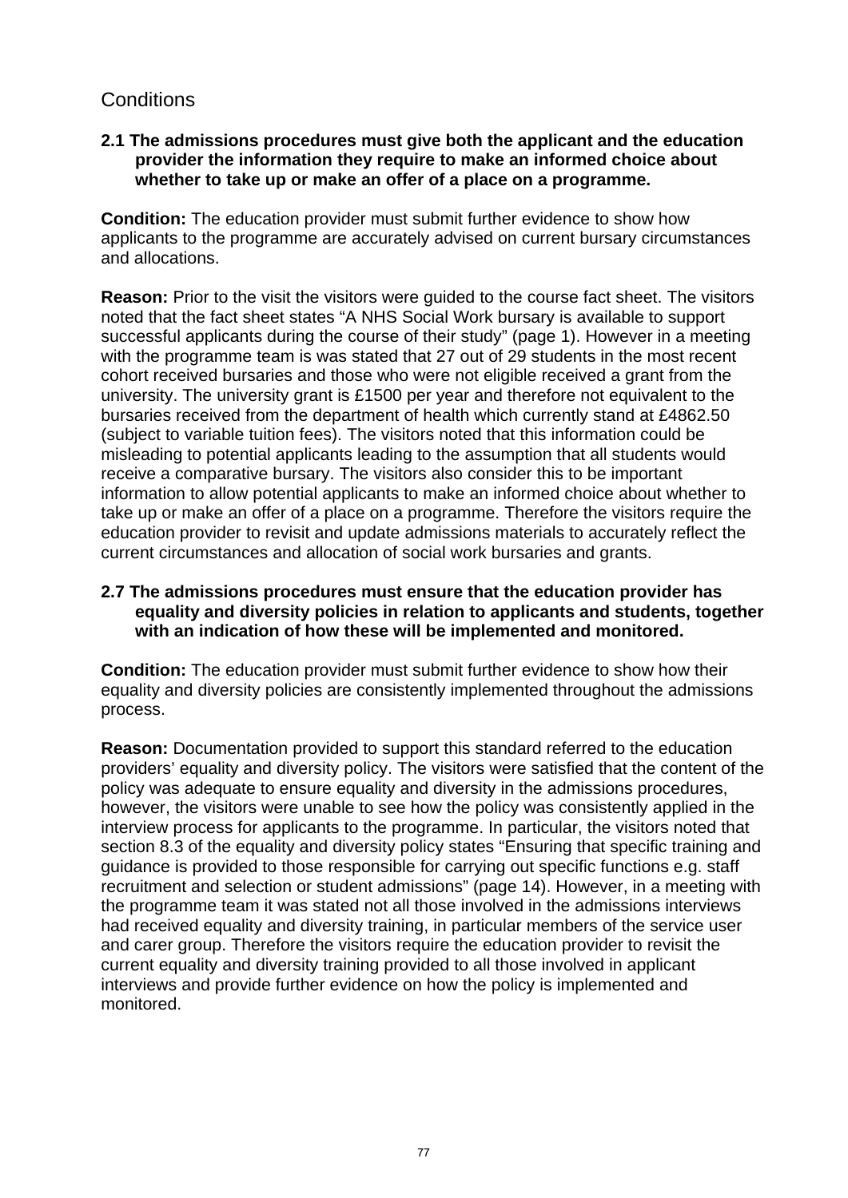## Conditions

**2.1 The admissions procedures must give both the applicant and the education provider the information they require to make an informed choice about whether to take up or make an offer of a place on a programme.**

**Condition:** The education provider must submit further evidence to show how applicants to the programme are accurately advised on current bursary circumstances and allocations.

**Reason:** Prior to the visit the visitors were guided to the course fact sheet. The visitors noted that the fact sheet states “A NHS Social Work bursary is available to support successful applicants during the course of their study” (page 1). However in a meeting with the programme team is was stated that 27 out of 29 students in the most recent cohort received bursaries and those who were not eligible received a grant from the university. The university grant is £1500 per year and therefore not equivalent to the bursaries received from the department of health which currently stand at £4862.50 (subject to variable tuition fees). The visitors noted that this information could be misleading to potential applicants leading to the assumption that all students would receive a comparative bursary. The visitors also consider this to be important information to allow potential applicants to make an informed choice about whether to take up or make an offer of a place on a programme. Therefore the visitors require the education provider to revisit and update admissions materials to accurately reflect the current circumstances and allocation of social work bursaries and grants.

**2.7 The admissions procedures must ensure that the education provider has equality and diversity policies in relation to applicants and students, together with an indication of how these will be implemented and monitored.**

**Condition:** The education provider must submit further evidence to show how their equality and diversity policies are consistently implemented throughout the admissions process.

**Reason:** Documentation provided to support this standard referred to the education providers’ equality and diversity policy. The visitors were satisfied that the content of the policy was adequate to ensure equality and diversity in the admissions procedures, however, the visitors were unable to see how the policy was consistently applied in the interview process for applicants to the programme. In particular, the visitors noted that section 8.3 of the equality and diversity policy states “Ensuring that specific training and guidance is provided to those responsible for carrying out specific functions e.g. staff recruitment and selection or student admissions” (page 14). However, in a meeting with the programme team it was stated not all those involved in the admissions interviews had received equality and diversity training, in particular members of the service user and carer group. Therefore the visitors require the education provider to revisit the current equality and diversity training provided to all those involved in applicant interviews and provide further evidence on how the policy is implemented and monitored.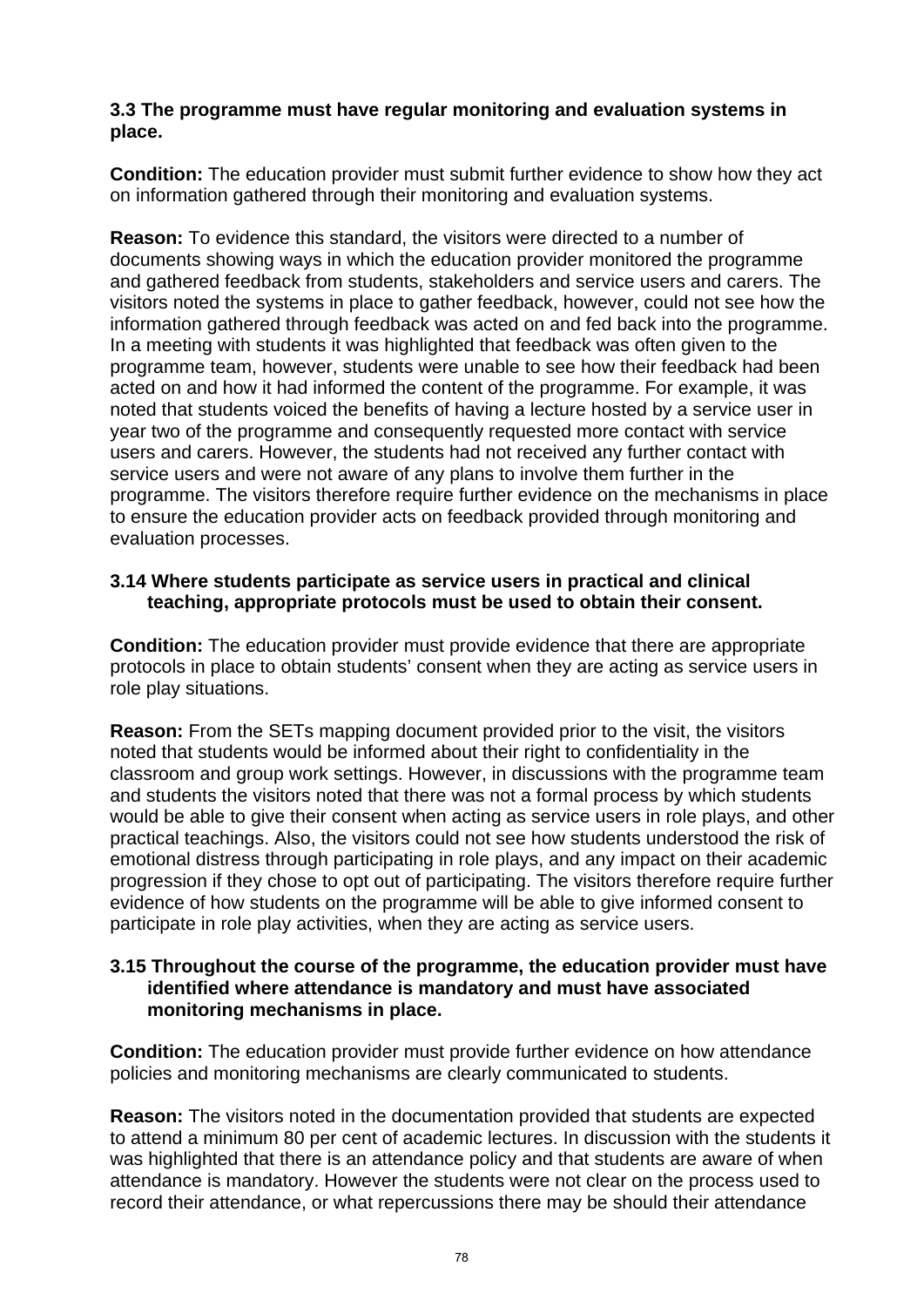**3.3 The programme must have regular monitoring and evaluation systems in place.**

**Condition:** The education provider must submit further evidence to show how they act on information gathered through their monitoring and evaluation systems.

**Reason:** To evidence this standard, the visitors were directed to a number of documents showing ways in which the education provider monitored the programme and gathered feedback from students, stakeholders and service users and carers. The visitors noted the systems in place to gather feedback, however, could not see how the information gathered through feedback was acted on and fed back into the programme. In a meeting with students it was highlighted that feedback was often given to the programme team, however, students were unable to see how their feedback had been acted on and how it had informed the content of the programme. For example, it was noted that students voiced the benefits of having a lecture hosted by a service user in year two of the programme and consequently requested more contact with service users and carers. However, the students had not received any further contact with service users and were not aware of any plans to involve them further in the programme. The visitors therefore require further evidence on the mechanisms in place to ensure the education provider acts on feedback provided through monitoring and evaluation processes.

**3.14 Where students participate as service users in practical and clinical teaching, appropriate protocols must be used to obtain their consent.**

**Condition:** The education provider must provide evidence that there are appropriate protocols in place to obtain students' consent when they are acting as service users in role play situations.

**Reason:** From the SETs mapping document provided prior to the visit, the visitors noted that students would be informed about their right to confidentiality in the classroom and group work settings. However, in discussions with the programme team and students the visitors noted that there was not a formal process by which students would be able to give their consent when acting as service users in role plays, and other practical teachings. Also, the visitors could not see how students understood the risk of emotional distress through participating in role plays, and any impact on their academic progression if they chose to opt out of participating. The visitors therefore require further evidence of how students on the programme will be able to give informed consent to participate in role play activities, when they are acting as service users.

**3.15 Throughout the course of the programme, the education provider must have identified where attendance is mandatory and must have associated monitoring mechanisms in place.**

**Condition:** The education provider must provide further evidence on how attendance policies and monitoring mechanisms are clearly communicated to students.

**Reason:** The visitors noted in the documentation provided that students are expected to attend a minimum 80 per cent of academic lectures. In discussion with the students it was highlighted that there is an attendance policy and that students are aware of when attendance is mandatory. However the students were not clear on the process used to record their attendance, or what repercussions there may be should their attendance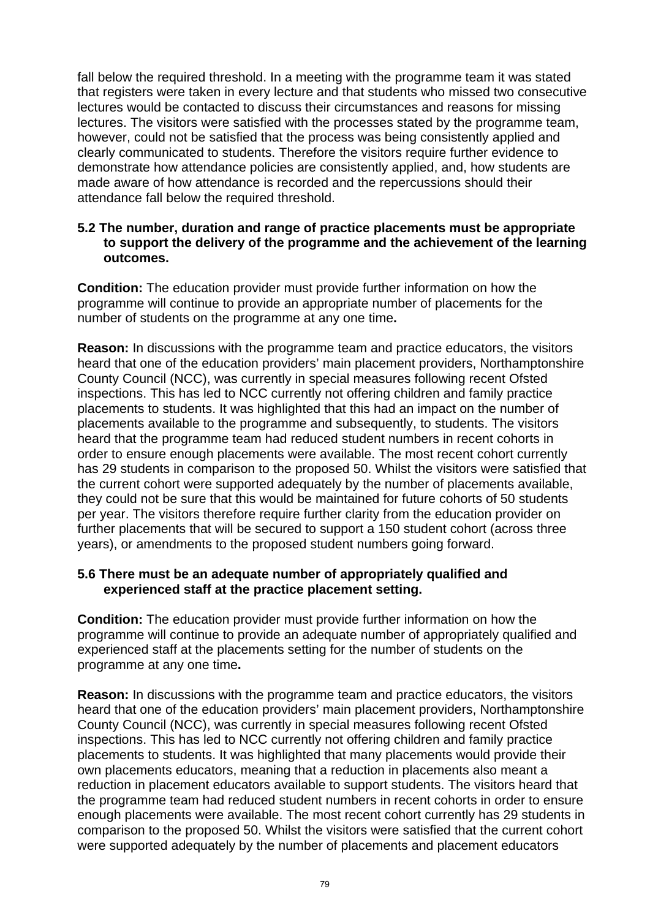fall below the required threshold. In a meeting with the programme team it was stated that registers were taken in every lecture and that students who missed two consecutive lectures would be contacted to discuss their circumstances and reasons for missing lectures. The visitors were satisfied with the processes stated by the programme team, however, could not be satisfied that the process was being consistently applied and clearly communicated to students. Therefore the visitors require further evidence to demonstrate how attendance policies are consistently applied, and, how students are made aware of how attendance is recorded and the repercussions should their attendance fall below the required threshold.

**5.2 The number, duration and range of practice placements must be appropriate to support the delivery of the programme and the achievement of the learning outcomes.**

**Condition:** The education provider must provide further information on how the programme will continue to provide an appropriate number of placements for the number of students on the programme at any one time**.**

**Reason:** In discussions with the programme team and practice educators, the visitors heard that one of the education providers' main placement providers, Northamptonshire County Council (NCC), was currently in special measures following recent Ofsted inspections. This has led to NCC currently not offering children and family practice placements to students. It was highlighted that this had an impact on the number of placements available to the programme and subsequently, to students. The visitors heard that the programme team had reduced student numbers in recent cohorts in order to ensure enough placements were available. The most recent cohort currently has 29 students in comparison to the proposed 50. Whilst the visitors were satisfied that the current cohort were supported adequately by the number of placements available, they could not be sure that this would be maintained for future cohorts of 50 students per year. The visitors therefore require further clarity from the education provider on further placements that will be secured to support a 150 student cohort (across three years), or amendments to the proposed student numbers going forward.

**5.6 There must be an adequate number of appropriately qualified and experienced staff at the practice placement setting.**

**Condition:** The education provider must provide further information on how the programme will continue to provide an adequate number of appropriately qualified and experienced staff at the placements setting for the number of students on the programme at any one time**.**

**Reason:** In discussions with the programme team and practice educators, the visitors heard that one of the education providers' main placement providers, Northamptonshire County Council (NCC), was currently in special measures following recent Ofsted inspections. This has led to NCC currently not offering children and family practice placements to students. It was highlighted that many placements would provide their own placements educators, meaning that a reduction in placements also meant a reduction in placement educators available to support students. The visitors heard that the programme team had reduced student numbers in recent cohorts in order to ensure enough placements were available. The most recent cohort currently has 29 students in comparison to the proposed 50. Whilst the visitors were satisfied that the current cohort were supported adequately by the number of placements and placement educators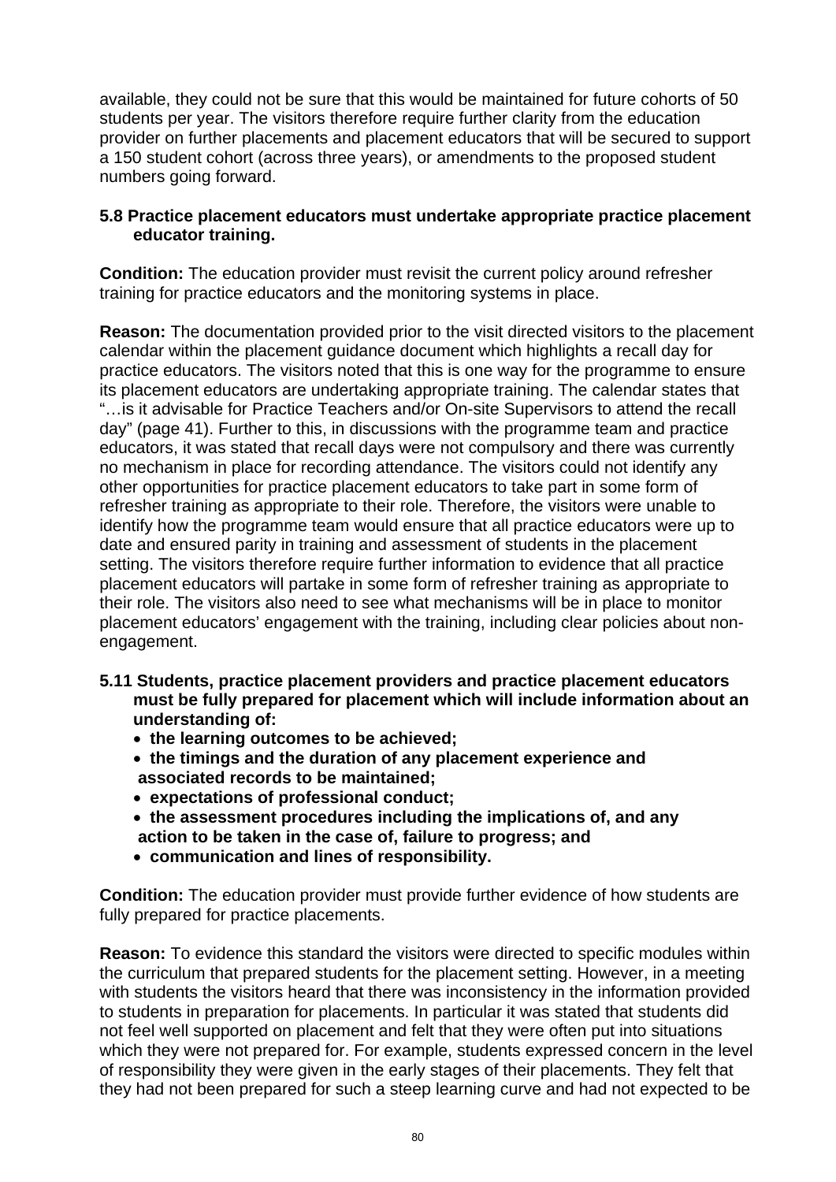available, they could not be sure that this would be maintained for future cohorts of 50 students per year. The visitors therefore require further clarity from the education provider on further placements and placement educators that will be secured to support a 150 student cohort (across three years), or amendments to the proposed student numbers going forward.

**5.8 Practice placement educators must undertake appropriate practice placement educator training.**

**Condition:** The education provider must revisit the current policy around refresher training for practice educators and the monitoring systems in place.

**Reason:** The documentation provided prior to the visit directed visitors to the placement calendar within the placement guidance document which highlights a recall day for practice educators. The visitors noted that this is one way for the programme to ensure its placement educators are undertaking appropriate training. The calendar states that "…is it advisable for Practice Teachers and/or On-site Supervisors to attend the recall day" (page 41). Further to this, in discussions with the programme team and practice educators, it was stated that recall days were not compulsory and there was currently no mechanism in place for recording attendance. The visitors could not identify any other opportunities for practice placement educators to take part in some form of refresher training as appropriate to their role. Therefore, the visitors were unable to identify how the programme team would ensure that all practice educators were up to date and ensured parity in training and assessment of students in the placement setting. The visitors therefore require further information to evidence that all practice placement educators will partake in some form of refresher training as appropriate to their role. The visitors also need to see what mechanisms will be in place to monitor placement educators' engagement with the training, including clear policies about non-engagement.

**5.11 Students, practice placement providers and practice placement educators must be fully prepared for placement which will include information about an understanding of:**

- **the learning outcomes to be achieved;**
- **the timings and the duration of any placement experience and associated records to be maintained;**
- **expectations of professional conduct;**
- **the assessment procedures including the implications of, and any action to be taken in the case of, failure to progress; and**
- **communication and lines of responsibility.**

**Condition:** The education provider must provide further evidence of how students are fully prepared for practice placements.

**Reason:** To evidence this standard the visitors were directed to specific modules within the curriculum that prepared students for the placement setting. However, in a meeting with students the visitors heard that there was inconsistency in the information provided to students in preparation for placements. In particular it was stated that students did not feel well supported on placement and felt that they were often put into situations which they were not prepared for. For example, students expressed concern in the level of responsibility they were given in the early stages of their placements. They felt that they had not been prepared for such a steep learning curve and had not expected to be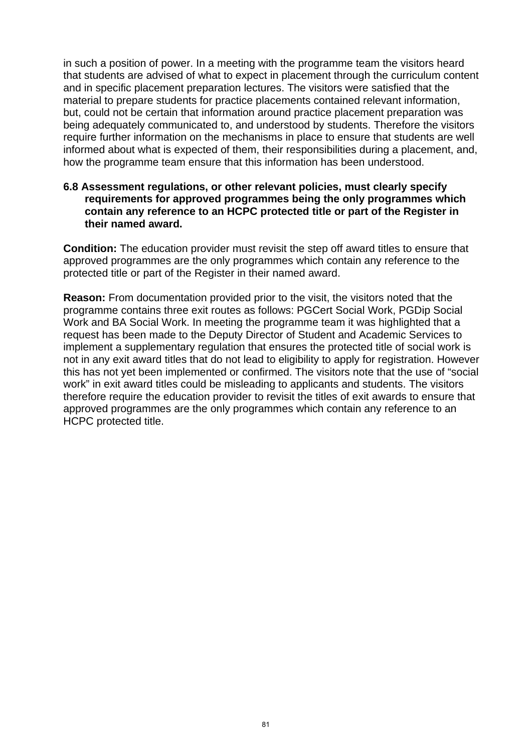in such a position of power. In a meeting with the programme team the visitors heard that students are advised of what to expect in placement through the curriculum content and in specific placement preparation lectures. The visitors were satisfied that the material to prepare students for practice placements contained relevant information, but, could not be certain that information around practice placement preparation was being adequately communicated to, and understood by students. Therefore the visitors require further information on the mechanisms in place to ensure that students are well informed about what is expected of them, their responsibilities during a placement, and, how the programme team ensure that this information has been understood.

**6.8 Assessment regulations, or other relevant policies, must clearly specify requirements for approved programmes being the only programmes which contain any reference to an HCPC protected title or part of the Register in their named award.**

**Condition:** The education provider must revisit the step off award titles to ensure that approved programmes are the only programmes which contain any reference to the protected title or part of the Register in their named award.

**Reason:** From documentation provided prior to the visit, the visitors noted that the programme contains three exit routes as follows: PGCert Social Work, PGDip Social Work and BA Social Work. In meeting the programme team it was highlighted that a request has been made to the Deputy Director of Student and Academic Services to implement a supplementary regulation that ensures the protected title of social work is not in any exit award titles that do not lead to eligibility to apply for registration. However this has not yet been implemented or confirmed. The visitors note that the use of “social work” in exit award titles could be misleading to applicants and students. The visitors therefore require the education provider to revisit the titles of exit awards to ensure that approved programmes are the only programmes which contain any reference to an HCPC protected title.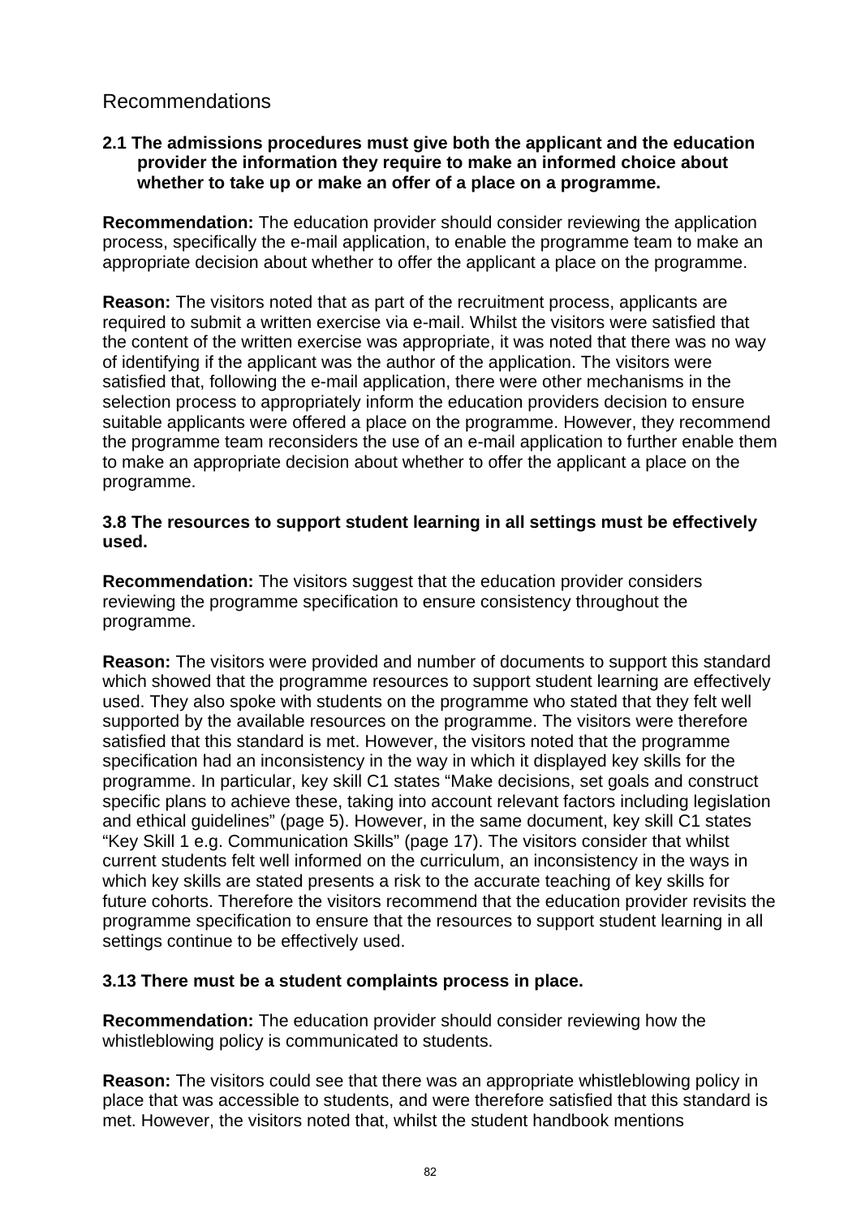## Recommendations

**2.1 The admissions procedures must give both the applicant and the education provider the information they require to make an informed choice about whether to take up or make an offer of a place on a programme.**

**Recommendation:** The education provider should consider reviewing the application process, specifically the e-mail application, to enable the programme team to make an appropriate decision about whether to offer the applicant a place on the programme.

**Reason:** The visitors noted that as part of the recruitment process, applicants are required to submit a written exercise via e-mail. Whilst the visitors were satisfied that the content of the written exercise was appropriate, it was noted that there was no way of identifying if the applicant was the author of the application. The visitors were satisfied that, following the e-mail application, there were other mechanisms in the selection process to appropriately inform the education providers decision to ensure suitable applicants were offered a place on the programme. However, they recommend the programme team reconsiders the use of an e-mail application to further enable them to make an appropriate decision about whether to offer the applicant a place on the programme.

**3.8 The resources to support student learning in all settings must be effectively used.**

**Recommendation:** The visitors suggest that the education provider considers reviewing the programme specification to ensure consistency throughout the programme.

**Reason:** The visitors were provided and number of documents to support this standard which showed that the programme resources to support student learning are effectively used. They also spoke with students on the programme who stated that they felt well supported by the available resources on the programme. The visitors were therefore satisfied that this standard is met. However, the visitors noted that the programme specification had an inconsistency in the way in which it displayed key skills for the programme. In particular, key skill C1 states "Make decisions, set goals and construct specific plans to achieve these, taking into account relevant factors including legislation and ethical guidelines" (page 5). However, in the same document, key skill C1 states "Key Skill 1 e.g. Communication Skills" (page 17). The visitors consider that whilst current students felt well informed on the curriculum, an inconsistency in the ways in which key skills are stated presents a risk to the accurate teaching of key skills for future cohorts. Therefore the visitors recommend that the education provider revisits the programme specification to ensure that the resources to support student learning in all settings continue to be effectively used.

**3.13 There must be a student complaints process in place.**

**Recommendation:** The education provider should consider reviewing how the whistleblowing policy is communicated to students.

**Reason:** The visitors could see that there was an appropriate whistleblowing policy in place that was accessible to students, and were therefore satisfied that this standard is met. However, the visitors noted that, whilst the student handbook mentions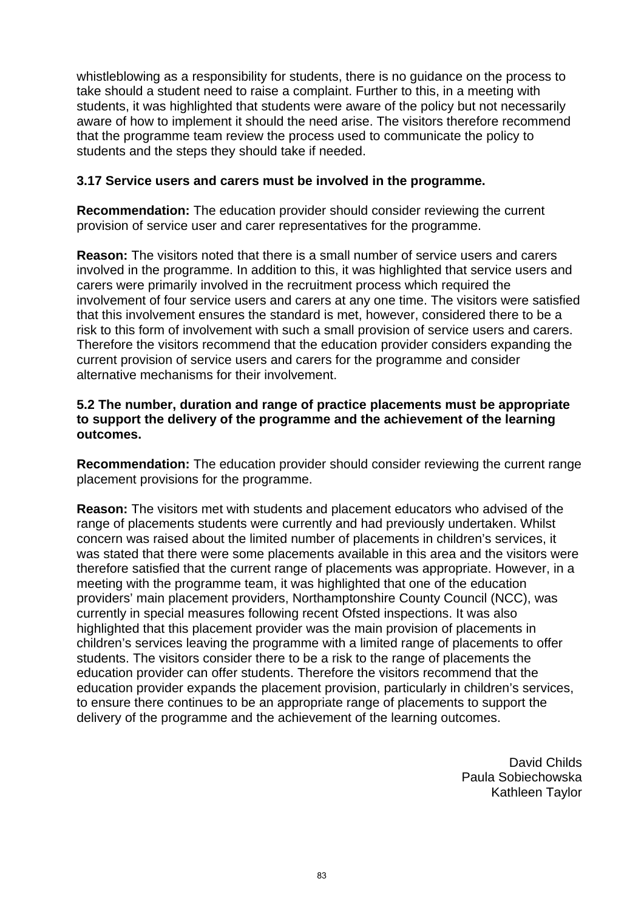whistleblowing as a responsibility for students, there is no guidance on the process to take should a student need to raise a complaint. Further to this, in a meeting with students, it was highlighted that students were aware of the policy but not necessarily aware of how to implement it should the need arise. The visitors therefore recommend that the programme team review the process used to communicate the policy to students and the steps they should take if needed.

**3.17 Service users and carers must be involved in the programme.**

**Recommendation:** The education provider should consider reviewing the current provision of service user and carer representatives for the programme.

**Reason:** The visitors noted that there is a small number of service users and carers involved in the programme. In addition to this, it was highlighted that service users and carers were primarily involved in the recruitment process which required the involvement of four service users and carers at any one time. The visitors were satisfied that this involvement ensures the standard is met, however, considered there to be a risk to this form of involvement with such a small provision of service users and carers. Therefore the visitors recommend that the education provider considers expanding the current provision of service users and carers for the programme and consider alternative mechanisms for their involvement.

**5.2 The number, duration and range of practice placements must be appropriate to support the delivery of the programme and the achievement of the learning outcomes.**

**Recommendation:** The education provider should consider reviewing the current range placement provisions for the programme.

**Reason:** The visitors met with students and placement educators who advised of the range of placements students were currently and had previously undertaken. Whilst concern was raised about the limited number of placements in children's services, it was stated that there were some placements available in this area and the visitors were therefore satisfied that the current range of placements was appropriate. However, in a meeting with the programme team, it was highlighted that one of the education providers' main placement providers, Northamptonshire County Council (NCC), was currently in special measures following recent Ofsted inspections. It was also highlighted that this placement provider was the main provision of placements in children's services leaving the programme with a limited range of placements to offer students. The visitors consider there to be a risk to the range of placements the education provider can offer students. Therefore the visitors recommend that the education provider expands the placement provision, particularly in children's services, to ensure there continues to be an appropriate range of placements to support the delivery of the programme and the achievement of the learning outcomes.

David Childs
Paula Sobiechowska
Kathleen Taylor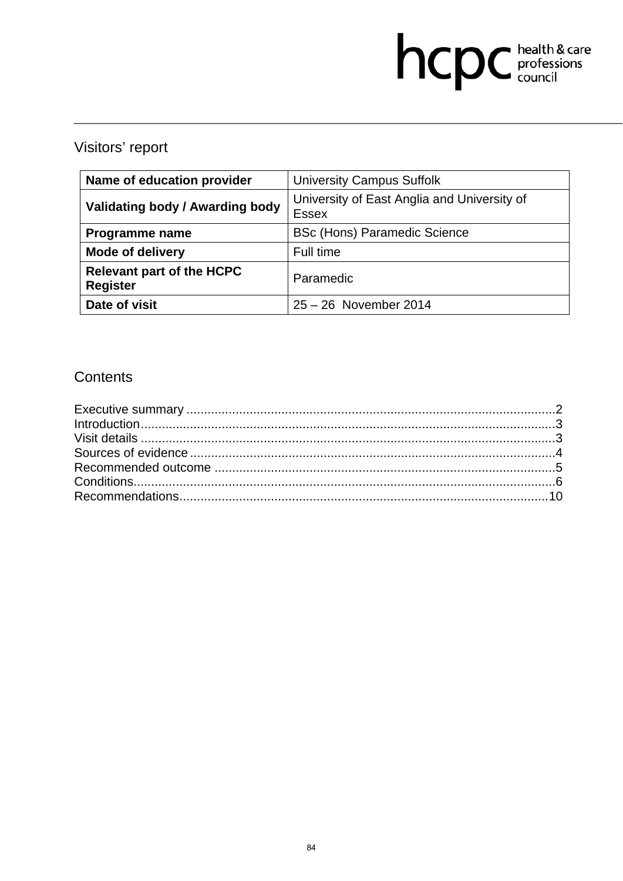hcpc health & care professions council

# Visitors' report

| | |
|---|---|
| **Name of education provider** | University Campus Suffolk |
| **Validating body / Awarding body** | University of East Anglia and University of Essex |
| **Programme name** | BSc (Hons) Paramedic Science |
| **Mode of delivery** | Full time |
| **Relevant part of the HCPC Register** | Paramedic |
| **Date of visit** | 25 – 26 November 2014 |

## Contents

Executive summary ........................................................................................................2
Introduction.....................................................................................................................3
Visit details .....................................................................................................................3
Sources of evidence.......................................................................................................4
Recommended outcome ................................................................................................5
Conditions.......................................................................................................................6
Recommendations.........................................................................................................10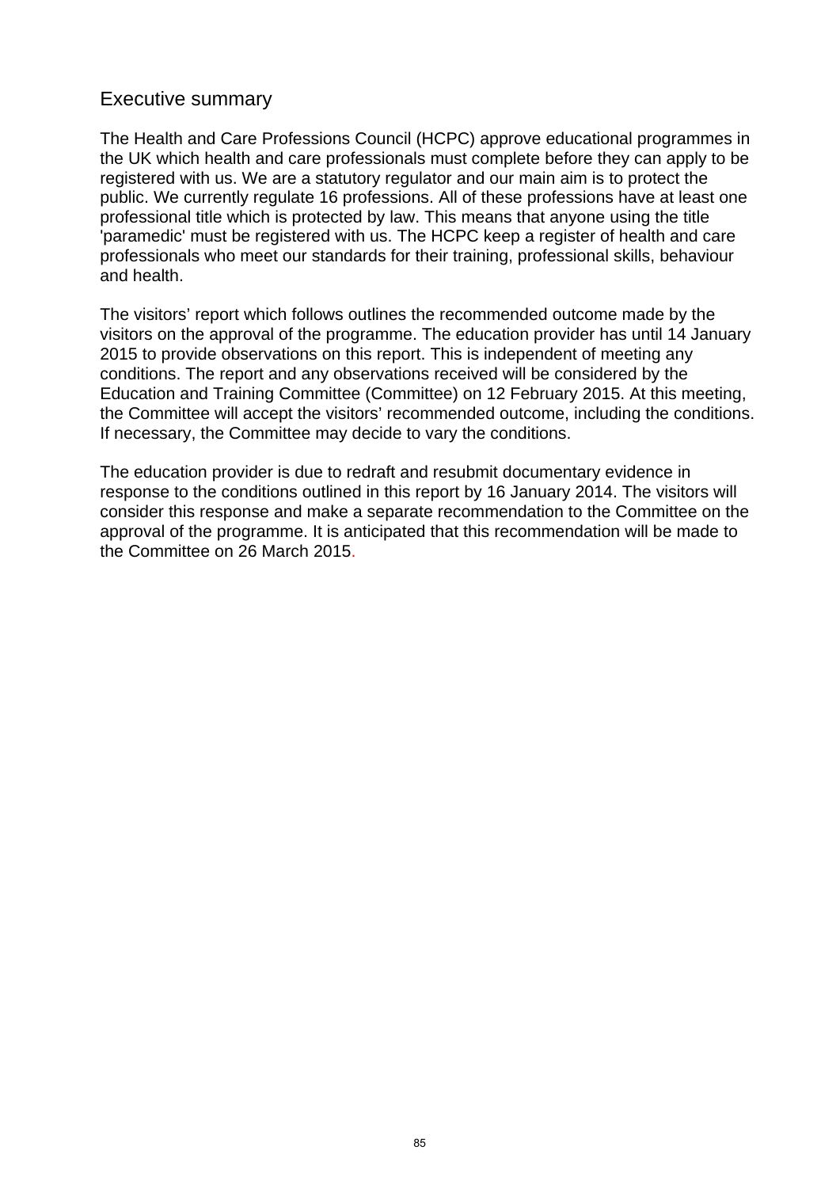## Executive summary

The Health and Care Professions Council (HCPC) approve educational programmes in the UK which health and care professionals must complete before they can apply to be registered with us. We are a statutory regulator and our main aim is to protect the public. We currently regulate 16 professions. All of these professions have at least one professional title which is protected by law. This means that anyone using the title 'paramedic' must be registered with us. The HCPC keep a register of health and care professionals who meet our standards for their training, professional skills, behaviour and health.

The visitors' report which follows outlines the recommended outcome made by the visitors on the approval of the programme. The education provider has until 14 January 2015 to provide observations on this report. This is independent of meeting any conditions. The report and any observations received will be considered by the Education and Training Committee (Committee) on 12 February 2015. At this meeting, the Committee will accept the visitors' recommended outcome, including the conditions. If necessary, the Committee may decide to vary the conditions.

The education provider is due to redraft and resubmit documentary evidence in response to the conditions outlined in this report by 16 January 2014. The visitors will consider this response and make a separate recommendation to the Committee on the approval of the programme. It is anticipated that this recommendation will be made to the Committee on 26 March 2015.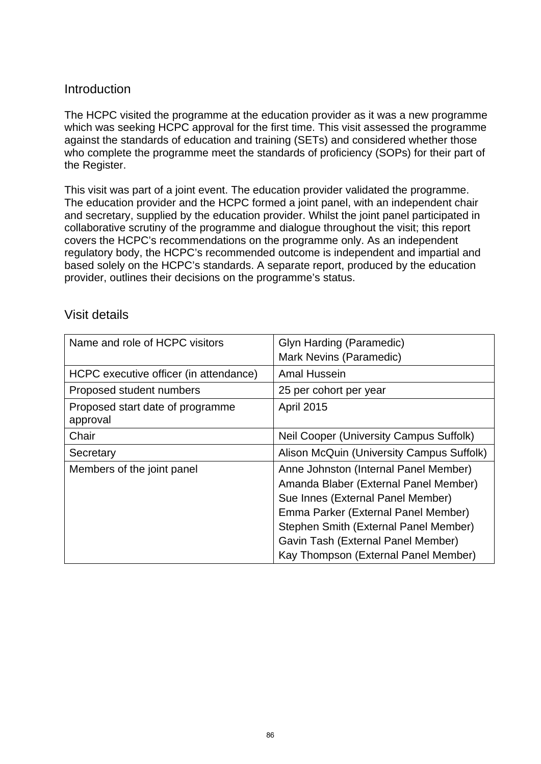## Introduction

The HCPC visited the programme at the education provider as it was a new programme which was seeking HCPC approval for the first time. This visit assessed the programme against the standards of education and training (SETs) and considered whether those who complete the programme meet the standards of proficiency (SOPs) for their part of the Register.

This visit was part of a joint event. The education provider validated the programme. The education provider and the HCPC formed a joint panel, with an independent chair and secretary, supplied by the education provider. Whilst the joint panel participated in collaborative scrutiny of the programme and dialogue throughout the visit; this report covers the HCPC's recommendations on the programme only. As an independent regulatory body, the HCPC's recommended outcome is independent and impartial and based solely on the HCPC's standards. A separate report, produced by the education provider, outlines their decisions on the programme's status.

## Visit details

| | |
|---|---|
| Name and role of HCPC visitors | Glyn Harding (Paramedic)<br>Mark Nevins (Paramedic) |
| HCPC executive officer (in attendance) | Amal Hussein |
| Proposed student numbers | 25 per cohort per year |
| Proposed start date of programme approval | April 2015 |
| Chair | Neil Cooper (University Campus Suffolk) |
| Secretary | Alison McQuin (University Campus Suffolk) |
| Members of the joint panel | Anne Johnston (Internal Panel Member)<br>Amanda Blaber (External Panel Member)<br>Sue Innes (External Panel Member)<br>Emma Parker (External Panel Member)<br>Stephen Smith (External Panel Member)<br>Gavin Tash (External Panel Member)<br>Kay Thompson (External Panel Member) |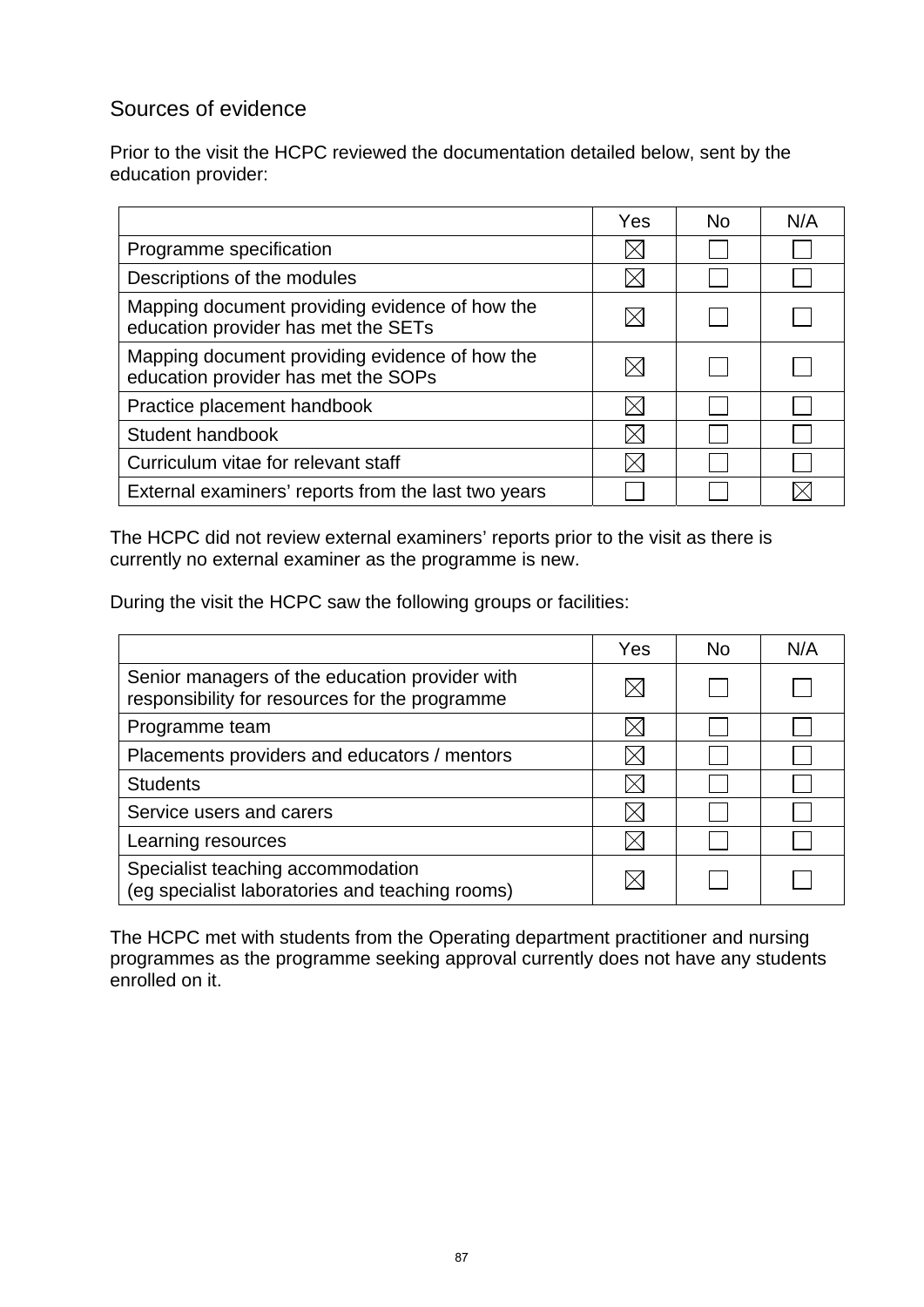## Sources of evidence

Prior to the visit the HCPC reviewed the documentation detailed below, sent by the education provider:

| | Yes | No | N/A |
|---|---|---|---|
| Programme specification | ☒ | ☐ | ☐ |
| Descriptions of the modules | ☒ | ☐ | ☐ |
| Mapping document providing evidence of how the education provider has met the SETs | ☒ | ☐ | ☐ |
| Mapping document providing evidence of how the education provider has met the SOPs | ☒ | ☐ | ☐ |
| Practice placement handbook | ☒ | ☐ | ☐ |
| Student handbook | ☒ | ☐ | ☐ |
| Curriculum vitae for relevant staff | ☒ | ☐ | ☐ |
| External examiners' reports from the last two years | ☐ | ☐ | ☒ |

The HCPC did not review external examiners' reports prior to the visit as there is currently no external examiner as the programme is new.

During the visit the HCPC saw the following groups or facilities:

| | Yes | No | N/A |
|---|---|---|---|
| Senior managers of the education provider with responsibility for resources for the programme | ☒ | ☐ | ☐ |
| Programme team | ☒ | ☐ | ☐ |
| Placements providers and educators / mentors | ☒ | ☐ | ☐ |
| Students | ☒ | ☐ | ☐ |
| Service users and carers | ☒ | ☐ | ☐ |
| Learning resources | ☒ | ☐ | ☐ |
| Specialist teaching accommodation (eg specialist laboratories and teaching rooms) | ☒ | ☐ | ☐ |

The HCPC met with students from the Operating department practitioner and nursing programmes as the programme seeking approval currently does not have any students enrolled on it.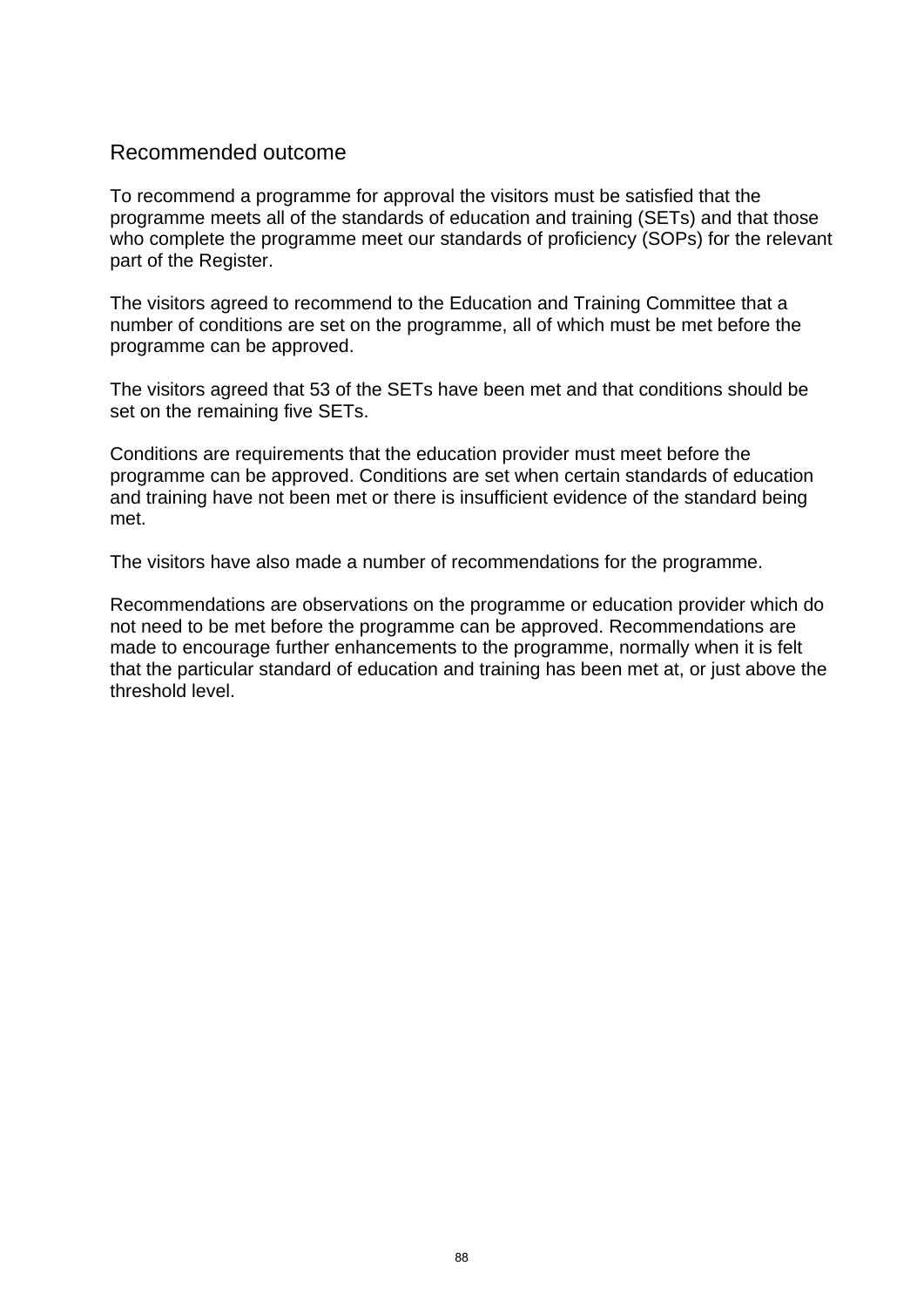## Recommended outcome

To recommend a programme for approval the visitors must be satisfied that the programme meets all of the standards of education and training (SETs) and that those who complete the programme meet our standards of proficiency (SOPs) for the relevant part of the Register.

The visitors agreed to recommend to the Education and Training Committee that a number of conditions are set on the programme, all of which must be met before the programme can be approved.

The visitors agreed that 53 of the SETs have been met and that conditions should be set on the remaining five SETs.

Conditions are requirements that the education provider must meet before the programme can be approved. Conditions are set when certain standards of education and training have not been met or there is insufficient evidence of the standard being met.

The visitors have also made a number of recommendations for the programme.

Recommendations are observations on the programme or education provider which do not need to be met before the programme can be approved. Recommendations are made to encourage further enhancements to the programme, normally when it is felt that the particular standard of education and training has been met at, or just above the threshold level.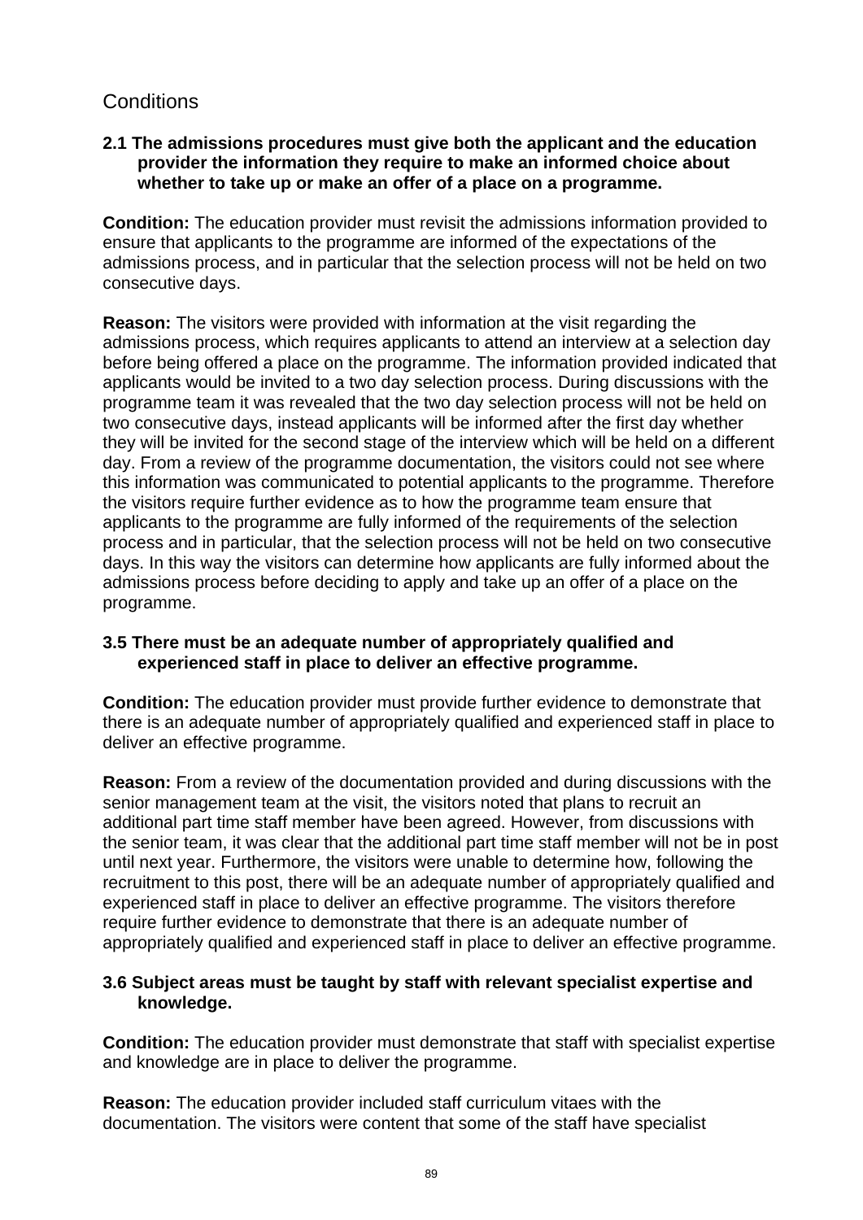## Conditions

**2.1 The admissions procedures must give both the applicant and the education provider the information they require to make an informed choice about whether to take up or make an offer of a place on a programme.**

**Condition:** The education provider must revisit the admissions information provided to ensure that applicants to the programme are informed of the expectations of the admissions process, and in particular that the selection process will not be held on two consecutive days.

**Reason:** The visitors were provided with information at the visit regarding the admissions process, which requires applicants to attend an interview at a selection day before being offered a place on the programme. The information provided indicated that applicants would be invited to a two day selection process. During discussions with the programme team it was revealed that the two day selection process will not be held on two consecutive days, instead applicants will be informed after the first day whether they will be invited for the second stage of the interview which will be held on a different day. From a review of the programme documentation, the visitors could not see where this information was communicated to potential applicants to the programme. Therefore the visitors require further evidence as to how the programme team ensure that applicants to the programme are fully informed of the requirements of the selection process and in particular, that the selection process will not be held on two consecutive days. In this way the visitors can determine how applicants are fully informed about the admissions process before deciding to apply and take up an offer of a place on the programme.

**3.5 There must be an adequate number of appropriately qualified and experienced staff in place to deliver an effective programme.**

**Condition:** The education provider must provide further evidence to demonstrate that there is an adequate number of appropriately qualified and experienced staff in place to deliver an effective programme.

**Reason:** From a review of the documentation provided and during discussions with the senior management team at the visit, the visitors noted that plans to recruit an additional part time staff member have been agreed. However, from discussions with the senior team, it was clear that the additional part time staff member will not be in post until next year. Furthermore, the visitors were unable to determine how, following the recruitment to this post, there will be an adequate number of appropriately qualified and experienced staff in place to deliver an effective programme. The visitors therefore require further evidence to demonstrate that there is an adequate number of appropriately qualified and experienced staff in place to deliver an effective programme.

**3.6 Subject areas must be taught by staff with relevant specialist expertise and knowledge.**

**Condition:** The education provider must demonstrate that staff with specialist expertise and knowledge are in place to deliver the programme.

**Reason:** The education provider included staff curriculum vitaes with the documentation. The visitors were content that some of the staff have specialist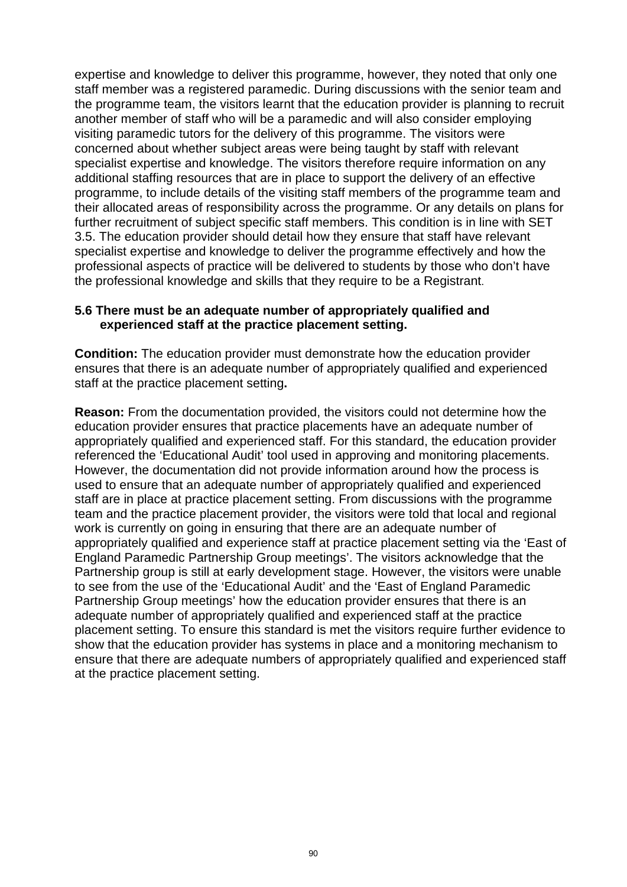expertise and knowledge to deliver this programme, however, they noted that only one staff member was a registered paramedic. During discussions with the senior team and the programme team, the visitors learnt that the education provider is planning to recruit another member of staff who will be a paramedic and will also consider employing visiting paramedic tutors for the delivery of this programme. The visitors were concerned about whether subject areas were being taught by staff with relevant specialist expertise and knowledge. The visitors therefore require information on any additional staffing resources that are in place to support the delivery of an effective programme, to include details of the visiting staff members of the programme team and their allocated areas of responsibility across the programme. Or any details on plans for further recruitment of subject specific staff members. This condition is in line with SET 3.5. The education provider should detail how they ensure that staff have relevant specialist expertise and knowledge to deliver the programme effectively and how the professional aspects of practice will be delivered to students by those who don't have the professional knowledge and skills that they require to be a Registrant.

**5.6 There must be an adequate number of appropriately qualified and experienced staff at the practice placement setting.**

**Condition:** The education provider must demonstrate how the education provider ensures that there is an adequate number of appropriately qualified and experienced staff at the practice placement setting**.**

**Reason:** From the documentation provided, the visitors could not determine how the education provider ensures that practice placements have an adequate number of appropriately qualified and experienced staff. For this standard, the education provider referenced the 'Educational Audit' tool used in approving and monitoring placements. However, the documentation did not provide information around how the process is used to ensure that an adequate number of appropriately qualified and experienced staff are in place at practice placement setting. From discussions with the programme team and the practice placement provider, the visitors were told that local and regional work is currently on going in ensuring that there are an adequate number of appropriately qualified and experience staff at practice placement setting via the 'East of England Paramedic Partnership Group meetings'. The visitors acknowledge that the Partnership group is still at early development stage. However, the visitors were unable to see from the use of the 'Educational Audit' and the 'East of England Paramedic Partnership Group meetings' how the education provider ensures that there is an adequate number of appropriately qualified and experienced staff at the practice placement setting. To ensure this standard is met the visitors require further evidence to show that the education provider has systems in place and a monitoring mechanism to ensure that there are adequate numbers of appropriately qualified and experienced staff at the practice placement setting.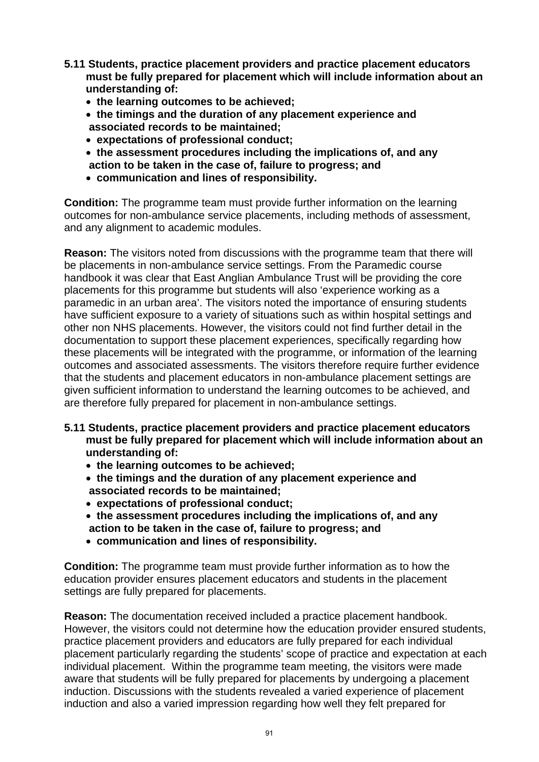**5.11 Students, practice placement providers and practice placement educators must be fully prepared for placement which will include information about an understanding of:**

- **the learning outcomes to be achieved;**
- **the timings and the duration of any placement experience and associated records to be maintained;**
- **expectations of professional conduct;**
- **the assessment procedures including the implications of, and any action to be taken in the case of, failure to progress; and**
- **communication and lines of responsibility.**

**Condition:** The programme team must provide further information on the learning outcomes for non-ambulance service placements, including methods of assessment, and any alignment to academic modules.

**Reason:** The visitors noted from discussions with the programme team that there will be placements in non-ambulance service settings. From the Paramedic course handbook it was clear that East Anglian Ambulance Trust will be providing the core placements for this programme but students will also 'experience working as a paramedic in an urban area'. The visitors noted the importance of ensuring students have sufficient exposure to a variety of situations such as within hospital settings and other non NHS placements. However, the visitors could not find further detail in the documentation to support these placement experiences, specifically regarding how these placements will be integrated with the programme, or information of the learning outcomes and associated assessments. The visitors therefore require further evidence that the students and placement educators in non-ambulance placement settings are given sufficient information to understand the learning outcomes to be achieved, and are therefore fully prepared for placement in non-ambulance settings.

**5.11 Students, practice placement providers and practice placement educators must be fully prepared for placement which will include information about an understanding of:**

- **the learning outcomes to be achieved;**
- **the timings and the duration of any placement experience and associated records to be maintained;**
- **expectations of professional conduct;**
- **the assessment procedures including the implications of, and any action to be taken in the case of, failure to progress; and**
- **communication and lines of responsibility.**

**Condition:** The programme team must provide further information as to how the education provider ensures placement educators and students in the placement settings are fully prepared for placements.

**Reason:** The documentation received included a practice placement handbook. However, the visitors could not determine how the education provider ensured students, practice placement providers and educators are fully prepared for each individual placement particularly regarding the students' scope of practice and expectation at each individual placement. Within the programme team meeting, the visitors were made aware that students will be fully prepared for placements by undergoing a placement induction. Discussions with the students revealed a varied experience of placement induction and also a varied impression regarding how well they felt prepared for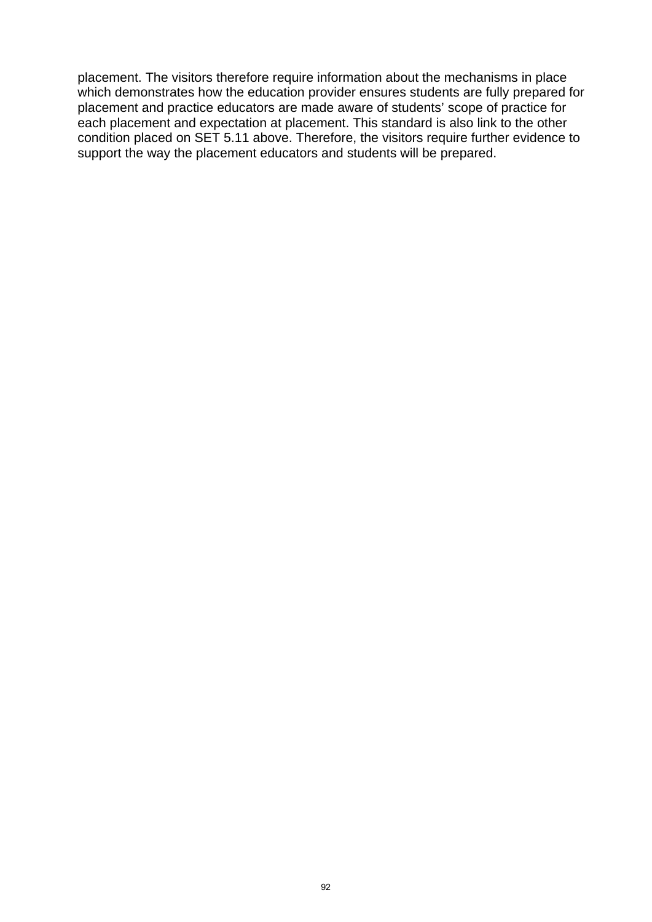placement. The visitors therefore require information about the mechanisms in place which demonstrates how the education provider ensures students are fully prepared for placement and practice educators are made aware of students' scope of practice for each placement and expectation at placement. This standard is also link to the other condition placed on SET 5.11 above. Therefore, the visitors require further evidence to support the way the placement educators and students will be prepared.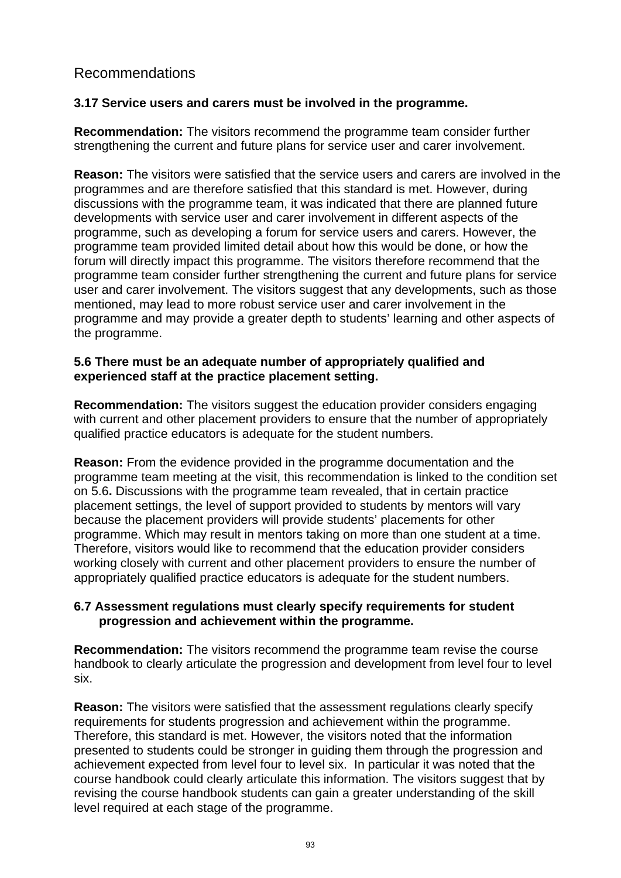## Recommendations

**3.17 Service users and carers must be involved in the programme.**

**Recommendation:** The visitors recommend the programme team consider further strengthening the current and future plans for service user and carer involvement.

**Reason:** The visitors were satisfied that the service users and carers are involved in the programmes and are therefore satisfied that this standard is met. However, during discussions with the programme team, it was indicated that there are planned future developments with service user and carer involvement in different aspects of the programme, such as developing a forum for service users and carers. However, the programme team provided limited detail about how this would be done, or how the forum will directly impact this programme. The visitors therefore recommend that the programme team consider further strengthening the current and future plans for service user and carer involvement. The visitors suggest that any developments, such as those mentioned, may lead to more robust service user and carer involvement in the programme and may provide a greater depth to students' learning and other aspects of the programme.

**5.6 There must be an adequate number of appropriately qualified and experienced staff at the practice placement setting.**

**Recommendation:** The visitors suggest the education provider considers engaging with current and other placement providers to ensure that the number of appropriately qualified practice educators is adequate for the student numbers.

**Reason:** From the evidence provided in the programme documentation and the programme team meeting at the visit, this recommendation is linked to the condition set on 5.6**.** Discussions with the programme team revealed, that in certain practice placement settings, the level of support provided to students by mentors will vary because the placement providers will provide students' placements for other programme. Which may result in mentors taking on more than one student at a time. Therefore, visitors would like to recommend that the education provider considers working closely with current and other placement providers to ensure the number of appropriately qualified practice educators is adequate for the student numbers.

**6.7 Assessment regulations must clearly specify requirements for student progression and achievement within the programme.**

**Recommendation:** The visitors recommend the programme team revise the course handbook to clearly articulate the progression and development from level four to level six.

**Reason:** The visitors were satisfied that the assessment regulations clearly specify requirements for students progression and achievement within the programme. Therefore, this standard is met. However, the visitors noted that the information presented to students could be stronger in guiding them through the progression and achievement expected from level four to level six. In particular it was noted that the course handbook could clearly articulate this information. The visitors suggest that by revising the course handbook students can gain a greater understanding of the skill level required at each stage of the programme.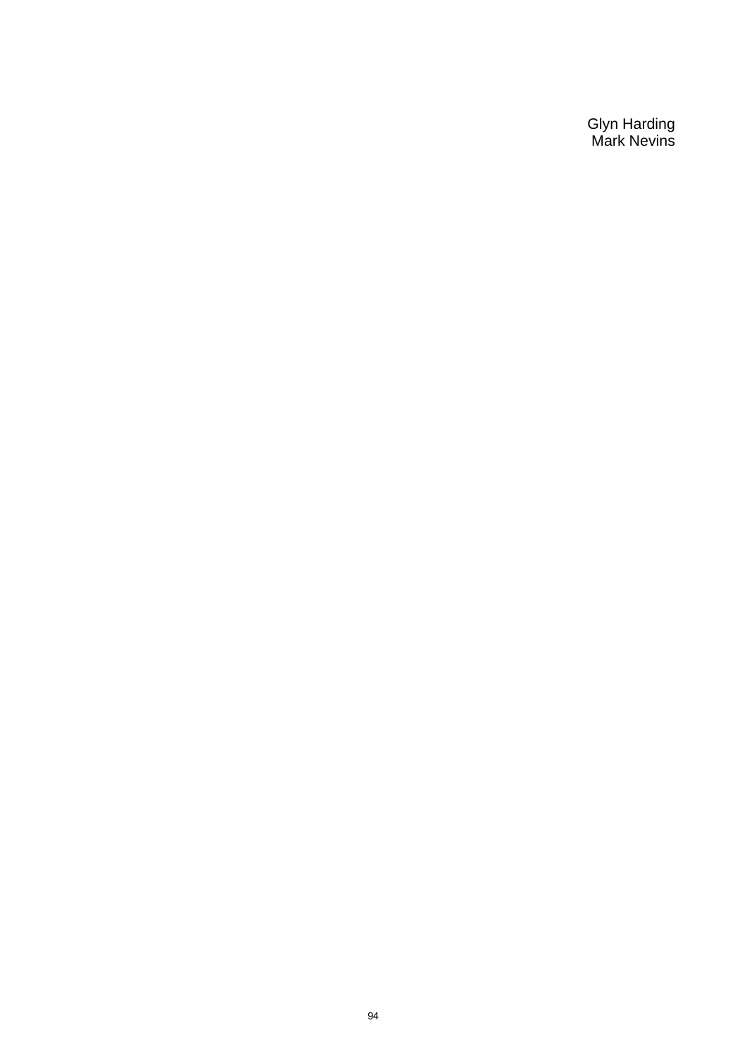Glyn Harding
Mark Nevins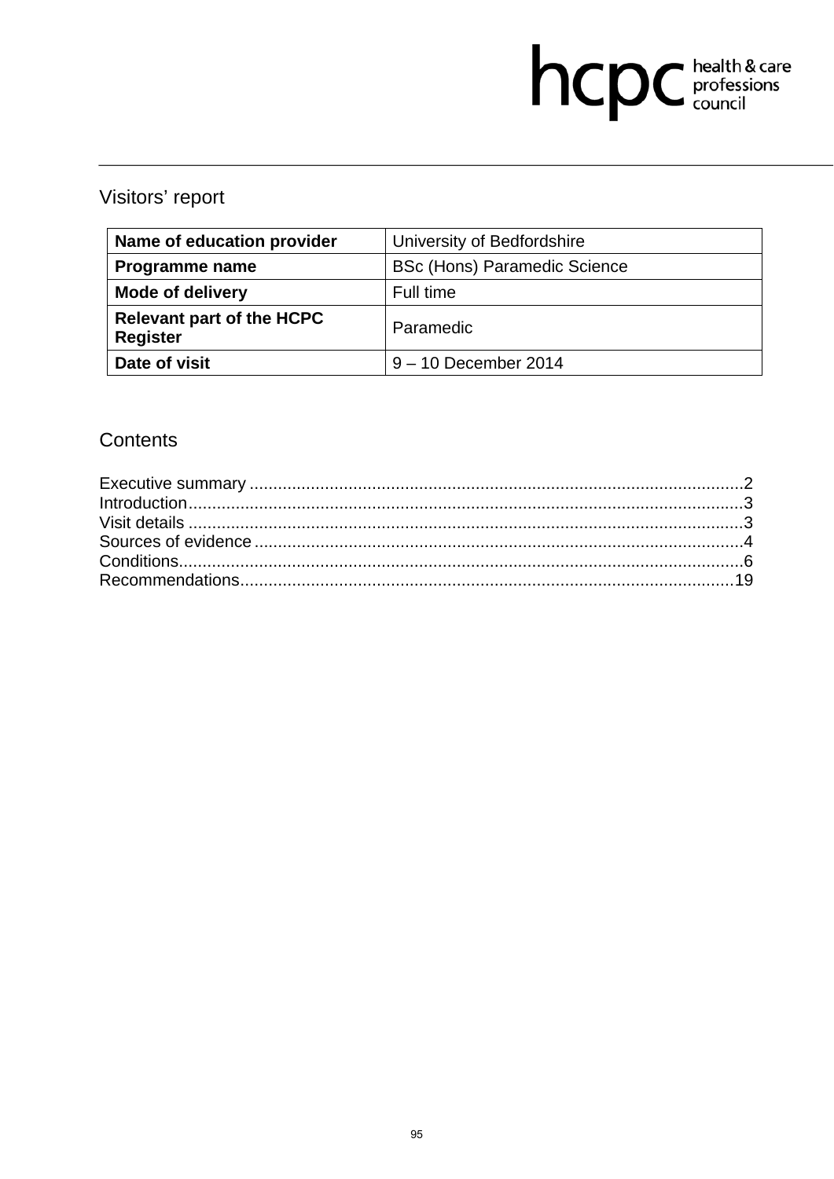hcpc health & care professions council

# Visitors' report

| Name of education provider | University of Bedfordshire |
|---|---|
| Programme name | BSc (Hons) Paramedic Science |
| Mode of delivery | Full time |
| Relevant part of the HCPC Register | Paramedic |
| Date of visit | 9 – 10 December 2014 |

## Contents

Executive summary ........................................................................................................2
Introduction.....................................................................................................................3
Visit details .....................................................................................................................3
Sources of evidence .......................................................................................................4
Conditions.......................................................................................................................6
Recommendations.........................................................................................................19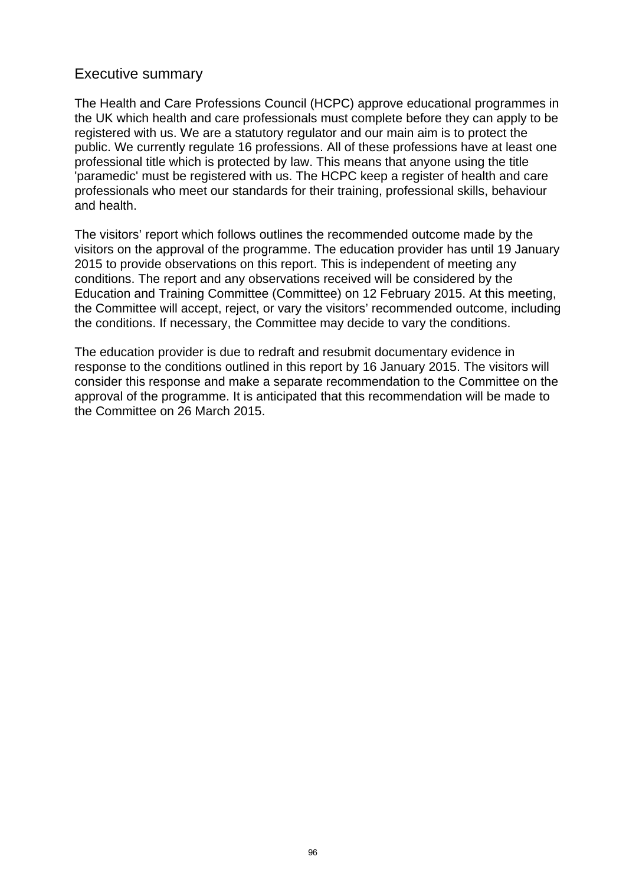## Executive summary

The Health and Care Professions Council (HCPC) approve educational programmes in the UK which health and care professionals must complete before they can apply to be registered with us. We are a statutory regulator and our main aim is to protect the public. We currently regulate 16 professions. All of these professions have at least one professional title which is protected by law. This means that anyone using the title 'paramedic' must be registered with us. The HCPC keep a register of health and care professionals who meet our standards for their training, professional skills, behaviour and health.

The visitors' report which follows outlines the recommended outcome made by the visitors on the approval of the programme. The education provider has until 19 January 2015 to provide observations on this report. This is independent of meeting any conditions. The report and any observations received will be considered by the Education and Training Committee (Committee) on 12 February 2015. At this meeting, the Committee will accept, reject, or vary the visitors' recommended outcome, including the conditions. If necessary, the Committee may decide to vary the conditions.

The education provider is due to redraft and resubmit documentary evidence in response to the conditions outlined in this report by 16 January 2015. The visitors will consider this response and make a separate recommendation to the Committee on the approval of the programme. It is anticipated that this recommendation will be made to the Committee on 26 March 2015.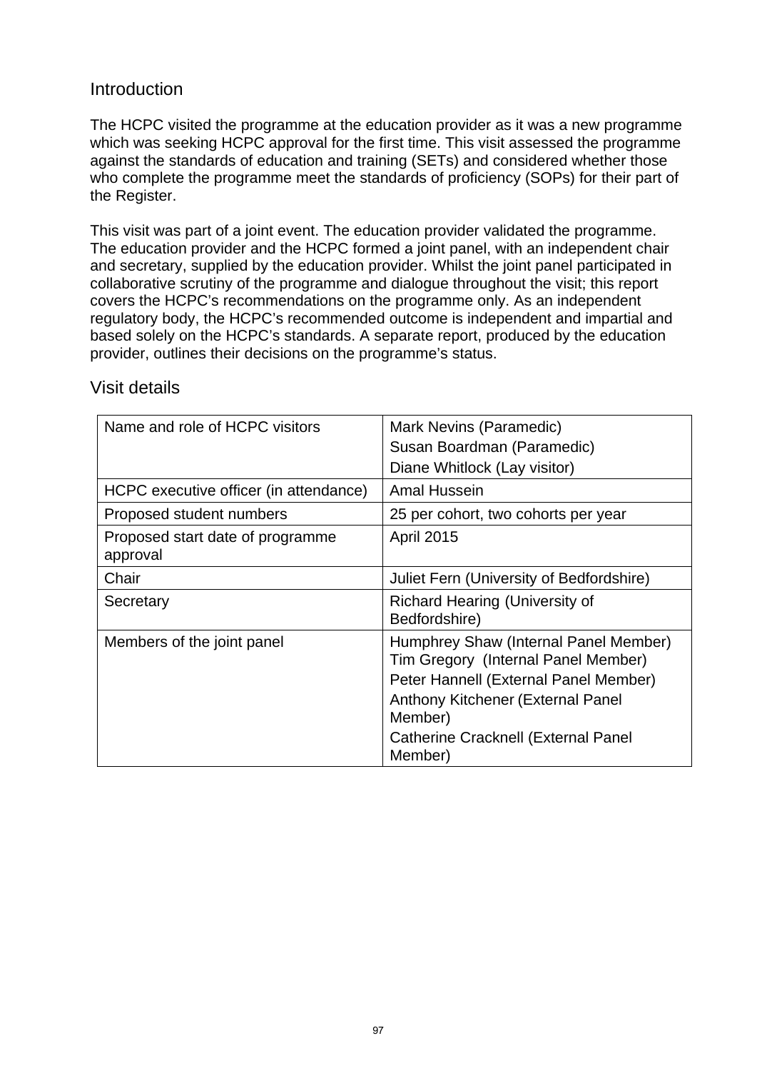## Introduction

The HCPC visited the programme at the education provider as it was a new programme which was seeking HCPC approval for the first time. This visit assessed the programme against the standards of education and training (SETs) and considered whether those who complete the programme meet the standards of proficiency (SOPs) for their part of the Register.

This visit was part of a joint event. The education provider validated the programme. The education provider and the HCPC formed a joint panel, with an independent chair and secretary, supplied by the education provider. Whilst the joint panel participated in collaborative scrutiny of the programme and dialogue throughout the visit; this report covers the HCPC's recommendations on the programme only. As an independent regulatory body, the HCPC's recommended outcome is independent and impartial and based solely on the HCPC's standards. A separate report, produced by the education provider, outlines their decisions on the programme's status.

## Visit details

| | |
|---|---|
| Name and role of HCPC visitors | Mark Nevins (Paramedic)<br>Susan Boardman (Paramedic)<br>Diane Whitlock (Lay visitor) |
| HCPC executive officer (in attendance) | Amal Hussein |
| Proposed student numbers | 25 per cohort, two cohorts per year |
| Proposed start date of programme approval | April 2015 |
| Chair | Juliet Fern (University of Bedfordshire) |
| Secretary | Richard Hearing (University of Bedfordshire) |
| Members of the joint panel | Humphrey Shaw (Internal Panel Member)<br>Tim Gregory (Internal Panel Member)<br>Peter Hannell (External Panel Member)<br>Anthony Kitchener (External Panel Member)<br>Catherine Cracknell (External Panel Member) |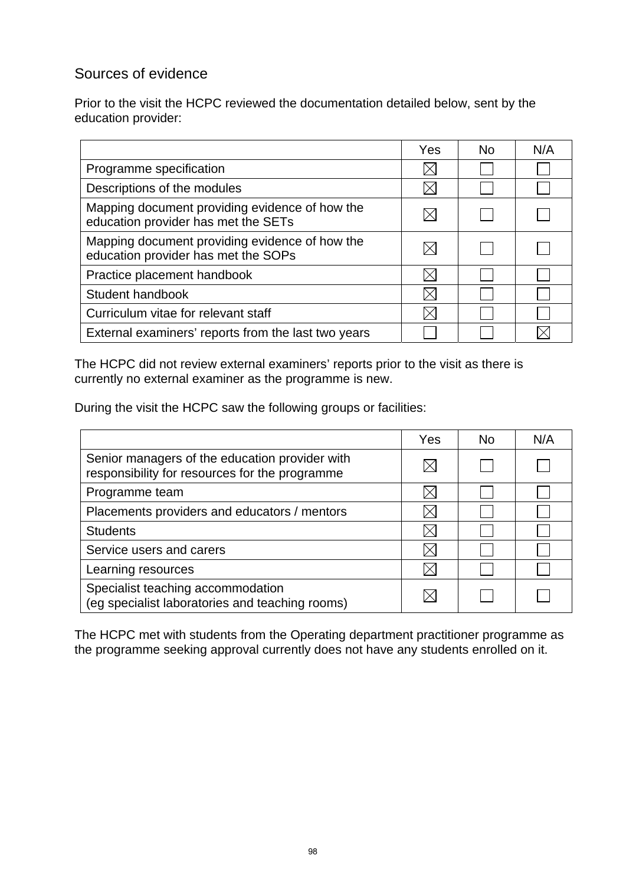## Sources of evidence

Prior to the visit the HCPC reviewed the documentation detailed below, sent by the education provider:

| | Yes | No | N/A |
|---|---|---|---|
| Programme specification | ☒ | ☐ | ☐ |
| Descriptions of the modules | ☒ | ☐ | ☐ |
| Mapping document providing evidence of how the education provider has met the SETs | ☒ | ☐ | ☐ |
| Mapping document providing evidence of how the education provider has met the SOPs | ☒ | ☐ | ☐ |
| Practice placement handbook | ☒ | ☐ | ☐ |
| Student handbook | ☒ | ☐ | ☐ |
| Curriculum vitae for relevant staff | ☒ | ☐ | ☐ |
| External examiners' reports from the last two years | ☐ | ☐ | ☒ |

The HCPC did not review external examiners' reports prior to the visit as there is currently no external examiner as the programme is new.

During the visit the HCPC saw the following groups or facilities:

| | Yes | No | N/A |
|---|---|---|---|
| Senior managers of the education provider with responsibility for resources for the programme | ☒ | ☐ | ☐ |
| Programme team | ☒ | ☐ | ☐ |
| Placements providers and educators / mentors | ☒ | ☐ | ☐ |
| Students | ☒ | ☐ | ☐ |
| Service users and carers | ☒ | ☐ | ☐ |
| Learning resources | ☒ | ☐ | ☐ |
| Specialist teaching accommodation (eg specialist laboratories and teaching rooms) | ☒ | ☐ | ☐ |

The HCPC met with students from the Operating department practitioner programme as the programme seeking approval currently does not have any students enrolled on it.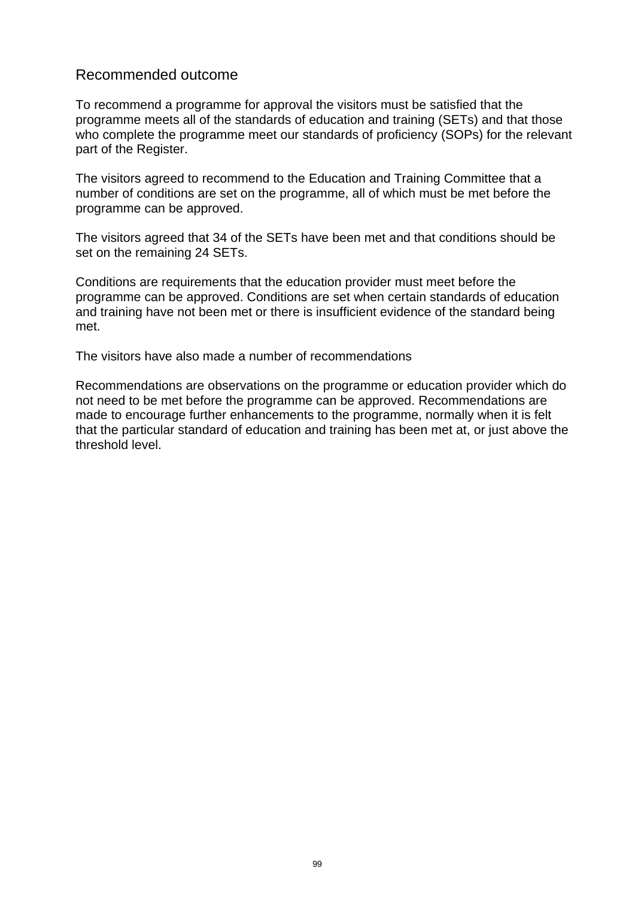## Recommended outcome

To recommend a programme for approval the visitors must be satisfied that the programme meets all of the standards of education and training (SETs) and that those who complete the programme meet our standards of proficiency (SOPs) for the relevant part of the Register.

The visitors agreed to recommend to the Education and Training Committee that a number of conditions are set on the programme, all of which must be met before the programme can be approved.

The visitors agreed that 34 of the SETs have been met and that conditions should be set on the remaining 24 SETs.

Conditions are requirements that the education provider must meet before the programme can be approved. Conditions are set when certain standards of education and training have not been met or there is insufficient evidence of the standard being met.

The visitors have also made a number of recommendations

Recommendations are observations on the programme or education provider which do not need to be met before the programme can be approved. Recommendations are made to encourage further enhancements to the programme, normally when it is felt that the particular standard of education and training has been met at, or just above the threshold level.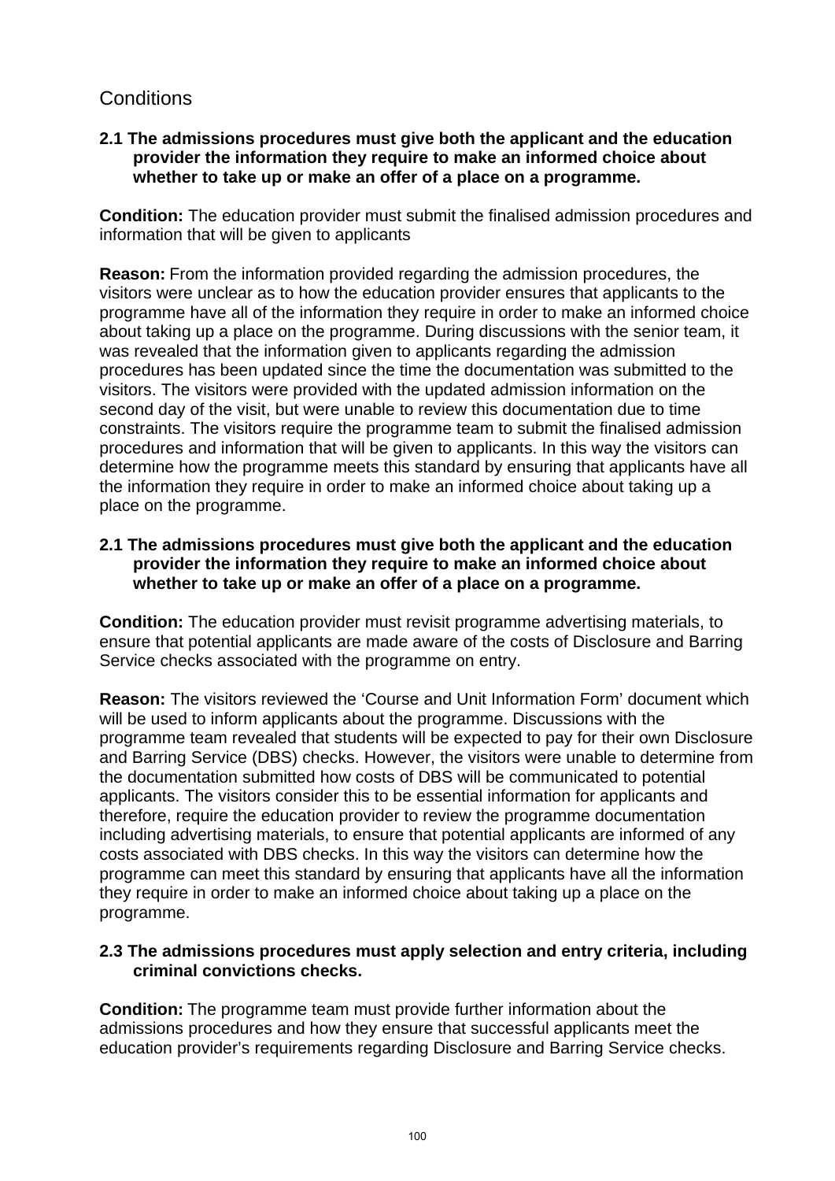## Conditions

**2.1 The admissions procedures must give both the applicant and the education provider the information they require to make an informed choice about whether to take up or make an offer of a place on a programme.**

**Condition:** The education provider must submit the finalised admission procedures and information that will be given to applicants

**Reason:** From the information provided regarding the admission procedures, the visitors were unclear as to how the education provider ensures that applicants to the programme have all of the information they require in order to make an informed choice about taking up a place on the programme. During discussions with the senior team, it was revealed that the information given to applicants regarding the admission procedures has been updated since the time the documentation was submitted to the visitors. The visitors were provided with the updated admission information on the second day of the visit, but were unable to review this documentation due to time constraints. The visitors require the programme team to submit the finalised admission procedures and information that will be given to applicants. In this way the visitors can determine how the programme meets this standard by ensuring that applicants have all the information they require in order to make an informed choice about taking up a place on the programme.

**2.1 The admissions procedures must give both the applicant and the education provider the information they require to make an informed choice about whether to take up or make an offer of a place on a programme.**

**Condition:** The education provider must revisit programme advertising materials, to ensure that potential applicants are made aware of the costs of Disclosure and Barring Service checks associated with the programme on entry.

**Reason:** The visitors reviewed the 'Course and Unit Information Form' document which will be used to inform applicants about the programme. Discussions with the programme team revealed that students will be expected to pay for their own Disclosure and Barring Service (DBS) checks. However, the visitors were unable to determine from the documentation submitted how costs of DBS will be communicated to potential applicants. The visitors consider this to be essential information for applicants and therefore, require the education provider to review the programme documentation including advertising materials, to ensure that potential applicants are informed of any costs associated with DBS checks. In this way the visitors can determine how the programme can meet this standard by ensuring that applicants have all the information they require in order to make an informed choice about taking up a place on the programme.

**2.3 The admissions procedures must apply selection and entry criteria, including criminal convictions checks.**

**Condition:** The programme team must provide further information about the admissions procedures and how they ensure that successful applicants meet the education provider's requirements regarding Disclosure and Barring Service checks.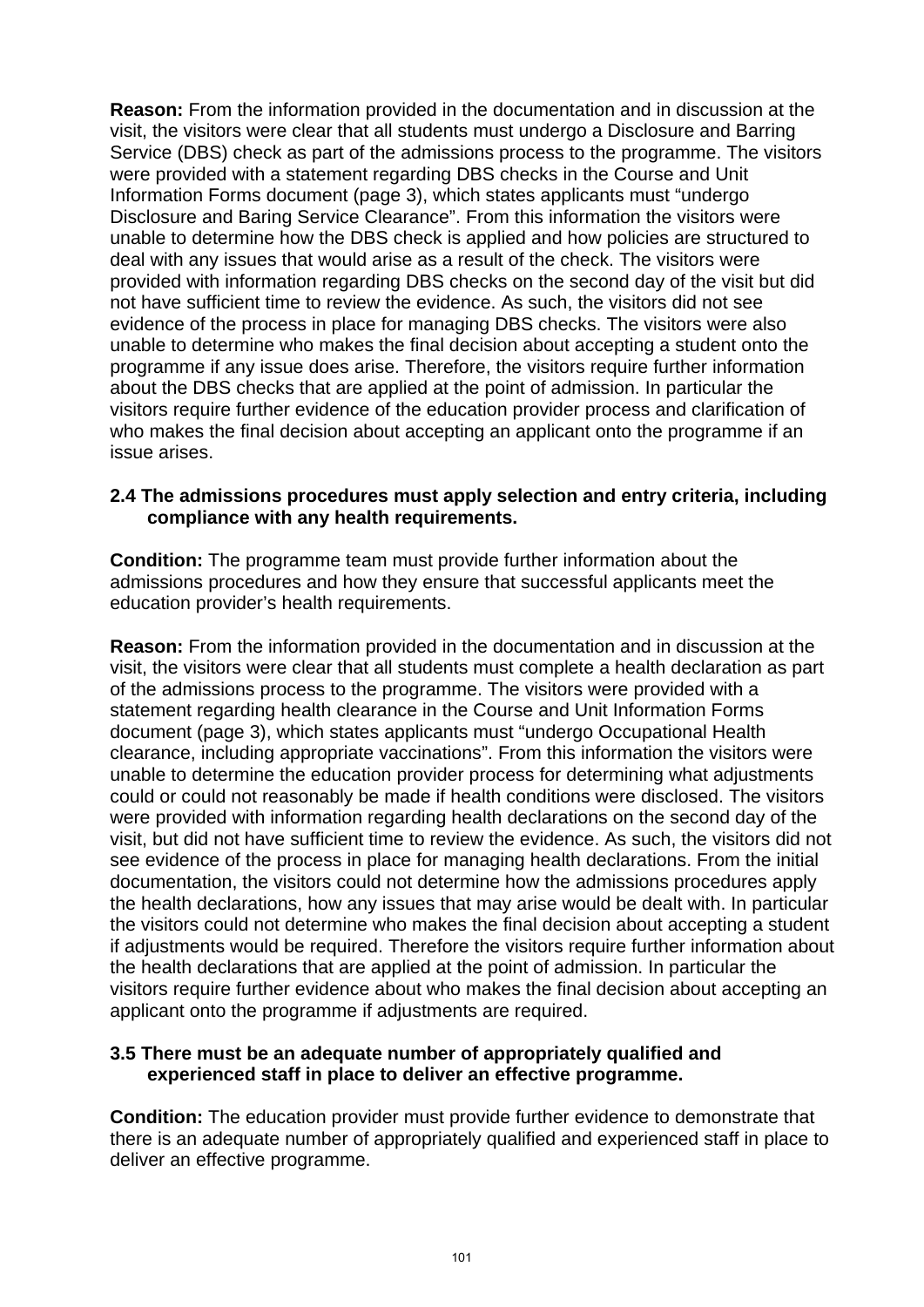**Reason:** From the information provided in the documentation and in discussion at the visit, the visitors were clear that all students must undergo a Disclosure and Barring Service (DBS) check as part of the admissions process to the programme. The visitors were provided with a statement regarding DBS checks in the Course and Unit Information Forms document (page 3), which states applicants must "undergo Disclosure and Baring Service Clearance". From this information the visitors were unable to determine how the DBS check is applied and how policies are structured to deal with any issues that would arise as a result of the check. The visitors were provided with information regarding DBS checks on the second day of the visit but did not have sufficient time to review the evidence. As such, the visitors did not see evidence of the process in place for managing DBS checks. The visitors were also unable to determine who makes the final decision about accepting a student onto the programme if any issue does arise. Therefore, the visitors require further information about the DBS checks that are applied at the point of admission. In particular the visitors require further evidence of the education provider process and clarification of who makes the final decision about accepting an applicant onto the programme if an issue arises.

**2.4 The admissions procedures must apply selection and entry criteria, including compliance with any health requirements.**

**Condition:** The programme team must provide further information about the admissions procedures and how they ensure that successful applicants meet the education provider's health requirements.

**Reason:** From the information provided in the documentation and in discussion at the visit, the visitors were clear that all students must complete a health declaration as part of the admissions process to the programme. The visitors were provided with a statement regarding health clearance in the Course and Unit Information Forms document (page 3), which states applicants must "undergo Occupational Health clearance, including appropriate vaccinations". From this information the visitors were unable to determine the education provider process for determining what adjustments could or could not reasonably be made if health conditions were disclosed. The visitors were provided with information regarding health declarations on the second day of the visit, but did not have sufficient time to review the evidence. As such, the visitors did not see evidence of the process in place for managing health declarations. From the initial documentation, the visitors could not determine how the admissions procedures apply the health declarations, how any issues that may arise would be dealt with. In particular the visitors could not determine who makes the final decision about accepting a student if adjustments would be required. Therefore the visitors require further information about the health declarations that are applied at the point of admission. In particular the visitors require further evidence about who makes the final decision about accepting an applicant onto the programme if adjustments are required.

**3.5 There must be an adequate number of appropriately qualified and experienced staff in place to deliver an effective programme.**

**Condition:** The education provider must provide further evidence to demonstrate that there is an adequate number of appropriately qualified and experienced staff in place to deliver an effective programme.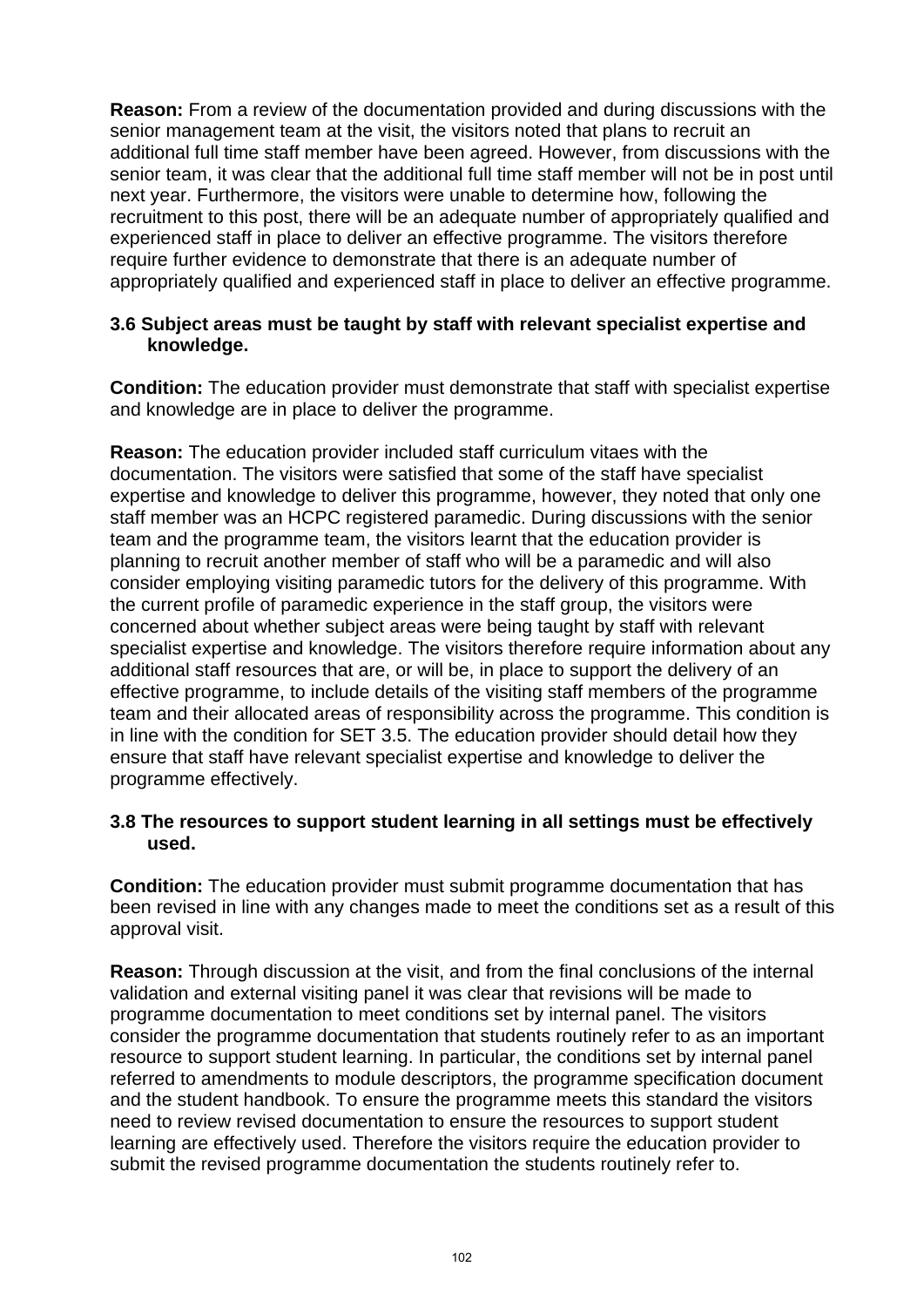**Reason:** From a review of the documentation provided and during discussions with the senior management team at the visit, the visitors noted that plans to recruit an additional full time staff member have been agreed. However, from discussions with the senior team, it was clear that the additional full time staff member will not be in post until next year. Furthermore, the visitors were unable to determine how, following the recruitment to this post, there will be an adequate number of appropriately qualified and experienced staff in place to deliver an effective programme. The visitors therefore require further evidence to demonstrate that there is an adequate number of appropriately qualified and experienced staff in place to deliver an effective programme.

**3.6 Subject areas must be taught by staff with relevant specialist expertise and knowledge.**

**Condition:** The education provider must demonstrate that staff with specialist expertise and knowledge are in place to deliver the programme.

**Reason:** The education provider included staff curriculum vitaes with the documentation. The visitors were satisfied that some of the staff have specialist expertise and knowledge to deliver this programme, however, they noted that only one staff member was an HCPC registered paramedic. During discussions with the senior team and the programme team, the visitors learnt that the education provider is planning to recruit another member of staff who will be a paramedic and will also consider employing visiting paramedic tutors for the delivery of this programme. With the current profile of paramedic experience in the staff group, the visitors were concerned about whether subject areas were being taught by staff with relevant specialist expertise and knowledge. The visitors therefore require information about any additional staff resources that are, or will be, in place to support the delivery of an effective programme, to include details of the visiting staff members of the programme team and their allocated areas of responsibility across the programme. This condition is in line with the condition for SET 3.5. The education provider should detail how they ensure that staff have relevant specialist expertise and knowledge to deliver the programme effectively.

**3.8 The resources to support student learning in all settings must be effectively used.**

**Condition:** The education provider must submit programme documentation that has been revised in line with any changes made to meet the conditions set as a result of this approval visit.

**Reason:** Through discussion at the visit, and from the final conclusions of the internal validation and external visiting panel it was clear that revisions will be made to programme documentation to meet conditions set by internal panel. The visitors consider the programme documentation that students routinely refer to as an important resource to support student learning. In particular, the conditions set by internal panel referred to amendments to module descriptors, the programme specification document and the student handbook. To ensure the programme meets this standard the visitors need to review revised documentation to ensure the resources to support student learning are effectively used. Therefore the visitors require the education provider to submit the revised programme documentation the students routinely refer to.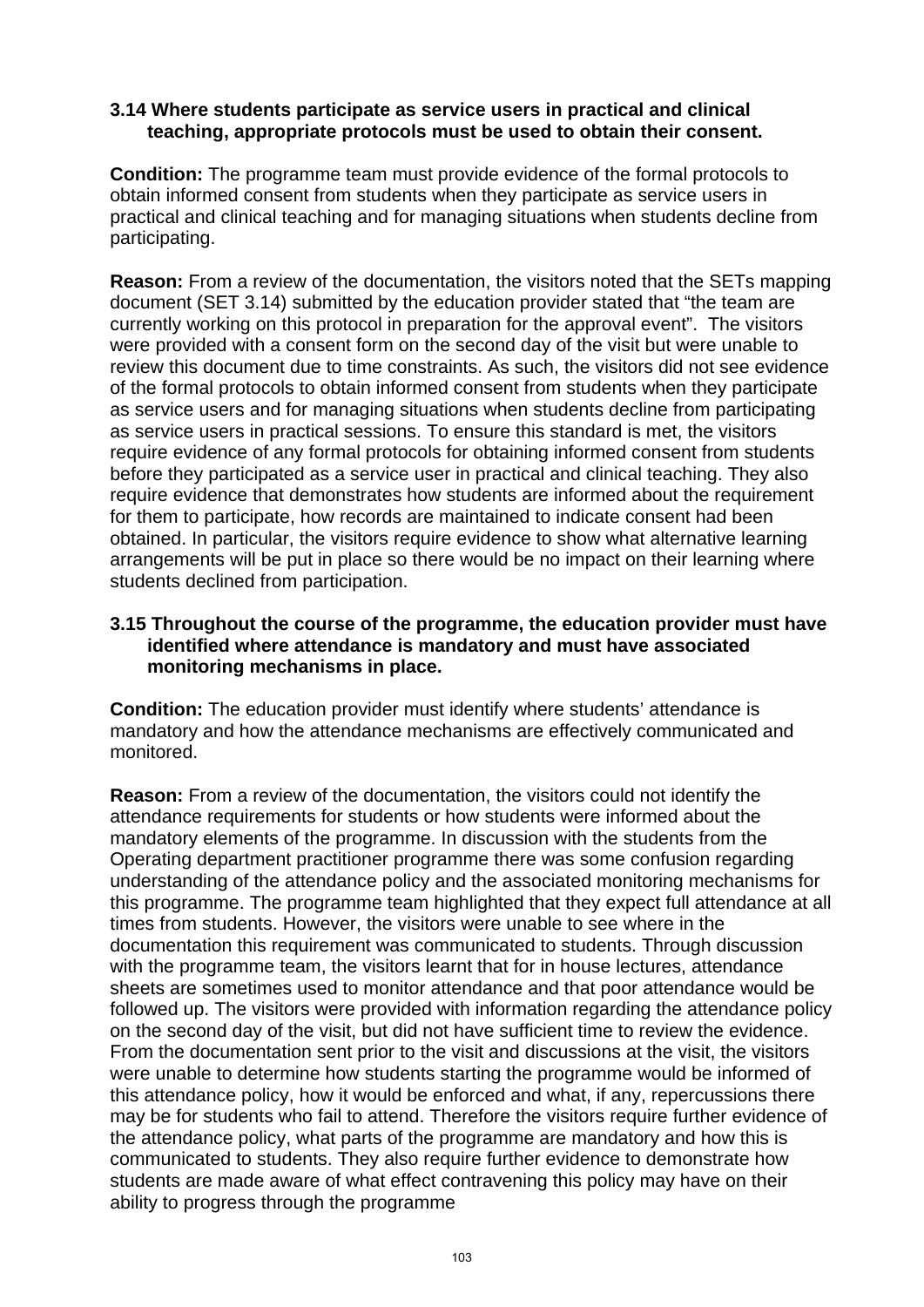**3.14 Where students participate as service users in practical and clinical teaching, appropriate protocols must be used to obtain their consent.**

**Condition:** The programme team must provide evidence of the formal protocols to obtain informed consent from students when they participate as service users in practical and clinical teaching and for managing situations when students decline from participating.

**Reason:** From a review of the documentation, the visitors noted that the SETs mapping document (SET 3.14) submitted by the education provider stated that "the team are currently working on this protocol in preparation for the approval event". The visitors were provided with a consent form on the second day of the visit but were unable to review this document due to time constraints. As such, the visitors did not see evidence of the formal protocols to obtain informed consent from students when they participate as service users and for managing situations when students decline from participating as service users in practical sessions. To ensure this standard is met, the visitors require evidence of any formal protocols for obtaining informed consent from students before they participated as a service user in practical and clinical teaching. They also require evidence that demonstrates how students are informed about the requirement for them to participate, how records are maintained to indicate consent had been obtained. In particular, the visitors require evidence to show what alternative learning arrangements will be put in place so there would be no impact on their learning where students declined from participation.

**3.15 Throughout the course of the programme, the education provider must have identified where attendance is mandatory and must have associated monitoring mechanisms in place.**

**Condition:** The education provider must identify where students' attendance is mandatory and how the attendance mechanisms are effectively communicated and monitored.

**Reason:** From a review of the documentation, the visitors could not identify the attendance requirements for students or how students were informed about the mandatory elements of the programme. In discussion with the students from the Operating department practitioner programme there was some confusion regarding understanding of the attendance policy and the associated monitoring mechanisms for this programme. The programme team highlighted that they expect full attendance at all times from students. However, the visitors were unable to see where in the documentation this requirement was communicated to students. Through discussion with the programme team, the visitors learnt that for in house lectures, attendance sheets are sometimes used to monitor attendance and that poor attendance would be followed up. The visitors were provided with information regarding the attendance policy on the second day of the visit, but did not have sufficient time to review the evidence. From the documentation sent prior to the visit and discussions at the visit, the visitors were unable to determine how students starting the programme would be informed of this attendance policy, how it would be enforced and what, if any, repercussions there may be for students who fail to attend. Therefore the visitors require further evidence of the attendance policy, what parts of the programme are mandatory and how this is communicated to students. They also require further evidence to demonstrate how students are made aware of what effect contravening this policy may have on their ability to progress through the programme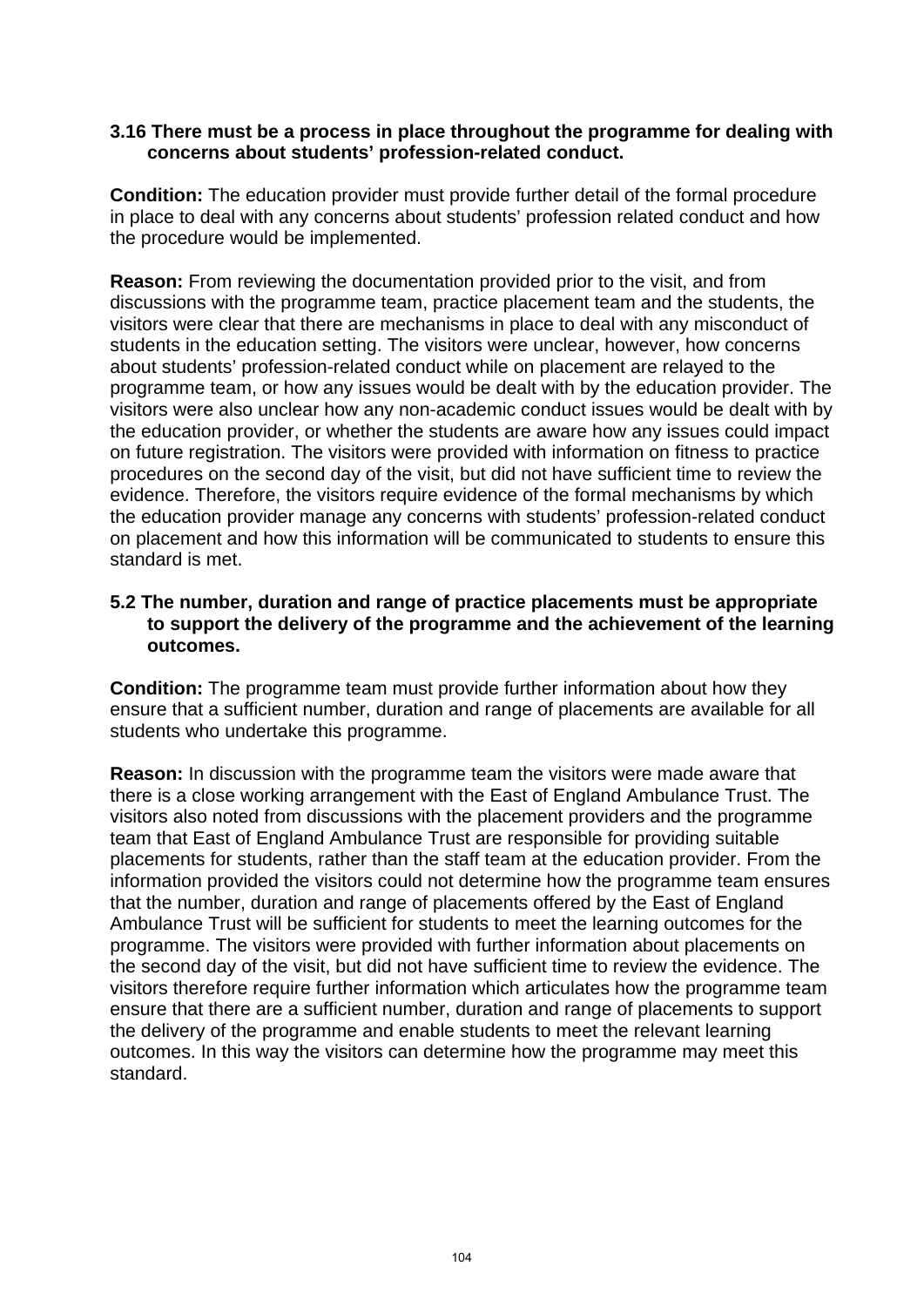**3.16 There must be a process in place throughout the programme for dealing with concerns about students' profession-related conduct.**

**Condition:** The education provider must provide further detail of the formal procedure in place to deal with any concerns about students' profession related conduct and how the procedure would be implemented.

**Reason:** From reviewing the documentation provided prior to the visit, and from discussions with the programme team, practice placement team and the students, the visitors were clear that there are mechanisms in place to deal with any misconduct of students in the education setting. The visitors were unclear, however, how concerns about students' profession-related conduct while on placement are relayed to the programme team, or how any issues would be dealt with by the education provider. The visitors were also unclear how any non-academic conduct issues would be dealt with by the education provider, or whether the students are aware how any issues could impact on future registration. The visitors were provided with information on fitness to practice procedures on the second day of the visit, but did not have sufficient time to review the evidence. Therefore, the visitors require evidence of the formal mechanisms by which the education provider manage any concerns with students' profession-related conduct on placement and how this information will be communicated to students to ensure this standard is met.

**5.2 The number, duration and range of practice placements must be appropriate to support the delivery of the programme and the achievement of the learning outcomes.**

**Condition:** The programme team must provide further information about how they ensure that a sufficient number, duration and range of placements are available for all students who undertake this programme.

**Reason:** In discussion with the programme team the visitors were made aware that there is a close working arrangement with the East of England Ambulance Trust. The visitors also noted from discussions with the placement providers and the programme team that East of England Ambulance Trust are responsible for providing suitable placements for students, rather than the staff team at the education provider. From the information provided the visitors could not determine how the programme team ensures that the number, duration and range of placements offered by the East of England Ambulance Trust will be sufficient for students to meet the learning outcomes for the programme. The visitors were provided with further information about placements on the second day of the visit, but did not have sufficient time to review the evidence. The visitors therefore require further information which articulates how the programme team ensure that there are a sufficient number, duration and range of placements to support the delivery of the programme and enable students to meet the relevant learning outcomes. In this way the visitors can determine how the programme may meet this standard.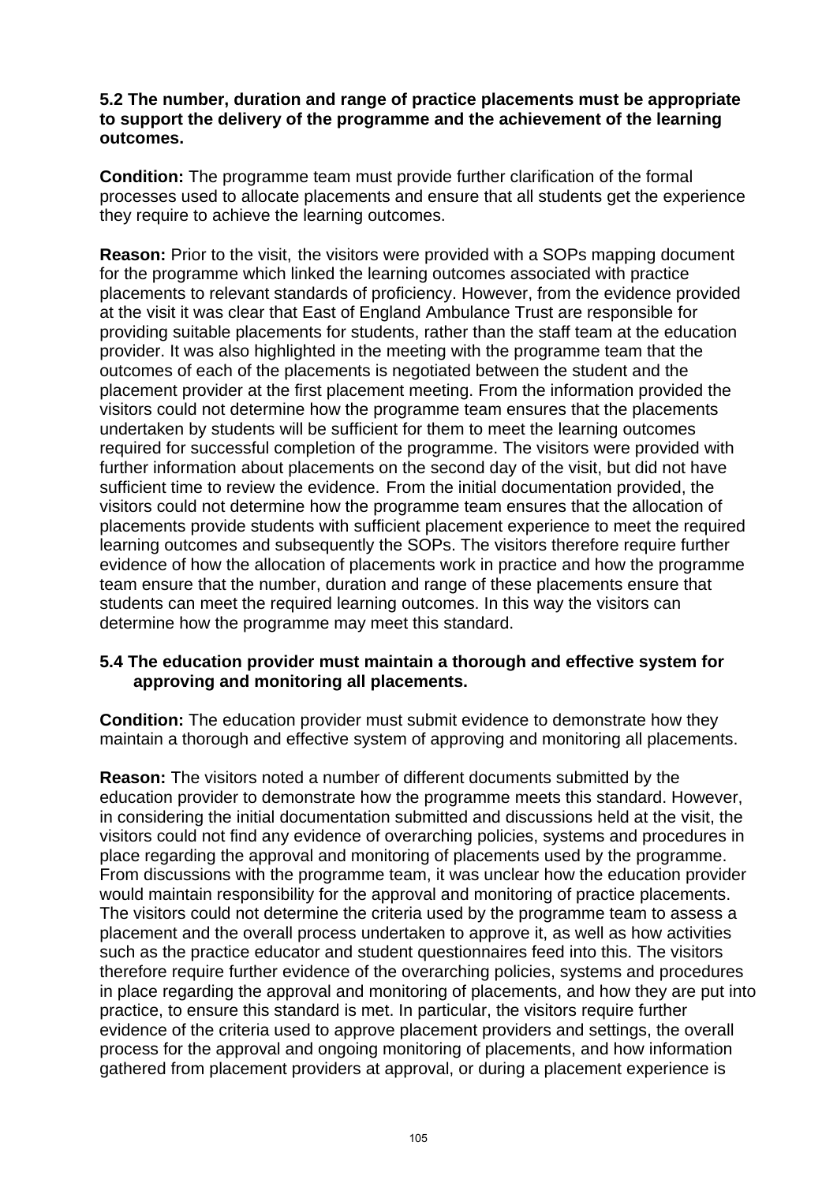**5.2 The number, duration and range of practice placements must be appropriate to support the delivery of the programme and the achievement of the learning outcomes.**

**Condition:** The programme team must provide further clarification of the formal processes used to allocate placements and ensure that all students get the experience they require to achieve the learning outcomes.

**Reason:** Prior to the visit, the visitors were provided with a SOPs mapping document for the programme which linked the learning outcomes associated with practice placements to relevant standards of proficiency. However, from the evidence provided at the visit it was clear that East of England Ambulance Trust are responsible for providing suitable placements for students, rather than the staff team at the education provider. It was also highlighted in the meeting with the programme team that the outcomes of each of the placements is negotiated between the student and the placement provider at the first placement meeting. From the information provided the visitors could not determine how the programme team ensures that the placements undertaken by students will be sufficient for them to meet the learning outcomes required for successful completion of the programme. The visitors were provided with further information about placements on the second day of the visit, but did not have sufficient time to review the evidence. From the initial documentation provided, the visitors could not determine how the programme team ensures that the allocation of placements provide students with sufficient placement experience to meet the required learning outcomes and subsequently the SOPs. The visitors therefore require further evidence of how the allocation of placements work in practice and how the programme team ensure that the number, duration and range of these placements ensure that students can meet the required learning outcomes. In this way the visitors can determine how the programme may meet this standard.

**5.4 The education provider must maintain a thorough and effective system for approving and monitoring all placements.**

**Condition:** The education provider must submit evidence to demonstrate how they maintain a thorough and effective system of approving and monitoring all placements.

**Reason:** The visitors noted a number of different documents submitted by the education provider to demonstrate how the programme meets this standard. However, in considering the initial documentation submitted and discussions held at the visit, the visitors could not find any evidence of overarching policies, systems and procedures in place regarding the approval and monitoring of placements used by the programme. From discussions with the programme team, it was unclear how the education provider would maintain responsibility for the approval and monitoring of practice placements. The visitors could not determine the criteria used by the programme team to assess a placement and the overall process undertaken to approve it, as well as how activities such as the practice educator and student questionnaires feed into this. The visitors therefore require further evidence of the overarching policies, systems and procedures in place regarding the approval and monitoring of placements, and how they are put into practice, to ensure this standard is met. In particular, the visitors require further evidence of the criteria used to approve placement providers and settings, the overall process for the approval and ongoing monitoring of placements, and how information gathered from placement providers at approval, or during a placement experience is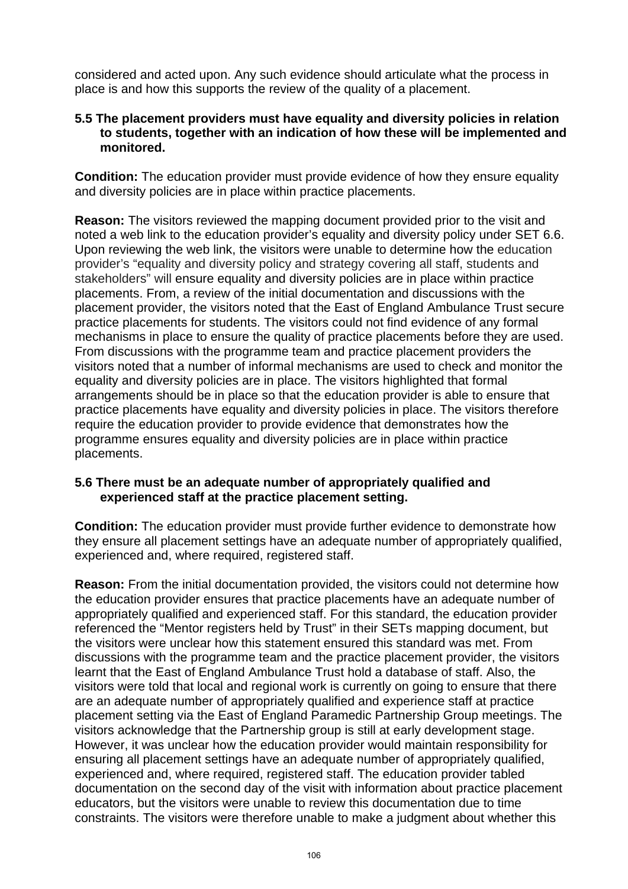considered and acted upon. Any such evidence should articulate what the process in place is and how this supports the review of the quality of a placement.

**5.5 The placement providers must have equality and diversity policies in relation to students, together with an indication of how these will be implemented and monitored.**

**Condition:** The education provider must provide evidence of how they ensure equality and diversity policies are in place within practice placements.

**Reason:** The visitors reviewed the mapping document provided prior to the visit and noted a web link to the education provider's equality and diversity policy under SET 6.6. Upon reviewing the web link, the visitors were unable to determine how the education provider's "equality and diversity policy and strategy covering all staff, students and stakeholders" will ensure equality and diversity policies are in place within practice placements. From, a review of the initial documentation and discussions with the placement provider, the visitors noted that the East of England Ambulance Trust secure practice placements for students. The visitors could not find evidence of any formal mechanisms in place to ensure the quality of practice placements before they are used. From discussions with the programme team and practice placement providers the visitors noted that a number of informal mechanisms are used to check and monitor the equality and diversity policies are in place. The visitors highlighted that formal arrangements should be in place so that the education provider is able to ensure that practice placements have equality and diversity policies in place. The visitors therefore require the education provider to provide evidence that demonstrates how the programme ensures equality and diversity policies are in place within practice placements.

**5.6 There must be an adequate number of appropriately qualified and experienced staff at the practice placement setting.**

**Condition:** The education provider must provide further evidence to demonstrate how they ensure all placement settings have an adequate number of appropriately qualified, experienced and, where required, registered staff.

**Reason:** From the initial documentation provided, the visitors could not determine how the education provider ensures that practice placements have an adequate number of appropriately qualified and experienced staff. For this standard, the education provider referenced the "Mentor registers held by Trust" in their SETs mapping document, but the visitors were unclear how this statement ensured this standard was met. From discussions with the programme team and the practice placement provider, the visitors learnt that the East of England Ambulance Trust hold a database of staff. Also, the visitors were told that local and regional work is currently on going to ensure that there are an adequate number of appropriately qualified and experience staff at practice placement setting via the East of England Paramedic Partnership Group meetings. The visitors acknowledge that the Partnership group is still at early development stage. However, it was unclear how the education provider would maintain responsibility for ensuring all placement settings have an adequate number of appropriately qualified, experienced and, where required, registered staff. The education provider tabled documentation on the second day of the visit with information about practice placement educators, but the visitors were unable to review this documentation due to time constraints. The visitors were therefore unable to make a judgment about whether this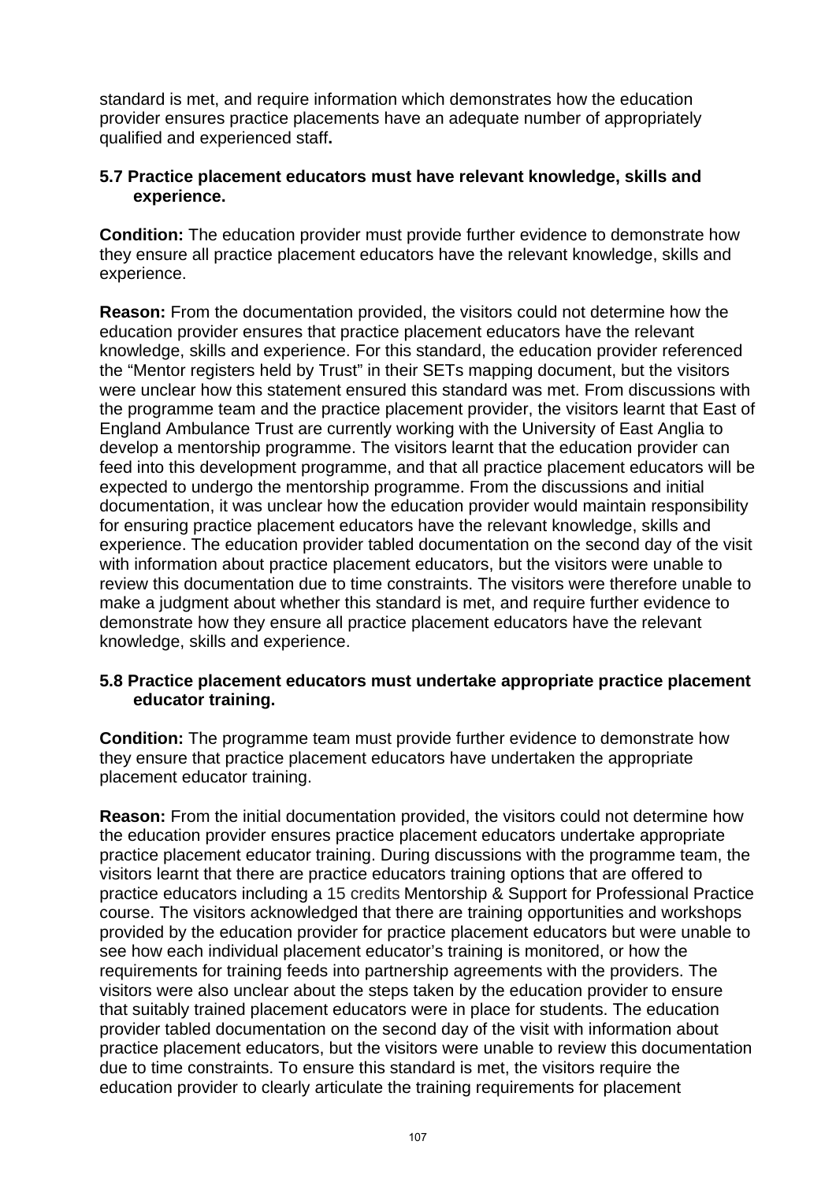standard is met, and require information which demonstrates how the education provider ensures practice placements have an adequate number of appropriately qualified and experienced staff**.**

**5.7 Practice placement educators must have relevant knowledge, skills and experience.**

**Condition:** The education provider must provide further evidence to demonstrate how they ensure all practice placement educators have the relevant knowledge, skills and experience.

**Reason:** From the documentation provided, the visitors could not determine how the education provider ensures that practice placement educators have the relevant knowledge, skills and experience. For this standard, the education provider referenced the "Mentor registers held by Trust" in their SETs mapping document, but the visitors were unclear how this statement ensured this standard was met. From discussions with the programme team and the practice placement provider, the visitors learnt that East of England Ambulance Trust are currently working with the University of East Anglia to develop a mentorship programme. The visitors learnt that the education provider can feed into this development programme, and that all practice placement educators will be expected to undergo the mentorship programme. From the discussions and initial documentation, it was unclear how the education provider would maintain responsibility for ensuring practice placement educators have the relevant knowledge, skills and experience. The education provider tabled documentation on the second day of the visit with information about practice placement educators, but the visitors were unable to review this documentation due to time constraints. The visitors were therefore unable to make a judgment about whether this standard is met, and require further evidence to demonstrate how they ensure all practice placement educators have the relevant knowledge, skills and experience.

**5.8 Practice placement educators must undertake appropriate practice placement educator training.**

**Condition:** The programme team must provide further evidence to demonstrate how they ensure that practice placement educators have undertaken the appropriate placement educator training.

**Reason:** From the initial documentation provided, the visitors could not determine how the education provider ensures practice placement educators undertake appropriate practice placement educator training. During discussions with the programme team, the visitors learnt that there are practice educators training options that are offered to practice educators including a 15 credits Mentorship & Support for Professional Practice course. The visitors acknowledged that there are training opportunities and workshops provided by the education provider for practice placement educators but were unable to see how each individual placement educator's training is monitored, or how the requirements for training feeds into partnership agreements with the providers. The visitors were also unclear about the steps taken by the education provider to ensure that suitably trained placement educators were in place for students. The education provider tabled documentation on the second day of the visit with information about practice placement educators, but the visitors were unable to review this documentation due to time constraints. To ensure this standard is met, the visitors require the education provider to clearly articulate the training requirements for placement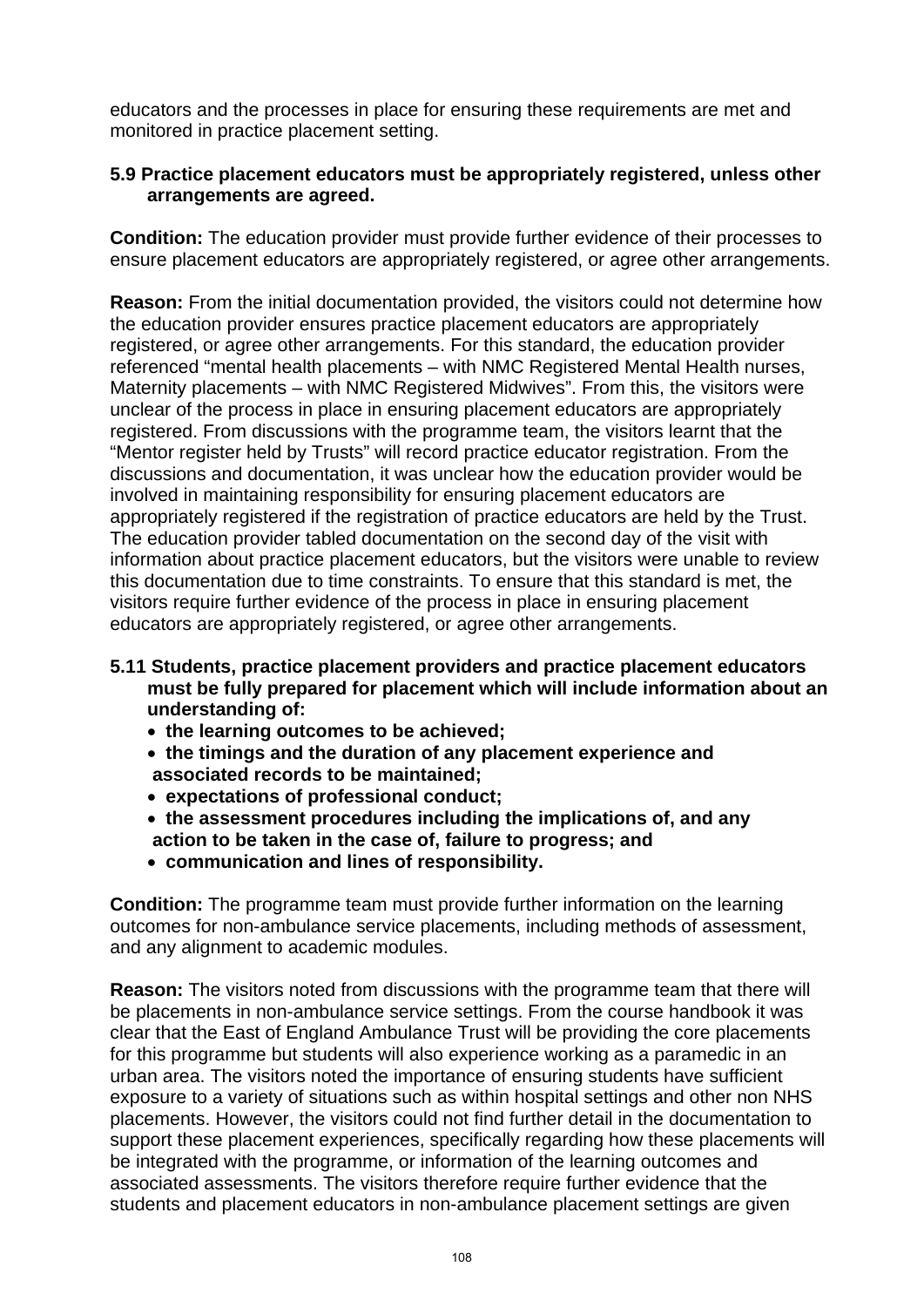educators and the processes in place for ensuring these requirements are met and monitored in practice placement setting.

**5.9 Practice placement educators must be appropriately registered, unless other arrangements are agreed.**

**Condition:** The education provider must provide further evidence of their processes to ensure placement educators are appropriately registered, or agree other arrangements.

**Reason:** From the initial documentation provided, the visitors could not determine how the education provider ensures practice placement educators are appropriately registered, or agree other arrangements. For this standard, the education provider referenced "mental health placements – with NMC Registered Mental Health nurses, Maternity placements – with NMC Registered Midwives". From this, the visitors were unclear of the process in place in ensuring placement educators are appropriately registered. From discussions with the programme team, the visitors learnt that the "Mentor register held by Trusts" will record practice educator registration. From the discussions and documentation, it was unclear how the education provider would be involved in maintaining responsibility for ensuring placement educators are appropriately registered if the registration of practice educators are held by the Trust. The education provider tabled documentation on the second day of the visit with information about practice placement educators, but the visitors were unable to review this documentation due to time constraints. To ensure that this standard is met, the visitors require further evidence of the process in place in ensuring placement educators are appropriately registered, or agree other arrangements.

**5.11 Students, practice placement providers and practice placement educators must be fully prepared for placement which will include information about an understanding of:**

- **the learning outcomes to be achieved;**
- **the timings and the duration of any placement experience and associated records to be maintained;**
- **expectations of professional conduct;**
- **the assessment procedures including the implications of, and any action to be taken in the case of, failure to progress; and**
- **communication and lines of responsibility.**

**Condition:** The programme team must provide further information on the learning outcomes for non-ambulance service placements, including methods of assessment, and any alignment to academic modules.

**Reason:** The visitors noted from discussions with the programme team that there will be placements in non-ambulance service settings. From the course handbook it was clear that the East of England Ambulance Trust will be providing the core placements for this programme but students will also experience working as a paramedic in an urban area. The visitors noted the importance of ensuring students have sufficient exposure to a variety of situations such as within hospital settings and other non NHS placements. However, the visitors could not find further detail in the documentation to support these placement experiences, specifically regarding how these placements will be integrated with the programme, or information of the learning outcomes and associated assessments. The visitors therefore require further evidence that the students and placement educators in non-ambulance placement settings are given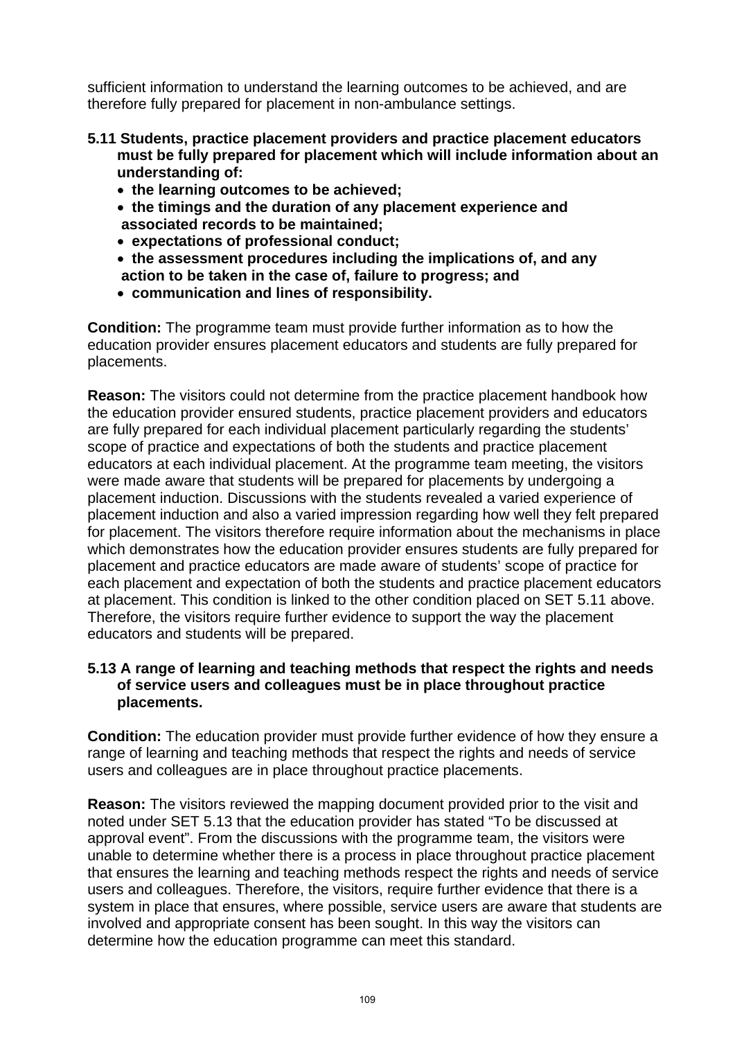sufficient information to understand the learning outcomes to be achieved, and are therefore fully prepared for placement in non-ambulance settings.

**5.11 Students, practice placement providers and practice placement educators must be fully prepared for placement which will include information about an understanding of:**

- **the learning outcomes to be achieved;**
- **the timings and the duration of any placement experience and associated records to be maintained;**
- **expectations of professional conduct;**
- **the assessment procedures including the implications of, and any action to be taken in the case of, failure to progress; and**
- **communication and lines of responsibility.**

**Condition:** The programme team must provide further information as to how the education provider ensures placement educators and students are fully prepared for placements.

**Reason:** The visitors could not determine from the practice placement handbook how the education provider ensured students, practice placement providers and educators are fully prepared for each individual placement particularly regarding the students' scope of practice and expectations of both the students and practice placement educators at each individual placement. At the programme team meeting, the visitors were made aware that students will be prepared for placements by undergoing a placement induction. Discussions with the students revealed a varied experience of placement induction and also a varied impression regarding how well they felt prepared for placement. The visitors therefore require information about the mechanisms in place which demonstrates how the education provider ensures students are fully prepared for placement and practice educators are made aware of students' scope of practice for each placement and expectation of both the students and practice placement educators at placement. This condition is linked to the other condition placed on SET 5.11 above. Therefore, the visitors require further evidence to support the way the placement educators and students will be prepared.

**5.13 A range of learning and teaching methods that respect the rights and needs of service users and colleagues must be in place throughout practice placements.**

**Condition:** The education provider must provide further evidence of how they ensure a range of learning and teaching methods that respect the rights and needs of service users and colleagues are in place throughout practice placements.

**Reason:** The visitors reviewed the mapping document provided prior to the visit and noted under SET 5.13 that the education provider has stated "To be discussed at approval event". From the discussions with the programme team, the visitors were unable to determine whether there is a process in place throughout practice placement that ensures the learning and teaching methods respect the rights and needs of service users and colleagues. Therefore, the visitors, require further evidence that there is a system in place that ensures, where possible, service users are aware that students are involved and appropriate consent has been sought. In this way the visitors can determine how the education programme can meet this standard.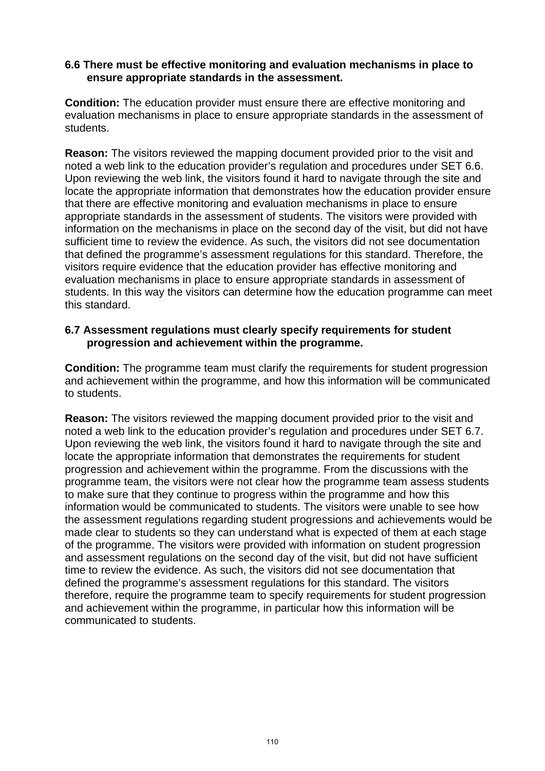**6.6 There must be effective monitoring and evaluation mechanisms in place to ensure appropriate standards in the assessment.**

**Condition:** The education provider must ensure there are effective monitoring and evaluation mechanisms in place to ensure appropriate standards in the assessment of students.

**Reason:** The visitors reviewed the mapping document provided prior to the visit and noted a web link to the education provider's regulation and procedures under SET 6.6. Upon reviewing the web link, the visitors found it hard to navigate through the site and locate the appropriate information that demonstrates how the education provider ensure that there are effective monitoring and evaluation mechanisms in place to ensure appropriate standards in the assessment of students. The visitors were provided with information on the mechanisms in place on the second day of the visit, but did not have sufficient time to review the evidence. As such, the visitors did not see documentation that defined the programme's assessment regulations for this standard. Therefore, the visitors require evidence that the education provider has effective monitoring and evaluation mechanisms in place to ensure appropriate standards in assessment of students. In this way the visitors can determine how the education programme can meet this standard.

**6.7 Assessment regulations must clearly specify requirements for student progression and achievement within the programme.**

**Condition:** The programme team must clarify the requirements for student progression and achievement within the programme, and how this information will be communicated to students.

**Reason:** The visitors reviewed the mapping document provided prior to the visit and noted a web link to the education provider's regulation and procedures under SET 6.7. Upon reviewing the web link, the visitors found it hard to navigate through the site and locate the appropriate information that demonstrates the requirements for student progression and achievement within the programme. From the discussions with the programme team, the visitors were not clear how the programme team assess students to make sure that they continue to progress within the programme and how this information would be communicated to students. The visitors were unable to see how the assessment regulations regarding student progressions and achievements would be made clear to students so they can understand what is expected of them at each stage of the programme. The visitors were provided with information on student progression and assessment regulations on the second day of the visit, but did not have sufficient time to review the evidence. As such, the visitors did not see documentation that defined the programme's assessment regulations for this standard. The visitors therefore, require the programme team to specify requirements for student progression and achievement within the programme, in particular how this information will be communicated to students.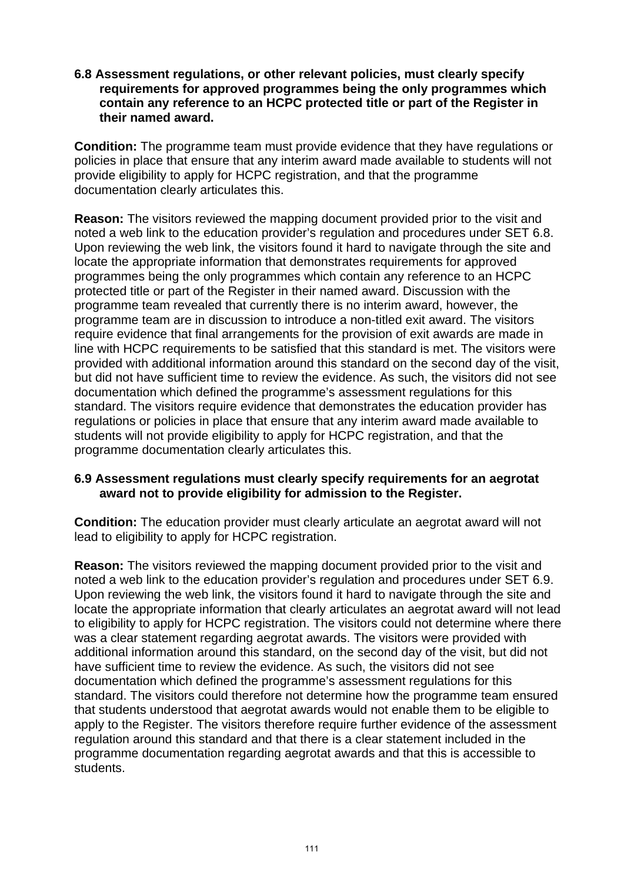**6.8 Assessment regulations, or other relevant policies, must clearly specify requirements for approved programmes being the only programmes which contain any reference to an HCPC protected title or part of the Register in their named award.**

**Condition:** The programme team must provide evidence that they have regulations or policies in place that ensure that any interim award made available to students will not provide eligibility to apply for HCPC registration, and that the programme documentation clearly articulates this.

**Reason:** The visitors reviewed the mapping document provided prior to the visit and noted a web link to the education provider's regulation and procedures under SET 6.8. Upon reviewing the web link, the visitors found it hard to navigate through the site and locate the appropriate information that demonstrates requirements for approved programmes being the only programmes which contain any reference to an HCPC protected title or part of the Register in their named award. Discussion with the programme team revealed that currently there is no interim award, however, the programme team are in discussion to introduce a non-titled exit award. The visitors require evidence that final arrangements for the provision of exit awards are made in line with HCPC requirements to be satisfied that this standard is met. The visitors were provided with additional information around this standard on the second day of the visit, but did not have sufficient time to review the evidence. As such, the visitors did not see documentation which defined the programme's assessment regulations for this standard. The visitors require evidence that demonstrates the education provider has regulations or policies in place that ensure that any interim award made available to students will not provide eligibility to apply for HCPC registration, and that the programme documentation clearly articulates this.

**6.9 Assessment regulations must clearly specify requirements for an aegrotat award not to provide eligibility for admission to the Register.**

**Condition:** The education provider must clearly articulate an aegrotat award will not lead to eligibility to apply for HCPC registration.

**Reason:** The visitors reviewed the mapping document provided prior to the visit and noted a web link to the education provider's regulation and procedures under SET 6.9. Upon reviewing the web link, the visitors found it hard to navigate through the site and locate the appropriate information that clearly articulates an aegrotat award will not lead to eligibility to apply for HCPC registration. The visitors could not determine where there was a clear statement regarding aegrotat awards. The visitors were provided with additional information around this standard, on the second day of the visit, but did not have sufficient time to review the evidence. As such, the visitors did not see documentation which defined the programme's assessment regulations for this standard. The visitors could therefore not determine how the programme team ensured that students understood that aegrotat awards would not enable them to be eligible to apply to the Register. The visitors therefore require further evidence of the assessment regulation around this standard and that there is a clear statement included in the programme documentation regarding aegrotat awards and that this is accessible to students.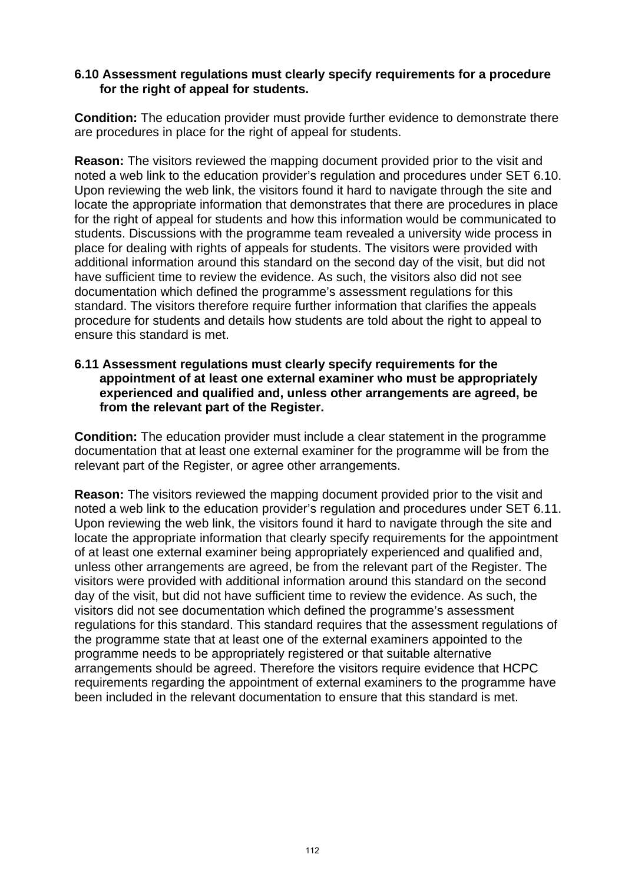**6.10 Assessment regulations must clearly specify requirements for a procedure for the right of appeal for students.**

**Condition:** The education provider must provide further evidence to demonstrate there are procedures in place for the right of appeal for students.

**Reason:** The visitors reviewed the mapping document provided prior to the visit and noted a web link to the education provider's regulation and procedures under SET 6.10. Upon reviewing the web link, the visitors found it hard to navigate through the site and locate the appropriate information that demonstrates that there are procedures in place for the right of appeal for students and how this information would be communicated to students. Discussions with the programme team revealed a university wide process in place for dealing with rights of appeals for students. The visitors were provided with additional information around this standard on the second day of the visit, but did not have sufficient time to review the evidence. As such, the visitors also did not see documentation which defined the programme's assessment regulations for this standard. The visitors therefore require further information that clarifies the appeals procedure for students and details how students are told about the right to appeal to ensure this standard is met.

**6.11 Assessment regulations must clearly specify requirements for the appointment of at least one external examiner who must be appropriately experienced and qualified and, unless other arrangements are agreed, be from the relevant part of the Register.**

**Condition:** The education provider must include a clear statement in the programme documentation that at least one external examiner for the programme will be from the relevant part of the Register, or agree other arrangements.

**Reason:** The visitors reviewed the mapping document provided prior to the visit and noted a web link to the education provider's regulation and procedures under SET 6.11. Upon reviewing the web link, the visitors found it hard to navigate through the site and locate the appropriate information that clearly specify requirements for the appointment of at least one external examiner being appropriately experienced and qualified and, unless other arrangements are agreed, be from the relevant part of the Register. The visitors were provided with additional information around this standard on the second day of the visit, but did not have sufficient time to review the evidence. As such, the visitors did not see documentation which defined the programme's assessment regulations for this standard. This standard requires that the assessment regulations of the programme state that at least one of the external examiners appointed to the programme needs to be appropriately registered or that suitable alternative arrangements should be agreed. Therefore the visitors require evidence that HCPC requirements regarding the appointment of external examiners to the programme have been included in the relevant documentation to ensure that this standard is met.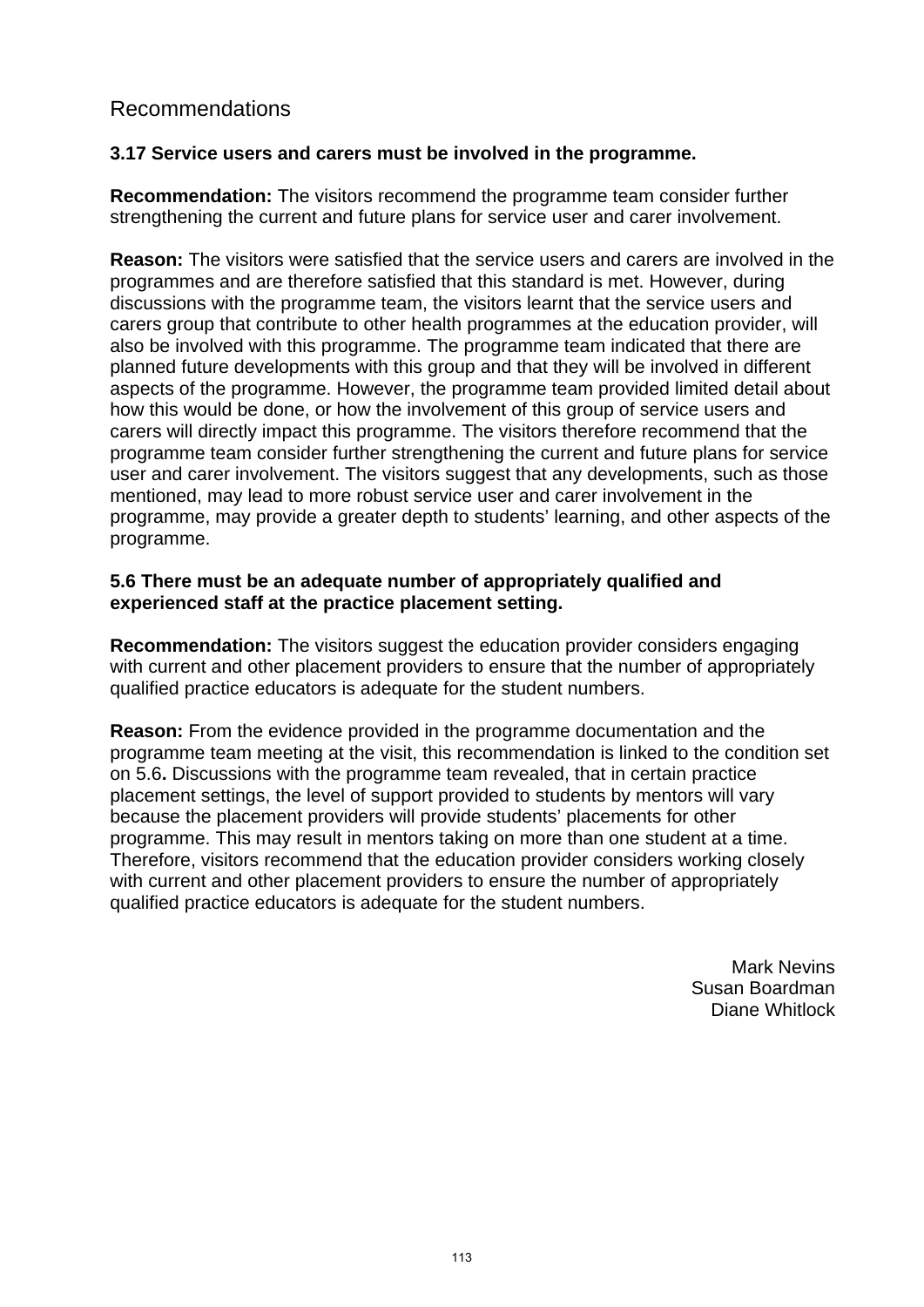## Recommendations

**3.17 Service users and carers must be involved in the programme.**

**Recommendation:** The visitors recommend the programme team consider further strengthening the current and future plans for service user and carer involvement.

**Reason:** The visitors were satisfied that the service users and carers are involved in the programmes and are therefore satisfied that this standard is met. However, during discussions with the programme team, the visitors learnt that the service users and carers group that contribute to other health programmes at the education provider, will also be involved with this programme. The programme team indicated that there are planned future developments with this group and that they will be involved in different aspects of the programme. However, the programme team provided limited detail about how this would be done, or how the involvement of this group of service users and carers will directly impact this programme. The visitors therefore recommend that the programme team consider further strengthening the current and future plans for service user and carer involvement. The visitors suggest that any developments, such as those mentioned, may lead to more robust service user and carer involvement in the programme, may provide a greater depth to students' learning, and other aspects of the programme.

**5.6 There must be an adequate number of appropriately qualified and experienced staff at the practice placement setting.**

**Recommendation:** The visitors suggest the education provider considers engaging with current and other placement providers to ensure that the number of appropriately qualified practice educators is adequate for the student numbers.

**Reason:** From the evidence provided in the programme documentation and the programme team meeting at the visit, this recommendation is linked to the condition set on 5.6**.** Discussions with the programme team revealed, that in certain practice placement settings, the level of support provided to students by mentors will vary because the placement providers will provide students' placements for other programme. This may result in mentors taking on more than one student at a time. Therefore, visitors recommend that the education provider considers working closely with current and other placement providers to ensure the number of appropriately qualified practice educators is adequate for the student numbers.

Mark Nevins
Susan Boardman
Diane Whitlock